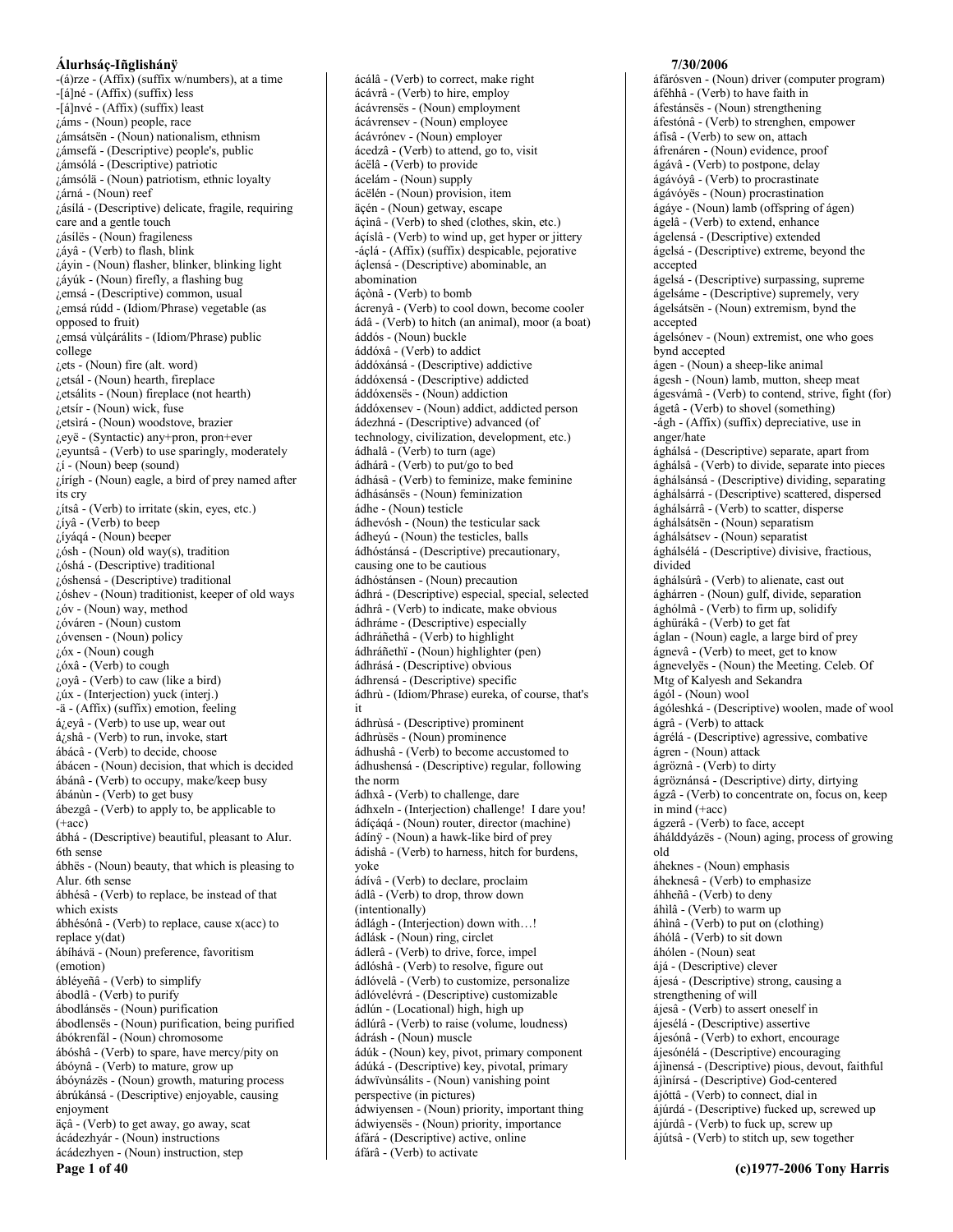**Álurhsáç-Iñglishánÿ**

-(á)rze - (Affix) (suffix w/numbers), at a time
-[á]né - (Affix) (suffix) less
-[á]nvé - (Affix) (suffix) least
¿áms - (Noun) people, race
¿ámsátsën - (Noun) nationalism, ethnism
¿ámsefá - (Descriptive) people's, public
¿ámsólá - (Descriptive) patriotic
¿ámsólä - (Noun) patriotism, ethnic loyalty
¿árná - (Noun) reef
¿ásílá - (Descriptive) delicate, fragile, requiring care and a gentle touch
¿ásílës - (Noun) fragileness
¿áyâ - (Verb) to flash, blink
¿áyin - (Noun) flasher, blinker, blinking light
¿áyúk - (Noun) firefly, a flashing bug
¿emsá - (Descriptive) common, usual
¿emsá rúdd - (Idiom/Phrase) vegetable (as opposed to fruit)
¿emsá vùlçárálits - (Idiom/Phrase) public college
¿ets - (Noun) fire (alt. word)
¿etsál - (Noun) hearth, fireplace
¿etsálits - (Noun) fireplace (not hearth)
¿etsír - (Noun) wick, fuse
¿etsirá - (Noun) woodstove, brazier
¿eyë - (Syntactic) any+pron, pron+ever
¿eyuntsâ - (Verb) to use sparingly, moderately
¿í - (Noun) beep (sound)
¿írígh - (Noun) eagle, a bird of prey named after its cry
¿ítsâ - (Verb) to irritate (skin, eyes, etc.)
¿íyâ - (Verb) to beep
¿íyáqá - (Noun) beeper
¿ósh - (Noun) old way(s), tradition
¿óshá - (Descriptive) traditional
¿óshensá - (Descriptive) traditional
¿óshev - (Noun) traditionist, keeper of old ways
¿óv - (Noun) way, method
¿óváren - (Noun) custom
¿óvensen - (Noun) policy
¿óx - (Noun) cough
¿óxâ - (Verb) to cough
¿oyâ - (Verb) to caw (like a bird)
¿úx - (Interjection) yuck (interj.)
-ä - (Affix) (suffix) emotion, feeling
á¿eyâ - (Verb) to use up, wear out
á¿shâ - (Verb) to run, invoke, start
ábácâ - (Verb) to decide, choose
ábácen - (Noun) decision, that which is decided
ábánâ - (Verb) to occupy, make/keep busy
ábánùn - (Verb) to get busy
ábezgâ - (Verb) to apply to, be applicable to (+acc)
ábhá - (Descriptive) beautiful, pleasant to Alur. 6th sense
ábhës - (Noun) beauty, that which is pleasing to Alur. 6th sense
ábhésâ - (Verb) to replace, be instead of that which exists
ábhésónâ - (Verb) to replace, cause x(acc) to replace y(dat)
ábíhávä - (Noun) preference, favoritism (emotion)
ábléyeñâ - (Verb) to simplify
ábodlâ - (Verb) to purify
ábodlánsës - (Noun) purification
ábodlensës - (Noun) purification, being purified
ábókrenfâl - (Noun) chromosome
ábóshâ - (Verb) to spare, have mercy/pity on
ábóynâ - (Verb) to mature, grow up
ábóynázës - (Noun) growth, maturing process
ábrúkánsá - (Descriptive) enjoyable, causing enjoyment
äçâ - (Verb) to get away, go away, scat
ácádezhyár - (Noun) instructions
ácádezhyen - (Noun) instruction, step
ácálâ - (Verb) to correct, make right
ácávrâ - (Verb) to hire, employ
ácávrensës - (Noun) employment
ácávrensev - (Noun) employee
ácávrónev - (Noun) employer
ácedzâ - (Verb) to attend, go to, visit
ácëlâ - (Verb) to provide
ácelám - (Noun) supply
ácëlén - (Noun) provision, item
äcén - (Noun) getway, escape
áçinâ - (Verb) to shed (clothes, skin, etc.)
áçíslâ - (Verb) to wind up, get hyper or jittery
-áçlá - (Affix) (suffix) despicable, pejorative
áçlensá - (Descriptive) abominable, an abomination
áçònâ - (Verb) to bomb
ácrenyâ - (Verb) to cool down, become cooler
ádâ - (Verb) to hitch (an animal), moor (a boat)
áddós - (Noun) buckle
áddóxâ - (Verb) to addict
áddóxánsá - (Descriptive) addictive
áddóxensá - (Descriptive) addicted
áddóxensës - (Noun) addiction
áddóxensev - (Noun) addict, addicted person
ádezhná - (Descriptive) advanced (of technology, civilization, development, etc.)
ádhalâ - (Verb) to turn (age)
ádhárâ - (Verb) to put/go to bed
ádhásâ - (Verb) to feminize, make feminine
ádhásánsës - (Noun) feminization
ádhe - (Noun) testicle
ádhevósh - (Noun) the testicular sack
ádheyú - (Noun) the testicles, balls
ádhóstánsá - (Descriptive) precautionary, causing one to be cautious
ádhóstánsen - (Noun) precaution
ádhrá - (Descriptive) especial, special, selected
ádhrâ - (Verb) to indicate, make obvious
ádhráme - (Descriptive) especially
ádhráñethâ - (Verb) to highlight
ádhráñethï - (Noun) highlighter (pen)
ádhrásá - (Descriptive) obvious
ádhrensá - (Descriptive) specific
ádhrù - (Idiom/Phrase) eureka, of course, that's it
ádhrùsá - (Descriptive) prominent
ádhrùsës - (Noun) prominence
ádhushâ - (Verb) to become accustomed to
ádhushensá - (Descriptive) regular, following the norm
ádhxâ - (Verb) to challenge, dare
ádhxeln - (Interjection) challenge! I dare you!
ádíçáqá - (Noun) router, director (machine)
ádínÿ - (Noun) a hawk-like bird of prey
ádishâ - (Verb) to harness, hitch for burdens, yoke
ádívâ - (Verb) to declare, proclaim
ádlâ - (Verb) to drop, throw down (intentionally)
ádlágh - (Interjection) down with…!
ádlásk - (Noun) ring, circlet
ádlerâ - (Verb) to drive, force, impel
ádlóshâ - (Verb) to resolve, figure out
ádlóvelâ - (Verb) to customize, personalize
ádlóvelévrá - (Descriptive) customizable
ádlún - (Locational) high, high up
ádlúrâ - (Verb) to raise (volume, loudness)
ádrásh - (Noun) muscle
ádúk - (Noun) key, pivot, primary component
ádúká - (Descriptive) key, pivotal, primary
ádwïvùnsálits - (Noun) vanishing point perspective (in pictures)
ádwiyensen - (Noun) priority, important thing
ádwiyensës - (Noun) priority, importance
áfárá - (Descriptive) active, online
áfárâ - (Verb) to activate
áfárósven - (Noun) driver (computer program)
áféhhâ - (Verb) to have faith in
áfestánsës - (Noun) strengthening
áfestónâ - (Verb) to strenghen, empower
áfisâ - (Verb) to sew on, attach
áfrenáren - (Noun) evidence, proof
ágávâ - (Verb) to postpone, delay
ágávóyâ - (Verb) to procrastinate
ágávóyës - (Noun) procrastination
ágáye - (Noun) lamb (offspring of ágen)
ágelâ - (Verb) to extend, enhance
ágelensá - (Descriptive) extended
ágelsá - (Descriptive) extreme, beyond the accepted
ágelsá - (Descriptive) surpassing, supreme
ágelsáme - (Descriptive) supremely, very
ágelsátsën - (Noun) extremism, bynd the accepted
ágelsónev - (Noun) extremist, one who goes bynd accepted
ágen - (Noun) a sheep-like animal
ágesh - (Noun) lamb, mutton, sheep meat
ágesvámâ - (Verb) to contend, strive, fight (for)
ágetâ - (Verb) to shovel (something)
-ágh - (Affix) (suffix) depreciative, use in anger/hate
ághálsá - (Descriptive) separate, apart from
ághálsâ - (Verb) to divide, separate into pieces
ághálsánsá - (Descriptive) dividing, separating
ághálsárrá - (Descriptive) scattered, dispersed
ághálsárrâ - (Verb) to scatter, disperse
ághálsátsën - (Noun) separatism
ághálsátsev - (Noun) separatist
ághálsélá - (Descriptive) divisive, fractious, divided
ághálsúrâ - (Verb) to alienate, cast out
ághárren - (Noun) gulf, divide, separation
ághólmâ - (Verb) to firm up, solidify
ághürákâ - (Verb) to get fat
áglan - (Noun) eagle, a large bird of prey
ágnevâ - (Verb) to meet, get to know
ágnevelyës - (Noun) the Meeting. Celeb. Of Mtg of Kalyesh and Sekandra
ágól - (Noun) wool
ágóleshká - (Descriptive) woolen, made of wool
ágrâ - (Verb) to attack
ágrélá - (Descriptive) agressive, combative
ágren - (Noun) attack
ágröznâ - (Verb) to dirty
ágröznánsá - (Descriptive) dirty, dirtying
ágzâ - (Verb) to concentrate on, focus on, keep in mind (+acc)
ágzerâ - (Verb) to face, accept
áhálddyázës - (Noun) aging, process of growing old
áheknes - (Noun) emphasis
áheknesâ - (Verb) to emphasize
áhheñâ - (Verb) to deny
áhilâ - (Verb) to warm up
áhinâ - (Verb) to put on (clothing)
áhólâ - (Verb) to sit down
áhólen - (Noun) seat
ájá - (Descriptive) clever
ájesá - (Descriptive) strong, causing a strengthening of will
ájesâ - (Verb) to assert oneself in
ájesélá - (Descriptive) assertive
ájesónâ - (Verb) to exhort, encourage
ájesónélá - (Descriptive) encouraging
ájinensá - (Descriptive) pious, devout, faithful
ájinírsá - (Descriptive) God-centered
ájóttâ - (Verb) to connect, dial in
ájúrdá - (Descriptive) fucked up, screwed up
ájúrdâ - (Verb) to fuck up, screw up
ájútsâ - (Verb) to stitch up, sew together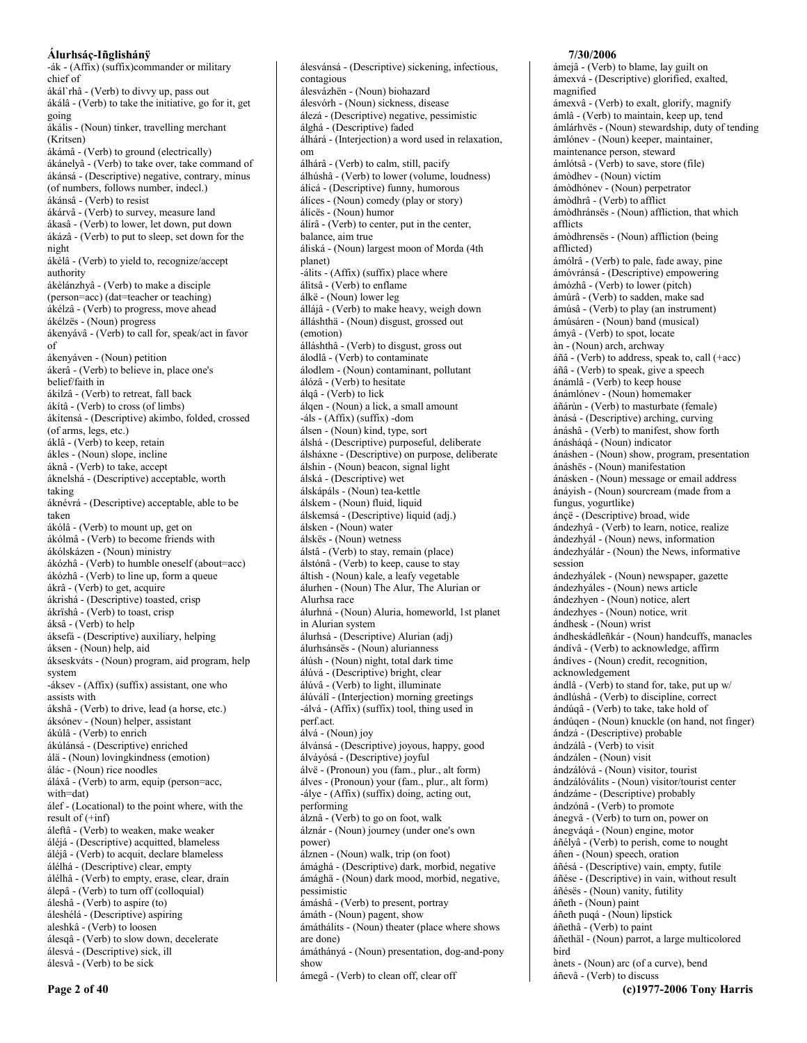-ák - (Affix) (suffix)commander or military chief of
ákál`rhâ - (Verb) to divvy up, pass out
ákálâ - (Verb) to take the initiative, go for it, get going
ákális - (Noun) tinker, travelling merchant (Kritsen)
ákámâ - (Verb) to ground (electrically)
ákánelyâ - (Verb) to take over, take command of
ákánsá - (Descriptive) negative, contrary, minus (of numbers, follows number, indecl.)
ákánsâ - (Verb) to resist
ákárvâ - (Verb) to survey, measure land
ákasâ - (Verb) to lower, let down, put down
ákázâ - (Verb) to put to sleep, set down for the night
ákèlâ - (Verb) to yield to, recognize/accept authority
ákèlánzhyâ - (Verb) to make a disciple (person=acc) (dat=teacher or teaching)
ákélzâ - (Verb) to progress, move ahead
ákélzës - (Noun) progress
ákenyávâ - (Verb) to call for, speak/act in favor of
ákenyáven - (Noun) petition
ákerâ - (Verb) to believe in, place one's belief/faith in
ákilzâ - (Verb) to retreat, fall back
ákitâ - (Verb) to cross (of limbs)
ákítensá - (Descriptive) akimbo, folded, crossed (of arms, legs, etc.)
áklâ - (Verb) to keep, retain
ákles - (Noun) slope, incline
áknâ - (Verb) to take, accept
áknelshá - (Descriptive) acceptable, worth taking
áknévrá - (Descriptive) acceptable, able to be taken
ákólâ - (Verb) to mount up, get on
ákólmâ - (Verb) to become friends with
ákólskázen - (Noun) ministry
ákózhâ - (Verb) to humble oneself (about=acc)
ákózhâ - (Verb) to line up, form a queue
ákrâ - (Verb) to get, acquire
ákrishá - (Descriptive) toasted, crisp
ákrïshâ - (Verb) to toast, crisp
áksâ - (Verb) to help
áksefá - (Descriptive) auxiliary, helping
áksen - (Noun) help, aid
ákseskváts - (Noun) program, aid program, help system
-áksev - (Affix) (suffix) assistant, one who assists with
ákshâ - (Verb) to drive, lead (a horse, etc.)
áksónev - (Noun) helper, assistant
ákúlâ - (Verb) to enrich
ákúlánsá - (Descriptive) enriched
álä - (Noun) lovingkindness (emotion)
álác - (Noun) rice noodles
áláxâ - (Verb) to arm, equip (person=acc, with=dat)
álef - (Locational) to the point where, with the result of (+inf)
áleftâ - (Verb) to weaken, make weaker
áléjá - (Descriptive) acquitted, blameless
áléjâ - (Verb) to acquit, declare blameless
álélhá - (Descriptive) clear, empty
álélhâ - (Verb) to empty, erase, clear, drain
álepâ - (Verb) to turn off (colloquial)
áleshâ - (Verb) to aspire (to)
áleshélá - (Descriptive) aspiring
aleshkâ - (Verb) to loosen
álesqâ - (Verb) to slow down, decelerate
álesvá - (Descriptive) sick, ill
álesvâ - (Verb) to be sick
álesvánsá - (Descriptive) sickening, infectious, contagious
álesvázhën - (Noun) biohazard
álesvórh - (Noun) sickness, disease
álezá - (Descriptive) negative, pessimistic
álghá - (Descriptive) faded
álhárá - (Interjection) a word used in relaxation, om
álhárâ - (Verb) to calm, still, pacify
álhúshâ - (Verb) to lower (volume, loudness)
álícá - (Descriptive) funny, humorous
álíces - (Noun) comedy (play or story)
álícës - (Noun) humor
álírâ - (Verb) to center, put in the center, balance, aim true
álisková - (Noun) largest moon of Morda (4th planet)
-álits - (Affix) (suffix) place where
álitsâ - (Verb) to enflame
álkë - (Noun) lower leg
állájâ - (Verb) to make heavy, weigh down
álláshthä - (Noun) disgust, grossed out (emotion)
álláshthâ - (Verb) to disgust, gross out
álodlâ - (Verb) to contaminate
álodlem - (Noun) contaminant, pollutant
álózâ - (Verb) to hesitate
álqâ - (Verb) to lick
álqen - (Noun) a lick, a small amount
-áls - (Affix) (suffix) -dom
álsen - (Noun) kind, type, sort
álshá - (Descriptive) purposeful, deliberate
álsháxne - (Descriptive) on purpose, deliberate
álshin - (Noun) beacon, signal light
álská - (Descriptive) wet
álskápáls - (Noun) tea-kettle
álskem - (Noun) fluid, liquid
álskemsá - (Descriptive) liquid (adj.)
álsken - (Noun) water
álskës - (Noun) wetness
álstâ - (Verb) to stay, remain (place)
álstónâ - (Verb) to keep, cause to stay
áltish - (Noun) kale, a leafy vegetable
álurhen - (Noun) The Alur, The Alurian or Alurhsa race
álurhná - (Noun) Aluria, homeworld, 1st planet in Alurian system
álurhsá - (Descriptive) Alurian (adj)
álurhsánsës - (Noun) alurianness
álúsh - (Noun) night, total dark time
álúvá - (Descriptive) bright, clear
álúvâ - (Verb) to light, illuminate
álúválî - (Interjection) morning greetings
-álvá - (Affix) (suffix) tool, thing used in perf.act.
álvá - (Noun) joy
álvánsá - (Descriptive) joyous, happy, good
álváyósá - (Descriptive) joyful
álvë - (Pronoun) you (fam., plur., alt form)
álves - (Pronoun) your (fam., plur., alt form)
-álye - (Affix) (suffix) doing, acting out, performing
álznâ - (Verb) to go on foot, walk
álznár - (Noun) journey (under one's own power)
álznen - (Noun) walk, trip (on foot)
ámághá - (Descriptive) dark, morbid, negative
ámághâ - (Noun) dark mood, morbid, negative, pessimistic
ámáshâ - (Verb) to present, portray
ámáth - (Noun) pagent, show
ámáthálits - (Noun) theater (place where shows are done)
ámáthányá - (Noun) presentation, dog-and-pony show
ámegâ - (Verb) to clean off, clear off
ámejâ - (Verb) to blame, lay guilt on
ámexvá - (Descriptive) glorified, exalted, magnified
ámexvâ - (Verb) to exalt, glorify, magnify
ámlâ - (Verb) to maintain, keep up, tend
ámlárhvës - (Noun) stewardship, duty of tending
ámlónev - (Noun) keeper, maintainer, maintenance person, steward
ámlótsâ - (Verb) to save, store (file)
ámòdhev - (Noun) victim
ámòdhónev - (Noun) perpetrator
ámòdhrâ - (Verb) to afflict
ámòdhránsës - (Noun) affliction, that which afflicts
ámòdhrensës - (Noun) affliction (being afflicted)
ámólrâ - (Verb) to pale, fade away, pine
ámóvránsá - (Descriptive) empowering
ámózhâ - (Verb) to lower (pitch)
ámúrâ - (Verb) to sadden, make sad
ámúsâ - (Verb) to play (an instrument)
ámúsáren - (Noun) band (musical)
ámyâ - (Verb) to spot, locate
àn - (Noun) arch, archway
áñâ - (Verb) to address, speak to, call (+acc)
áñâ - (Verb) to speak, give a speech
ánámlâ - (Verb) to keep house
ánámlónev - (Noun) homemaker
áñárùn - (Verb) to masturbate (female)
ànásá - (Descriptive) arching, curving
ánáshâ - (Verb) to manifest, show forth
ánásháqá - (Noun) indicator
ánáshen - (Noun) show, program, presentation
ánáshës - (Noun) manifestation
ánásken - (Noun) message or email address
ánáyish - (Noun) sourcream (made from a fungus, yogurtlike)
ánçë - (Descriptive) broad, wide
ándezhyâ - (Verb) to learn, notice, realize
ándezhyál - (Noun) news, information
ándezhyálár - (Noun) the News, informative session
ándezhyálek - (Noun) newspaper, gazette
ándezhyáles - (Noun) news article
ándezhyen - (Noun) notice, alert
ándezhyes - (Noun) notice, writ
ándhesk - (Noun) wrist
ándheskádleñkár - (Noun) handcuffs, manacles
ándívâ - (Verb) to acknowledge, affirm
ándíves - (Noun) credit, recognition, acknowledgement
ándlâ - (Verb) to stand for, take, put up w/
ándlúshâ - (Verb) to discipline, correct
ándúqâ - (Verb) to take, take hold of
ándúqen - (Noun) knuckle (on hand, not finger)
ándzá - (Descriptive) probable
ándzálâ - (Verb) to visit
ándzálen - (Noun) visit
ándzálóvá - (Noun) visitor, tourist
ándzálóválits - (Noun) visitor/tourist center
ándzáme - (Descriptive) probably
ándzónâ - (Verb) to promote
ánegvâ - (Verb) to turn on, power on
ánegváqá - (Noun) engine, motor
áñélyâ - (Verb) to perish, come to nought
áñen - (Noun) speech, oration
áñésá - (Descriptive) vain, empty, futile
áñése - (Descriptive) in vain, without result
áñésës - (Noun) vanity, futility
áñeth - (Noun) paint
áñeth puqá - (Noun) lipstick
áñethâ - (Verb) to paint
áñethäl - (Noun) parrot, a large multicolored bird
ànets - (Noun) arc (of a curve), bend
áñevâ - (Verb) to discuss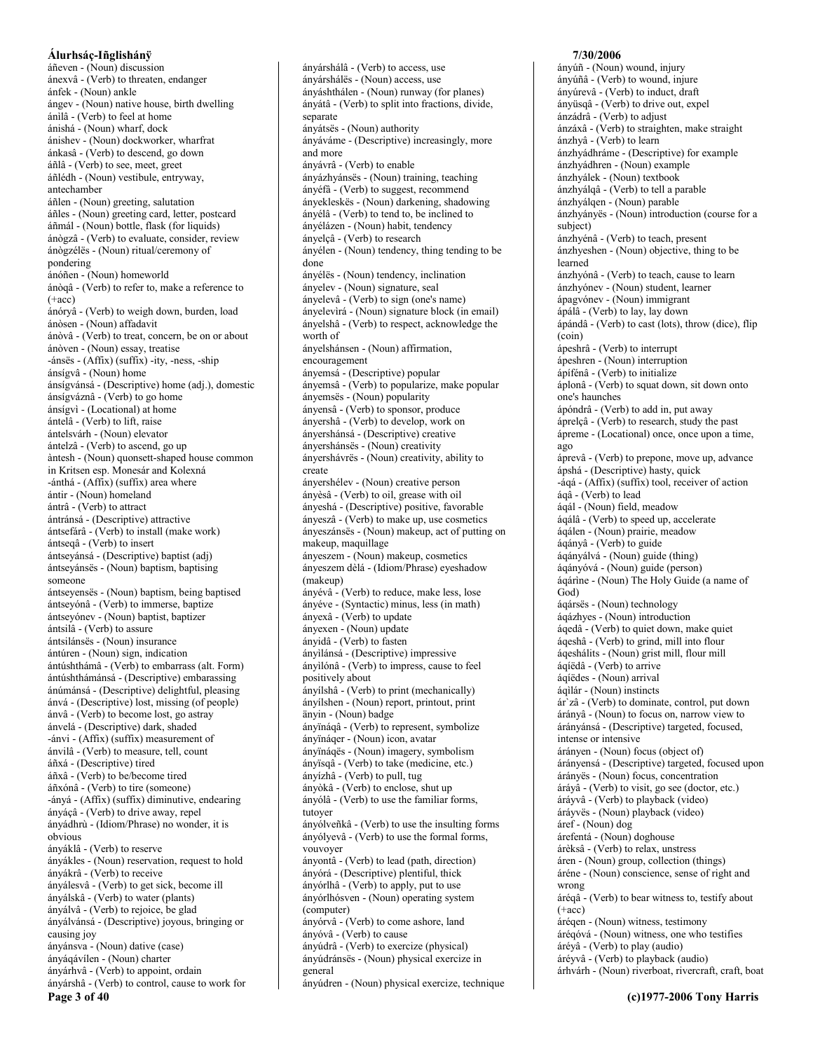áñeven - (Noun) discussion
ánexvâ - (Verb) to threaten, endanger
ánfek - (Noun) ankle
ángev - (Noun) native house, birth dwelling
ánìlâ - (Verb) to feel at home
ánishá - (Noun) wharf, dock
ánishev - (Noun) dockworker, wharfrat
ánkasâ - (Verb) to descend, go down
áñlâ - (Verb) to see, meet, greet
áñlédh - (Noun) vestibule, entryway, antechamber
áñlen - (Noun) greeting, salutation
áñles - (Noun) greeting card, letter, postcard
áñmál - (Noun) bottle, flask (for liquids)
ánògzâ - (Verb) to evaluate, consider, review
ánògzélës - (Noun) ritual/ceremony of pondering
ánóñen - (Noun) homeworld
ánòqâ - (Verb) to refer to, make a reference to (+acc)
ánóryâ - (Verb) to weigh down, burden, load
ánòsen - (Noun) affadavit
ánòvâ - (Verb) to treat, concern, be on or about
ánòven - (Noun) essay, treatise
-ánsës - (Affix) (suffix) -ity, -ness, -ship
ánsígvâ - (Noun) home
ánsígvánsá - (Descriptive) home (adj.), domestic
ánsígváznâ - (Verb) to go home
ánsígvì - (Locational) at home
ántelâ - (Verb) to lift, raise
ántelsvárh - (Noun) elevator
ántelzâ - (Verb) to ascend, go up
àntesh - (Noun) quonsett-shaped house common in Kritsen esp. Monesár and Kolexná
-ánthá - (Affix) (suffix) area where
ántir - (Noun) homeland
ántrâ - (Verb) to attract
ántránsá - (Descriptive) attractive
ántsefárâ - (Verb) to install (make work)
ántseqâ - (Verb) to insert
ántseyánsá - (Descriptive) baptist (adj)
ántseyánsës - (Noun) baptism, baptising someone
ántseyensës - (Noun) baptism, being baptised
ántseyónâ - (Verb) to immerse, baptize
ántseyónev - (Noun) baptist, baptizer
ántsilâ - (Verb) to assure
ántsilánsës - (Noun) insurance
ántúren - (Noun) sign, indication
ántúshthámâ - (Verb) to embarrass (alt. Form)
ántúshthámánsá - (Descriptive) embarassing
ánúmánsá - (Descriptive) delightful, pleasing
ánvá - (Descriptive) lost, missing (of people)
ánvâ - (Verb) to become lost, go astray
ánvelá - (Descriptive) dark, shaded
-ánvi - (Affix) (suffix) measurement of
ánvilâ - (Verb) to measure, tell, count
áñxá - (Descriptive) tired
áñxâ - (Verb) to be/become tired
áñxónâ - (Verb) to tire (someone)
-ányá - (Affix) (suffix) diminutive, endearing
ányáçâ - (Verb) to drive away, repel
ányádhrù - (Idiom/Phrase) no wonder, it is obvious
ányáklâ - (Verb) to reserve
ányákles - (Noun) reservation, request to hold
ányákrâ - (Verb) to receive
ányálesvâ - (Verb) to get sick, become ill
ányálskâ - (Verb) to water (plants)
ányálvâ - (Verb) to rejoice, be glad
ányálvánsá - (Descriptive) joyous, bringing or causing joy
ányánsva - (Noun) dative (case)
ányáqávílen - (Noun) charter
ányárhvâ - (Verb) to appoint, ordain
ányárshâ - (Verb) to control, cause to work for
ányárshálâ - (Verb) to access, use
ányárshálës - (Noun) access, use
ányáshthálen - (Noun) runway (for planes)
ányátâ - (Verb) to split into fractions, divide, separate
ányátsës - (Noun) authority
ányáváme - (Descriptive) increasingly, more and more
ányávrâ - (Verb) to enable
ányázhyánsës - (Noun) training, teaching
ányéfâ - (Verb) to suggest, recommend
ányekleskës - (Noun) darkening, shadowing
ányélâ - (Verb) to tend to, be inclined to
ányélázen - (Noun) habit, tendency
ányelçâ - (Verb) to research
ányélen - (Noun) tendency, thing tending to be done
ányélës - (Noun) tendency, inclination
ányelev - (Noun) signature, seal
ányelevâ - (Verb) to sign (one's name)
ányelevìrá - (Noun) signature block (in email)
ányelshâ - (Verb) to respect, acknowledge the worth of
ányelshánsen - (Noun) affirmation, encouragement
ányemsá - (Descriptive) popular
ányemsâ - (Verb) to popularize, make popular
ányemsës - (Noun) popularity
ányensâ - (Verb) to sponsor, produce
ányershâ - (Verb) to develop, work on
ányershánsá - (Descriptive) creative
ányershánsës - (Noun) creativity
ányershávrës - (Noun) creativity, ability to create
ányershélev - (Noun) creative person
ányèsâ - (Verb) to oil, grease with oil
ányeshá - (Descriptive) positive, favorable
ányeszâ - (Verb) to make up, use cosmetics
ányeszánsës - (Noun) makeup, act of putting on makeup, maquillage
ányeszem - (Noun) makeup, cosmetics
ányeszem dèlá - (Idiom/Phrase) eyeshadow (makeup)
ányévâ - (Verb) to reduce, make less, lose
ányéve - (Syntactic) minus, less (in math)
ányexâ - (Verb) to update
ányexen - (Noun) update
ányidâ - (Verb) to fasten
ányìlánsá - (Descriptive) impressive
ányìlónâ - (Verb) to impress, cause to feel positively about
ányílshâ - (Verb) to print (mechanically)
ányílshen - (Noun) report, printout, print
änyin - (Noun) badge
ányïnáqâ - (Verb) to represent, symbolize
ányïnáqer - (Noun) icon, avatar
ányïnáqës - (Noun) imagery, symbolism
ányïsqâ - (Verb) to take (medicine, etc.)
ányízhâ - (Verb) to pull, tug
ányòkâ - (Verb) to enclose, shut up
ányólâ - (Verb) to use the familiar forms, tutoyer
ányólveñkâ - (Verb) to use the insulting forms
ányólyevâ - (Verb) to use the formal forms, vouvoyer
ányontâ - (Verb) to lead (path, direction)
ányórá - (Descriptive) plentiful, thick
ányórlhâ - (Verb) to apply, put to use
ányórlhósven - (Noun) operating system (computer)
ányórvâ - (Verb) to come ashore, land
ányóvâ - (Verb) to cause
ányúdrâ - (Verb) to exercize (physical)
ányúdránsës - (Noun) physical exercize in general
ányúdren - (Noun) physical exercize, technique
ányúñ - (Noun) wound, injury
ányúñâ - (Verb) to wound, injure
ányúrevâ - (Verb) to induct, draft
ányüsqâ - (Verb) to drive out, expel
ánzádrâ - (Verb) to adjust
ánzáxâ - (Verb) to straighten, make straight
ánzhyâ - (Verb) to learn
ánzhyádhráme - (Descriptive) for example
ánzhyádhren - (Noun) example
ánzhyálek - (Noun) textbook
ánzhyálqâ - (Verb) to tell a parable
ánzhyálqen - (Noun) parable
ánzhyányës - (Noun) introduction (course for a subject)
ánzhyénâ - (Verb) to teach, present
ánzhyeshen - (Noun) objective, thing to be learned
ánzhyónâ - (Verb) to teach, cause to learn
ánzhyónev - (Noun) student, learner
ápagvónev - (Noun) immigrant
ápálâ - (Verb) to lay, lay down
ápándâ - (Verb) to cast (lots), throw (dice), flip (coin)
ápeshrâ - (Verb) to interrupt
ápeshren - (Noun) interruption
ápífénâ - (Verb) to initialize
áplonâ - (Verb) to squat down, sit down onto one's haunches
ápóndrâ - (Verb) to add in, put away
áprelçâ - (Verb) to research, study the past
ápreme - (Locational) once, once upon a time, ago
áprevâ - (Verb) to prepone, move up, advance
ápshá - (Descriptive) hasty, quick
-áqá - (Affix) (suffix) tool, receiver of action
áqâ - (Verb) to lead
áqál - (Noun) field, meadow
áqálâ - (Verb) to speed up, accelerate
áqálen - (Noun) prairie, meadow
áqányâ - (Verb) to guide
áqányálvá - (Noun) guide (thing)
áqányóvá - (Noun) guide (person)
áqárine - (Noun) The Holy Guide (a name of God)
áqársës - (Noun) technology
áqázhyes - (Noun) introduction
áqedâ - (Verb) to quiet down, make quiet
áqeshâ - (Verb) to grind, mill into flour
áqeshálits - (Noun) grist mill, flour mill
áqíëdâ - (Verb) to arrive
áqíëdes - (Noun) arrival
áqilár - (Noun) instincts
ár`zâ - (Verb) to dominate, control, put down
árányâ - (Noun) to focus on, narrow view to
árányánsá - (Descriptive) targeted, focused, intense or intensive
ároányen - (Noun) focus (object of)
árányensá - (Descriptive) targeted, focused upon
árányës - (Noun) focus, concentration
árâyâ - (Verb) to visit, go see (doctor, etc.)
áráyvâ - (Verb) to playback (video)
áráyvës - (Noun) playback (video)
áref - (Noun) dog
árefentá - (Noun) doghouse
árèksâ - (Verb) to relax, unstress
áren - (Noun) group, collection (things)
áréne - (Noun) conscience, sense of right and wrong
áréqâ - (Verb) to bear witness to, testify about (+acc)
áréqen - (Noun) witness, testimony
áréqóvá - (Noun) witness, one who testifies
áréyâ - (Verb) to play (audio)
áréyvâ - (Verb) to playback (audio)
árhvárh - (Noun) riverboat, rivercraft, craft, boat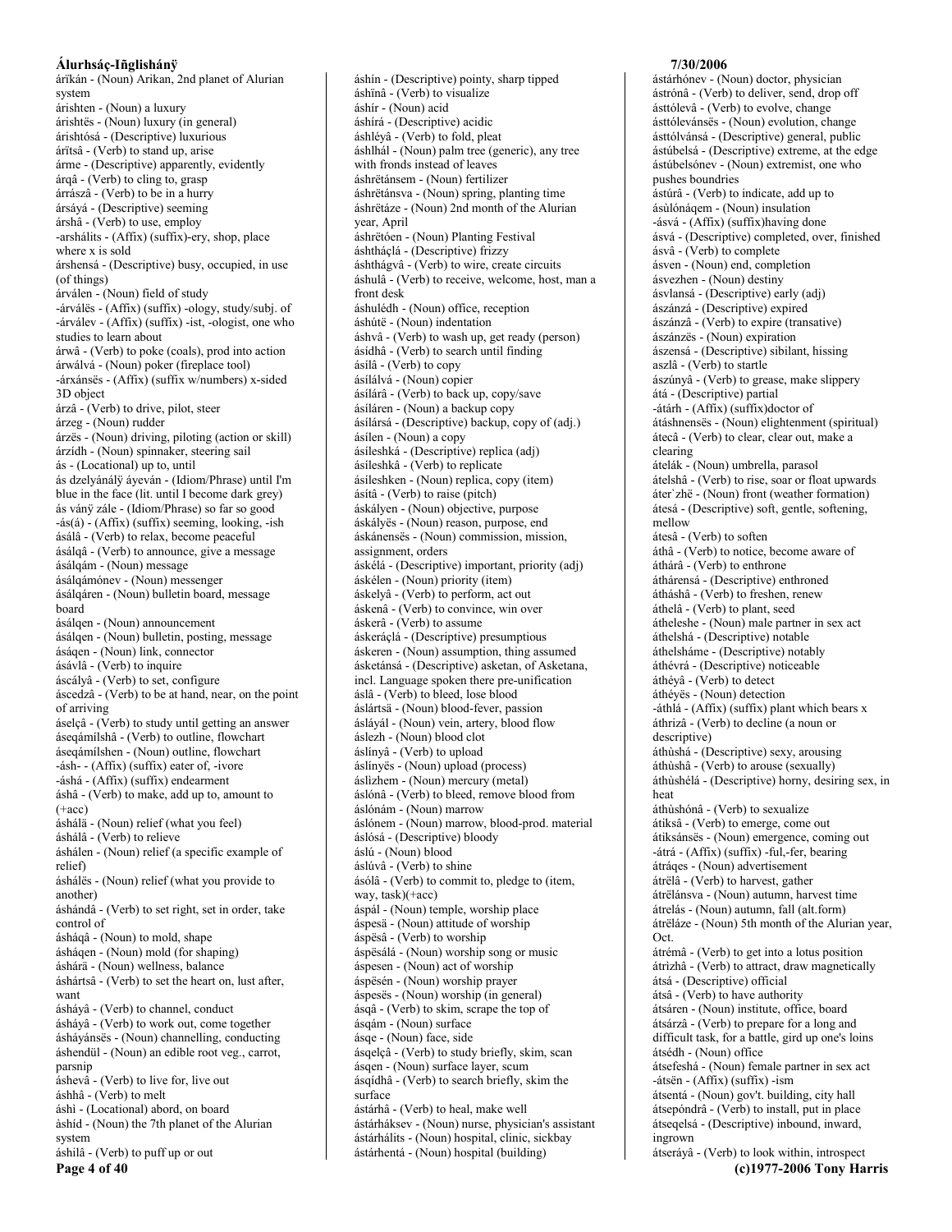árïkán - (Noun) Arikan, 2nd planet of Alurian system
árishten - (Noun) a luxury
árishtës - (Noun) luxury (in general)
árishtósá - (Descriptive) luxurious
árïtsâ - (Verb) to stand up, arise
árme - (Descriptive) apparently, evidently
árqâ - (Verb) to cling to, grasp
árrászâ - (Verb) to be in a hurry
ársáyá - (Descriptive) seeming
árshâ - (Verb) to use, employ
-arshálits - (Affix) (suffix)-ery, shop, place where x is sold
árshensá - (Descriptive) busy, occupied, in use (of things)
árválen - (Noun) field of study
-árválës - (Affix) (suffix) -ology, study/subj. of
-árválev - (Affix) (suffix) -ist, -ologist, one who studies to learn about
árwâ - (Verb) to poke (coals), prod into action
árwálvá - (Noun) poker (fireplace tool)
-árxánsës - (Affix) (suffix w/numbers) x-sided 3D object
árzâ - (Verb) to drive, pilot, steer
árzeg - (Noun) rudder
árzës - (Noun) driving, piloting (action or skill)
árzídh - (Noun) spinnaker, steering sail
ás - (Locational) up to, until
ás dzelyánálÿ áyeván - (Idiom/Phrase) until I'm blue in the face (lit. until I become dark grey)
ás vánÿ zále - (Idiom/Phrase) so far so good
-ás(á) - (Affix) (suffix) seeming, looking, -ish
ásálâ - (Verb) to relax, become peaceful
ásálqâ - (Verb) to announce, give a message
ásálqám - (Noun) message
ásálqámónev - (Noun) messenger
ásálqáren - (Noun) bulletin board, message board
ásálqen - (Noun) announcement
ásálqen - (Noun) bulletin, posting, message
ásáqen - (Noun) link, connector
ásávlâ - (Verb) to inquire
áscályâ - (Verb) to set, configure
áscedzâ - (Verb) to be at hand, near, on the point of arriving
áselçâ - (Verb) to study until getting an answer
áseqámílshâ - (Verb) to outline, flowchart
áseqámílshen - (Noun) outline, flowchart
-ásh- - (Affix) (suffix) eater of, -ivore
-áshá - (Affix) (suffix) endearment
áshâ - (Verb) to make, add up to, amount to (+acc)
áshálä - (Noun) relief (what you feel)
áshálâ - (Verb) to relieve
áshálen - (Noun) relief (a specific example of relief)
áshálës - (Noun) relief (what you provide to another)
áshándâ - (Verb) to set right, set in order, take control of
ásháqâ - (Noun) to mold, shape
ásháqen - (Noun) mold (for shaping)
áshárä - (Noun) wellness, balance
áshártsâ - (Verb) to set the heart on, lust after, want
ásháyâ - (Verb) to channel, conduct
ásháyâ - (Verb) to work out, come together
ásháyánsës - (Noun) channelling, conducting
áshendül - (Noun) an edible root veg., carrot, parsnip
áshevâ - (Verb) to live for, live out
áshhâ - (Verb) to melt
áshì - (Locational) abord, on board
àshíd - (Noun) the 7th planet of the Alurian system
áshilâ - (Verb) to puff up or out
áshín - (Descriptive) pointy, sharp tipped
áshïnâ - (Verb) to visualize
áshír - (Noun) acid
áshírá - (Descriptive) acidic
áshléyâ - (Verb) to fold, pleat
áshlhál - (Noun) palm tree (generic), any tree with fronds instead of leaves
áshrëtánsem - (Noun) fertilizer
áshrëtánsva - (Noun) spring, planting time
áshrëtáze - (Noun) 2nd month of the Alurian year, April
áshrëtóen - (Noun) Planting Festival
áshtháçlá - (Descriptive) frizzy
áshthágvâ - (Verb) to wire, create circuits
áshulâ - (Verb) to receive, welcome, host, man a front desk
áshulédh - (Noun) office, reception
áshútë - (Noun) indentation
áshvâ - (Verb) to wash up, get ready (person)
ásídhâ - (Verb) to search until finding
ásílâ - (Verb) to copy
ásílálvá - (Noun) copier
ásílárâ - (Verb) to back up, copy/save
ásíláren - (Noun) a backup copy
ásílársá - (Descriptive) backup, copy of (adj.)
ásílen - (Noun) a copy
ásíleshká - (Descriptive) replica (adj)
ásíleshkâ - (Verb) to replicate
ásíleshken - (Noun) replica, copy (item)
ásítâ - (Verb) to raise (pitch)
áskályen - (Noun) objective, purpose
áskályës - (Noun) reason, purpose, end
áskánensës - (Noun) commission, mission, assignment, orders
áskélá - (Descriptive) important, priority (adj)
áskélen - (Noun) priority (item)
áskelyâ - (Verb) to perform, act out
áskenâ - (Verb) to convince, win over
áskerâ - (Verb) to assume
áskeráçlá - (Descriptive) presumptious
áskeren - (Noun) assumption, thing assumed
ásketánsá - (Descriptive) asketan, of Asketana, incl. Language spoken there pre-unification
áslâ - (Verb) to bleed, lose blood
áslártsä - (Noun) blood-fever, passion
ásláyál - (Noun) vein, artery, blood flow
áslezh - (Noun) blood clot
áslínyâ - (Verb) to upload
áslínyës - (Noun) upload (process)
áslìzhem - (Noun) mercury (metal)
áslónâ - (Verb) to bleed, remove blood from
áslónám - (Noun) marrow
áslónem - (Noun) marrow, blood-prod. material
áslósá - (Descriptive) bloody
áslú - (Noun) blood
áslúvâ - (Verb) to shine
ásólâ - (Verb) to commit to, pledge to (item, way, task)(+acc)
áspál - (Noun) temple, worship place
áspesä - (Noun) attitude of worship
áspësâ - (Verb) to worship
áspësálá - (Noun) worship song or music
áspesen - (Noun) act of worship
áspësén - (Noun) worship prayer
áspesës - (Noun) worship (in general)
ásqâ - (Verb) to skim, scrape the top of
ásqám - (Noun) surface
ásqe - (Noun) face, side
ásqelçâ - (Verb) to study briefly, skim, scan
ásqen - (Noun) surface layer, scum
ásqídhâ - (Verb) to search briefly, skim the surface
ástárhâ - (Verb) to heal, make well
ástárháksev - (Noun) nurse, physician's assistant
ástárhálits - (Noun) hospital, clinic, sickbay
ástárhentá - (Noun) hospital (building)
ástárhónev - (Noun) doctor, physician
ástrónâ - (Verb) to deliver, send, drop off
ásttólevâ - (Verb) to evolve, change
ásttólevánsës - (Noun) evolution, change
ásttólvánsá - (Descriptive) general, public
ástúbelsá - (Descriptive) extreme, at the edge
ástúbelsónev - (Noun) extremist, one who pushes boundries
ástúrâ - (Verb) to indicate, add up to
ásùlónáqem - (Noun) insulation
-ásvá - (Affix) (suffix)having done
ásvá - (Descriptive) completed, over, finished
ásvâ - (Verb) to complete
ásven - (Noun) end, completion
ásvezhen - (Noun) destiny
ásvlansá - (Descriptive) early (adj)
ászánzá - (Descriptive) expired
ászánzâ - (Verb) to expire (transative)
ászánzës - (Noun) expiration
ászensá - (Descriptive) sibilant, hissing
aszlâ - (Verb) to startle
ászúnyâ - (Verb) to grease, make slippery
átá - (Descriptive) partial
-átárh - (Affix) (suffix)doctor of
átáshnensës - (Noun) elightenment (spiritual)
átecâ - (Verb) to clear, clear out, make a clearing
átelák - (Noun) umbrella, parasol
átelshâ - (Verb) to rise, soar or float upwards
áter`zhë - (Noun) front (weather formation)
átesá - (Descriptive) soft, gentle, softening, mellow
átesâ - (Verb) to soften
áthâ - (Verb) to notice, become aware of
áthárâ - (Verb) to enthrone
áthárensá - (Descriptive) enthroned
átháshâ - (Verb) to freshen, renew
áthelâ - (Verb) to plant, seed
átheleshe - (Noun) male partner in sex act
áthelshá - (Descriptive) notable
áthelsháme - (Descriptive) notably
áthévrá - (Descriptive) noticeable
áthéyâ - (Verb) to detect
áthéyës - (Noun) detection
-áthlá - (Affix) (suffix) plant which bears x
áthrizâ - (Verb) to decline (a noun or descriptive)
áthùshá - (Descriptive) sexy, arousing
áthùshâ - (Verb) to arouse (sexually)
áthùshélá - (Descriptive) horny, desiring sex, in heat
áthùshónâ - (Verb) to sexualize
átiksâ - (Verb) to emerge, come out
átiksánsës - (Noun) emergence, coming out
-átrá - (Affix) (suffix) -ful,-fer, bearing
átráqes - (Noun) advertisement
átrëlâ - (Verb) to harvest, gather
átrëlánsva - (Noun) autumn, harvest time
átrelás - (Noun) autumn, fall (alt.form)
átrëláze - (Noun) 5th month of the Alurian year, Oct.
átrémâ - (Verb) to get into a lotus position
átrìzhâ - (Verb) to attract, draw magnetically
átsá - (Descriptive) official
átsâ - (Verb) to have authority
átsáren - (Noun) institute, office, board
átsárzâ - (Verb) to prepare for a long and difficult task, for a battle, gird up one's loins
átsédh - (Noun) office
átsefeshá - (Noun) female partner in sex act
-átsën - (Affix) (suffix) -ism
átsentá - (Noun) gov't. building, city hall
átsepóndrâ - (Verb) to install, put in place
átseqelsá - (Descriptive) inbound, inward, ingrown
átseráyâ - (Verb) to look within, introspect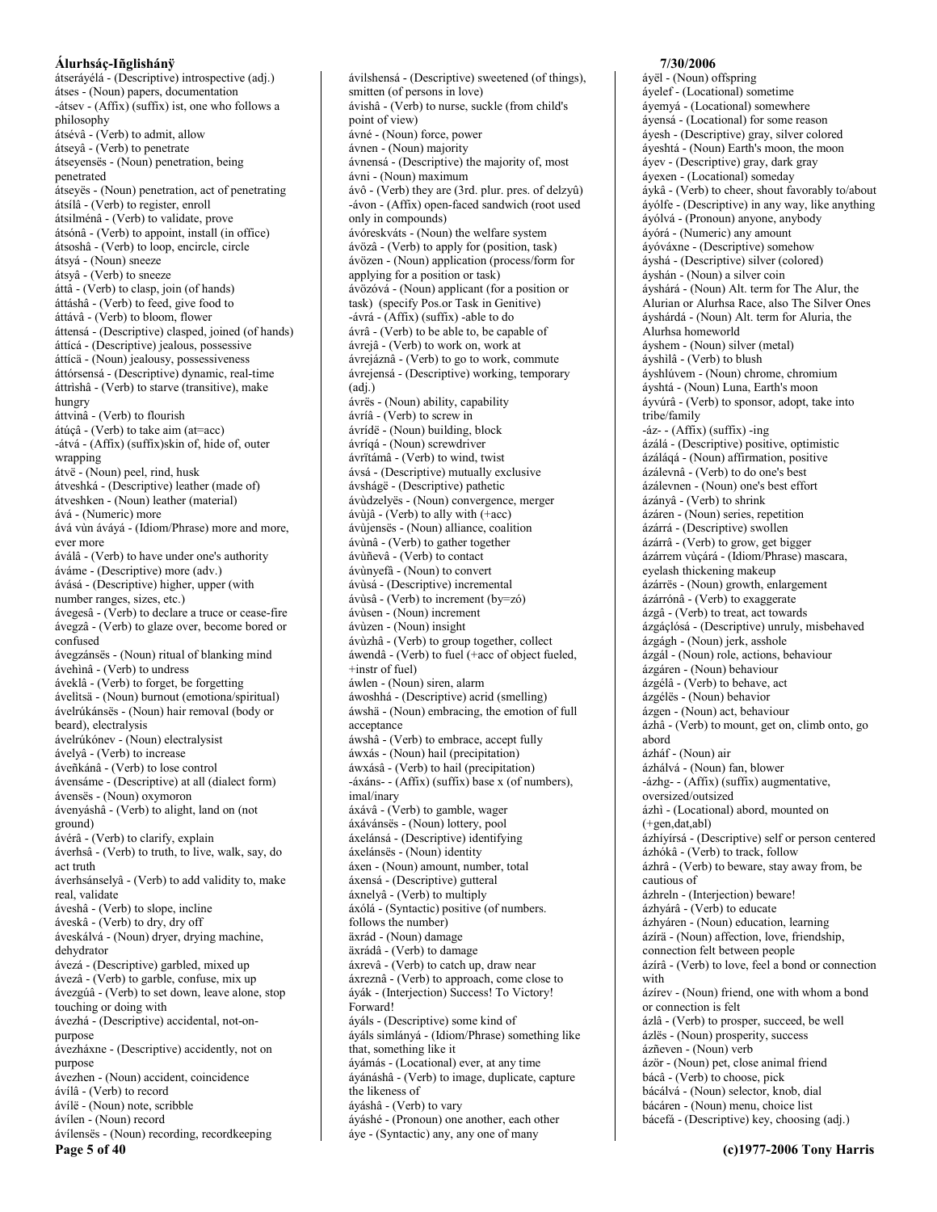átseráyélá - (Descriptive) introspective (adj.)
átses - (Noun) papers, documentation
-átsev - (Affix) (suffix) ist, one who follows a philosophy
átsévâ - (Verb) to admit, allow
átseyâ - (Verb) to penetrate
átseyensës - (Noun) penetration, being penetrated
átseyës - (Noun) penetration, act of penetrating
átsílâ - (Verb) to register, enroll
átsilménâ - (Verb) to validate, prove
átsónâ - (Verb) to appoint, install (in office)
átsoshâ - (Verb) to loop, encircle, circle
átsyá - (Noun) sneeze
átsyâ - (Verb) to sneeze
áttâ - (Verb) to clasp, join (of hands)
áttáshâ - (Verb) to feed, give food to
áttávâ - (Verb) to bloom, flower
áttensá - (Descriptive) clasped, joined (of hands)
áttícá - (Descriptive) jealous, possessive
áttícä - (Noun) jealousy, possessiveness
áttórsensá - (Descriptive) dynamic, real-time
áttrìshâ - (Verb) to starve (transitive), make hungry
áttvinâ - (Verb) to flourish
átúçâ - (Verb) to take aim (at=acc)
-átvá - (Affix) (suffix)skin of, hide of, outer wrapping
átvë - (Noun) peel, rind, husk
átveshká - (Descriptive) leather (made of)
átveshken - (Noun) leather (material)
ává - (Numeric) more
ává vùn áváyá - (Idiom/Phrase) more and more, ever more
áválâ - (Verb) to have under one's authority
áváme - (Descriptive) more (adv.)
ávásá - (Descriptive) higher, upper (with number ranges, sizes, etc.)
ávegesâ - (Verb) to declare a truce or cease-fire
ávegzâ - (Verb) to glaze over, become bored or confused
ávegzánsës - (Noun) ritual of blanking mind
ávehìnâ - (Verb) to undress
áveklâ - (Verb) to forget, be forgetting
ávelitsä - (Noun) burnout (emotiona/spiritual)
ávelrúkánsës - (Noun) hair removal (body or beard), electralysis
ávelrúkónev - (Noun) electralysist
ávelyâ - (Verb) to increase
áveñkánâ - (Verb) to lose control
ávensáme - (Descriptive) at all (dialect form)
ávensës - (Noun) oxymoron
ávenyáshâ - (Verb) to alight, land on (not ground)
ávérâ - (Verb) to clarify, explain
áverhsâ - (Verb) to truth, to live, walk, say, do act truth
áverhsánselyâ - (Verb) to add validity to, make real, validate
áveshâ - (Verb) to slope, incline
áveskâ - (Verb) to dry, dry off
áveskálvá - (Noun) dryer, drying machine, dehydrator
ávezá - (Descriptive) garbled, mixed up
ávezâ - (Verb) to garble, confuse, mix up
ávezgúâ - (Verb) to set down, leave alone, stop touching or doing with
ávezhá - (Descriptive) accidental, not-on-purpose
ávezháxne - (Descriptive) accidently, not on purpose
ávezhen - (Noun) accident, coincidence
ávílâ - (Verb) to record
ávílë - (Noun) note, scribble
ávílen - (Noun) record
ávílensës - (Noun) recording, recordkeeping
ávilshensá - (Descriptive) sweetened (of things), smitten (of persons in love)
ávishâ - (Verb) to nurse, suckle (from child's point of view)
ávné - (Noun) force, power
ávnen - (Noun) majority
ávnensá - (Descriptive) the majority of, most
ávni - (Noun) maximum
ávô - (Verb) they are (3rd. plur. pres. of delzyû)
-ávon - (Affix) open-faced sandwich (root used only in compounds)
ávóreskváts - (Noun) the welfare system
ávözâ - (Verb) to apply for (position, task)
ávözen - (Noun) application (process/form for applying for a position or task)
ávözóvá - (Noun) applicant (for a position or task) (specify Pos.or Task in Genitive)
-ávrá - (Affix) (suffix) -able to do
ávrâ - (Verb) to be able to, be capable of
ávrejâ - (Verb) to work on, work at
ávrejáznâ - (Verb) to go to work, commute
ávrejensá - (Descriptive) working, temporary (adj.)
ávrës - (Noun) ability, capability
ávríâ - (Verb) to screw in
ávrídë - (Noun) building, block
ávríqá - (Noun) screwdriver
ávrïtámâ - (Verb) to wind, twist
ávsá - (Descriptive) mutually exclusive
ávshágë - (Descriptive) pathetic
ávùdzelyës - (Noun) convergence, merger
ávùjâ - (Verb) to ally with (+acc)
ávùjensës - (Noun) alliance, coalition
ávùnâ - (Verb) to gather together
ávùñevâ - (Verb) to contact
ávùnyefâ - (Noun) to convert
ávùsá - (Descriptive) incremental
ávùsâ - (Verb) to increment (by=zó)
ávùsen - (Noun) increment
ávùzen - (Noun) insight
ávùzhâ - (Verb) to group together, collect
áwendâ - (Verb) to fuel (+acc of object fueled, +instr of fuel)
áwlen - (Noun) siren, alarm
áwoshhá - (Descriptive) acrid (smelling)
áwshä - (Noun) embracing, the emotion of full acceptance
áwshâ - (Verb) to embrace, accept fully
áwxás - (Noun) hail (precipitation)
áwxásâ - (Verb) to hail (precipitation)
-áxáns- - (Affix) (suffix) base x (of numbers), imal/inary
áxávâ - (Verb) to gamble, wager
áxávánsës - (Noun) lottery, pool
áxelánsá - (Descriptive) identifying
áxelánsës - (Noun) identity
áxen - (Noun) amount, number, total
áxensá - (Descriptive) gutteral
áxnelyâ - (Verb) to multiply
áxólá - (Syntactic) positive (of numbers. follows the number)
äxrád - (Noun) damage
äxrádâ - (Verb) to damage
áxrevâ - (Verb) to catch up, draw near
áxreznâ - (Verb) to approach, come close to
áyák - (Interjection) Success! To Victory! Forward!
áyáls - (Descriptive) some kind of
áyáls simlányá - (Idiom/Phrase) something like that, something like it
áyámás - (Locational) ever, at any time
áyánáshâ - (Verb) to image, duplicate, capture the likeness of
áyáshâ - (Verb) to vary
áyáshé - (Pronoun) one another, each other
áye - (Syntactic) any, any one of many
áyël - (Noun) offspring
áyelef - (Locational) sometime
áyemyá - (Locational) somewhere
áyensá - (Locational) for some reason
áyesh - (Descriptive) gray, silver colored
áyeshtá - (Noun) Earth's moon, the moon
áyev - (Descriptive) gray, dark gray
áyexen - (Locational) someday
áykâ - (Verb) to cheer, shout favorably to/about
áyólfe - (Descriptive) in any way, like anything
áyólvá - (Pronoun) anyone, anybody
áyórá - (Numeric) any amount
áyóváxne - (Descriptive) somehow
áyshá - (Descriptive) silver (colored)
áyshán - (Noun) a silver coin
áysházá - (Noun) Alt. term for The Alur, the Alurian or Alurhsa Race, also The Silver Ones
áyshárdá - (Noun) Alt. term for Aluria, the Alurhsa homeworld
áyshem - (Noun) silver (metal)
áyshìlâ - (Verb) to blush
áyshlúvem - (Noun) chrome, chromium
áyshtá - (Noun) Luna, Earth's moon
áyvúrâ - (Verb) to sponsor, adopt, take into tribe/family
-áz- - (Affix) (suffix) -ing
ázálá - (Descriptive) positive, optimistic
ázáláqá - (Noun) affirmation, positive
ázálevnâ - (Verb) to do one's best
ázálevnen - (Noun) one's best effort
ázányâ - (Verb) to shrink
ázáren - (Noun) series, repetition
ázárrá - (Descriptive) swollen
ázárrâ - (Verb) to grow, get bigger
ázárrem vùçárá - (Idiom/Phrase) mascara, eyelash thickening makeup
ázárrës - (Noun) growth, enlargement
ázárrónâ - (Verb) to exaggerate
ázgâ - (Verb) to treat, act towards
ázgáçlósá - (Descriptive) unruly, misbehaved
ázgágh - (Noun) jerk, asshole
ázgál - (Noun) role, actions, behaviour
ázgáren - (Noun) behaviour
ázgélâ - (Verb) to behave, act
ázgélës - (Noun) behavior
ázgen - (Noun) act, behaviour
ázhâ - (Verb) to mount, get on, climb onto, go abord
ázháf - (Noun) air
ázhálvá - (Noun) fan, blower
-ázhg- - (Affix) (suffix) augmentative, oversized/outsized
ázhì - (Locational) abord, mounted on (+gen,dat,abl)
ázhíyírsá - (Descriptive) self or person centered
ázhókâ - (Verb) to track, follow
ázhrâ - (Verb) to beware, stay away from, be cautious of
ázhreln - (Interjection) beware!
ázhyárâ - (Verb) to educate
ázhyáren - (Noun) education, learning
ázírä - (Noun) affection, love, friendship, connection felt between people
ázírâ - (Verb) to love, feel a bond or connection with
ázírev - (Noun) friend, one with whom a bond or connection is felt
ázlâ - (Verb) to prosper, succeed, be well
ázlës - (Noun) prosperity, success
ázñeven - (Noun) verb
ázör - (Noun) pet, close animal friend
bácâ - (Verb) to choose, pick
bácálvá - (Noun) selector, knob, dial
bácáren - (Noun) menu, choice list
bácefá - (Descriptive) key, choosing (adj.)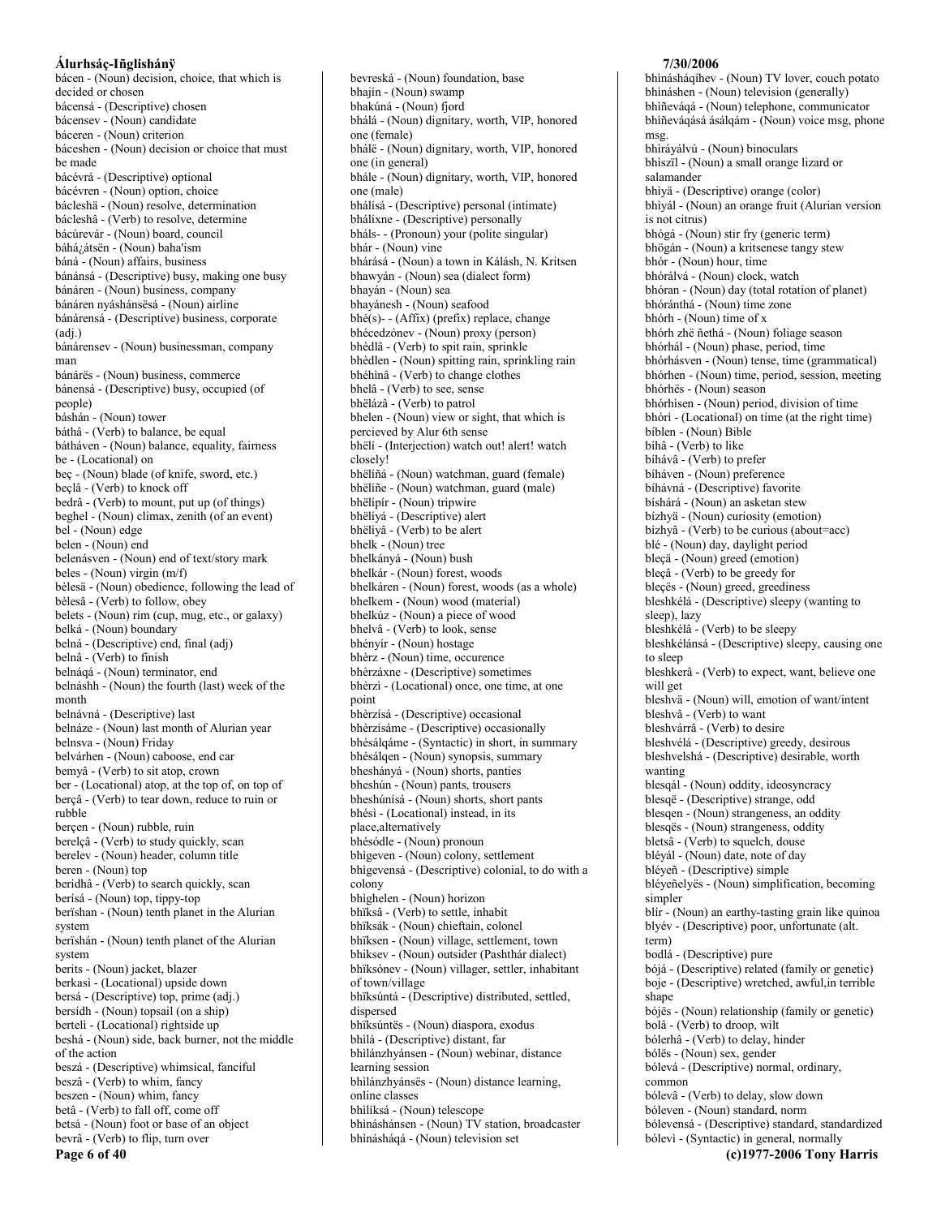bácen - (Noun) decision, choice, that which is decided or chosen
bácensá - (Descriptive) chosen
bácensev - (Noun) candidate
báceren - (Noun) criterion
báceshen - (Noun) decision or choice that must be made
bácévrá - (Descriptive) optional
bácévren - (Noun) option, choice
bácleshä - (Noun) resolve, determination
bácleshâ - (Verb) to resolve, determine
bácúrevár - (Noun) board, council
báhá¿átsën - (Noun) baha'ism
báná - (Noun) affairs, business
bánánsá - (Descriptive) busy, making one busy
bánáren - (Noun) business, company
bánáren nyáshánsësá - (Noun) airline
bánárensá - (Descriptive) business, corporate (adj.)
bánárensev - (Noun) businessman, company man
bánárës - (Noun) business, commerce
bánensá - (Descriptive) busy, occupied (of people)
báshán - (Noun) tower
báthâ - (Verb) to balance, be equal
báthá ven - (Noun) balance, equality, fairness
be - (Locational) on
beç - (Noun) blade (of knife, sword, etc.)
beçlâ - (Verb) to knock off
bedrâ - (Verb) to mount, put up (of things)
beghel - (Noun) climax, zenith (of an event)
bel - (Noun) edge
belen - (Noun) end
belenásven - (Noun) end of text/story mark
beles - (Noun) virgin (m/f)
bèlesä - (Noun) obedience, following the lead of
bèlesâ - (Verb) to follow, obey
belets - (Noun) rim (cup, mug, etc., or galaxy)
belká - (Noun) boundary
belná - (Descriptive) end, final (adj)
belnâ - (Verb) to finish
belnáqá - (Noun) terminator, end
belnáshh - (Noun) the fourth (last) week of the month
belnávná - (Descriptive) last
belnáze - (Noun) last month of Alurian year
belnsva - (Noun) Friday
belvárhen - (Noun) caboose, end car
bemyâ - (Verb) to sit atop, crown
ber - (Locational) atop, at the top of, on top of
berçâ - (Verb) to tear down, reduce to ruin or rubble
berçen - (Noun) rubble, ruin
berelçâ - (Verb) to study quickly, scan
berelev - (Noun) header, column title
beren - (Noun) top
berídhâ - (Verb) to search quickly, scan
berísá - (Noun) top, tippy-top
berïshan - (Noun) tenth planet in the Alurian system
berïshán - (Noun) tenth planet of the Alurian system
berits - (Noun) jacket, blazer
berkasì - (Locational) upside down
bersá - (Descriptive) top, prime (adj.)
bersídh - (Noun) topsail (on a ship)
bertelì - (Locational) rightside up
beshá - (Noun) side, back burner, not the middle of the action
beszá - (Descriptive) whimsical, fanciful
beszâ - (Verb) to whim, fancy
beszen - (Noun) whim, fancy
betâ - (Verb) to fall off, come off
betsá - (Noun) foot or base of an object
bevrâ - (Verb) to flip, turn over
bevreská - (Noun) foundation, base
bhajín - (Noun) swamp
bhakúná - (Noun) fjord
bhálá - (Noun) dignitary, worth, VIP, honored one (female)
bhálë - (Noun) dignitary, worth, VIP, honored one (in general)
bhále - (Noun) dignitary, worth, VIP, honored one (male)
bhálísá - (Descriptive) personal (intimate)
bhálíxne - (Descriptive) personally
bháls- - (Pronoun) your (polite singular)
bhár - (Noun) vine
bhárásá - (Noun) a town in Kálásh, N. Kritsen
bhawyán - (Noun) sea (dialect form)
bhayán - (Noun) sea
bhayánesh - (Noun) seafood
bhé(s)- - (Affix) (prefix) replace, change
bhécedzónev - (Noun) proxy (person)
bhèdlâ - (Verb) to spit rain, sprinkle
bhèdlen - (Noun) spitting rain, sprinkling rain
bhéhìnâ - (Verb) to change clothes
bhelâ - (Verb) to see, sense
bhëlázâ - (Verb) to patrol
bhelen - (Noun) view or sight, that which is percieved by Alur 6th sense
bhëlí - (Interjection) watch out! alert! watch closely!
bhëlíñá - (Noun) watchman, guard (female)
bhëlíñe - (Noun) watchman, guard (male)
bhëlípír - (Noun) tripwire
bhëlíyá - (Descriptive) alert
bhëlíyâ - (Verb) to be alert
bhelk - (Noun) tree
bhelkányá - (Noun) bush
bhelkár - (Noun) forest, woods
bhelkáren - (Noun) forest, woods (as a whole)
bhelkem - (Noun) wood (material)
bhelkúz - (Noun) a piece of wood
bhelvâ - (Verb) to look, sense
bhényír - (Noun) hostage
bhèrz - (Noun) time, occurence
bhèrzáxne - (Descriptive) sometimes
bhèrzì - (Locational) once, one time, at one point
bhèrzísá - (Descriptive) occasional
bhèrzísáme - (Descriptive) occasionally
bhésálqáme - (Syntactic) in short, in summary
bhésálqen - (Noun) synopsis, summary
bheshányá - (Noun) shorts, panties
bheshún - (Noun) pants, trousers
bheshúnísá - (Noun) shorts, short pants
bhésì - (Locational) instead, in its place,alternatively
bhésódle - (Noun) pronoun
bhigeven - (Noun) colony, settlement
bhigevensá - (Descriptive) colonial, to do with a colony
bhìghelen - (Noun) horizon
bhïksâ - (Verb) to settle, inhabit
bhïksák - (Noun) chieftain, colonel
bhïksen - (Noun) village, settlement, town
bhiksev - (Noun) outsider (Pashthár dialect)
bhïksónev - (Noun) villager, settler, inhabitant of town/village
bhïksúntá - (Descriptive) distributed, settled, dispersed
bhïksúntës - (Noun) diaspora, exodus
bhìlá - (Descriptive) distant, far
bhilánzhyánsen - (Noun) webinar, distance learning session
bhilánzhyánsës - (Noun) distance learning, online classes
bhìlíksá - (Noun) telescope
bhìnáshánsen - (Noun) TV station, broadcaster
bhìnásháqá - (Noun) television set
bhìnásháqíhev - (Noun) TV lover, couch potato
bhìnáshen - (Noun) television (generally)
bhìñeváqá - (Noun) telephone, communicator
bhìñeváqásá ásálqám - (Noun) voice msg, phone msg.
bhìráyálvú - (Noun) binoculars
bhiszïl - (Noun) a small orange lizard or salamander
bhiyä - (Descriptive) orange (color)
bhiyál - (Noun) an orange fruit (Alurian version is not citrus)
bhógá - (Noun) stir fry (generic term)
bhögán - (Noun) a kritsenese tangy stew
bhór - (Noun) hour, time
bhórálvá - (Noun) clock, watch
bhóran - (Noun) day (total rotation of planet)
bhóránthá - (Noun) time zone
bhórh - (Noun) time of x
bhórh zhë ñethá - (Noun) foliage season
bhórhál - (Noun) phase, period, time
bhórhásven - (Noun) tense, time (grammatical)
bhórhen - (Noun) time, period, session, meeting
bhórhës - (Noun) season
bhórhìsen - (Noun) period, division of time
bhóri - (Locational) on time (at the right time)
bíblen - (Noun) Bible
bíhâ - (Verb) to like
bíhává - (Verb) to prefer
bíháven - (Noun) preference
bíhávná - (Descriptive) favorite
bíshárá - (Noun) an asketan stew
bízhyä - (Noun) curiosity (emotion)
bízhyâ - (Verb) to be curious (about=acc)
blé - (Noun) day, daylight period
bleçä - (Noun) greed (emotion)
bleçâ - (Verb) to be greedy for
bleçës - (Noun) greed, greediness
bleshkélá - (Descriptive) sleepy (wanting to sleep), lazy
bleshkélâ - (Verb) to be sleepy
bleshkélánsá - (Descriptive) sleepy, causing one to sleep
bleshkerâ - (Verb) to expect, want, believe one will get
bleshvä - (Noun) will, emotion of want/intent
bleshvâ - (Verb) to want
bleshvárrâ - (Verb) to desire
bleshvélá - (Descriptive) greedy, desirous
bleshvelshá - (Descriptive) desirable, worth wanting
blesqál - (Noun) oddity, ideosyncracy
blesqë - (Descriptive) strange, odd
blesqen - (Noun) strangeness, an oddity
blesqës - (Noun) strangeness, oddity
bletsâ - (Verb) to squelch, douse
bléyál - (Noun) date, note of day
bléyeñ - (Descriptive) simple
bléyeñelyës - (Noun) simplification, becoming simpler
blír - (Noun) an earthy-tasting grain like quinoa
blyév - (Descriptive) poor, unfortunate (alt. term)
bodlá - (Descriptive) pure
bójá - (Descriptive) related (family or genetic)
boje - (Descriptive) wretched, awful,in terrible shape
bójës - (Noun) relationship (family or genetic)
bolâ - (Verb) to droop, wilt
bólerhâ - (Verb) to delay, hinder
bólës - (Noun) sex, gender
bólevá - (Descriptive) normal, ordinary, common
bólevâ - (Verb) to delay, slow down
bóleven - (Noun) standard, norm
bólevensá - (Descriptive) standard, standardized
bólevì - (Syntactic) in general, normally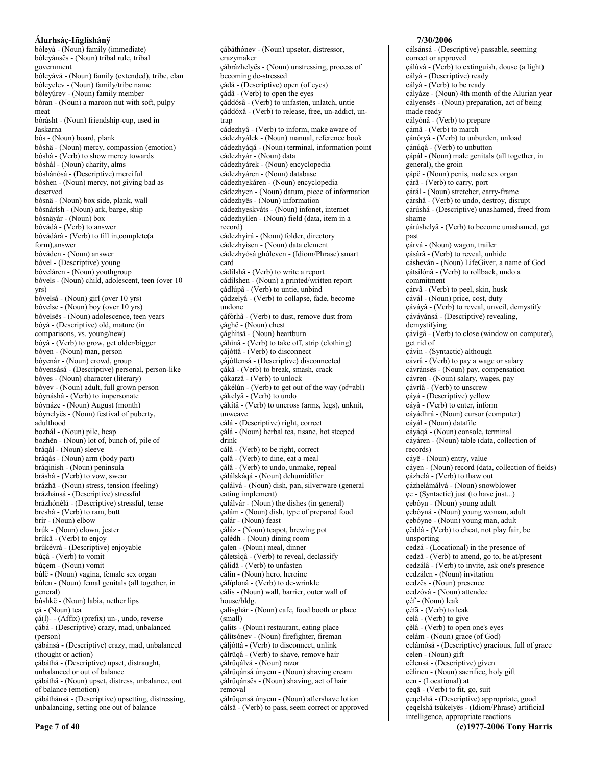bóleyá - (Noun) family (immediate)
bóleyánsës - (Noun) tribal rule, tribal government
bóleyává - (Noun) family (extended), tribe, clan
bóleyelev - (Noun) family/tribe name
bóleyúrev - (Noun) family member
bóran - (Noun) a maroon nut with soft, pulpy meat
borásht - (Noun) friendship-cup, used in Jaskarna
bós - (Noun) board, plank
bóshä - (Noun) mercy, compassion (emotion)
bóshâ - (Verb) to show mercy towards
bóshál - (Noun) charity, alms
bóshánósá - (Descriptive) merciful
bóshen - (Noun) mercy, not giving bad as deserved
bósnä - (Noun) box side, plank, wall
bósnárísh - (Noun) ark, barge, ship
bósnäyár - (Noun) box
bóvádâ - (Verb) to answer
bóvádárâ - (Verb) to fill in,complete(a form),answer
bóváden - (Noun) answer
bóvel - (Descriptive) young
bóvelären - (Noun) youthgroup
bóvels - (Noun) child, adolescent, teen (over 10 yrs)
bóvelsá - (Noun) girl (over 10 yrs)
bóvelse - (Noun) boy (over 10 yrs)
bóvelsës - (Noun) adolescence, teen years
bóyá - (Descriptive) old, mature (in comparisons, vs. young/new)
bóyâ - (Verb) to grow, get older/bigger
bóyen - (Noun) man, person
bóyenár - (Noun) crowd, group
bóyensásá - (Descriptive) personal, person-like
bóyes - (Noun) character (literary)
bóyev - (Noun) adult, full grown person
bóynáshâ - (Verb) to impersonate
bóynáze - (Noun) August (month)
bóynelyës - (Noun) festival of puberty, adulthood
bozhál - (Noun) pile, heap
bozhën - (Noun) lot of, bunch of, pile of
bráqál - (Noun) sleeve
bráqás - (Noun) arm (body part)
bráqinish - (Noun) peninsula
bráshâ - (Verb) to vow, swear
brázhä - (Noun) stress, tension (feeling)
brázhánsá - (Descriptive) stressful
brázhónélá - (Descriptive) stressful, tense
breshâ - (Verb) to ram, butt
brír - (Noun) elbow
brúk - (Noun) clown, jester
brúkâ - (Verb) to enjoy
brúkévrá - (Descriptive) enjoyable
búçâ - (Verb) to vomit
búçem - (Noun) vomit
búlë - (Noun) vagina, female sex organ
búlen - (Noun) femal genitals (all together, in general)
búshkë - (Noun) labia, nether lips
çá - (Noun) tea
çá(l)- - (Affix) (prefix) un-, undo, reverse
çábá - (Descriptive) crazy, mad, unbalanced (person)
çábánsá - (Descriptive) crazy, mad, unbalanced (thought or action)
çábáthá - (Descriptive) upset, distraught, unbalanced or out of balance
çábáthä - (Noun) upset, distress, unbalance, out of balance (emotion)
çábáthánsá - (Descriptive) upsetting, distressing, unbalancing, setting one out of balance
çábáthónev - (Noun) upsetor, distressor, crazymaker
çábrázhelyës - (Noun) unstressing, process of becoming de-stressed
çádá - (Descriptive) open (of eyes)
çádâ - (Verb) to open the eyes
çáddósâ - (Verb) to unfasten, unlatch, untie
çáddóxâ - (Verb) to release, free, un-addict, un-trap
cádezhyâ - (Verb) to inform, make aware of
cádezhyálek - (Noun) manual, reference book
cádezhyáqá - (Noun) terminal, information point
cádezhyár - (Noun) data
cádezhyárek - (Noun) encyclopedia
cádezhyáren - (Noun) database
cádezhyekáren - (Noun) encyclopedia
cádezhyen - (Noun) datum, piece of information
cádezhyës - (Noun) information
cádezhyeskváts - (Noun) infonet, internet
cádezhyìlen - (Noun) field (data, item in a record)
cádezhyirá - (Noun) folder, directory
cádezhyìsen - (Noun) data element
cádezhyósá ghóleven - (Idiom/Phrase) smart card
cádílshâ - (Verb) to write a report
cádílshen - (Noun) a printed/written report
çádlúpâ - (Verb) to untie, unbind
çádzelyâ - (Verb) to collapse, fade, become undone
çáfòrhâ - (Verb) to dust, remove dust from
çághë - (Noun) chest
çághìsä - (Noun) heartburn
çáhìnâ - (Verb) to take off, strip (clothing)
çájóttâ - (Verb) to disconnect
çájóttensá - (Descriptive) disconnected
çákâ - (Verb) to break, smash, crack
çákarzâ - (Verb) to unlock
çákélùn - (Verb) to get out of the way (of=abl)
çákelyâ - (Verb) to undo
çákítâ - (Verb) to uncross (arms, legs), unknit, unweave
cálá - (Descriptive) right, correct
çálá - (Noun) herbal tea, tisane, hot steeped drink
cálâ - (Verb) to be right, correct
çalâ - (Verb) to dine, eat a meal
çálâ - (Verb) to undo, unmake, repeal
çálálskáqá - (Noun) dehumidifier
çalálvá - (Noun) dish, pan, silverware (general eating implement)
çalálvár - (Noun) the dishes (in general)
çalám - (Noun) dish, type of prepared food
çalár - (Noun) feast
çáláz - (Noun) teapot, brewing pot
çalédh - (Noun) dining room
çalen - (Noun) meal, dinner
çáletsìqâ - (Verb) to reveal, declassify
çálidâ - (Verb) to unfasten
cálin - (Noun) hero, heroine
çálìplonâ - (Verb) to de-wrinkle
cálís - (Noun) wall, barrier, outer wall of house/bldg.
çalísghár - (Noun) cafe, food booth or place (small)
çalits - (Noun) restaurant, eating place
çálìtsónev - (Noun) firefighter, fireman
çáljóttâ - (Verb) to disconnect, unlink
çálrüqâ - (Verb) to shave, remove hair
çálrüqálvá - (Noun) razor
çálrüqánsá únyem - (Noun) shaving cream
çálrüqánsës - (Noun) shaving, act of hair removal
çálrüqensá únyem - (Noun) aftershave lotion
cálsâ - (Verb) to pass, seem correct or approved
cálsánsá - (Descriptive) passable, seeming correct or approved
çálúvâ - (Verb) to extinguish, douse (a light)
cályá - (Descriptive) ready
cályâ - (Verb) to be ready
cályáze - (Noun) 4th month of the Alurian year
cályensës - (Noun) preparation, act of being made ready
cályónâ - (Verb) to prepare
çámâ - (Verb) to march
çánóryâ - (Verb) to unburden, unload
çánúqâ - (Verb) to unbutton
çápál - (Noun) male genitals (all together, in general), the groin
çápë - (Noun) penis, male sex organ
çárâ - (Verb) to carry, port
çárál - (Noun) stretcher, carry-frame
çárshâ - (Verb) to undo, destroy, disrupt
çárúshá - (Descriptive) unashamed, freed from shame
çárúshelyâ - (Verb) to become unashamed, get past
çárvá - (Noun) wagon, trailer
çásárâ - (Verb) to reveal, unhide
cásheván - (Noun) LifeGiver, a name of God
çátsilónâ - (Verb) to rollback, undo a commitment
çátvâ - (Verb) to peel, skin, husk
cávál - (Noun) price, cost, duty
çáváyâ - (Verb) to reveal, unveil, demystify
çáváyánsá - (Descriptive) revealing, demystifying
çávigâ - (Verb) to close (window on computer), get rid of
çávin - (Syntactic) although
cávrâ - (Verb) to pay a wage or salary
cávránsës - (Noun) pay, compensation
cávren - (Noun) salary, wages, pay
çávríâ - (Verb) to unscrew
çáyá - (Descriptive) yellow
cáyâ - (Verb) to enter, inform
cáyádhrá - (Noun) cursor (computer)
cáyál - (Noun) datafile
cáyáqá - (Noun) console, terminal
cáyáren - (Noun) table (data, collection of records)
cáyë - (Noun) entry, value
cáyen - (Noun) record (data, collection of fields)
çázhelâ - (Verb) to thaw out
çázhelámálvá - (Noun) snowblower
çe - (Syntactic) just (to have just...)
çebóyn - (Noun) young adult
çebóyná - (Noun) young woman, adult
çebóyne - (Noun) young man, adult
çëddâ - (Verb) to cheat, not play fair, be unsporting
cedzá - (Locational) in the presence of
cedzâ - (Verb) to attend, go to, be at/present
cedzálâ - (Verb) to invite, ask one's presence
cedzálen - (Noun) invitation
cedzës - (Noun) presence
cedzóvá - (Noun) attendee
çéf - (Noun) leak
çéfâ - (Verb) to leak
celâ - (Verb) to give
çèlâ - (Verb) to open one's eyes
celám - (Noun) grace (of God)
celámósá - (Descriptive) gracious, full of grace
celen - (Noun) gift
cëlensá - (Descriptive) given
cëlinen - (Noun) sacrifice, holy gift
cen - (Locational) at
çeqâ - (Verb) to fit, go, suit
çeqelshá - (Descriptive) appropriate, good
çeqelshá tsúkelyës - (Idiom/Phrase) artificial intelligence, appropriate reactions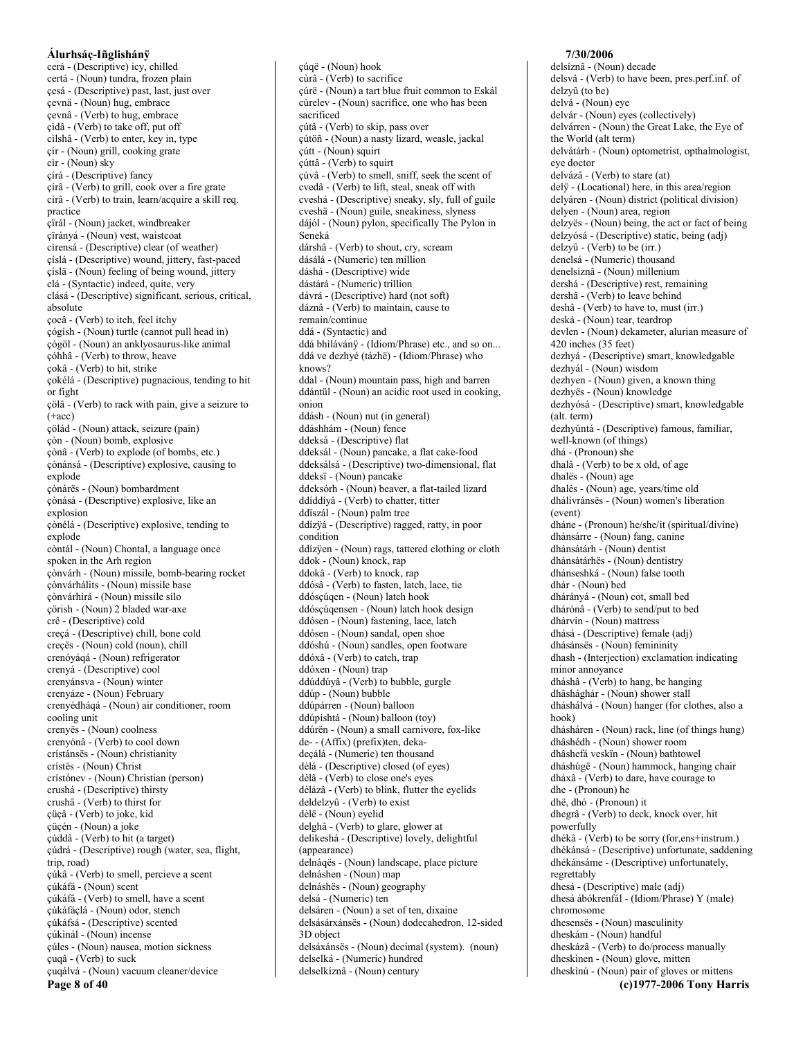cerá - (Descriptive) icy, chilled
certá - (Noun) tundra, frozen plain
çesá - (Descriptive) past, last, just over
çevnä - (Noun) hug, embrace
çevnâ - (Verb) to hug, embrace
çidâ - (Verb) to take off, put off
cìlshâ - (Verb) to enter, key in, type
çír - (Noun) grill, cooking grate
cìr - (Noun) sky
çírá - (Descriptive) fancy
çírâ - (Verb) to grill, cook over a fire grate
círâ - (Verb) to train, learn/acquire a skill req. practice
çïrál - (Noun) jacket, windbreaker
çïrányá - (Noun) vest, waistcoat
cìrensá - (Descriptive) clear (of weather)
çíslá - (Descriptive) wound, jittery, fast-paced
çíslä - (Noun) feeling of being wound, jittery
clá - (Syntactic) indeed, quite, very
clásá - (Descriptive) significant, serious, critical, absolute
çocâ - (Verb) to itch, feel itchy
çógísh - (Noun) turtle (cannot pull head in)
çógöl - (Noun) an anklyosaurus-like animal
çóhhâ - (Verb) to throw, heave
çokâ - (Verb) to hit, strike
çokélá - (Descriptive) pugnacious, tending to hit or fight
çölâ - (Verb) to rack with pain, give a seizure to (+acc)
çöládˌ - (Noun) attack, seizure (pain)
çòn - (Noun) bomb, explosive
çònâ - (Verb) to explode (of bombs, etc.)
çònánsá - (Descriptive) explosive, causing to explode
çònárës - (Noun) bombardment
çònásá - (Descriptive) explosive, like an explosion
çònélá - (Descriptive) explosive, tending to explode
còntál - (Noun) Chontal, a language once spoken in the Arh region
çònvárh - (Noun) missile, bomb-bearing rocket
çònvárhálits - (Noun) missile base
çònvárhìrá - (Noun) missile silo
çörish - (Noun) 2 bladed war-axe
crê - (Descriptive) cold
creçá - (Descriptive) chill, bone cold
creçës - (Noun) cold (noun), chill
crenóyáqá - (Noun) refrigerator
crenyá - (Descriptive) cool
crenyánsva - (Noun) winter
crenyáze - (Noun) February
crenyédháqá - (Noun) air conditioner, room cooling unit
crenyës - (Noun) coolness
crenyónâ - (Verb) to cool down
crístánsës - (Noun) christianity
crístës - (Noun) Christ
crístónev - (Noun) Christian (person)
crushá - (Descriptive) thirsty
crushâ - (Verb) to thirst for
çüçâ - (Verb) to joke, kid
çüçén - (Noun) a joke
çúddâ - (Verb) to hit (a target)
çúdrá - (Descriptive) rough (water, sea, flight, trip, road)
çúkâ - (Verb) to smell, percieve a scent
çúkáfá - (Noun) scent
çúkáfâ - (Verb) to smell, have a scent
çúkáfáçlá - (Noun) odor, stench
çúkáfsá - (Descriptive) scented
çúkìnál - (Noun) incense
çúles - (Noun) nausea, motion sickness
çuqâ - (Verb) to suck
çuqálvá - (Noun) vacuum cleaner/device
çúqë - (Noun) hook
cùrâ - (Verb) to sacrifice
çúrë - (Noun) a tart blue fruit common to Eskál
cùrelev - (Noun) sacrifice, one who has been sacrificed
çútâ - (Verb) to skip, pass over
çútöñ - (Noun) a nasty lizard, weasle, jackal
çútt - (Noun) squirt
çúttâ - (Verb) to squirt
çúvâ - (Verb) to smell, sniff, seek the scent of
cvedâ - (Verb) to lift, steal, sneak off with
cveshá - (Descriptive) sneaky, sly, full of guile
cveshä - (Noun) guile, sneakiness, slyness
dájól - (Noun) pylon, specifically The Pylon in Seneká
dárshâ - (Verb) to shout, cry, scream
dásálá - (Numeric) ten million
dáshá - (Descriptive) wide
dástárá - (Numeric) trillion
dávrá - (Descriptive) hard (not soft)
dáznâ - (Verb) to maintain, cause to remain/continue
ddá - (Syntactic) and
ddá bhìlávánÿ - (Idiom/Phrase) etc., and so on...
ddá ve dezhyé (tázhë) - (Idiom/Phrase) who knows?
ddal - (Noun) mountain pass, high and barren
ddántül - (Noun) an acidic root used in cooking, onion
ddásh - (Noun) nut (in general)
ddáshhám - (Noun) fence
ddeksá - (Descriptive) flat
ddeksál - (Noun) pancake, a flat cake-food
ddeksálsá - (Descriptive) two-dimensional, flat
ddeksï - (Noun) pancake
ddeksórh - (Noun) beaver, a flat-tailed lizard
ddíddíyâ - (Verb) to chatter, titter
ddïszál - (Noun) palm tree
ddízÿá - (Descriptive) ragged, ratty, in poor condition
ddízÿen - (Noun) rags, tattered clothing or cloth
ddok - (Noun) knock, rap
ddokâ - (Verb) to knock, rap
ddósâ - (Verb) to fasten, latch, lace, tie
ddósçúqen - (Noun) latch hook
ddósçúqensen - (Noun) latch hook design
ddósen - (Noun) fastening, lace, latch
ddósen - (Noun) sandal, open shoe
ddóshú - (Noun) sandles, open footware
ddóxâ - (Verb) to catch, trap
ddóxen - (Noun) trap
ddúddúyâ - (Verb) to bubble, gurgle
ddúp - (Noun) bubble
ddúpárren - (Noun) balloon
ddúpíshtá - (Noun) balloon (toy)
ddúrën - (Noun) a small carnivore, fox-like
de- - (Affix) (prefix)ten, deka-
deçálá - (Numeric) ten thousand
dèlá - (Descriptive) closed (of eyes)
dèlâ - (Verb) to close one's eyes
dèlázâ - (Verb) to blink, flutter the eyelids
deldelzyû - (Verb) to exist
dèlë - (Noun) eyelid
delghâ - (Verb) to glare, glower at
delikeshá - (Descriptive) lovely, delightful (appearance)
delnáqës - (Noun) landscape, place picture
delnáshen - (Noun) map
delnáshës - (Noun) geography
delsá - (Numeric) ten
delsáren - (Noun) a set of ten, dixaine
delsásárxánsës - (Noun) dodecahedron, 12-sided 3D object
delsáxánsës - (Noun) decimal (system). (noun)
delselká - (Numeric) hundred
delselkíznâ - (Noun) century
delsíznâ - (Noun) decade
delsvâ - (Verb) to have been, pres.perf.inf. of delzyû (to be)
delvá - (Noun) eye
delvár - (Noun) eyes (collectively)
delvárren - (Noun) the Great Lake, the Eye of the World (alt term)
delvátárh - (Noun) optometrist, opthalmologist, eye doctor
delvázâ - (Verb) to stare (at)
delÿ - (Locational) here, in this area/region
delyáren - (Noun) district (political division)
delyen - (Noun) area, region
delzyës - (Noun) being, the act or fact of being
delzyósá - (Descriptive) static, being (adj)
delzyû - (Verb) to be (irr.)
denelsá - (Numeric) thousand
denelsíznâ - (Noun) millenium
dershá - (Descriptive) rest, remaining
dershâ - (Verb) to leave behind
deshâ - (Verb) to have to, must (irr.)
deská - (Noun) tear, teardrop
devlen - (Noun) dekameter, alurian measure of 420 inches (35 feet)
dezhyá - (Descriptive) smart, knowledgable
dezhyál - (Noun) wisdom
dezhyen - (Noun) given, a known thing
dezhyës - (Noun) knowledge
dezhyósá - (Descriptive) smart, knowledgable (alt. term)
dezhyúntá - (Descriptive) famous, familiar, well-known (of things)
dhá - (Pronoun) she
dhalâ - (Verb) to be x old, of age
dhalës - (Noun) age
dhalés - (Noun) age, years/time old
dhálívránsës - (Noun) women's liberation (event)
dháne - (Pronoun) he/she/it (spiritual/divine)
dhánsárre - (Noun) fang, canine
dhánsátárh - (Noun) dentist
dhánsátárhës - (Noun) dentistry
dhánseshká - (Noun) false tooth
dhár - (Noun) bed
dhárányá - (Noun) cot, small bed
dhárónâ - (Verb) to send/put to bed
dhárvin - (Noun) mattress
dhásá - (Descriptive) female (adj)
dhásánsës - (Noun) femininity
dhash - (Interjection) exclamation indicating minor annoyance
dháshâ - (Verb) to hang, be hanging
dhâshághár - (Noun) shower stall
dháshálvá - (Noun) hanger (for clothes, also a hook)
dhásháren - (Noun) rack, line (of things hung)
dhâshédh - (Noun) shower room
dhâshefá veskïn - (Noun) bathtowel
dháshúgë - (Noun) hammock, hanging chair
dháxâ - (Verb) to dare, have courage to
dhe - (Pronoun) he
dhë, dhó - (Pronoun) it
dhegrâ - (Verb) to deck, knock over, hit powerfully
dhékâ - (Verb) to be sorry (for,ens+instrum.)
dhékánsá - (Descriptive) unfortunate, saddening
dhékánsáme - (Descriptive) unfortunately, regrettably
dhesá - (Descriptive) male (adj)
dhesá ábókrenfál - (Idiom/Phrase) Y (male) chromosome
dhesensës - (Noun) masculinity
dheskám - (Noun) handful
dheskázâ - (Verb) to do/process manually
dheskìnen - (Noun) glove, mitten
dheskìnú - (Noun) pair of gloves or mittens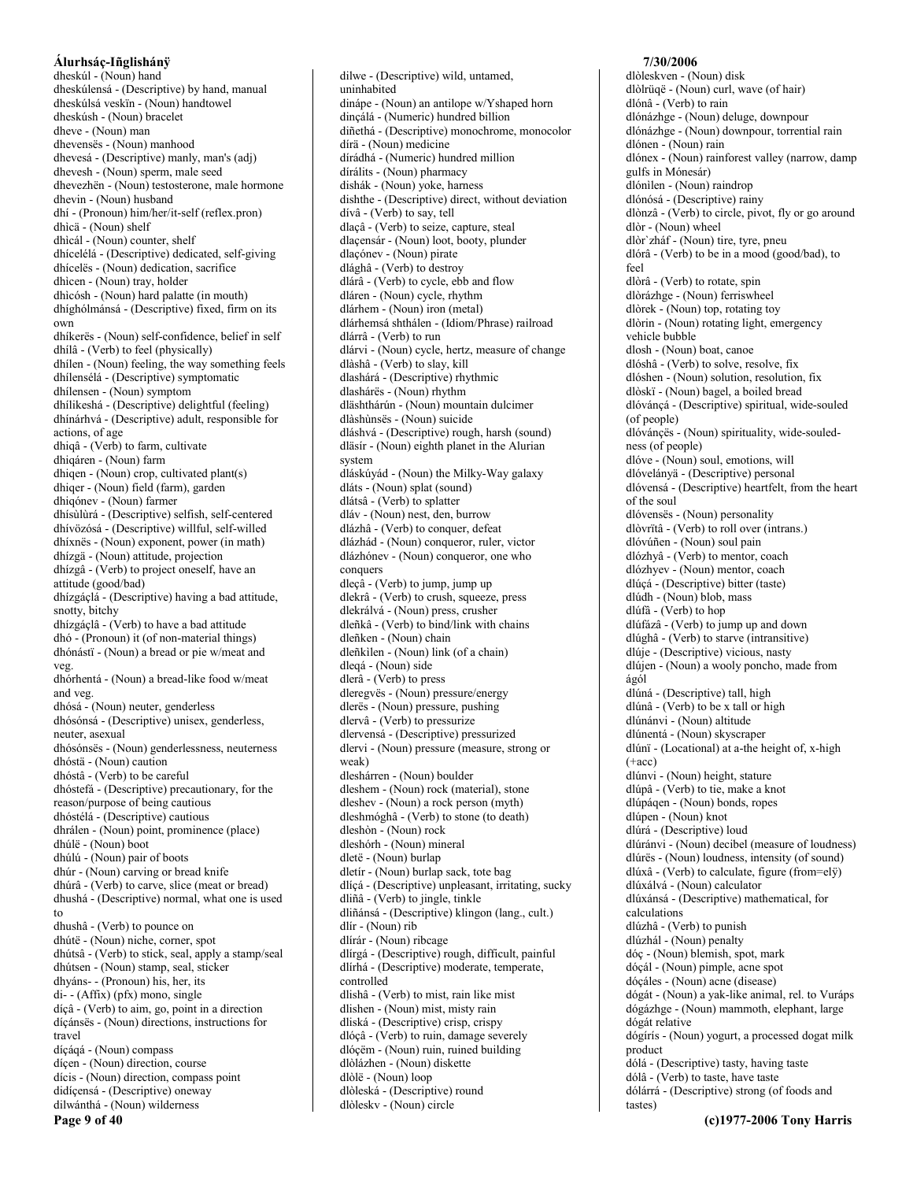dheskúl - (Noun) hand
dheskúlensá - (Descriptive) by hand, manual
dheskúlsá veskïn - (Noun) handtowel
dheskúsh - (Noun) bracelet
dheve - (Noun) man
dhevensës - (Noun) manhood
dhevesá - (Descriptive) manly, man's (adj)
dhevesh - (Noun) sperm, male seed
dhevezhën - (Noun) testosterone, male hormone
dhevin - (Noun) husband
dhí - (Pronoun) him/her/it-self (reflex.pron)
dhìcä - (Noun) shelf
dhìcál - (Noun) counter, shelf
dhícelélá - (Descriptive) dedicated, self-giving
dhícelës - (Noun) dedication, sacrifice
dhìcen - (Noun) tray, holder
dhicósh - (Noun) hard palatte (in mouth)
dhíghólmánsá - (Descriptive) fixed, firm on its own
dhíkerës - (Noun) self-confidence, belief in self
dhílâ - (Verb) to feel (physically)
dhílen - (Noun) feeling, the way something feels
dhílensélá - (Descriptive) symptomatic
dhílensen - (Noun) symptom
dhílikeshá - (Descriptive) delightful (feeling)
dhínárhvá - (Descriptive) adult, responsible for actions, of age
dhiqâ - (Verb) to farm, cultivate
dhiqáren - (Noun) farm
dhiqen - (Noun) crop, cultivated plant(s)
dhiqer - (Noun) field (farm), garden
dhiqónev - (Noun) farmer
dhísùlùrá - (Descriptive) selfish, self-centered
dhívözósá - (Descriptive) willful, self-willed
dhíxnës - (Noun) exponent, power (in math)
dhízgä - (Noun) attitude, projection
dhízgâ - (Verb) to project oneself, have an attitude (good/bad)
dhízgáçlá - (Descriptive) having a bad attitude, snotty, bitchy
dhízgáçlâ - (Verb) to have a bad attitude
dhó - (Pronoun) it (of non-material things)
dhónástï - (Noun) a bread or pie w/meat and veg.
dhórhentá - (Noun) a bread-like food w/meat and veg.
dhósá - (Noun) neuter, genderless
dhósónsá - (Descriptive) unisex, genderless, neuter, asexual
dhósónsës - (Noun) genderlessness, neuterness
dhóstä - (Noun) caution
dhóstâ - (Verb) to be careful
dhóstefá - (Descriptive) precautionary, for the reason/purpose of being cautious
dhóstélá - (Descriptive) cautious
dhrálen - (Noun) point, prominence (place)
dhúlë - (Noun) boot
dhúlú - (Noun) pair of boots
dhúr - (Noun) carving or bread knife
dhúrâ - (Verb) to carve, slice (meat or bread)
dhushá - (Descriptive) normal, what one is used to
dhushâ - (Verb) to pounce on
dhútë - (Noun) niche, corner, spot
dhútsâ - (Verb) to stick, seal, apply a stamp/seal
dhútsen - (Noun) stamp, seal, sticker
dhyáns- - (Pronoun) his, her, its
di- - (Affix) (pfx) mono, single
díçâ - (Verb) to aim, go, point in a direction
díçánsës - (Noun) directions, instructions for travel
díçáqá - (Noun) compass
díçen - (Noun) direction, course
dícis - (Noun) direction, compass point
didíçensá - (Descriptive) oneway
dilwánthá - (Noun) wilderness
dilwe - (Descriptive) wild, untamed, uninhabited
dinápe - (Noun) an antilope w/Yshaped horn
dinçálá - (Numeric) hundred billion
diñethá - (Descriptive) monochrome, monocolor
dírä - (Noun) medicine
dírádhá - (Numeric) hundred million
dírálits - (Noun) pharmacy
dishák - (Noun) yoke, harness
dishthe - (Descriptive) direct, without deviation
dívâ - (Verb) to say, tell
dlaçâ - (Verb) to seize, capture, steal
dlaçensár - (Noun) loot, booty, plunder
dlaçónev - (Noun) pirate
dlághâ - (Verb) to destroy
dlárâ - (Verb) to cycle, ebb and flow
dláren - (Noun) cycle, rhythm
dlárhem - (Noun) iron (metal)
dlárhemsá shthálen - (Idiom/Phrase) railroad
dlárrâ - (Verb) to run
dlárvi - (Noun) cycle, hertz, measure of change
dlàshâ - (Verb) to slay, kill
dlashárá - (Descriptive) rhythmic
dlashárës - (Noun) rhythm
dläshthárún - (Noun) mountain dulcimer
dlàshùnsës - (Noun) suicide
dláshvá - (Descriptive) rough, harsh (sound)
dläsír - (Noun) eighth planet in the Alurian system
dláskúyád - (Noun) the Milky-Way galaxy
dláts - (Noun) splat (sound)
dlátsâ - (Verb) to splatter
dláv - (Noun) nest, den, burrow
dlázhâ - (Verb) to conquer, defeat
dlázhád - (Noun) conqueror, ruler, victor
dlázhónev - (Noun) conqueror, one who conquers
dleçâ - (Verb) to jump, jump up
dlekrâ - (Verb) to crush, squeeze, press
dlekrálvá - (Noun) press, crusher
dleñkâ - (Verb) to bind/link with chains
dleñken - (Noun) chain
dleñkilen - (Noun) link (of a chain)
dleqá - (Noun) side
dlerâ - (Verb) to press
dleregvës - (Noun) pressure/energy
dlerës - (Noun) pressure, pushing
dlervâ - (Verb) to pressurize
dlervensá - (Descriptive) pressurized
dlervi - (Noun) pressure (measure, strong or weak)
dlesh árren - (Noun) boulder
dleshem - (Noun) rock (material), stone
dleshev - (Noun) a rock person (myth)
dleshmóghâ - (Verb) to stone (to death)
dleshòn - (Noun) rock
dleshórh - (Noun) mineral
dletë - (Noun) burlap
dletír - (Noun) burlap sack, tote bag
dlíçá - (Descriptive) unpleasant, irritating, sucky
dliñâ - (Verb) to jingle, tinkle
dliñánsá - (Descriptive) klingon (lang., cult.)
dlír - (Noun) rib
dlírár - (Noun) ribcage
dlírgá - (Descriptive) rough, difficult, painful
dlírhá - (Descriptive) moderate, temperate, controlled
dlishâ - (Verb) to mist, rain like mist
dlishen - (Noun) mist, misty rain
dliská - (Descriptive) crisp, crispy
dlóçâ - (Verb) to ruin, damage severely
dlóçëm - (Noun) ruin, ruined building
dlòlázhen - (Noun) diskette
dlòlë - (Noun) loop
dlòleská - (Descriptive) round
dlòleskv - (Noun) circle
dlòleskven - (Noun) disk
dlòlrüqë - (Noun) curl, wave (of hair)
dlónâ - (Verb) to rain
dlónázhge - (Noun) deluge, downpour
dlónázhge - (Noun) downpour, torrential rain
dlónen - (Noun) rain
dlónex - (Noun) rainforest valley (narrow, damp gulfs in Mónesár)
dlónìlen - (Noun) raindrop
dlónósá - (Descriptive) rainy
dlònzâ - (Verb) to circle, pivot, fly or go around
dlòr - (Noun) wheel
dlòr`zháf - (Noun) tire, tyre, pneu
dlórâ - (Verb) to be in a mood (good/bad), to feel
dlòrâ - (Verb) to rotate, spin
dlòrázhge - (Noun) ferriswheel
dlòrek - (Noun) top, rotating toy
dlòrin - (Noun) rotating light, emergency vehicle bubble
dlosh - (Noun) boat, canoe
dlóshâ - (Verb) to solve, resolve, fix
dlóshen - (Noun) solution, resolution, fix
dlòskï - (Noun) bagel, a boiled bread
dlóvánçá - (Descriptive) spiritual, wide-souled (of people)
dlóvánçës - (Noun) spirituality, wide-souled-ness (of people)
dlóve - (Noun) soul, emotions, will
dlóvelányä - (Descriptive) personal
dlóvensá - (Descriptive) heartfelt, from the heart of the soul
dlóvensës - (Noun) personality
dlòvrïtâ - (Verb) to roll over (intrans.)
dlóvúñen - (Noun) soul pain
dlózhyâ - (Verb) to mentor, coach
dlózhyev - (Noun) mentor, coach
dlúçá - (Descriptive) bitter (taste)
dlúdh - (Noun) blob, mass
dlúfâ - (Verb) to hop
dlúfázâ - (Verb) to jump up and down
dlúghâ - (Verb) to starve (intransitive)
dlúje - (Descriptive) vicious, nasty
dlújen - (Noun) a wooly poncho, made from ágól
dlúná - (Descriptive) tall, high
dlúnâ - (Verb) to be x tall or high
dlúnánvi - (Noun) altitude
dlúnentá - (Noun) skyscraper
dlúnï - (Locational) at a-the height of, x-high (+acc)
dlúnvi - (Noun) height, stature
dlúpâ - (Verb) to tie, make a knot
dlúpáqen - (Noun) bonds, ropes
dlúpen - (Noun) knot
dlúrá - (Descriptive) loud
dlúránvi - (Noun) decibel (measure of loudness)
dlúrës - (Noun) loudness, intensity (of sound)
dlúxâ - (Verb) to calculate, figure (from=elÿ)
dlúxálvá - (Noun) calculator
dlúxánsá - (Descriptive) mathematical, for calculations
dlúzhâ - (Verb) to punish
dlúzhál - (Noun) penalty
dóç - (Noun) blemish, spot, mark
dóçál - (Noun) pimple, acne spot
dóçáles - (Noun) acne (disease)
dógát - (Noun) a yak-like animal, rel. to Vuráps
dógázhge - (Noun) mammoth, elephant, large dógát relative
dógírís - (Noun) yogurt, a processed dogat milk product
dólá - (Descriptive) tasty, having taste
dólâ - (Verb) to taste, have taste
dólárrá - (Descriptive) strong (of foods and tastes)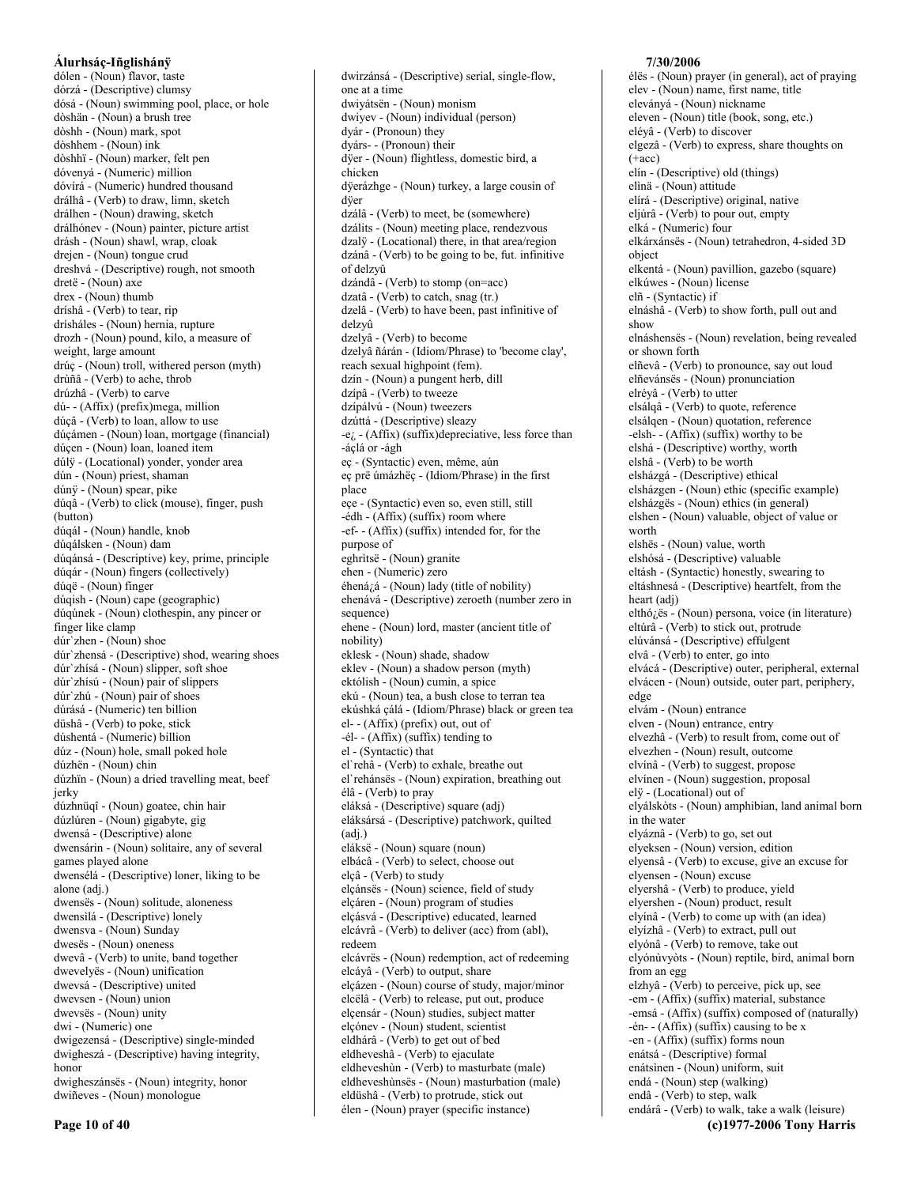dólen - (Noun) flavor, taste
dórzá - (Descriptive) clumsy
dósá - (Noun) swimming pool, place, or hole
dòshän - (Noun) a brush tree
dòshh - (Noun) mark, spot
dòshhem - (Noun) ink
dòshhï - (Noun) marker, felt pen
dóvenyá - (Numeric) million
dóvírá - (Numeric) hundred thousand
drálhâ - (Verb) to draw, limn, sketch
drálhen - (Noun) drawing, sketch
drálhónev - (Noun) painter, picture artist
drásh - (Noun) shawl, wrap, cloak
drejen - (Noun) tongue crud
dreshvá - (Descriptive) rough, not smooth
dretë - (Noun) axe
drex - (Noun) thumb
dríshâ - (Verb) to tear, rip
drísháles - (Noun) hernia, rupture
drozh - (Noun) pound, kilo, a measure of weight, large amount
drúç - (Noun) troll, withered person (myth)
drúñâ - (Verb) to ache, throb
drúzhâ - (Verb) to carve
dú- - (Affix) (prefix)mega, million
dúçâ - (Verb) to loan, allow to use
dúçámen - (Noun) loan, mortgage (financial)
dúçen - (Noun) loan, loaned item
dúlÿ - (Locational) yonder, yonder area
dún - (Noun) priest, shaman
dúnÿ - (Noun) spear, pike
dúqâ - (Verb) to click (mouse), finger, push (button)
dúqál - (Noun) handle, knob
dúqálsken - (Noun) dam
dúqánsá - (Descriptive) key, prime, principle
dúqár - (Noun) fingers (collectively)
dúqë - (Noun) finger
dúqish - (Noun) cape (geographic)
dúqúnek - (Noun) clothespin, any pincer or finger like clamp
dúr`zhen - (Noun) shoe
dúr`zhensá - (Descriptive) shod, wearing shoes
dúr`zhísá - (Noun) slipper, soft shoe
dúr`zhísú - (Noun) pair of slippers
dúr`zhú - (Noun) pair of shoes
dúrásá - (Numeric) ten billion
düshâ - (Verb) to poke, stick
dúshentá - (Numeric) billion
dúz - (Noun) hole, small poked hole
dúzhën - (Noun) chin
dúzhïn - (Noun) a dried travelling meat, beef jerky
dúzhnüqî - (Noun) goatee, chin hair
dúzlúren - (Noun) gigabyte, gig
dwensá - (Descriptive) alone
dwensárin - (Noun) solitaire, any of several games played alone
dwensélá - (Descriptive) loner, liking to be alone (adj.)
dwensës - (Noun) solitude, aloneness
dwensìlá - (Descriptive) lonely
dwensva - (Noun) Sunday
dwesës - (Noun) oneness
dwevâ - (Verb) to unite, band together
dwevelyës - (Noun) unification
dwevsá - (Descriptive) united
dwevsen - (Noun) union
dwevsës - (Noun) unity
dwi - (Numeric) one
dwigezensá - (Descriptive) single-minded
dwigheszá - (Descriptive) having integrity, honor
dwigheszánsës - (Noun) integrity, honor
dwiñeves - (Noun) monologue
dwirzánsá - (Descriptive) serial, single-flow, one at a time
dwiyátsën - (Noun) monism
dwiyev - (Noun) individual (person)
dyár - (Pronoun) they
dyárs- - (Pronoun) their
dÿer - (Noun) flightless, domestic bird, a chicken
dÿerázhge - (Noun) turkey, a large cousin of dÿer
dzálâ - (Verb) to meet, be (somewhere)
dzálits - (Noun) meeting place, rendezvous
dzalÿ - (Locational) there, in that area/region
dzánâ - (Verb) to be going to be, fut. infinitive of delzyû
dzándâ - (Verb) to stomp (on=acc)
dzatâ - (Verb) to catch, snag (tr.)
dzelâ - (Verb) to have been, past infinitive of delzyû
dzelyâ - (Verb) to become
dzelyâ ñárán - (Idiom/Phrase) to 'become clay', reach sexual highpoint (fem).
dzín - (Noun) a pungent herb, dill
dzípâ - (Verb) to tweeze
dzípálvú - (Noun) tweezers
dzúttá - (Descriptive) sleazy
-e¿ - (Affix) (suffix)depreciative, less force than -á¿lá or -ágh
eç - (Syntactic) even, même, aún
eç prë úmázhëç - (Idiom/Phrase) in the first place
eçe - (Syntactic) even so, even still, still
-édh - (Affix) (suffix) room where
-ef- - (Affix) (suffix) intended for, for the purpose of
eghrìtsë - (Noun) granite
ehen - (Numeric) zero
éhená¿á - (Noun) lady (title of nobility)
ehenává - (Descriptive) zeroeth (number zero in sequence)
ehene - (Noun) lord, master (ancient title of nobility)
eklesk - (Noun) shade, shadow
eklev - (Noun) a shadow person (myth)
ektólish - (Noun) cumin, a spice
ekú - (Noun) tea, a bush close to terran tea
ekúshká çálá - (Idiom/Phrase) black or green tea
el- - (Affix) (prefix) out, out of
-él- - (Affix) (suffix) tending to
el - (Syntactic) that
el`rehâ - (Verb) to exhale, breathe out
el`rehánsës - (Noun) expiration, breathing out
élâ - (Verb) to pray
eláksá - (Descriptive) square (adj)
eláksársá - (Descriptive) patchwork, quilted (adj.)
eláksë - (Noun) square (noun)
elbácâ - (Verb) to select, choose out
elçâ - (Verb) to study
elçánsës - (Noun) science, field of study
elçáren - (Noun) program of studies
elçásvá - (Descriptive) educated, learned
elcávrâ - (Verb) to deliver (acc) from (abl), redeem
elcávrës - (Noun) redemption, act of redeeming
elcáyâ - (Verb) to output, share
elçázen - (Noun) course of study, major/minor
elcëlâ - (Verb) to release, put out, produce
elçensár - (Noun) studies, subject matter
elçónev - (Noun) student, scientist
eldhárâ - (Verb) to get out of bed
eldheveshâ - (Verb) to ejaculate
eldheveshùn - (Verb) to masturbate (male)
eldheveshùnsës - (Noun) masturbation (male)
eldüshâ - (Verb) to protrude, stick out
élen - (Noun) prayer (specific instance)
élës - (Noun) prayer (in general), act of praying
elev - (Noun) name, first name, title
elevány á - (Noun) nickname
eleven - (Noun) title (book, song, etc.)
eléyâ - (Verb) to discover
elgezâ - (Verb) to express, share thoughts on (+acc)
elín - (Descriptive) old (things)
elìnä - (Noun) attitude
elírá - (Descriptive) original, native
eljúrâ - (Verb) to pour out, empty
elká - (Numeric) four
elkárxánsës - (Noun) tetrahedron, 4-sided 3D object
elkentá - (Noun) pavillion, gazebo (square)
elkúwes - (Noun) license
elñ - (Syntactic) if
elnáshâ - (Verb) to show forth, pull out and show
elnáshensës - (Noun) revelation, being revealed or shown forth
elñevâ - (Verb) to pronounce, say out loud
elñevánsës - (Noun) pronunciation
elréyâ - (Verb) to utter
elsálqâ - (Verb) to quote, reference
elsálqen - (Noun) quotation, reference
-elsh- - (Affix) (suffix) worthy to be
elshá - (Descriptive) worthy, worth
elshâ - (Verb) to be worth
elsházgá - (Descriptive) ethical
elsházgen - (Noun) ethic (specific example)
elsházgës - (Noun) ethics (in general)
elshen - (Noun) valuable, object of value or worth
elshës - (Noun) value, worth
elshósá - (Descriptive) valuable
eltásh - (Syntactic) honestly, swearing to
eltáshnesá - (Descriptive) heartfelt, from the heart (adj)
elthó¿ës - (Noun) persona, voice (in literature)
eltúrâ - (Verb) to stick out, protrude
elúvánsá - (Descriptive) effulgent
elvâ - (Verb) to enter, go into
elvácá - (Descriptive) outer, peripheral, external
elvácen - (Noun) outside, outer part, periphery, edge
elvám - (Noun) entrance
elven - (Noun) entrance, entry
elvezhâ - (Verb) to result from, come out of
elvezhen - (Noun) result, outcome
elvínâ - (Verb) to suggest, propose
elvínen - (Noun) suggestion, proposal
elÿ - (Locational) out of
elyálskòts - (Noun) amphibian, land animal born in the water
elyáznâ - (Verb) to go, set out
elyeksen - (Noun) version, edition
elyensâ - (Verb) to excuse, give an excuse for
elyensen - (Noun) excuse
elyershâ - (Verb) to produce, yield
elyershen - (Noun) product, result
elyínâ - (Verb) to come up with (an idea)
elyízhâ - (Verb) to extract, pull out
elyónâ - (Verb) to remove, take out
elyónùvyòts - (Noun) reptile, bird, animal born from an egg
elzhyâ - (Verb) to perceive, pick up, see
-em - (Affix) (suffix) material, substance
-emsá - (Affix) (suffix) composed of (naturally)
-én- - (Affix) (suffix) causing to be x
-en - (Affix) (suffix) forms noun
enátsá - (Descriptive) formal
enátsìnen - (Noun) uniform, suit
endá - (Noun) step (walking)
endâ - (Verb) to step, walk
endárâ - (Verb) to walk, take a walk (leisure)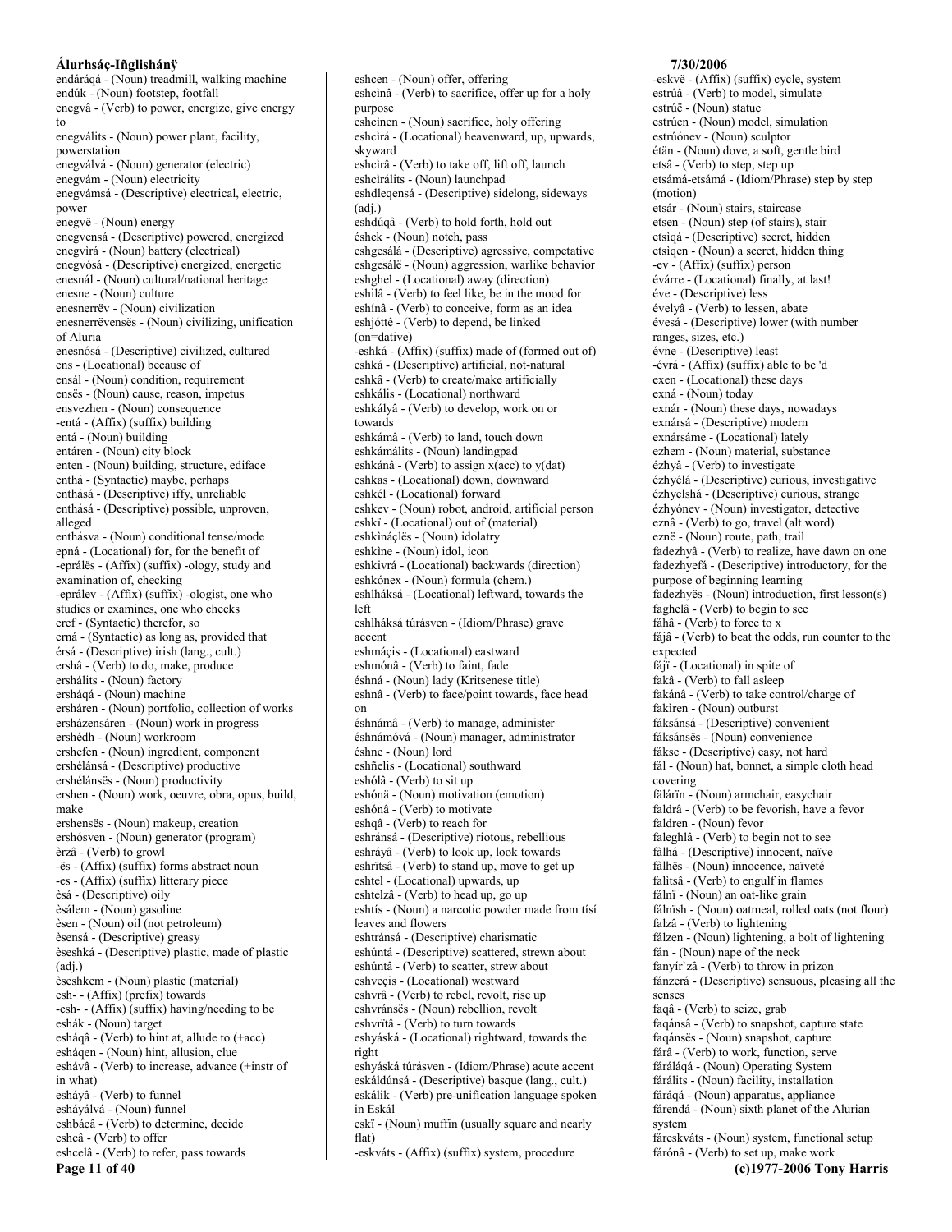endáráqá - (Noun) treadmill, walking machine
endúk - (Noun) footstep, footfall
enegvâ - (Verb) to power, energize, give energy to
enegválits - (Noun) power plant, facility, powerstation
enegválvá - (Noun) generator (electric)
enegvám - (Noun) electricity
enegvámsá - (Descriptive) electrical, electric, power
enegvë - (Noun) energy
enegvensá - (Descriptive) powered, energized
enegvìrá - (Noun) battery (electrical)
enegvósá - (Descriptive) energized, energetic
enesnál - (Noun) cultural/national heritage
enesne - (Noun) culture
enesnerrëv - (Noun) civilization
enesnerrëvensës - (Noun) civilizing, unification of Aluria
enesnósá - (Descriptive) civilized, cultured
ens - (Locational) because of
ensál - (Noun) condition, requirement
ensës - (Noun) cause, reason, impetus
ensvezhen - (Noun) consequence
-entá - (Affix) (suffix) building
entá - (Noun) building
entáren - (Noun) city block
enten - (Noun) building, structure, ediface
enthá - (Syntactic) maybe, perhaps
enthásá - (Descriptive) iffy, unreliable
enthásá - (Descriptive) possible, unproven, alleged
enthásva - (Noun) conditional tense/mode
epná - (Locational) for, for the benefit of
-eprálës - (Affix) (suffix) -ology, study and examination of, checking
-eprálev - (Affix) (suffix) -ologist, one who studies or examines, one who checks
eref - (Syntactic) therefor, so
erná - (Syntactic) as long as, provided that
érsá - (Descriptive) irish (lang., cult.)
ershâ - (Verb) to do, make, produce
ershálits - (Noun) factory
ersháqá - (Noun) machine
ersháren - (Noun) portfolio, collection of works
ersházensáren - (Noun) work in progress
ershédh - (Noun) workroom
ershefen - (Noun) ingredient, component
ershélánsá - (Descriptive) productive
ershélánsës - (Noun) productivity
ershen - (Noun) work, oeuvre, obra, opus, build, make
ershensës - (Noun) makeup, creation
ershósven - (Noun) generator (program)
èrzâ - (Verb) to growl
-ës - (Affix) (suffix) forms abstract noun
-es - (Affix) (suffix) litterary piece
èsá - (Descriptive) oily
èsálem - (Noun) gasoline
èsen - (Noun) oil (not petroleum)
èsensá - (Descriptive) greasy
èseshká - (Descriptive) plastic, made of plastic (adj.)
èseshkem - (Noun) plastic (material)
esh- - (Affix) (prefix) towards
-esh- - (Affix) (suffix) having/needing to be
eshák - (Noun) target
esháqâ - (Verb) to hint at, allude to (+acc)
esháqen - (Noun) hint, allusion, clue
eshávâ - (Verb) to increase, advance (+instr of in what)
esháyâ - (Verb) to funnel
esháyálvá - (Noun) funnel
eshbácâ - (Verb) to determine, decide
eshcâ - (Verb) to offer
eshcelâ - (Verb) to refer, pass towards
eshcen - (Noun) offer, offering
eshcìnâ - (Verb) to sacrifice, offer up for a holy purpose
eshcìnen - (Noun) sacrifice, holy offering
eshcìrá - (Locational) heavenward, up, upwards, skyward
eshcìrâ - (Verb) to take off, lift off, launch
eshcìrálits - (Noun) launchpad
eshdleqensá - (Descriptive) sidelong, sideways (adj.)
eshdúqâ - (Verb) to hold forth, hold out
éshek - (Noun) notch, pass
eshgesálá - (Descriptive) agressive, competative
eshgesálë - (Noun) aggression, warlike behavior
eshghel - (Locational) away (direction)
eshilâ - (Verb) to feel like, be in the mood for
eshínâ - (Verb) to conceive, form as an idea
eshjóttê - (Verb) to depend, be linked (on=dative)
-eshká - (Affix) (suffix) made of (formed out of)
eshká - (Descriptive) artificial, not-natural
eshkâ - (Verb) to create/make artificially
eshkális - (Locational) northward
eshkályâ - (Verb) to develop, work on or towards
eshkámâ - (Verb) to land, touch down
eshkámálits - (Noun) landingpad
eshkánâ - (Verb) to assign x(acc) to y(dat)
eshkas - (Locational) down, downward
eshkél - (Locational) forward
eshkev - (Noun) robot, android, artificial person
eshkï - (Locational) out of (material)
eshkìnáçlës - (Noun) idolatry
eshkìne - (Noun) idol, icon
eshkivrá - (Locational) backwards (direction)
eshkónex - (Noun) formula (chem.)
eshlháksá - (Locational) leftward, towards the left
eshlháksá túrásven - (Idiom/Phrase) grave accent
eshmáçis - (Locational) eastward
eshmónâ - (Verb) to faint, fade
éshná - (Noun) lady (Kritsenese title)
eshnâ - (Verb) to face/point towards, face head on
éshnámâ - (Verb) to manage, administer
éshnámóvá - (Noun) manager, administrator
éshne - (Noun) lord
eshñelis - (Locational) southward
eshólâ - (Verb) to sit up
eshónä - (Noun) motivation (emotion)
eshónâ - (Verb) to motivate
eshqâ - (Verb) to reach for
eshránsá - (Descriptive) riotous, rebellious
eshráyâ - (Verb) to look up, look towards
eshrïtsâ - (Verb) to stand up, move to get up
eshtel - (Locational) upwards, up
eshtelzâ - (Verb) to head up, go up
eshtís - (Noun) a narcotic powder made from tísí leaves and flowers
eshtránsá - (Descriptive) charismatic
eshúntá - (Descriptive) scattered, strewn about
eshúntâ - (Verb) to scatter, strew about
eshveçis - (Locational) westward
eshvrâ - (Verb) to rebel, revolt, rise up
eshvránsës - (Noun) rebellion, revolt
eshvrïtâ - (Verb) to turn towards
eshyáská - (Locational) rightward, towards the right
eshyáská túrásven - (Idiom/Phrase) acute accent
eskáldúnsá - (Descriptive) basque (lang., cult.)
eskálik - (Verb) pre-unification language spoken in Eskál
eskï - (Noun) muffin (usually square and nearly flat)
-eskváts - (Affix) (suffix) system, procedure
-eskvë - (Affix) (suffix) cycle, system
estrúâ - (Verb) to model, simulate
estrúë - (Noun) statue
estrúen - (Noun) model, simulation
estrúónev - (Noun) sculptor
étän - (Noun) dove, a soft, gentle bird
etsâ - (Verb) to step, step up
etsámá-etsámá - (Idiom/Phrase) step by step (motion)
etsár - (Noun) stairs, staircase
etsen - (Noun) step (of stairs), stair
etsiqá - (Descriptive) secret, hidden
etsiqen - (Noun) a secret, hidden thing
-ev - (Affix) (suffix) person
évárre - (Locational) finally, at last!
éve - (Descriptive) less
évelyâ - (Verb) to lessen, abate
évesá - (Descriptive) lower (with number ranges, sizes, etc.)
évne - (Descriptive) least
-évrá - (Affix) (suffix) able to be 'd
exen - (Locational) these days
exná - (Noun) today
exnár - (Noun) these days, nowadays
exnársá - (Descriptive) modern
exnársáme - (Locational) lately
ezhem - (Noun) material, substance
ézhyâ - (Verb) to investigate
ézhyélá - (Descriptive) curious, investigative
ézhyelshá - (Descriptive) curious, strange
ézhyónev - (Noun) investigator, detective
eznâ - (Verb) to go, travel (alt.word)
eznë - (Noun) route, path, trail
fadezhyâ - (Verb) to realize, have dawn on one
fadezhyefá - (Descriptive) introductory, for the purpose of beginning learning
fadezhyës - (Noun) introduction, first lesson(s)
faghelâ - (Verb) to begin to see
fáhâ - (Verb) to force to x
fájâ - (Verb) to beat the odds, run counter to the expected
fájï - (Locational) in spite of
fakâ - (Verb) to fall asleep
fakánâ - (Verb) to take control/charge of
fakìren - (Noun) outburst
fáksánsá - (Descriptive) convenient
fáksánsës - (Noun) convenience
fákse - (Descriptive) easy, not hard
fál - (Noun) hat, bonnet, a simple cloth head covering
fälárin - (Noun) armchair, easychair
faldrâ - (Verb) to be fevorish, have a fevor
faldren - (Noun) fevor
faleghlâ - (Verb) to begin not to see
fálhá - (Descriptive) innocent, naïve
fálhës - (Noun) innocence, naïveté
falitsâ - (Verb) to engulf in flames
fálnï - (Noun) an oat-like grain
fálnïsh - (Noun) oatmeal, rolled oats (not flour)
falzâ - (Verb) to lightening
fálzen - (Noun) lightening, a bolt of lightening
fán - (Noun) nape of the neck
fanyír`zâ - (Verb) to throw in prizon
fánzerá - (Descriptive) sensuous, pleasing all the senses
faqâ - (Verb) to seize, grab
faqánsâ - (Verb) to snapshot, capture state
faqánsës - (Noun) snapshot, capture
fárâ - (Verb) to work, function, serve
fáráláqá - (Noun) Operating System
fárálits - (Noun) facility, installation
fáráqá - (Noun) apparatus, appliance
fárendá - (Noun) sixth planet of the Alurian system
fáreskváts - (Noun) system, functional setup
fárónâ - (Verb) to set up, make work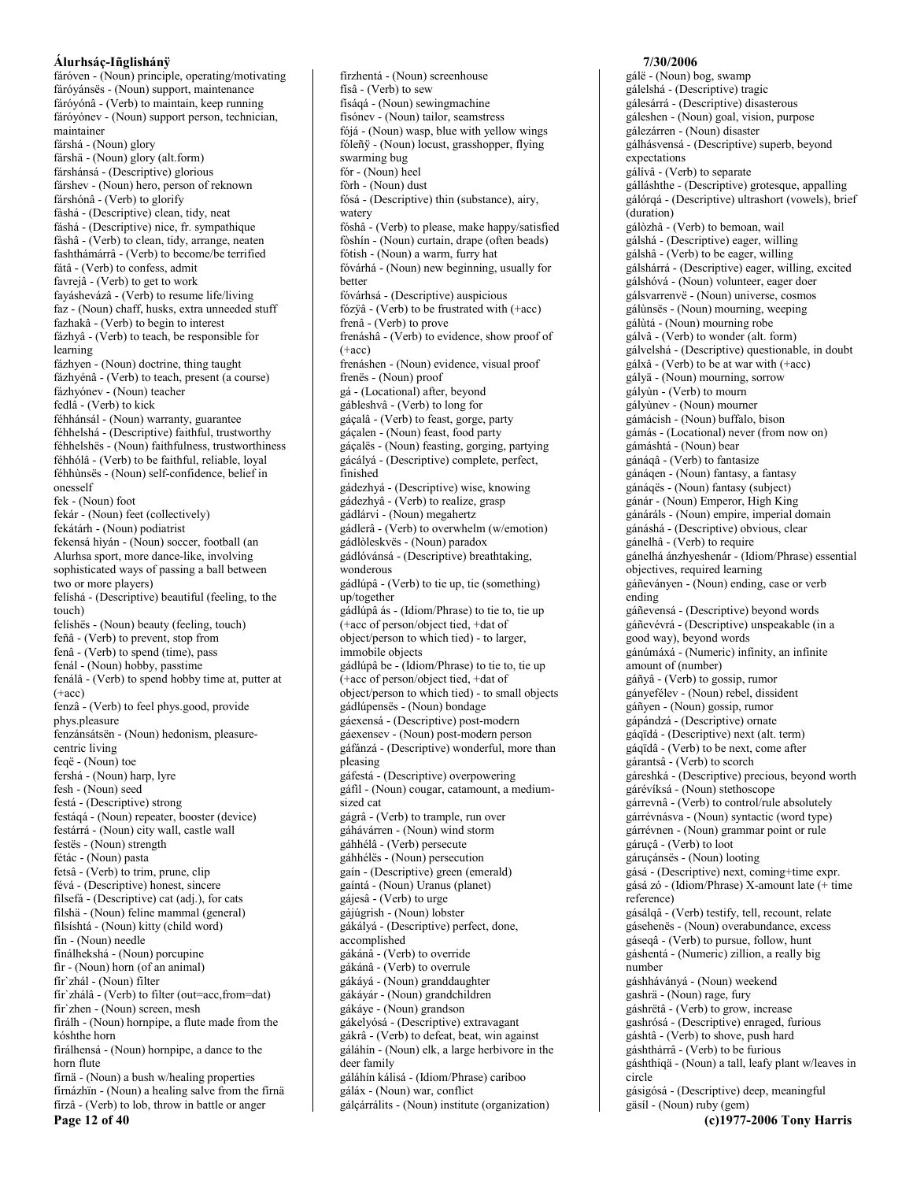fáróven - (Noun) principle, operating/motivating
fáróyánsës - (Noun) support, maintenance
fáróyónâ - (Verb) to maintain, keep running
fáróyónev - (Noun) support person, technician, maintainer
fárshá - (Noun) glory
fárshä - (Noun) glory (alt.form)
fárshánsá - (Descriptive) glorious
fárshev - (Noun) hero, person of reknown
fárshónâ - (Verb) to glorify
fàshá - (Descriptive) clean, tidy, neat
fáshá - (Descriptive) nice, fr. sympathique
fàshâ - (Verb) to clean, tidy, arrange, neaten
fashthámárrâ - (Verb) to become/be terrified
fátâ - (Verb) to confess, admit
favrejâ - (Verb) to get to work
fayáshevázâ - (Verb) to resume life/living
faz - (Noun) chaff, husks, extra unneeded stuff
fazhakâ - (Verb) to begin to interest
fázhyâ - (Verb) to teach, be responsible for learning
fázhyen - (Noun) doctrine, thing taught
fázhyénâ - (Verb) to teach, present (a course)
fázhyónev - (Noun) teacher
fedlâ - (Verb) to kick
féhhánsál - (Noun) warranty, guarantee
féhhelshá - (Descriptive) faithful, trustworthy
féhhelshës - (Noun) faithfulness, trustworthiness
féhhólâ - (Verb) to be faithful, reliable, loyal
féhhùnsës - (Noun) self-confidence, belief in onesself
fek - (Noun) foot
fekár - (Noun) feet (collectively)
fekátárh - (Noun) podiatrist
fekensá hiyán - (Noun) soccer, football (an Alurhsa sport, more dance-like, involving sophisticated ways of passing a ball between two or more players)
felíshá - (Descriptive) beautiful (feeling, to the touch)
felíshës - (Noun) beauty (feeling, touch)
feñâ - (Verb) to prevent, stop from
fenâ - (Verb) to spend (time), pass
fenál - (Noun) hobby, passtime
fenálâ - (Verb) to spend hobby time at, putter at (+acc)
fenzâ - (Verb) to feel phys.good, provide phys.pleasure
fenzánsátsën - (Noun) hedonism, pleasure-centric living
feqë - (Noun) toe
fershá - (Noun) harp, lyre
fesh - (Noun) seed
festá - (Descriptive) strong
festáqá - (Noun) repeater, booster (device)
festárrá - (Noun) city wall, castle wall
festës - (Noun) strength
fétác - (Noun) pasta
fetsâ - (Verb) to trim, prune, clip
févá - (Descriptive) honest, sincere
filsefá - (Descriptive) cat (adj.), for cats
filshä - (Noun) feline mammal (general)
filsíshtá - (Noun) kitty (child word)
fin - (Noun) needle
fínálhekshá - (Noun) porcupine
fir - (Noun) horn (of an animal)
fir`zhál - (Noun) filter
fir`zhálâ - (Verb) to filter (out=acc,from=dat)
fir`zhen - (Noun) screen, mesh
firálh - (Noun) hornpipe, a flute made from the kóshthe horn
firálhensá - (Noun) hornpipe, a dance to the horn flute
firnä - (Noun) a bush w/healing properties
firnázhïn - (Noun) a healing salve from the firnä
firzâ - (Verb) to lob, throw in battle or anger
firzhentá - (Noun) screenhouse
fisâ - (Verb) to sew
fisáqá - (Noun) sewingmachine
fisónev - (Noun) tailor, seamstress
fójá - (Noun) wasp, blue with yellow wings
föleñÿ - (Noun) locust, grasshopper, flying swarming bug
fór - (Noun) heel
fòrh - (Noun) dust
fósá - (Descriptive) thin (substance), airy, watery
fóshâ - (Verb) to please, make happy/satisfied
fòshín - (Noun) curtain, drape (often beads)
fótish - (Noun) a warm, furry hat
fóvárhá - (Noun) new beginning, usually for better
fóvárhsá - (Descriptive) auspicious
fózÿâ - (Verb) to be frustrated with (+acc)
frenâ - (Verb) to prove
frenáshâ - (Verb) to evidence, show proof of (+acc)
frenáshen - (Noun) evidence, visual proof
frenës - (Noun) proof
gá - (Locational) after, beyond
gábleshvâ - (Verb) to long for
gáçalâ - (Verb) to feast, gorge, party
gáçalen - (Noun) feast, food party
gáçalës - (Noun) feasting, gorging, partying
gácályá - (Descriptive) complete, perfect, finished
gádezhyá - (Descriptive) wise, knowing
gádezhyâ - (Verb) to realize, grasp
gádlárvi - (Noun) megahertz
gádlerâ - (Verb) to overwhelm (w/emotion)
gádlòleskvës - (Noun) paradox
gádlóvánsá - (Descriptive) breathtaking, wonderous
gádlúpâ - (Verb) to tie up, tie (something) up/together
gádlúpâ ás - (Idiom/Phrase) to tie to, tie up (+acc of person/object tied, +dat of object/person to which tied) - to larger, immobile objects
gádlúpâ be - (Idiom/Phrase) to tie to, tie up (+acc of person/object tied, +dat of object/person to which tied) - to small objects
gádlúpensës - (Noun) bondage
gáexensá - (Descriptive) post-modern
gáexensev - (Noun) post-modern person
gáfánzá - (Descriptive) wonderful, more than pleasing
gáfestá - (Descriptive) overpowering
gáfil - (Noun) cougar, catamount, a medium-sized cat
gágrâ - (Verb) to trample, run over
gáhávárren - (Noun) wind storm
gáhhélâ - (Verb) persecute
gáhhélës - (Noun) persecution
gaín - (Descriptive) green (emerald)
gaíntá - (Noun) Uranus (planet)
gájesâ - (Verb) to urge
gájúgrish - (Noun) lobster
gákályá - (Descriptive) perfect, done, accomplished
gákánâ - (Verb) to override
gákánâ - (Verb) to overrule
gákáyá - (Noun) granddaughter
gákáyár - (Noun) grandchildren
gákáye - (Noun) grandson
gákelyósá - (Descriptive) extravagant
gákrâ - (Verb) to defeat, beat, win against
gáláhín - (Noun) elk, a large herbivore in the deer family
gáláhín kálisá - (Idiom/Phrase) cariboo
gálàx - (Noun) war, conflict
gálçárrálits - (Noun) institute (organization)
gálë - (Noun) bog, swamp
gálelshá - (Descriptive) tragic
gálesárrá - (Descriptive) disasterous
gáleshen - (Noun) goal, vision, purpose
gálezárren - (Noun) disaster
gálhásvensá - (Descriptive) superb, beyond expectations
gálívâ - (Verb) to separate
gálláshthe - (Descriptive) grotesque, appalling
gálórqá - (Descriptive) ultrashort (vowels), brief (duration)
gálòzhâ - (Verb) to bemoan, wail
gálshá - (Descriptive) eager, willing
gálshâ - (Verb) to be eager, willing
gálshárrá - (Descriptive) eager, willing, excited
gálshóvá - (Noun) volunteer, eager doer
gálsvarrenvë - (Noun) universe, cosmos
gálùnsës - (Noun) mourning, weeping
gálùtá - (Noun) mourning robe
gálvâ - (Verb) to wonder (alt. form)
gálvelshá - (Descriptive) questionable, in doubt
gálxâ - (Verb) to be at war with (+acc)
gályä - (Noun) mourning, sorrow
gályùn - (Verb) to mourn
gályùnev - (Noun) mourner
gámácish - (Noun) buffalo, bison
gámás - (Locational) never (from now on)
gámáshtá - (Noun) bear
gánáqâ - (Verb) to fantasize
gánáqen - (Noun) fantasy, a fantasy
gánáqës - (Noun) fantasy (subject)
gánár - (Noun) Emperor, High King
gánáráls - (Noun) empire, imperial domain
gánáshá - (Descriptive) obvious, clear
gánelhâ - (Verb) to require
gánelhá ánzhyeshenár - (Idiom/Phrase) essential objectives, required learning
gáñevànyen - (Noun) ending, case or verb ending
gáñevensá - (Descriptive) beyond words
gáñevévrá - (Descriptive) unspeakable (in a good way), beyond words
gánúmáxá - (Numeric) infinity, an infinite amount of (number)
gáñyâ - (Verb) to gossip, rumor
gányefélev - (Noun) rebel, dissident
gáñyen - (Noun) gossip, rumor
gápándzá - (Descriptive) ornate
gáqïdá - (Descriptive) next (alt. term)
gáqïdâ - (Verb) to be next, come after
gárantsâ - (Verb) to scorch
gáreshká - (Descriptive) precious, beyond worth
gárévíksá - (Noun) stethoscope
gárrevnâ - (Verb) to control/rule absolutely
gárrévnásva - (Noun) syntactic (word type)
gárrévnen - (Noun) grammar point or rule
gáruçâ - (Verb) to loot
gáruçánsës - (Noun) looting
gásá - (Descriptive) next, coming+time expr.
gásá zó - (Idiom/Phrase) X-amount late (+ time reference)
gásálqâ - (Verb) testify, tell, recount, relate
gásehenës - (Noun) overabundance, excess
gáseqâ - (Verb) to pursue, follow, hunt
gáshentá - (Numeric) zillion, a really big number
gáshhávànyá - (Noun) weekend
gáshrä - (Noun) rage, fury
gáshrëtâ - (Verb) to grow, increase
gashrósá - (Descriptive) enraged, furious
gáshtâ - (Verb) to shove, push hard
gáshthárrâ - (Verb) to be furious
gáshthiqä - (Noun) a tall, leafy plant w/leaves in circle
gásigósá - (Descriptive) deep, meaningful
gäsíl - (Noun) ruby (gem)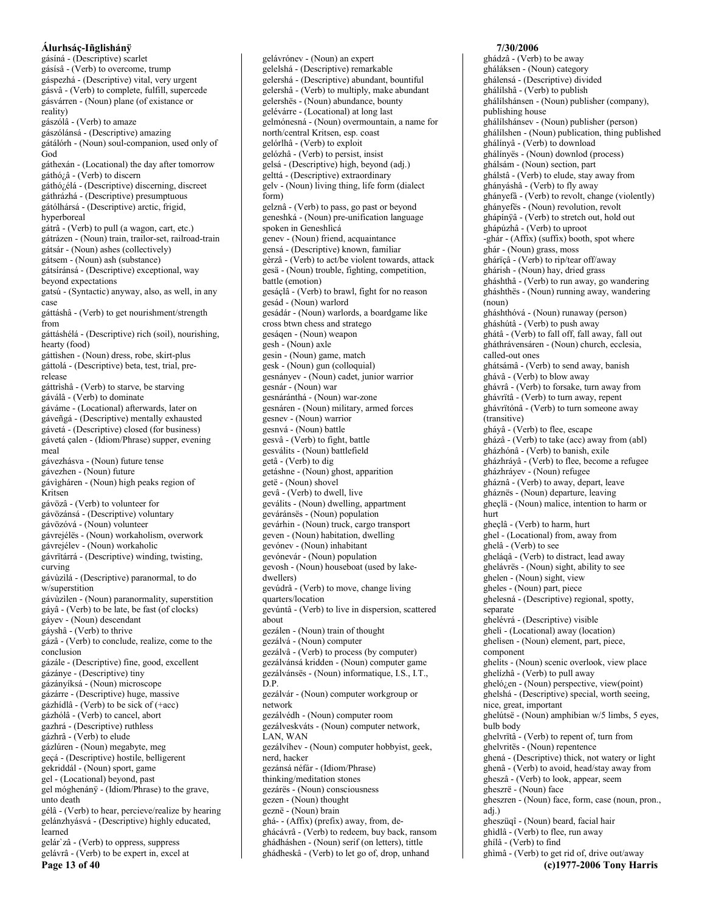gásíná - (Descriptive) scarlet
gásísâ - (Verb) to overcome, trump
gáspezhá - (Descriptive) vital, very urgent
gásvâ - (Verb) to complete, fulfill, supercede
gásvárren - (Noun) plane (of existance or reality)
gászólâ - (Verb) to amaze
gászólánsá - (Descriptive) amazing
gátálórh - (Noun) soul-companion, used only of God
gáthexán - (Locational) the day after tomorrow
gáthó¿â - (Verb) to discern
gáthó¿élá - (Descriptive) discerning, discreet
gáthrázhá - (Descriptive) presumptuous
gátólhársá - (Descriptive) arctic, frigid, hyperboreal
gátrâ - (Verb) to pull (a wagon, cart, etc.)
gátrázen - (Noun) train, trailor-set, railroad-train
gátsár - (Noun) ashes (collectively)
gátsem - (Noun) ash (substance)
gátsíránsá - (Descriptive) exceptional, way beyond expectations
gatsú - (Syntactic) anyway, also, as well, in any case
gáttáshâ - (Verb) to get nourishment/strength from
gáttáshélá - (Descriptive) rich (soil), nourishing, hearty (food)
gáttìshen - (Noun) dress, robe, skirt-plus
gáttolá - (Descriptive) beta, test, trial, pre-release
gáttrishâ - (Verb) to starve, be starving
gáválâ - (Verb) to dominate
gáváme - (Locational) afterwards, later on
gáveñgá - (Descriptive) mentally exhausted
gávetá - (Descriptive) closed (for business)
gávetá çalen - (Idiom/Phrase) supper, evening meal
gávezhásva - (Noun) future tense
gávezhen - (Noun) future
gávìgháren - (Noun) high peaks region of Kritsen
gávözâ - (Verb) to volunteer for
gávözánsá - (Descriptive) voluntary
gávözóvá - (Noun) volunteer
gávrejélës - (Noun) workaholism, overwork
gávrejélev - (Noun) workaholic
gávrïtárrá - (Descriptive) winding, twisting, curving
gávùzìlá - (Descriptive) paranormal, to do w/superstition
gávùzìlen - (Noun) paranormality, superstition
gáyâ - (Verb) to be late, be fast (of clocks)
gáyev - (Noun) descendant
gáyshâ - (Verb) to thrive
gázâ - (Verb) to conclude, realize, come to the conclusion
gázále - (Descriptive) fine, good, excellent
gázánye - (Descriptive) tiny
gázányíksá - (Noun) microscope
gázárre - (Descriptive) huge, massive
gázhídlâ - (Verb) to be sick of (+acc)
gázhólâ - (Verb) to cancel, abort
gazhrá - (Descriptive) ruthless
gázhrâ - (Verb) to elude
gázlúren - (Noun) megabyte, meg
geçá - (Descriptive) hostile, belligerent
gekriddál - (Noun) sport, game
gel - (Locational) beyond, past
gel móghenánÿ - (Idiom/Phrase) to the grave, unto death
gélâ - (Verb) to hear, percieve/realize by hearing
gelánzhyásvá - (Descriptive) highly educated, learned
gelár`zâ - (Verb) to oppress, suppress
gelávrâ - (Verb) to be expert in, excel at
gelávrónev - (Noun) an expert
gelelshá - (Descriptive) remarkable
gelershá - (Descriptive) abundant, bountiful
gelershâ - (Verb) to multiply, make abundant
gelershës - (Noun) abundance, bounty
gelévárre - (Locational) at long last
gelmónesná - (Noun) overmountain, a name for north/central Kritsen, esp. coast
gelórlhâ - (Verb) to exploit
gelózhâ - (Verb) to persist, insist
gelsá - (Descriptive) high, beyond (adj.)
gelttá - (Descriptive) extraordinary
gelv - (Noun) living thing, life form (dialect form)
gelznâ - (Verb) to pass, go past or beyond
geneshká - (Noun) pre-unification language spoken in Geneshlicá
genev - (Noun) friend, acquaintance
gensá - (Descriptive) known, familiar
gèrzâ - (Verb) to act/be violent towards, attack
gesä - (Noun) trouble, fighting, competition, battle (emotion)
gesáçlâ - (Verb) to brawl, fight for no reason
gesád - (Noun) warlord
gesádár - (Noun) warlords, a boardgame like cross btwn chess and stratego
gesáqen - (Noun) weapon
gesh - (Noun) axle
gesin - (Noun) game, match
gesk - (Noun) gun (colloquial)
gesnányev - (Noun) cadet, junior warrior
gesnár - (Noun) war
gesnáránthá - (Noun) war-zone
gesnáren - (Noun) military, armed forces
gesnev - (Noun) warrior
gesnvá - (Noun) battle
gesvâ - (Verb) to fight, battle
gesválits - (Noun) battlefield
getâ - (Verb) to dig
getáshne - (Noun) ghost, apparition
getë - (Noun) shovel
gevâ - (Verb) to dwell, live
geválits - (Noun) dwelling, appartment
gevánsës - (Noun) population
gevárhin - (Noun) truck, cargo transport
geven - (Noun) habitation, dwelling
gevónev - (Noun) inhabitant
gevónevár - (Noun) population
gevosh - (Noun) houseboat (used by lake-dwellers)
gevúdrâ - (Verb) to move, change living quarters/location
gevúntâ - (Verb) to live in dispersion, scattered about
gezálen - (Noun) train of thought
gezálvá - (Noun) computer
gezálvâ - (Verb) to process (by computer)
gezálvánsá kridden - (Noun) computer game
gezálvánsës - (Noun) informatique, I.S., I.T., D.P.
gezálvár - (Noun) computer workgroup or network
gezálvédh - (Noun) computer room
gezálveskváts - (Noun) computer network, LAN, WAN
gezálvíhev - (Noun) computer hobbyist, geek, nerd, hacker
gezánsá néfár - (Idiom/Phrase) thinking/meditation stones
gezárës - (Noun) consciousness
gezen - (Noun) thought
geznë - (Noun) brain
ghá- - (Affix) (prefix) away, from, de-
ghácávrâ - (Verb) to redeem, buy back, ransom
ghádháshen - (Noun) serif (on letters), tittle
ghádheskâ - (Verb) to let go of, drop, unhand
ghádzâ - (Verb) to be away
gháláksen - (Noun) category
ghálensá - (Descriptive) divided
ghálílshâ - (Verb) to publish
ghálílshánsen - (Noun) publisher (company), publishing house
ghálílshánsev - (Noun) publisher (person)
ghálílshen - (Noun) publication, thing published
ghálínyâ - (Verb) to download
ghálínyës - (Noun) downlod (process)
ghálsám - (Noun) section, part
ghálstâ - (Verb) to elude, stay away from
ghányáshâ - (Verb) to fly away
ghányefâ - (Verb) to revolt, change (violently)
ghányefës - (Noun) revolution, revolt
ghápínÿâ - (Verb) to stretch out, hold out
ghápúzhâ - (Verb) to uproot
-ghár - (Affix) (suffix) booth, spot where
ghár - (Noun) grass, moss
ghárïçâ - (Verb) to rip/tear off/away
ghárish - (Noun) hay, dried grass
gháshthâ - (Verb) to run away, go wandering
gháshthës - (Noun) running away, wandering (noun)
gháshthóvá - (Noun) runaway (person)
gháshútâ - (Verb) to push away
ghátâ - (Verb) to fall off, fall away, fall out
gháthrávensáren - (Noun) church, ecclesia, called-out ones
ghátsámâ - (Verb) to send away, banish
ghávâ - (Verb) to blow away
ghávrâ - (Verb) to forsake, turn away from
ghávrïtâ - (Verb) to turn away, repent
ghávrïtónâ - (Verb) to turn someone away (transitive)
gháyâ - (Verb) to flee, escape
gházâ - (Verb) to take (acc) away from (abl)
gházhónâ - (Verb) to banish, exile
gházhráyâ - (Verb) to flee, become a refugee
gházhráyev - (Noun) refugee
gháznâ - (Verb) to away, depart, leave
gháznës - (Noun) departure, leaving
gheçlä - (Noun) malice, intention to harm or hurt
gheçlâ - (Verb) to harm, hurt
ghel - (Locational) from, away from
ghelâ - (Verb) to see
gheláqâ - (Verb) to distract, lead away
ghelávrës - (Noun) sight, ability to see
ghelen - (Noun) sight, view
gheles - (Noun) part, piece
ghelesná - (Descriptive) regional, spotty, separate
ghelévrá - (Descriptive) visible
ghelì - (Locational) away (location)
ghelisen - (Noun) element, part, piece, component
ghelits - (Noun) scenic overlook, view place
ghelízhâ - (Verb) to pull away
ghelò¿en - (Noun) perspective, view(point)
ghelshá - (Descriptive) special, worth seeing, nice, great, important
ghelútsë - (Noun) amphibian w/5 limbs, 5 eyes, bulb body
ghelvrïtâ - (Verb) to repent of, turn from
ghelvritës - (Noun) repentence
ghená - (Descriptive) thick, not watery or light
ghenâ - (Verb) to avoid, head/stay away from
gheszâ - (Verb) to look, appear, seem
gheszrë - (Noun) face
gheszren - (Noun) face, form, case (noun, pron., adj.)
gheszüqî - (Noun) beard, facial hair
ghìdlâ - (Verb) to flee, run away
ghílâ - (Verb) to find
ghimâ - (Verb) to get rid of, drive out/away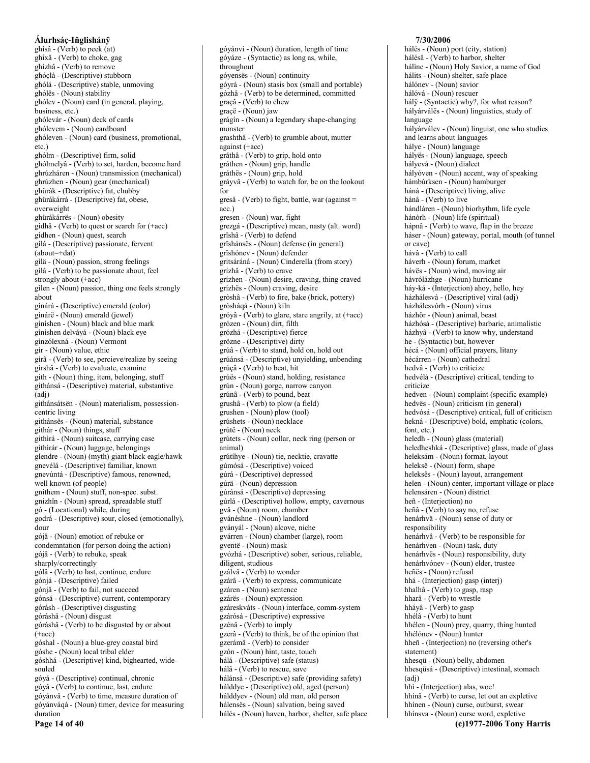ghísâ - (Verb) to peek (at)
ghixâ - (Verb) to choke, gag
ghizhâ - (Verb) to remove
ghóçlá - (Descriptive) stubborn
ghólá - (Descriptive) stable, unmoving
ghólës - (Noun) stability
ghólev - (Noun) card (in general. playing, business, etc.)
ghólevár - (Noun) deck of cards
ghólevem - (Noun) cardboard
ghóleven - (Noun) card (business, promotional, etc.)
ghólm - (Descriptive) firm, solid
ghólmelyâ - (Verb) to set, harden, become hard
ghrúzháren - (Noun) transmission (mechanical)
ghrúzhen - (Noun) gear (mechanical)
ghürák - (Descriptive) fat, chubby
ghürákárrá - (Descriptive) fat, obese, overweight
ghürákárrës - (Noun) obesity
gìdhâ - (Verb) to quest or search for (+acc)
gìdhen - (Noun) quest, search
gìlá - (Descriptive) passionate, fervent (about=+dat)
gìlä - (Noun) passion, strong feelings
gìlâ - (Verb) to be passionate about, feel strongly about (+acc)
gìlen - (Noun) passion, thing one feels strongly about
gìnárá - (Descriptive) emerald (color)
gìnárë - (Noun) emerald (jewel)
gìnishen - (Noun) black and blue mark
gìnishen delváyá - (Noun) black eye
gìnzólexná - (Noun) Vermont
gír - (Noun) value, ethic
gírâ - (Verb) to see, percieve/realize by seeing
gírshâ - (Verb) to evaluate, examine
gith - (Noun) thing, item, belonging, stuff
githánsá - (Descriptive) material, substantive (adj)
githánsátsën - (Noun) materialism, possession-centric living
githánsës - (Noun) material, substance
githár - (Noun) things, stuff
githìrá - (Noun) suitcase, carrying case
githìrár - (Noun) luggage, belongings
glendre - (Noun) (myth) giant black eagle/hawk
gnevélá - (Descriptive) familiar, known
gnevúntá - (Descriptive) famous, renowned, well known (of people)
gnithem - (Noun) stuff, non-spec. subst.
gnizhïn - (Noun) spread, spreadable stuff
gó - (Locational) while, during
godrá - (Descriptive) sour, closed (emotionally), dour
gójä - (Noun) emotion of rebuke or condemntation (for person doing the action)
gójâ - (Verb) to rebuke, speak sharply/correctingly
gólâ - (Verb) to last, continue, endure
gónjá - (Descriptive) failed
gónjâ - (Verb) to fail, not succeed
gónsá - (Descriptive) current, contemporary
górásh - (Descriptive) disgusting
góráshä - (Noun) disgust
góráshâ - (Verb) to be disgusted by or about (+acc)
góshal - (Noun) a blue-grey coastal bird
góshe - (Noun) local tribal elder
góshhá - (Descriptive) kind, bighearted, wide-souled
góyá - (Descriptive) continual, chronic
góyâ - (Verb) to continue, last, endure
góyánvâ - (Verb) to time, measure duration of
góyánváqá - (Noun) timer, device for measuring duration
góyánvi - (Noun) duration, length of time
góyáze - (Syntactic) as long as, while, throughout
góyensës - (Noun) continuity
góyrá - (Noun) stasis box (small and portable)
gózhâ - (Verb) to be determined, committed
graçâ - (Verb) to chew
graçë - (Noun) jaw
grágín - (Noun) a legendary shape-changing monster
grashthâ - (Verb) to grumble about, mutter against (+acc)
gráthâ - (Verb) to grip, hold onto
gráthen - (Noun) grip, handle
gráthës - (Noun) grip, hold
gráyvâ - (Verb) to watch for, be on the lookout for
gresâ - (Verb) to fight, battle, war (against = acc.)
gresen - (Noun) war, fight
grezgá - (Descriptive) mean, nasty (alt. word)
grïshâ - (Verb) to defend
grïshánsës - (Noun) defense (in general)
grïshónev - (Noun) defender
gritsáráná - (Noun) Cinderella (from story)
grízhâ - (Verb) to crave
grízhen - (Noun) desire, craving, thing craved
grízhës - (Noun) craving, desire
gròshâ - (Verb) to fire, bake (brick, pottery)
gròsháqá - (Noun) kiln
gróyâ - (Verb) to glare, stare angrily, at (+acc)
grózen - (Noun) dirt, filth
grózhá - (Descriptive) fierce
grözne - (Descriptive) dirty
grúâ - (Verb) to stand, hold on, hold out
grúánsá - (Descriptive) unyielding, unbending
grúçâ - (Verb) to beat, hit
grúës - (Noun) stand, holding, resistance
grún - (Noun) gorge, narrow canyon
grúnâ - (Verb) to pound, beat
grushâ - (Verb) to plow (a field)
grushen - (Noun) plow (tool)
grúshets - (Noun) necklace
grútë - (Noun) neck
grútets - (Noun) collar, neck ring (person or animal)
grútíhye - (Noun) tie, necktie, cravatte
gùmósá - (Descriptive) voiced
gúrá - (Descriptive) depressed
gúrä - (Noun) depression
gúránsá - (Descriptive) depressing
gúrlá - (Descriptive) hollow, empty, cavernous
gvâ - (Noun) room, chamber
gvánéshne - (Noun) landlord
gványál - (Noun) alcove, niche
gvárren - (Noun) chamber (large), room
gventë - (Noun) mask
gvózhá - (Descriptive) sober, serious, reliable, diligent, studious
gzálvâ - (Verb) to wonder
gzárâ - (Verb) to express, communicate
gzáren - (Noun) sentence
gzárës - (Noun) expression
gzáreskváts - (Noun) interface, comm-system
gzárósá - (Descriptive) expressive
gzénâ - (Verb) to imply
gzerâ - (Verb) to think, be of the opinion that
gzerámâ - (Verb) to consider
gzón - (Noun) hint, taste, touch
hálá - (Descriptive) safe (status)
hálâ - (Verb) to rescue, save
hálánsá - (Descriptive) safe (providing safety)
hálddye - (Descriptive) old, aged (person)
hálddyev - (Noun) old man, old person
hálensës - (Noun) salvation, being saved
hálés - (Noun) haven, harbor, shelter, safe place
hálés - (Noun) port (city, station)
hálésâ - (Verb) to harbor, shelter
háline - (Noun) Holy Savior, a name of God
hálits - (Noun) shelter, safe place
hálónev - (Noun) savior
hálóvá - (Noun) rescuer
hálÿ - (Syntactic) why?, for what reason?
hályárválës - (Noun) linguistics, study of language
hályárválev - (Noun) linguist, one who studies and learns about languages
hálye - (Noun) language
hályës - (Noun) language, speech
hályevá - (Noun) dialect
hályóven - (Noun) accent, way of speaking
hámbúrksen - (Noun) hamburger
háná - (Descriptive) living, alive
hánâ - (Verb) to live
hándláren - (Noun) biorhythm, life cycle
hánórh - (Noun) life (spiritual)
hápnâ - (Verb) to wave, flap in the breeze
háser - (Noun) gateway, portal, mouth (of tunnel or cave)
hávâ - (Verb) to call
háverh - (Noun) forum, market
hávës - (Noun) wind, moving air
hávrólázhge - (Noun) hurricane
háy-ká - (Interjection) ahoy, hello, hey
házhálesvá - (Descriptive) viral (adj)
házhálesvórh - (Noun) virus
 házhör - (Noun) animal, beast
 házhósá - (Descriptive) barbaric, animalistic
házhyâ - (Verb) to know why, understand
he - (Syntactic) but, however
hécá - (Noun) official prayers, litany
hécárren - (Noun) cathedral
hedvâ - (Verb) to criticize
hedvélá - (Descriptive) critical, tending to criticize
hedven - (Noun) complaint (specific example)
hedvës - (Noun) criticism (in general)
hedvósá - (Descriptive) critical, full of criticism
hekná - (Descriptive) bold, emphatic (colors, font, etc.)
heledh - (Noun) glass (material)
heledheshká - (Descriptive) glass, made of glass
heleksám - (Noun) format, layout
heleksë - (Noun) form, shape
heleksës - (Noun) layout, arrangement
helen - (Noun) center, important village or place
helensáren - (Noun) district
heñ - (Interjection) no
heñâ - (Verb) to say no, refuse
henárhvä - (Noun) sense of duty or responsibility
henárhvâ - (Verb) to be responsible for
henárhven - (Noun) task, duty
henárhvës - (Noun) responsibility, duty
henárhvónev - (Noun) elder, trustee
heñës - (Noun) refusal
hhá - (Interjection) gasp (interj)
hhalhâ - (Verb) to gasp, rasp
hharâ - (Verb) to wrestle
hháyâ - (Verb) to gasp
hhélâ - (Verb) to hunt
hhélen - (Noun) prey, quarry, thing hunted
hhélónev - (Noun) hunter
hheñ - (Interjection) no (reversing other's statement)
hhesqü - (Noun) belly, abdomen
hhesqüsá - (Descriptive) intestinal, stomach (adj)
hhi - (Interjection) alas, woe!
hhínâ - (Verb) to curse, let out an expletive
hhínen - (Noun) curse, outburst, swear
hhínsva - (Noun) curse word, expletive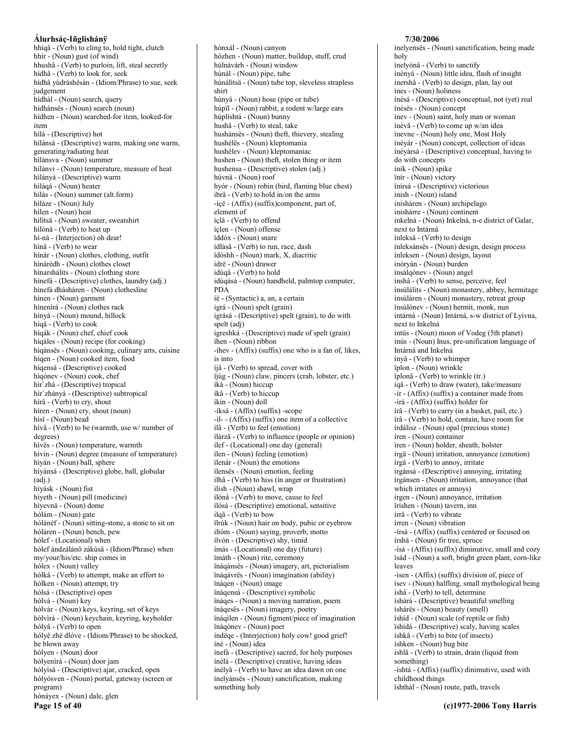hhíqâ - (Verb) to cling to, hold tight, clutch
hhír - (Noun) gust (of wind)
hhushâ - (Verb) to purloin, lift, steal secretly
hídhâ - (Verb) to look for, seek
hídhâ yúdráshësán - (Idiom/Phrase) to sue, seek judgement
hídhál - (Noun) search, query
hídhánsës - (Noun) search (noun)
hídhen - (Noun) searched-for item, looked-for item
hìlá - (Descriptive) hot
hìlánsá - (Descriptive) warm, making one warm, generating/radiating heat
hìlánsva - (Noun) summer
hìlánvi - (Noun) temperature, measure of heat
hìlányá - (Descriptive) warm
hìláqá - (Noun) heater
hìlás - (Noun) summer (alt.form)
hìláze - (Noun) July
hìlen - (Noun) heat
hìlitsä - (Noun) sweater, sweatshirt
hìlónâ - (Verb) to heat up
hì-ná - (Interjection) oh dear!
hìnâ - (Verb) to wear
hìnár - (Noun) clothes, clothing, outfit
hìnárédh - (Noun) clothes closet
hìnarshálits - (Noun) clothing store
hìnefá - (Descriptive) clothes, laundry (adj.)
hìnefá dhásháren - (Noun) clothesline
hìnen - (Noun) garment
hìnenìrá - (Noun) clothes rack
hínyá - (Noun) mound, hillock
híqâ - (Verb) to cook
híqák - (Noun) chef, chief cook
híqáles - (Noun) recipe (for cooking)
híqánsës - (Noun) cooking, culinary arts, cuisine
híqen - (Noun) cooked item, food
híqensá - (Descriptive) cooked
híqónev - (Noun) cook, chef
hìr`zhá - (Descriptive) tropical
hìr`zhányá - (Descriptive) subtropical
hìrâ - (Verb) to cry, shout
hìren - (Noun) cry, shout (noun)
hìsï - (Noun) bead
hìvâ - (Verb) to be (warmth, use w/ number of degrees)
hìvës - (Noun) temperature, warmth
hìvin - (Noun) degree (measure of temperature)
hìyán - (Noun) ball, sphere
hìyánsá - (Descriptive) globe, ball, globular (adj.)
hìyásk - (Noun) fist
hìyeth - (Noun) pill (medicine)
hìyevnä - (Noun) dome
hólám - (Noun) gate
hólánéf - (Noun) sitting-stone, a stone to sit on
hóláren - (Noun) bench, pew
hólef - (Locational) when
hólef ándzálánô zákúsä - (Idiom/Phrase) when my/your/his/etc. ship comes in
hólex - (Noun) valley
hólkâ - (Verb) to attempt, make an effort to
hólken - (Noun) attempt, try
hólsá - (Descriptive) open
hólvá - (Noun) key
hólvár - (Noun) keys, keyring, set of keys
hólvìrá - (Noun) keychain, keyring, keyholder
hólyâ - (Verb) to open
hólyê zhë dlóve - (Idiom/Phrase) to be shocked, be blown away
hólyen - (Noun) door
hólyenìrá - (Noun) door jam
hólyísá - (Descriptive) ajar, cracked, open
hólyósven - (Noun) portal, gateway (screen or program)
hónáyex - (Noun) dale, glen
hónxál - (Noun) canyon
hózhen - (Noun) matter, buildup, stuff, crud
húlnávárh - (Noun) window
húnál - (Noun) pipe, tube
húnálìtsä - (Noun) tube top, sleveless strapless shirt
húnyá - (Noun) hose (pipe or tube)
húpïl - (Noun) rabbit, a rodent w/large ears
húplíshtá - (Noun) bunny
hushâ - (Verb) to steal, take
hushánsës - (Noun) theft, thievery, stealing
hushélës - (Noun) kleptomania
hushélev - (Noun) kleptomaniac
hushen - (Noun) theft, stolen thing or item
hushensa - (Descriptive) stolen (adj.)
húvnä - (Noun) roof
hyór - (Noun) robin (bird, flaming blue chest)
ibrâ - (Verb) to hold in/on the arms
-íçë - (Affix) (suffix)component, part of, element of
ìçlâ - (Verb) to offend
ìçlen - (Noun) offense
ïddóx - (Noun) snare
ídlásâ - (Verb) to run, race, dash
ïdòshh - (Noun) mark, X, diacritic
idrë - (Noun) drawer
idúqâ - (Verb) to hold
idúqásá - (Noun) handheld, palmtop computer, PDA
íë - (Syntactic) a, an, a certain
igrá - (Noun) spelt (grain)
igrásá - (Descriptive) spelt (grain), to do with spelt (adj)
igreshká - (Descriptive) made of spelt (grain)
íhen - (Noun) ribbon
-íhev - (Affix) (suffix) one who is a fan of, likes, is into
íjâ - (Verb) to spread, cover with
ïjúg - (Noun) claw, pincers (crab, lobster, etc.)
íká - (Noun) hiccup
íkâ - (Verb) to hiccup
íkin - (Noun) doll
-íksá - (Affix) (suffix) -scope
-il- - (Affix) (suffix) one item of a collective
ìlâ - (Verb) to feel (emotion)
ìlárzâ - (Verb) to influence (people or opinion)
ílef - (Locational) one day (general)
ìlen - (Noun) feeling (emotion)
ìlenár - (Noun) the emotions
ìlensës - (Noun) emotion, feeling
ilhâ - (Verb) to hiss (in anger or frustration)
ilish - (Noun) shawl, wrap
ìlónâ - (Verb) to move, cause to feel
ìlósá - (Descriptive) emotional, sensitive
ilqâ - (Verb) to bow
ïlrúk - (Noun) hair on body, pubic or eyebrow
iltóm - (Noun) saying, proverb, motto
ílvón - (Descriptive) shy, timid
ímás - (Locational) one day (future)
ïmáth - (Noun) rite, ceremony
ïnáqánsës - (Noun) imagery, art, pictorialism
ïnáqávrës - (Noun) imagination (ability)
ïnáqen - (Noun) image
ïnáqensá - (Descriptive) symbolic
ïnáqes - (Noun) a moving narration, poem
ïnáqesës - (Noun) imagery, poetry
ïnáqìlen - (Noun) figment/piece of imagination
ïnáqónev - (Noun) poet
índëqe - (Interjection) holy cow! good grief!
íné - (Noun) idea
ìnefá - (Descriptive) sacred, for holy purposes
ínélá - (Descriptive) creative, having ideas
ínélyâ - (Verb) to have an idea dawn on one
ìnelyánsës - (Noun) sanctification, making something holy
ìnelyensës - (Noun) sanctification, being made holy
ìnelyónâ - (Verb) to sanctify
ínényá - (Noun) little idea, flash of insight
ínershâ - (Verb) to design, plan, lay out
ìnes - (Noun) holiness
inésá - (Descriptive) conceptual, not (yet) real
ínésës - (Noun) concept
ìnev - (Noun) saint, holy man or woman
ínévâ - (Verb) to come up w/an idea
ìnevne - (Noun) holy one, Most Holy
ínéyár - (Noun) concept, collection of ideas
ínéyársá - (Descriptive) conceptual, having to do with concepts
ínik - (Noun) spike
ïnír - (Noun) victory
ïnírsá - (Descriptive) victorious
inish - (Noun) island
inisháren - (Noun) archipelago
inishárre - (Noun) continent
inkelná - (Noun) Inkelná, n-e district of Galar, next to Intárná
ínleksâ - (Verb) to design
ínleksánsës - (Noun) design, design process
ínleksen - (Noun) design, layout
inóryán - (Noun) burden
ìnsálqónev - (Noun) angel
ínshâ - (Verb) to sense, perceive, feel
ìnsùlálits - (Noun) monastery, abbey, hermitage
ìnsùláren - (Noun) monastery, retreat group
ìnsùlónev - (Noun) hermit, monk, nun
intárná - (Noun) Intárná, s-w district of Lyivna, next to Inkelná
intüs - (Noun) moon of Vodeg (5th planet)
inús - (Noun) Inus, pre-unification language of Intárná and Inkelná
ínyâ - (Verb) to whimper
ïplon - (Noun) wrinkle
ïplonâ - (Verb) to wrinkle (tr.)
íqâ - (Verb) to draw (water), take/measure
-ír - (Affix) (suffix) a container made from
-ìrá - (Affix) (suffix) holder for
írâ - (Verb) to carry (in a basket, pail, etc.)
ìrâ - (Verb) to hold, contain, have room for
írdálisz - (Noun) opal (precious stone)
íren - (Noun) container
iren - (Noun) holder, sheath, holster
írgä - (Noun) irritation, annoyance (emotion)
írgâ - (Verb) to annoy, irritate
írgánsá - (Descriptive) annoying, irritating
írgánsen - (Noun) irritation, annoyance (that which irritates or annoys)
írgen - (Noun) annoyance, irritation
ïríshen - (Noun) tavern, inn
írrâ - (Verb) to vibrate
írren - (Noun) vibration
-írsá - (Affix) (suffix) centered or focused on
írshä - (Noun) fir tree, spruce
-ísá - (Affix) (suffix) diminutive, small and cozy
ïsád - (Noun) a soft, bright green plant, corn-like leaves
-ìsen - (Affix) (suffix) division of, piece of
ísev - (Noun) halfling, small mythological being
íshâ - (Verb) to tell, determine
íshárá - (Descriptive) beautiful smelling
íshárës - (Noun) beauty (smell)
ïshíd - (Noun) scale (of reptile or fish)
ïshídá - (Descriptive) scaly, having scales
íshkâ - (Verb) to bite (of insects)
íshken - (Noun) bug bite
ishlâ - (Verb) to strain, drain (liquid from something)
-íshtá - (Affix) (suffix) dinimutive, used with childhood things
ïshthál - (Noun) route, path, travels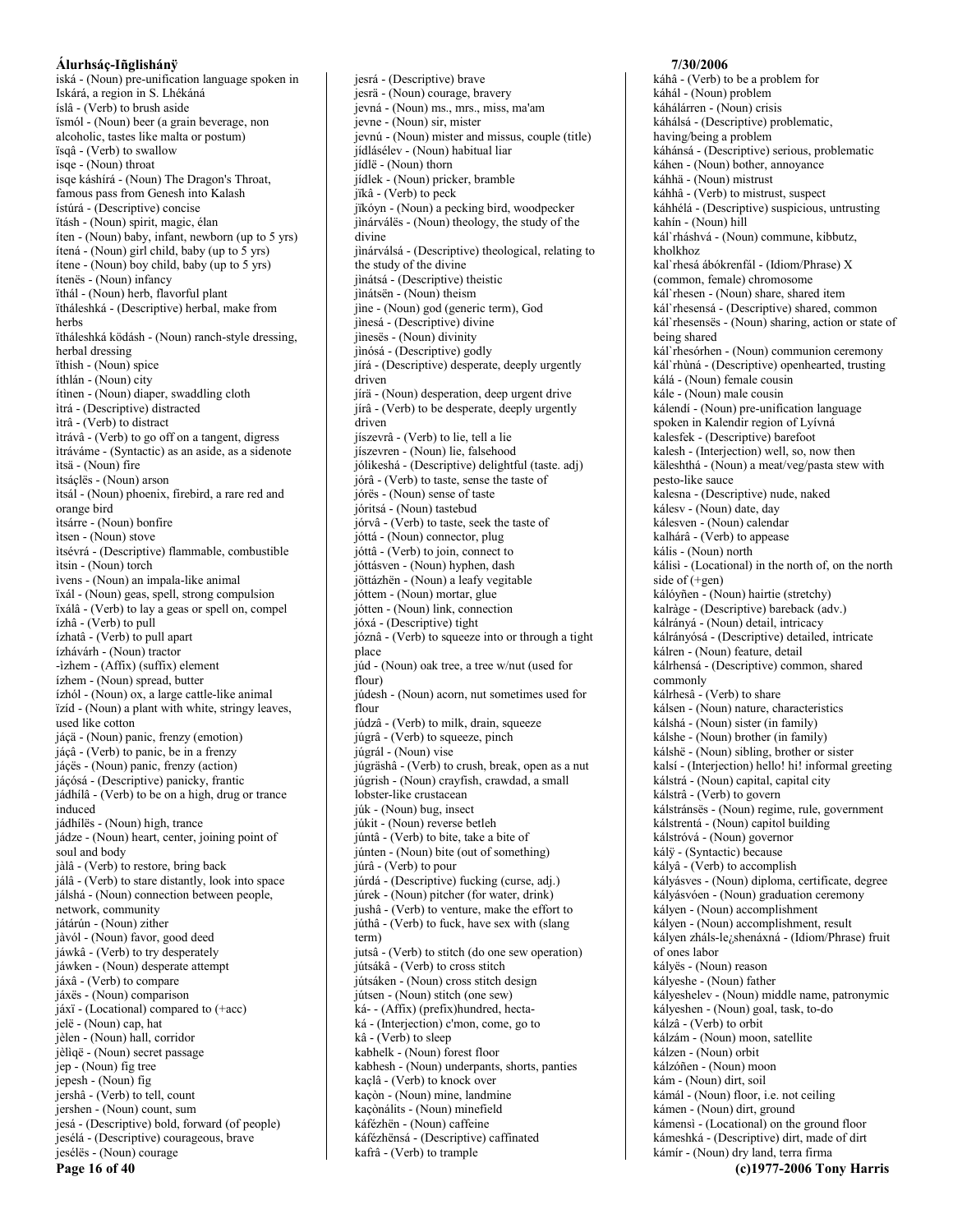iská - (Noun) pre-unification language spoken in Iskárá, a region in S. Lhékáná
íslâ - (Verb) to brush aside
ïsmól - (Noun) beer (a grain beverage, non alcoholic, tastes like malta or postum)
ïsqâ - (Verb) to swallow
isqe - (Noun) throat
isqe káshírá - (Noun) The Dragon's Throat, famous pass from Genesh into Kalash
ístúrá - (Descriptive) concise
ïtásh - (Noun) spirit, magic, élan
íten - (Noun) baby, infant, newborn (up to 5 yrs)
ítená - (Noun) girl child, baby (up to 5 yrs)
ítene - (Noun) boy child, baby (up to 5 yrs)
ítenës - (Noun) infancy
ïthál - (Noun) herb, flavorful plant
ïtháleshká - (Descriptive) herbal, make from herbs
ïtháleshká ködásh - (Noun) ranch-style dressing, herbal dressing
ïthish - (Noun) spice
íthlán - (Noun) city
ítìnen - (Noun) diaper, swaddling cloth
ìtrá - (Descriptive) distracted
ìtrâ - (Verb) to distract
ìtrávâ - (Verb) to go off on a tangent, digress
ìtráváme - (Syntactic) as an aside, as a sidenote
ìtsä - (Noun) fire
ìtsáçlës - (Noun) arson
ìtsál - (Noun) phoenix, firebird, a rare red and orange bird
ìtsárre - (Noun) bonfire
ìtsen - (Noun) stove
ìtsévrá - (Descriptive) flammable, combustible
ìtsin - (Noun) torch
ìvens - (Noun) an impala-like animal
ïxál - (Noun) geas, spell, strong compulsion
ïxálâ - (Verb) to lay a geas or spell on, compel
ízhâ - (Verb) to pull
ízhatâ - (Verb) to pull apart
ízhávárh - (Noun) tractor
-ìzhem - (Affix) (suffix) element
ízhem - (Noun) spread, butter
ízhól - (Noun) ox, a large cattle-like animal
ïzíd - (Noun) a plant with white, stringy leaves, used like cotton
jáçä - (Noun) panic, frenzy (emotion)
jáçâ - (Verb) to panic, be in a frenzy
jáçës - (Noun) panic, frenzy (action)
jáçósá - (Descriptive) panicky, frantic
jádhílâ - (Verb) to be on a high, drug or trance induced
jádhílës - (Noun) high, trance
jádze - (Noun) heart, center, joining point of soul and body
jàlâ - (Verb) to restore, bring back
jálâ - (Verb) to stare distantly, look into space
jálshá - (Noun) connection between people, network, community
jàtárún - (Noun) zither
jàvól - (Noun) favor, good deed
jáwkâ - (Verb) to try desperately
jáwken - (Noun) desperate attempt
jáxâ - (Verb) to compare
jáxës - (Noun) comparison
jáxï - (Locational) compared to (+acc)
jelë - (Noun) cap, hat
jèlen - (Noun) hall, corridor
jèliqë - (Noun) secret passage
jep - (Noun) fig tree
jepesh - (Noun) fig
jershâ - (Verb) to tell, count
jershen - (Noun) count, sum
jesá - (Descriptive) bold, forward (of people)
jesélá - (Descriptive) courageous, brave
jesélës - (Noun) courage
jesrá - (Descriptive) brave
jesrä - (Noun) courage, bravery
jevná - (Noun) ms., mrs., miss, ma'am
jevne - (Noun) sir, mister
jevnú - (Noun) mister and missus, couple (title)
jídlásélev - (Noun) habitual liar
jídlë - (Noun) thorn
jídlek - (Noun) pricker, bramble
jïkâ - (Verb) to peck
jïkóyn - (Noun) a pecking bird, woodpecker
jìnárválës - (Noun) theology, the study of the divine
jìnárválsá - (Descriptive) theological, relating to the study of the divine
jìnátsá - (Descriptive) theistic
jìnátsën - (Noun) theism
jìne - (Noun) god (generic term), God
jìnesá - (Descriptive) divine
jìnesës - (Noun) divinity
jìnósá - (Descriptive) godly
jírá - (Descriptive) desperate, deeply urgently driven
jírä - (Noun) desperation, deep urgent drive
jírâ - (Verb) to be desperate, deeply urgently driven
jíszevrâ - (Verb) to lie, tell a lie
jíszevren - (Noun) lie, falsehood
jólikeshá - (Descriptive) delightful (taste. adj)
jórâ - (Verb) to taste, sense the taste of
jórës - (Noun) sense of taste
jóritsá - (Noun) tastebud
jórvâ - (Verb) to taste, seek the taste of
jóttá - (Noun) connector, plug
jóttâ - (Verb) to join, connect to
jóttásven - (Noun) hyphen, dash
jöttázhën - (Noun) a leafy vegitable
jóttem - (Noun) mortar, glue
jótten - (Noun) link, connection
jóxá - (Descriptive) tight
józnâ - (Verb) to squeeze into or through a tight place
júd - (Noun) oak tree, a tree w/nut (used for flour)
júdesh - (Noun) acorn, nut sometimes used for flour
júdzâ - (Verb) to milk, drain, squeeze
júgrâ - (Verb) to squeeze, pinch
júgrál - (Noun) vise
júgrâshâ - (Verb) to crush, break, open as a nut
júgrish - (Noun) crayfish, crawdad, a small lobster-like crustacean
júk - (Noun) bug, insect
júkit - (Noun) reverse betleh
júntâ - (Verb) to bite, take a bite of
júnten - (Noun) bite (out of something)
júrâ - (Verb) to pour
júrdá - (Descriptive) fucking (curse, adj.)
júrek - (Noun) pitcher (for water, drink)
jushâ - (Verb) to venture, make the effort to
júthâ - (Verb) to fuck, have sex with (slang term)
jutsâ - (Verb) to stitch (do one sew operation)
jútsákâ - (Verb) to cross stitch
jútsáken - (Noun) cross stitch design
jútsen - (Noun) stitch (one sew)
ká- - (Affix) (prefix)hundred, hecta-
ká - (Interjection) c'mon, come, go to
kâ - (Verb) to sleep
kabhelk - (Noun) forest floor
kabhesh - (Noun) underpants, shorts, panties
kaçlâ - (Verb) to knock over
kaçòn - (Noun) mine, landmine
kaçònálits - (Noun) minefield
káfézhën - (Noun) caffeine
káfézhënsá - (Descriptive) caffinated
kafrâ - (Verb) to trample
káhâ - (Verb) to be a problem for
káhál - (Noun) problem
káhálárren - (Noun) crisis
káhálsá - (Descriptive) problematic, having/being a problem
káhánsá - (Descriptive) serious, problematic
káhen - (Noun) bother, annoyance
káhhä - (Noun) mistrust
káhhâ - (Verb) to mistrust, suspect
káhhélá - (Descriptive) suspicious, untrusting
kahín - (Noun) hill
kál`rháshvá - (Noun) commune, kibbutz, kholkhoz
kal`rhesá ábókrenfál - (Idiom/Phrase) X (common, female) chromosome
kál`rhesen - (Noun) share, shared item
kál`rhesensá - (Descriptive) shared, common
kál`rhesensës - (Noun) sharing, action or state of being shared
kál`rhesórhen - (Noun) communion ceremony
kál`rhùná - (Descriptive) openhearted, trusting
kálá - (Noun) female cousin
kále - (Noun) male cousin
kálendí - (Noun) pre-unification language spoken in Kalendir region of Lyívná
kalesfek - (Descriptive) barefoot
kalesh - (Interjection) well, so, now then
kálesthá - (Noun) a meat/veg/pasta stew with pesto-like sauce
kalesna - (Descriptive) nude, naked
kálesv - (Noun) date, day
kálesven - (Noun) calendar
kalhárâ - (Verb) to appease
kális - (Noun) north
kálisì - (Locational) in the north of, on the north side of (+gen)
kálóyñen - (Noun) hairtie (stretchy)
kalràge - (Descriptive) bareback (adv.)
kálrányá - (Noun) detail, intricacy
kálrányósá - (Descriptive) detailed, intricate
kálren - (Noun) feature, detail
kálrhensá - (Descriptive) common, shared commonly
kálrhesâ - (Verb) to share
kálsen - (Noun) nature, characteristics
kálshá - (Noun) sister (in family)
kálshe - (Noun) brother (in family)
kálshë - (Noun) sibling, brother or sister
kalsí - (Interjection) hello! hi! informal greeting
kálstrá - (Noun) capital, capital city
kálstrâ - (Verb) to govern
kálstránsës - (Noun) regime, rule, government
kálstrentá - (Noun) capitol building
kálstróvá - (Noun) governor
kálÿ - (Syntactic) because
kályâ - (Verb) to accomplish
kályásves - (Noun) diploma, certificate, degree
kályásvóen - (Noun) graduation ceremony
kályen - (Noun) accomplishment
kályen - (Noun) accomplishment, result
kályen zháls-le¿shenáxná - (Idiom/Phrase) fruit of ones labor
kályës - (Noun) reason
kályeshe - (Noun) father
kályeshelev - (Noun) middle name, patronymic
kályeshen - (Noun) goal, task, to-do
kálzâ - (Verb) to orbit
kálzám - (Noun) moon, satellite
kálzen - (Noun) orbit
kálzóñen - (Noun) moon
kám - (Noun) dirt, soil
kámál - (Noun) floor, i.e. not ceiling
kámen - (Noun) dirt, ground
kámensì - (Locational) on the ground floor
kámeshká - (Descriptive) dirt, made of dirt
kámír - (Noun) dry land, terra firma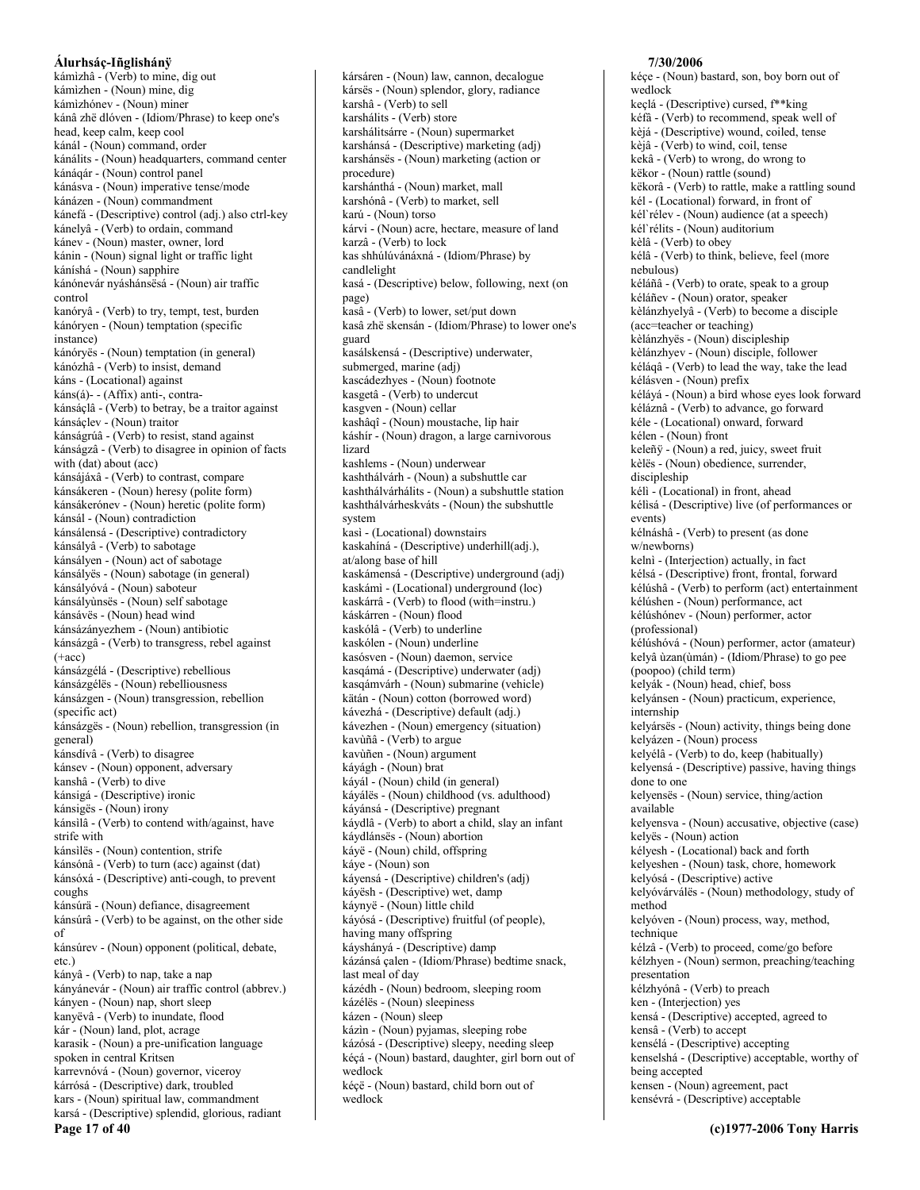kámìzhâ - (Verb) to mine, dig out
kámìzhen - (Noun) mine, dig
kámìzhónev - (Noun) miner
kánâ zhë dlóven - (Idiom/Phrase) to keep one's head, keep calm, keep cool
kánál - (Noun) command, order
kánálits - (Noun) headquarters, command center
kánáqár - (Noun) control panel
kánásva - (Noun) imperative tense/mode
kánázen - (Noun) commandment
kánefá - (Descriptive) control (adj.) also ctrl-key
kánelyâ - (Verb) to ordain, command
kánev - (Noun) master, owner, lord
kánin - (Noun) signal light or traffic light
kánìshá - (Noun) sapphire
kánónevár nyáshánsësá - (Noun) air traffic control
kanóryâ - (Verb) to try, tempt, test, burden
kánóryen - (Noun) temptation (specific instance)
kánóryës - (Noun) temptation (in general)
kánózhâ - (Verb) to insist, demand
káns - (Locational) against
káns(á)- - (Affix) anti-, contra-
kánsáçlâ - (Verb) to betray, be a traitor against
kánsáçlev - (Noun) traitor
kánságrúâ - (Verb) to resist, stand against
kánságzâ - (Verb) to disagree in opinion of facts with (dat) about (acc)
kánsájáxâ - (Verb) to contrast, compare
kánsákeren - (Noun) heresy (polite form)
kánsákerónev - (Noun) heretic (polite form)
kánsál - (Noun) contradiction
kánsálensá - (Descriptive) contradictory
kánsályâ - (Verb) to sabotage
kánsályen - (Noun) act of sabotage
kánsályës - (Noun) sabotage (in general)
kánsályóvá - (Noun) saboteur
kánsályùnsës - (Noun) self sabotage
kánsávës - (Noun) head wind
kánsázányezhem - (Noun) antibiotic
kánsázgâ - (Verb) to transgress, rebel against (+acc)
kánsázgélá - (Descriptive) rebellious
kánsázgélës - (Noun) rebelliousness
kánsázgen - (Noun) transgression, rebellion (specific act)
kánsázgës - (Noun) rebellion, transgression (in general)
kánsdívâ - (Verb) to disagree
kánsev - (Noun) opponent, adversary
kanshâ - (Verb) to dive
kánsigá - (Descriptive) ironic
kánsigës - (Noun) irony
kánsìlâ - (Verb) to contend with/against, have strife with
kánsìlës - (Noun) contention, strife
kánsónâ - (Verb) to turn (acc) against (dat)
kánsóxá - (Descriptive) anti-cough, to prevent coughs
kánsúrä - (Noun) defiance, disagreement
kánsúrâ - (Verb) to be against, on the other side of
kánsúrev - (Noun) opponent (political, debate, etc.)
kányâ - (Verb) to nap, take a nap
kányánevár - (Noun) air traffic control (abbrev.)
kányen - (Noun) nap, short sleep
kanyëvâ - (Verb) to inundate, flood
kár - (Noun) land, plot, acrage
karasik - (Noun) a pre-unification language spoken in central Kritsen
karrevnóvá - (Noun) governor, viceroy
kárrósá - (Descriptive) dark, troubled
kars - (Noun) spiritual law, commandment
karsá - (Descriptive) splendid, glorious, radiant
kársáren - (Noun) law, cannon, decalogue
kársës - (Noun) splendor, glory, radiance
karshâ - (Verb) to sell
karshálits - (Verb) store
karshálitsárre - (Noun) supermarket
karshánsá - (Descriptive) marketing (adj)
karshánsës - (Noun) marketing (action or procedure)
karshánthá - (Noun) market, mall
karshónâ - (Verb) to market, sell
karú - (Noun) torso
kárvì - (Noun) acre, hectare, measure of land
karzâ - (Verb) to lock
kas shhúlúvánáxná - (Idiom/Phrase) by candlelight
kasá - (Descriptive) below, following, next (on page)
kasâ - (Verb) to lower, set/put down
kasâ zhë skensán - (Idiom/Phrase) to lower one's guard
kasálskensá - (Descriptive) underwater, submerged, marine (adj)
kascádezhyes - (Noun) footnote
kasgetâ - (Verb) to undercut
kasgven - (Noun) cellar
kashâqî - (Noun) moustache, lip hair
káshír - (Noun) dragon, a large carnivorous lizard
kashlems - (Noun) underwear
kashthálvárh - (Noun) a subshuttle car
kashthálvárhálits - (Noun) a subshuttle station
kashthálvárheskváts - (Noun) the subshuttle system
kasì - (Locational) downstairs
kaskahíná - (Descriptive) underhill(adj.), at/along base of hill
kaskámensá - (Descriptive) underground (adj)
kaskámì - (Locational) underground (loc)
kaskárrâ - (Verb) to flood (with=instru.)
káskárren - (Noun) flood
kaskólâ - (Verb) to underline
kaskólen - (Noun) underline
kasósven - (Noun) daemon, service
kasqámá - (Descriptive) underwater (adj)
kasqámvárh - (Noun) submarine (vehicle)
kätán - (Noun) cotton (borrowed word)
kávezhá - (Descriptive) default (adj.)
kávezhen - (Noun) emergency (situation)
kavùñâ - (Verb) to argue
kavùñen - (Noun) argument
káyágh - (Noun) brat
káyál - (Noun) child (in general)
káyálës - (Noun) childhood (vs. adulthood)
káyánsá - (Descriptive) pregnant
káydlâ - (Verb) to abort a child, slay an infant
káydlánsës - (Noun) abortion
káyë - (Noun) child, offspring
káye - (Noun) son
káyensá - (Descriptive) children's (adj)
káyësh - (Descriptive) wet, damp
káynyë - (Noun) little child
káyósá - (Descriptive) fruitful (of people), having many offspring
káyshányá - (Descriptive) damp
kázánsá çalen - (Idiom/Phrase) bedtime snack, last meal of day
kázédh - (Noun) bedroom, sleeping room
kázélës - (Noun) sleepiness
kázen - (Noun) sleep
kázìn - (Noun) pyjamas, sleeping robe
kázósá - (Descriptive) sleepy, needing sleep
kéçá - (Noun) bastard, daughter, girl born out of wedlock
kéçë - (Noun) bastard, child born out of wedlock
kéçe - (Noun) bastard, son, boy born out of wedlock
keçlá - (Descriptive) cursed, f**king
kéfâ - (Verb) to recommend, speak well of
kèjá - (Descriptive) wound, coiled, tense
kèjâ - (Verb) to wind, coil, tense
kekâ - (Verb) to wrong, do wrong to
këkor - (Noun) rattle (sound)
këkorâ - (Verb) to rattle, make a rattling sound
kél - (Locational) forward, in front of
kél`rélev - (Noun) audience (at a speech)
kél`rélits - (Noun) auditorium
kèlâ - (Verb) to obey
kélâ - (Verb) to think, believe, feel (more nebulous)
kéláñâ - (Verb) to orate, speak to a group
kéláñev - (Noun) orator, speaker
kèlánzhyelyâ - (Verb) to become a disciple (acc=teacher or teaching)
kèlánzhyës - (Noun) discipleship
kèlánzhyev - (Noun) disciple, follower
kéláqâ - (Verb) to lead the way, take the lead
kélásven - (Noun) prefix
kéláyá - (Noun) a bird whose eyes look forward
kéláznâ - (Verb) to advance, go forward
kéle - (Locational) onward, forward
kélen - (Noun) front
keleñÿ - (Noun) a red, juicy, sweet fruit
kèlës - (Noun) obedience, surrender, discipleship
kélì - (Locational) in front, ahead
kélìsá - (Descriptive) live (of performances or events)
kélnáshâ - (Verb) to present (as done w/newborns)
kelnì - (Interjection) actually, in fact
kélsá - (Descriptive) front, frontal, forward
kélúshâ - (Verb) to perform (act) entertainment
kélúshen - (Noun) performance, act
kélúshónev - (Noun) performer, actor (professional)
kélúshóvá - (Noun) performer, actor (amateur)
kelyâ ùzan(ùmán) - (Idiom/Phrase) to go pee (poopoo) (child term)
kelyák - (Noun) head, chief, boss
kelyánsen - (Noun) practicum, experience, internship
kelyársës - (Noun) activity, things being done
kelyázen - (Noun) process
kelyélâ - (Verb) to do, keep (habitually)
kelyensá - (Descriptive) passive, having things done to one
kelyensës - (Noun) service, thing/action available
kelyensva - (Noun) accusative, objective (case)
kelyës - (Noun) action
kélyesh - (Locational) back and forth
kelyeshen - (Noun) task, chore, homework
kelyósá - (Descriptive) active
kelyóvárválës - (Noun) methodology, study of method
kelyóven - (Noun) process, way, method, technique
kélzâ - (Verb) to proceed, come/go before
kélzhyen - (Noun) sermon, preaching/teaching presentation
kélzhyónâ - (Verb) to preach
ken - (Interjection) yes
kensá - (Descriptive) accepted, agreed to
kensâ - (Verb) to accept
kensélá - (Descriptive) accepting
kenselshá - (Descriptive) acceptable, worthy of being accepted
kensen - (Noun) agreement, pact
kensévrá - (Descriptive) acceptable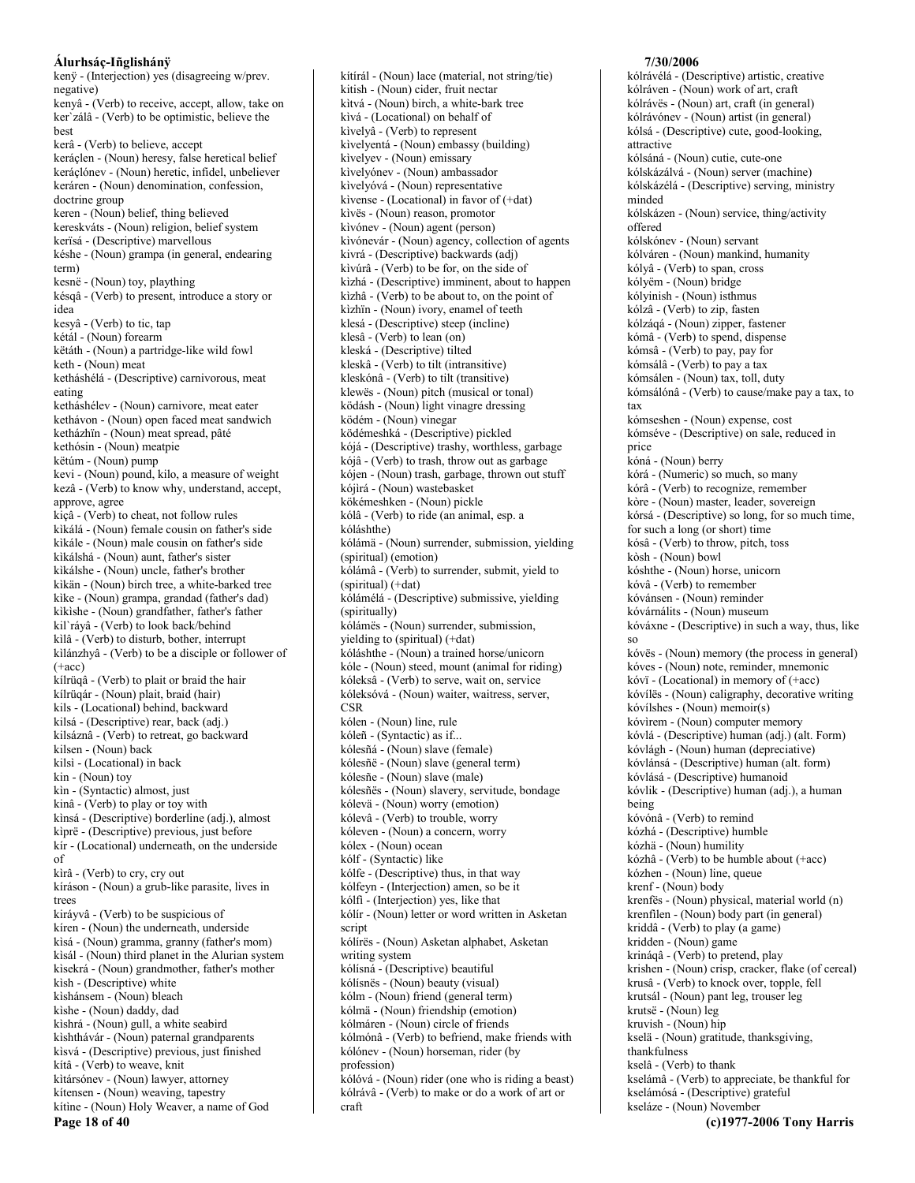kenÿ - (Interjection) yes (disagreeing w/prev. negative)
kenyâ - (Verb) to receive, accept, allow, take on
ker`zálâ - (Verb) to be optimistic, believe the best
kerâ - (Verb) to believe, accept
keráçlen - (Noun) heresy, false heretical belief
keráçlónev - (Noun) heretic, infidel, unbeliever
keráren - (Noun) denomination, confession, doctrine group
keren - (Noun) belief, thing believed
kereskváts - (Noun) religion, belief system
kerïsá - (Descriptive) marvellous
késhe - (Noun) grampa (in general, endearing term)
kesnë - (Noun) toy, plaything
késqâ - (Verb) to present, introduce a story or idea
kesyâ - (Verb) to tic, tap
kétál - (Noun) forearm
këtáth - (Noun) a partridge-like wild fowl
keth - (Noun) meat
ketháshélá - (Descriptive) carnivorous, meat eating
ketháshélev - (Noun) carnivore, meat eater
kethávon - (Noun) open faced meat sandwich
ketházhïn - (Noun) meat spread, pâté
kethósin - (Noun) meatpie
këtúm - (Noun) pump
kevi - (Noun) pound, kilo, a measure of weight
kezâ - (Verb) to know why, understand, accept, approve, agree
kiçâ - (Verb) to cheat, not follow rules
kikálá - (Noun) female cousin on father's side
kikále - (Noun) male cousin on father's side
kìkálshá - (Noun) aunt, father's sister
kikálshe - (Noun) uncle, father's brother
kikän - (Noun) birch tree, a white-barked tree
kìke - (Noun) grampa, grandad (father's dad)
kìkìshe - (Noun) grandfather, father's father
kil`ráyâ - (Verb) to look back/behind
kìlâ - (Verb) to disturb, bother, interrupt
kilánzhyâ - (Verb) to be a disciple or follower of (+acc)
kílrüqâ - (Verb) to plait or braid the hair
kílrüqár - (Noun) plait, braid (hair)
kils - (Locational) behind, backward
kilsá - (Descriptive) rear, back (adj.)
kilsáznâ - (Verb) to retreat, go backward
kilsen - (Noun) back
kilsì - (Locational) in back
kin - (Noun) toy
kìn - (Syntactic) almost, just
kinâ - (Verb) to play or toy with
kìnsá - (Descriptive) borderline (adj.), almost
kìprë - (Descriptive) previous, just before
kír - (Locational) underneath, on the underside of
kìrâ - (Verb) to cry, cry out
kíráson - (Noun) a grub-like parasite, lives in trees
kiráyvâ - (Verb) to be suspicious of
kíren - (Noun) the underneath, underside
kìsá - (Noun) gramma, granny (father's mom)
kìsál - (Noun) third planet in the Alurian system
kìsekrá - (Noun) grandmother, father's mother
kìsh - (Descriptive) white
kìshánsem - (Noun) bleach
kìshe - (Noun) daddy, dad
kìshrá - (Noun) gull, a white seabird
kìshthávár - (Noun) paternal grandparents
kìsvá - (Descriptive) previous, just finished
kítâ - (Verb) to weave, knit
kìtársónev - (Noun) lawyer, attorney
kítensen - (Noun) weaving, tapestry
kítine - (Noun) Holy Weaver, a name of God
kítírál - (Noun) lace (material, not string/tie)
kitish - (Noun) cider, fruit nectar
kitvá - (Noun) birch, a white-bark tree
kìvá - (Locational) on behalf of
kìvelyâ - (Verb) to represent
kivelyentá - (Noun) embassy (building)
kìvelyev - (Noun) emissary
kìvelyónev - (Noun) ambassador
kìvelyóvá - (Noun) representative
kivense - (Locational) in favor of (+dat)
kìvës - (Noun) reason, promotor
kìvónev - (Noun) agent (person)
kivónevár - (Noun) agency, collection of agents
kivrá - (Descriptive) backwards (adj)
kivúrâ - (Verb) to be for, on the side of
kìzhá - (Descriptive) imminent, about to happen
kìzhâ - (Verb) to be about to, on the point of
kìzhïn - (Noun) ivory, enamel of teeth
klesá - (Descriptive) steep (incline)
klesâ - (Verb) to lean (on)
kleská - (Descriptive) tilted
kleskâ - (Verb) to tilt (intransitive)
kleskónâ - (Verb) to tilt (transitive)
klewës - (Noun) pitch (musical or tonal)
ködásh - (Noun) light vinagre dressing
ködém - (Noun) vinegar
ködémeshká - (Descriptive) pickled
kójá - (Descriptive) trashy, worthless, garbage
kójâ - (Verb) to trash, throw out as garbage
kójen - (Noun) trash, garbage, thrown out stuff
kójirá - (Noun) wastebasket
kökémeshken - (Noun) pickle
kólâ - (Verb) to ride (an animal, esp. a kóláshthe)
kólámä - (Noun) surrender, submission, yielding (spiritual) (emotion)
kólámâ - (Verb) to surrender, submit, yield to (spiritual) (+dat)
kólámélá - (Descriptive) submissive, yielding (spiritually)
kólámës - (Noun) surrender, submission, yielding to (spiritual) (+dat)
kóláshthe - (Noun) a trained horse/unicorn
kóle - (Noun) steed, mount (animal for riding)
kóleksâ - (Verb) to serve, wait on, service
kóleksóvá - (Noun) waiter, waitress, server, CSR
kólen - (Noun) line, rule
kóleñ - (Syntactic) as if...
kólesñá - (Noun) slave (female)
kólesñë - (Noun) slave (general term)
kólesñe - (Noun) slave (male)
kólesñës - (Noun) slavery, servitude, bondage
kólevä - (Noun) worry (emotion)
kólevâ - (Verb) to trouble, worry
kóleven - (Noun) a concern, worry
kólex - (Noun) ocean
kólf - (Syntactic) like
kólfe - (Descriptive) thus, in that way
kólfeyn - (Interjection) amen, so be it
kólfì - (Interjection) yes, like that
kólír - (Noun) letter or word written in Asketan script
kólírës - (Noun) Asketan alphabet, Asketan writing system
kólísná - (Descriptive) beautiful
kólísnës - (Noun) beauty (visual)
kólm - (Noun) friend (general term)
kólmä - (Noun) friendship (emotion)
kólmáren - (Noun) circle of friends
kólmónâ - (Verb) to befriend, make friends with
kólónev - (Noun) horseman, rider (by profession)
kólóvá - (Noun) rider (one who is riding a beast)
kólrávâ - (Verb) to make or do a work of art or craft
kólrávélá - (Descriptive) artistic, creative
kólráven - (Noun) work of art, craft
kólrávës - (Noun) art, craft (in general)
kólrávónev - (Noun) artist (in general)
kólsá - (Descriptive) cute, good-looking, attractive
kólsáná - (Noun) cutie, cute-one
kólskázálvá - (Noun) server (machine)
kólskázélá - (Descriptive) serving, ministry minded
kólskázen - (Noun) service, thing/activity offered
kólskónev - (Noun) servant
kólváren - (Noun) mankind, humanity
kólyâ - (Verb) to span, cross
kólyëm - (Noun) bridge
kólyinish - (Noun) isthmus
kólzâ - (Verb) to zip, fasten
kólzáqá - (Noun) zipper, fastener
kómâ - (Verb) to spend, dispense
kómsâ - (Verb) to pay, pay for
kómsálâ - (Verb) to pay a tax
kómsálen - (Noun) tax, toll, duty
kómsálónâ - (Verb) to cause/make pay a tax, to tax
kómseshen - (Noun) expense, cost
kómséve - (Descriptive) on sale, reduced in price
kóná - (Noun) berry
kórá - (Numeric) so much, so many
kórâ - (Verb) to recognize, remember
kòre - (Noun) master, leader, sovereign
kórsá - (Descriptive) so long, for so much time, for such a long (or short) time
kósâ - (Verb) to throw, pitch, toss
kòsh - (Noun) bowl
kóshthe - (Noun) horse, unicorn
kóvâ - (Verb) to remember
kóvánsen - (Noun) reminder
kóvárnálits - (Noun) museum
kóváxne - (Descriptive) in such a way, thus, like so
kóvës - (Noun) memory (the process in general)
kóves - (Noun) note, reminder, mnemonic
kóvï - (Locational) in memory of (+acc)
kóvílës - (Noun) caligraphy, decorative writing
kóvílshes - (Noun) memoir(s)
kóvìrem - (Noun) computer memory
kóvlá - (Descriptive) human (adj.) (alt. Form)
kóvlágh - (Noun) human (depreciative)
kóvlánsá - (Descriptive) human (alt. form)
kóvlásá - (Descriptive) humanoid
kóvlik - (Descriptive) human (adj.), a human being
kóvónâ - (Verb) to remind
kózhá - (Descriptive) humble
kózhä - (Noun) humility
kózhâ - (Verb) to be humble about (+acc)
kózhen - (Noun) line, queue
krenf - (Noun) body
krenfës - (Noun) physical, material world (n)
krenfilen - (Noun) body part (in general)
kriddâ - (Verb) to play (a game)
kridden - (Noun) game
krináqâ - (Verb) to pretend, play
krishen - (Noun) crisp, cracker, flake (of cereal)
krusâ - (Verb) to knock over, topple, fell
krutsál - (Noun) pant leg, trouser leg
krutsë - (Noun) leg
kruvish - (Noun) hip
kselä - (Noun) gratitude, thanksgiving, thankfulness
kselâ - (Verb) to thank
kselámâ - (Verb) to appreciate, be thankful for
kselámósá - (Descriptive) grateful
kseláze - (Noun) November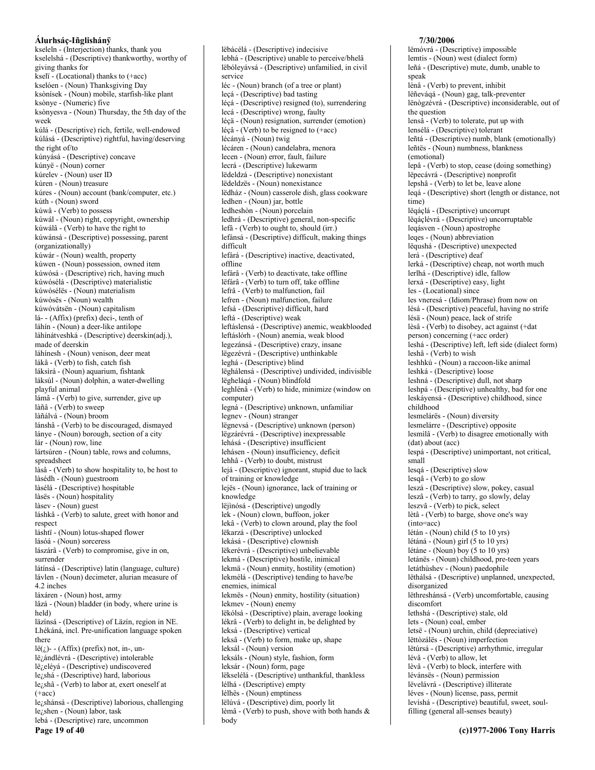kseleln - (Interjection) thanks, thank you
kselelshá - (Descriptive) thankworthy, worthy of giving thanks for
kselï - (Locational) thanks to (+acc)
kselóen - (Noun) Thanksgiving Day
ksònísek - (Noun) mobile, starfish-like plant
ksònye - (Numeric) five
ksònyesva - (Noun) Thursday, the 5th day of the week
kúlá - (Descriptive) rich, fertile, well-endowed
kúlásá - (Descriptive) rightful, having/deserving the right of/to
kúnyásá - (Descriptive) concave
kúnyë - (Noun) corner
kúrelev - (Noun) user ID
kúren - (Noun) treasure
kúres - (Noun) account (bank/computer, etc.)
kúth - (Noun) sword
kúwâ - (Verb) to possess
kúwál - (Noun) right, copyright, ownership
kúwálâ - (Verb) to have the right to
kúwánsá - (Descriptive) possessing, parent (organizationally)
kúwár - (Noun) wealth, property
kúwen - (Noun) possession, owned item
kúwósá - (Descriptive) rich, having much
kúwósélá - (Descriptive) materialistic
kúwósélës - (Noun) materialism
kúwósës - (Noun) wealth
kúwóvátsën - (Noun) capitalism
lá- - (Affix) (prefix) deci-, tenth of
láhín - (Noun) a deer-like antilope
láhínátveshká - (Descriptive) deerskin(adj.), made of deerskin
láhínesh - (Noun) venison, deer meat
lákâ - (Verb) to fish, catch fish
láksìrá - (Noun) aquarium, fishtank
láksúl - (Noun) dolphin, a water-dwelling playful animal
lámâ - (Verb) to give, surrender, give up
làñâ - (Verb) to sweep
làñálvá - (Noun) broom
lánshâ - (Verb) to be discouraged, dismayed
lánye - (Noun) borough, section of a city
lár - (Noun) row, line
lártsúren - (Noun) table, rows and columns, spreadsheet
làsâ - (Verb) to show hospitality to, be host to
làsédh - (Noun) guestroom
làsélá - (Descriptive) hospitable
làsës - (Noun) hospitality
làsev - (Noun) guest
láshkâ - (Verb) to salute, greet with honor and respect
láshtï - (Noun) lotus-shaped flower
lásóá - (Noun) sorceress
lászárâ - (Verb) to compromise, give in on, surrender
látínsá - (Descriptive) latin (language, culture)
lávlen - (Noun) decimeter, alurian measure of 4.2 inches
láxáren - (Noun) host, army
lâzá - (Noun) bladder (in body, where urine is held)
läzínsá - (Descriptive) of Läzín, region in NE. Lhékáná, incl. Pre-unification language spoken there
lë(¿)- - (Affix) (prefix) not, in-, un-
lë¿ándlévrá - (Descriptive) intolerable
lë¿eléyá - (Descriptive) undiscovered
le¿shá - (Descriptive) hard, laborious
le¿shâ - (Verb) to labor at, exert oneself at (+acc)
le¿shánsá - (Descriptive) laborious, challenging
le¿shen - (Noun) labor, task
lebá - (Descriptive) rare, uncommon
lëbácélá - (Descriptive) indecisive
lebhá - (Descriptive) unable to perceive/bhelâ
lëbóleyávsá - (Descriptive) unfamilied, in civil service
léc - (Noun) branch (of a tree or plant)
leçá - (Descriptive) bad tasting
léçá - (Descriptive) resigned (to), surrendering
lecá - (Descriptive) wrong, faulty
léçä - (Noun) resignation, surrender (emotion)
léçâ - (Verb) to be resigned to (+acc)
lécányá - (Noun) twig
lécáren - (Noun) candelabra, menora
lecen - (Noun) error, fault, failure
lecrá - (Descriptive) lukewarm
lëdeldzá - (Descriptive) nonexistant
lëdeldzës - (Noun) nonexistance
lëdház - (Noun) casserole dish, glass cookware
ledhen - (Noun) jar, bottle
ledheshòn - (Noun) porcelain
ledhrá - (Descriptive) general, non-specific
lefâ - (Verb) to ought to, should (irr.)
lefánsá - (Descriptive) difficult, making things difficult
lefárá - (Descriptive) inactive, deactivated, offline
lefárâ - (Verb) to deactivate, take offline
lëfárâ - (Verb) to turn off, take offline
lefrâ - (Verb) to malfunction, fail
lefren - (Noun) malfunction, failure
lefsá - (Descriptive) difficult, hard
leftá - (Descriptive) weak
leftáslensá - (Descriptive) anemic, weakblooded
leftáslórh - (Noun) anemia, weak blood
legezánsá - (Descriptive) crazy, insane
lëgezévrá - (Descriptive) unthinkable
leghá - (Descriptive) blind
lëghálensá - (Descriptive) undivided, indivisible
lëgheláqá - (Noun) blindfold
leghlénâ - (Verb) to hide, minimize (window on computer)
legná - (Descriptive) unknown, unfamiliar
legnev - (Noun) stranger
lëgnevsá - (Descriptive) unknown (person)
lëgzárévrá - (Descriptive) inexpressable
lehásá - (Descriptive) insufficient
lehásen - (Noun) insufficiency, deficit
lehhâ - (Verb) to doubt, mistrust
lejá - (Descriptive) ignorant, stupid due to lack of training or knowledge
lejës - (Noun) ignorance, lack of training or knowledge
lëjinósá - (Descriptive) ungodly
lek - (Noun) clown, buffoon, joker
lekâ - (Verb) to clown around, play the fool
lëkarzá - (Descriptive) unlocked
lekásá - (Descriptive) clownish
lëkerévrá - (Descriptive) unbelievable
lekmá - (Descriptive) hostile, inimical
lekmä - (Noun) enmity, hostility (emotion)
lekmélá - (Descriptive) tending to have/be enemies, inimical
lekmës - (Noun) enmity, hostility (situation)
lekmev - (Noun) enemy
lëkólsá - (Descriptive) plain, average looking
lékrâ - (Verb) to delight in, be delighted by
leksá - (Descriptive) vertical
leksâ - (Verb) to form, make up, shape
leksál - (Noun) version
leksáls - (Noun) style, fashion, form
leksár - (Noun) form, page
lëkselélá - (Descriptive) unthankful, thankless
lélhá - (Descriptive) empty
lélhës - (Noun) emptiness
lëlúvá - (Descriptive) dim, poorly lit
lèmâ - (Verb) to push, shove with both hands & body
lëmóvrá - (Descriptive) impossible
lemtis - (Noun) west (dialect form)
leñá - (Descriptive) mute, dumb, unable to speak
lénâ - (Verb) to prevent, inhibit
lëñeváqá - (Noun) gag, talk-preventer
lënògzévrá - (Descriptive) inconsiderable, out of the question
lensâ - (Verb) to tolerate, put up with
lensélá - (Descriptive) tolerant
leñtá - (Descriptive) numb, blank (emotionally)
leñtës - (Noun) numbness, blankness (emotional)
lepâ - (Verb) to stop, cease (doing something)
lëpecávrá - (Descriptive) nonprofit
lepshâ - (Verb) to let be, leave alone
leqá - (Descriptive) short (length or distance, not time)
lëqáçlá - (Descriptive) uncorrupt
lëqáçlévrá - (Descriptive) uncorruptable
leqásven - (Noun) apostrophe
leqes - (Noun) abbreviation
lëqushá - (Descriptive) unexpected
lerá - (Descriptive) deaf
lerká - (Descriptive) cheap, not worth much
lerlhá - (Descriptive) idle, fallow
lerxá - (Descriptive) easy, light
les - (Locational) since
les vneresá - (Idiom/Phrase) from now on
lésá - (Descriptive) peaceful, having no strife
lésä - (Noun) peace, lack of strife
lèsâ - (Verb) to disobey, act against (+dat person) concerning (+acc order)
leshá - (Descriptive) left, left side (dialect form)
leshâ - (Verb) to wish
leshhkú - (Noun) a raccoon-like animal
leshká - (Descriptive) loose
leshná - (Descriptive) dull, not sharp
leshpá - (Descriptive) unhealthy, bad for one
leskáyensá - (Descriptive) childhood, since childhood
lesmelárës - (Noun) diversity
lesmelárre - (Descriptive) opposite
lesmìlâ - (Verb) to disagree emotionally with (dat) about (acc)
lespá - (Descriptive) unimportant, not critical, small
lesqá - (Descriptive) slow
lesqâ - (Verb) to go slow
leszá - (Descriptive) slow, pokey, casual
leszâ - (Verb) to tarry, go slowly, delay
leszvâ - (Verb) to pick, select
lètâ - (Verb) to barge, shove one's way (into=acc)
létán - (Noun) child (5 to 10 yrs)
létáná - (Noun) girl (5 to 10 yrs)
létáne - (Noun) boy (5 to 10 yrs)
letánës - (Noun) childhood, pre-teen years
letáthùshev - (Noun) paedophile
lëthálsá - (Descriptive) unplanned, unexpected, disorganized
lëthreshánsá - (Verb) uncomfortable, causing discomfort
lethshá - (Descriptive) stale, old
lets - (Noun) coal, ember
letsë - (Noun) urchin, child (depreciative)
lëttòzálës - (Noun) imperfection
lëtúrsá - (Descriptive) arrhythmic, irregular
lévâ - (Verb) to allow, let
lèvâ - (Verb) to block, interfere with
lévánsës - (Noun) permission
lëvelávrá - (Descriptive) illiterate
léves - (Noun) license, pass, permit
levíshá - (Descriptive) beautiful, sweet, soul-filling (general all-senses beauty)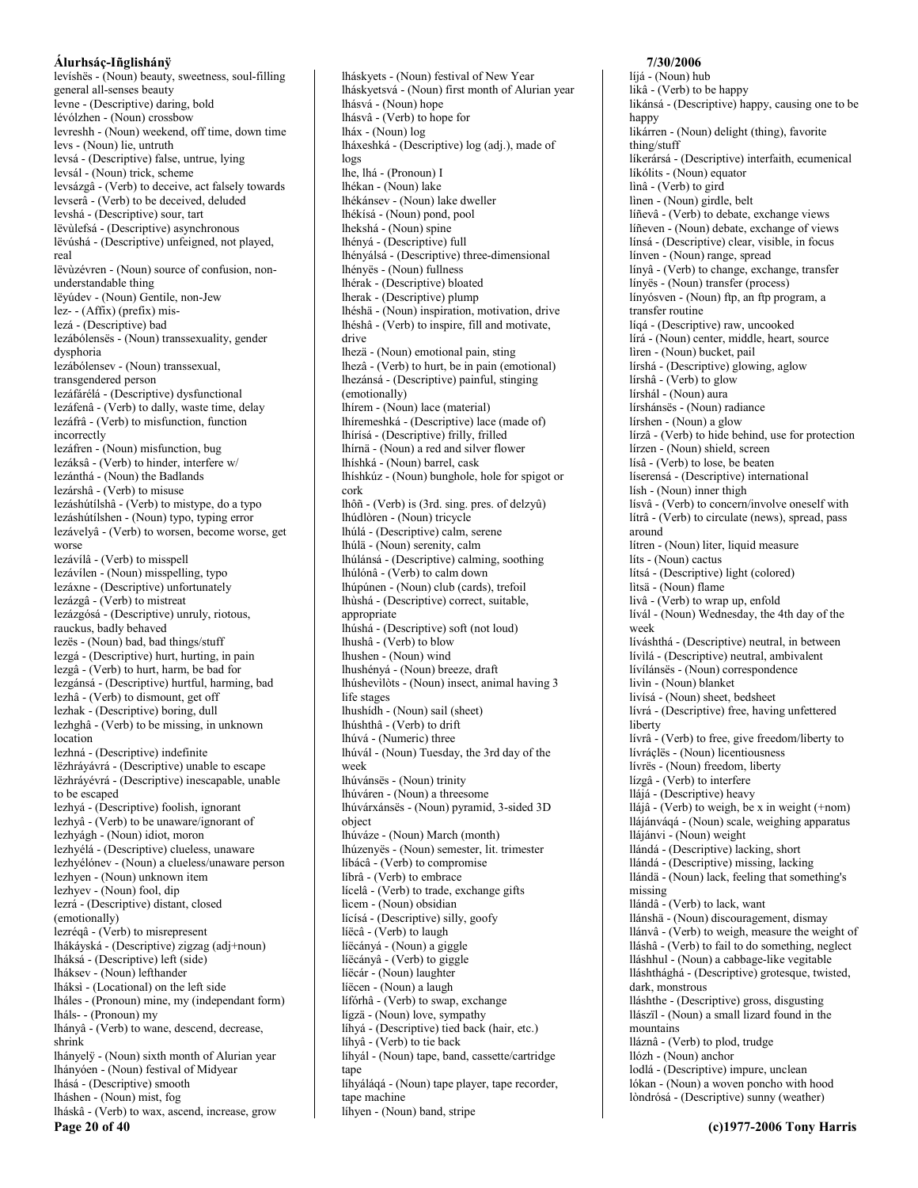levíshës - (Noun) beauty, sweetness, soul-filling general all-senses beauty
levne - (Descriptive) daring, bold
lévólzhen - (Noun) crossbow
levreshh - (Noun) weekend, off time, down time
levs - (Noun) lie, untruth
levsá - (Descriptive) false, untrue, lying
levsál - (Noun) trick, scheme
levsázgâ - (Verb) to deceive, act falsely towards
levserâ - (Verb) to be deceived, deluded
levshá - (Descriptive) sour, tart
lëvùlefsá - (Descriptive) asynchronous
lëvúshá - (Descriptive) unfeigned, not played, real
lëvùzévren - (Noun) source of confusion, non-understandable thing
lëyúdev - (Noun) Gentile, non-Jew
lez- - (Affix) (prefix) mis-
lezá - (Descriptive) bad
lezábólensës - (Noun) transsexuality, gender dysphoria
lezábólensev - (Noun) transsexual, transgendered person
lezáfárélá - (Descriptive) dysfunctional
lezáfenâ - (Verb) to dally, waste time, delay
lezáfrâ - (Verb) to misfunction, function incorrectly
lezáfren - (Noun) misfunction, bug
lezáksâ - (Verb) to hinder, interfere w/
lezánthá - (Noun) the Badlands
lezárshâ - (Verb) to misuse
lezáshútílshâ - (Verb) to mistype, do a typo
lezáshútílshen - (Noun) typo, typing error
lezávelyâ - (Verb) to worsen, become worse, get worse
lezávílâ - (Verb) to misspell
lezávílen - (Noun) misspelling, typo
lezáxne - (Descriptive) unfortunately
lezázgâ - (Verb) to mistreat
lezázgósá - (Descriptive) unruly, riotous, rauckus, badly behaved
lezës - (Noun) bad, bad things/stuff
lezgá - (Descriptive) hurt, hurting, in pain
lezgâ - (Verb) to hurt, harm, be bad for
lezgánsá - (Descriptive) hurtful, harming, bad
lezhâ - (Verb) to dismount, get off
lezhak - (Descriptive) boring, dull
lezhghâ - (Verb) to be missing, in unknown location
lezhná - (Descriptive) indefinite
lëzhráyávrá - (Descriptive) unable to escape
lëzhráyévrá - (Descriptive) inescapable, unable to be escaped
lezhyá - (Descriptive) foolish, ignorant
lezhyâ - (Verb) to be unaware/ignorant of
lezhyágh - (Noun) idiot, moron
lezhyélá - (Descriptive) clueless, unaware
lezhyélónev - (Noun) a clueless/unaware person
lezhyen - (Noun) unknown item
lezhyev - (Noun) fool, dip
lezrá - (Descriptive) distant, closed (emotionally)
lezréqâ - (Verb) to misrepresent
lhákáyská - (Descriptive) zigzag (adj+noun)
lháksá - (Descriptive) left (side)
lháksev - (Noun) lefthander
lháksì - (Locational) on the left side
lháles - (Pronoun) mine, my (independant form)
lháls- - (Pronoun) my
lhányâ - (Verb) to wane, descend, decrease, shrink
lhányelÿ - (Noun) sixth month of Alurian year
lhányóen - (Noun) festival of Midyear
lhásá - (Descriptive) smooth
lháshen - (Noun) mist, fog
lháskâ - (Verb) to wax, ascend, increase, grow
lháskyets - (Noun) festival of New Year
lháskyetsvá - (Noun) first month of Alurian year
lhásvá - (Noun) hope
lhásvâ - (Verb) to hope for
lháx - (Noun) log
lháxeshká - (Descriptive) log (adj.), made of logs
lhe, lhá - (Pronoun) I
lhékan - (Noun) lake
lhékánsev - (Noun) lake dweller
lhékísá - (Noun) pond, pool
lhekshá - (Noun) spine
lhényá - (Descriptive) full
lhényálsá - (Descriptive) three-dimensional
lhényës - (Noun) fullness
lhérak - (Descriptive) bloated
lherak - (Descriptive) plump
lhéshä - (Noun) inspiration, motivation, drive
lhéshâ - (Verb) to inspire, fill and motivate, drive
lhezä - (Noun) emotional pain, sting
lhezâ - (Verb) to hurt, be in pain (emotional)
lhezánsá - (Descriptive) painful, stinging (emotionally)
lhírem - (Noun) lace (material)
lhíremeshká - (Descriptive) lace (made of)
lhírísá - (Descriptive) frilly, frilled
lhírnä - (Noun) a red and silver flower
lhíshká - (Noun) barrel, cask
lhíshkúz - (Noun) bunghole, hole for spigot or cork
lhõñ - (Verb) is (3rd. sing. pres. of delzyû)
lhúdlòren - (Noun) tricycle
lhúlá - (Descriptive) calm, serene
lhúlä - (Noun) serenity, calm
lhúlánsá - (Descriptive) calming, soothing
lhúlónâ - (Verb) to calm down
lhúpúnen - (Noun) club (cards), trefoil
lhùshá - (Descriptive) correct, suitable, appropriate
lhúshá - (Descriptive) soft (not loud)
lhushâ - (Verb) to blow
lhushen - (Noun) wind
lhushényá - (Noun) breeze, draft
lhúshevilòts - (Noun) insect, animal having 3 life stages
lhushídh - (Noun) sail (sheet)
lhúshthâ - (Verb) to drift
lhúvá - (Numeric) three
lhúvál - (Noun) Tuesday, the 3rd day of the week
lhúvánsës - (Noun) trinity
lhúváren - (Noun) a threesome
lhúvárxánsës - (Noun) pyramid, 3-sided 3D object
lhúváze - (Noun) March (month)
lhúzenyës - (Noun) semester, lit. trimester
líbácâ - (Verb) to compromise
líbrâ - (Verb) to embrace
lícelâ - (Verb) to trade, exchange gifts
lìcem - (Noun) obsidian
lícísá - (Descriptive) silly, goofy
líëcâ - (Verb) to laugh
líëcányá - (Noun) a giggle
líëcányâ - (Verb) to giggle
líëcár - (Noun) laughter
líëcen - (Noun) a laugh
lífórhâ - (Verb) to swap, exchange
lígzä - (Noun) love, sympathy
líhyá - (Descriptive) tied back (hair, etc.)
líhyâ - (Verb) to tie back
líhyál - (Noun) tape, band, cassette/cartridge tape
líhyáláqá - (Noun) tape player, tape recorder, tape machine
líhyen - (Noun) band, stripe
líjá - (Noun) hub
likâ - (Verb) to be happy
likánsá - (Descriptive) happy, causing one to be happy
likárren - (Noun) delight (thing), favorite thing/stuff
líkerársá - (Descriptive) interfaith, ecumenical
líkólits - (Noun) equator
linâ - (Verb) to gird
lìnen - (Noun) girdle, belt
líñevâ - (Verb) to debate, exchange views
líñeven - (Noun) debate, exchange of views
línsá - (Descriptive) clear, visible, in focus
línven - (Noun) range, spread
línyâ - (Verb) to change, exchange, transfer
línyës - (Noun) transfer (process)
línyósven - (Noun) ftp, an ftp program, a transfer routine
líqá - (Descriptive) raw, uncooked
lírá - (Noun) center, middle, heart, source
lìren - (Noun) bucket, pail
lírshá - (Descriptive) glowing, aglow
lírshâ - (Verb) to glow
lírshál - (Noun) aura
lírshánsës - (Noun) radiance
lírshen - (Noun) a glow
lírzâ - (Verb) to hide behind, use for protection
lírzen - (Noun) shield, screen
lísâ - (Verb) to lose, be beaten
líserensá - (Descriptive) international
lish - (Noun) inner thigh
lísvâ - (Verb) to concern/involve oneself with
lítrâ - (Verb) to circulate (news), spread, pass around
lítren - (Noun) liter, liquid measure
líts - (Noun) cactus
lítsá - (Descriptive) light (colored)
lìtsä - (Noun) flame
livâ - (Verb) to wrap up, enfold
lívál - (Noun) Wednesday, the 4th day of the week
líváshthá - (Descriptive) neutral, in between
lívilá - (Descriptive) neutral, ambivalent
lívílánsës - (Noun) correspondence
livin - (Noun) blanket
livísá - (Noun) sheet, bedsheet
lívrá - (Descriptive) free, having unfettered liberty
lívrâ - (Verb) to free, give freedom/liberty to
lívráçlës - (Noun) licentiousness
lívrës - (Noun) freedom, liberty
lízgâ - (Verb) to interfere
llájá - (Descriptive) heavy
llájâ - (Verb) to weigh, be x in weight (+nom)
llájánváqá - (Noun) scale, weighing apparatus
llájánvi - (Noun) weight
llándá - (Descriptive) lacking, short
llándá - (Descriptive) missing, lacking
llándä - (Noun) lack, feeling that something's missing
llándâ - (Verb) to lack, want
llánshä - (Noun) discouragement, dismay
llánvâ - (Verb) to weigh, measure the weight of
lláshâ - (Verb) to fail to do something, neglect
lláshhul - (Noun) a cabbage-like vegitable
lláshthághá - (Descriptive) grotesque, twisted, dark, monstrous
lláshthe - (Descriptive) gross, disgusting
llászïl - (Noun) a small lizard found in the mountains
lláznâ - (Verb) to plod, trudge
llózh - (Noun) anchor
lodlá - (Descriptive) impure, unclean
lókan - (Noun) a woven poncho with hood
lòndrósá - (Descriptive) sunny (weather)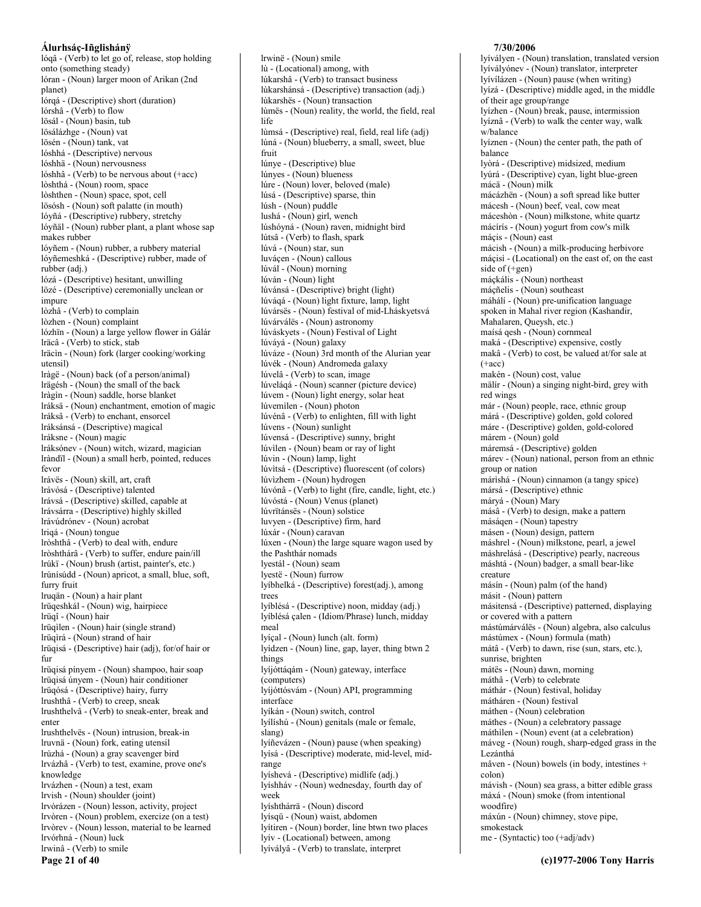lóqâ - (Verb) to let go of, release, stop holding onto (something steady)
lóran - (Noun) larger moon of Arikan (2nd planet)
lórqá - (Descriptive) short (duration)
lórshâ - (Verb) to flow
lösál - (Noun) basin, tub
lösálázhge - (Noun) vat
lösén - (Noun) tank, vat
lóshhá - (Descriptive) nervous
lóshhä - (Noun) nervousness
lóshhâ - (Verb) to be nervous about (+acc)
lòshthá - (Noun) room, space
lòshthen - (Noun) space, spot, cell
lösósh - (Noun) soft palatte (in mouth)
lóyñá - (Descriptive) rubbery, stretchy
lóyñäl - (Noun) rubber plant, a plant whose sap makes rubber
lóyñem - (Noun) rubber, a rubbery material
lóyñemeshká - (Descriptive) rubber, made of rubber (adj.)
lózá - (Descriptive) hesitant, unwilling
lözé - (Descriptive) ceremonially unclean or impure
lòzhâ - (Verb) to complain
lòzhen - (Noun) complaint
lózhïn - (Noun) a large yellow flower in Gálár
lräcâ - (Verb) to stick, stab
lräcìn - (Noun) fork (larger cooking/working utensil)
lrágë - (Noun) back (of a person/animal)
lrägésh - (Noun) the small of the back
lrágìn - (Noun) saddle, horse blanket
lráksä - (Noun) enchantment, emotion of magic
lráksâ - (Verb) to enchant, ensorcel
lráksánsá - (Descriptive) magical
lráksne - (Noun) magic
lráksónev - (Noun) witch, wizard, magician
lrándïl - (Noun) a small herb, pointed, reduces fevor
lrávës - (Noun) skill, art, craft
lrávósá - (Descriptive) talented
lrávsá - (Descriptive) skilled, capable at
lrávsárra - (Descriptive) highly skilled
lrávúdrónev - (Noun) acrobat
lriqá - (Noun) tongue
lròshthâ - (Verb) to deal with, endure
lròshthárâ - (Verb) to suffer, endure pain/ill
lrúkï - (Noun) brush (artist, painter's, etc.)
lrúnísúdd - (Noun) apricot, a small, blue, soft, furry fruit
lruqän - (Noun) a hair plant
lrüqeshkál - (Noun) wig, hairpiece
lrüqî - (Noun) hair
lrüqilen - (Noun) hair (single strand)
lrüqìrá - (Noun) strand of hair
lrüqisá - (Descriptive) hair (adj), for/of hair or fur
lrüqisá pínyem - (Noun) shampoo, hair soap
lrüqisá únyem - (Noun) hair conditioner
lrüqósá - (Descriptive) hairy, furry
lrushthâ - (Verb) to creep, sneak
lrushthelvâ - (Verb) to sneak-enter, break and enter
lrushthelvës - (Noun) intrusion, break-in
lruvnä - (Noun) fork, eating utensil
lrúzhá - (Noun) a gray scavenger bird
lrvázhâ - (Verb) to test, examine, prove one's knowledge
lrvázhen - (Noun) a test, exam
lrvish - (Noun) shoulder (joint)
lrvòrázen - (Noun) lesson, activity, project
lrvòren - (Noun) problem, exercize (on a test)
lrvòrev - (Noun) lesson, material to be learned
lrvórhná - (Noun) luck
lrwinâ - (Verb) to smile
lrwinë - (Noun) smile
lù - (Locational) among, with
lùkarshâ - (Verb) to transact business
lùkarshánsá - (Descriptive) transaction (adj.)
lùkarshës - (Noun) transaction
lùmës - (Noun) reality, the world, the field, real life
lùmsá - (Descriptive) real, field, real life (adj)
lúná - (Noun) blueberry, a small, sweet, blue fruit
lúnye - (Descriptive) blue
lúnyes - (Noun) blueness
lúre - (Noun) lover, beloved (male)
lúsá - (Descriptive) sparse, thin
lúsh - (Noun) puddle
lushá - (Noun) girl, wench
lúshóyná - (Noun) raven, midnight bird
lútsâ - (Verb) to flash, spark
lúvá - (Noun) star, sun
luváçen - (Noun) callous
lúvál - (Noun) morning
lúván - (Noun) light
lúvánsá - (Descriptive) bright (light)
lúváqá - (Noun) light fixture, lamp, light
lúvársës - (Noun) festival of mid-Lháskyetsvá
lúvárválës - (Noun) astronomy
lúváskyets - (Noun) Festival of Light
lúváyá - (Noun) galaxy
lúváze - (Noun) 3rd month of the Alurian year
lúvék - (Noun) Andromeda galaxy
lúvelâ - (Verb) to scan, image
lúveláqá - (Noun) scanner (picture device)
lúvem - (Noun) light energy, solar heat
lúvemìlen - (Noun) photon
lúvénâ - (Verb) to enlighten, fill with light
lúvens - (Noun) sunlight
lúvensá - (Descriptive) sunny, bright
lúvìlen - (Noun) beam or ray of light
lúvin - (Noun) lamp, light
lúvitsá - (Descriptive) fluorescent (of colors)
lúvìzhem - (Noun) hydrogen
lúvónâ - (Verb) to light (fire, candle, light, etc.)
lúvóstá - (Noun) Venus (planet)
lúvrïtánsës - (Noun) solstice
luvyen - (Descriptive) firm, hard
lúxár - (Noun) caravan
lúxen - (Noun) the large square wagon used by the Pashthár nomads
lyestál - (Noun) seam
lyestë - (Noun) furrow
lyíbhelká - (Descriptive) forest(adj.), among trees
lyíblésá - (Descriptive) noon, midday (adj.)
lyíblésá çalen - (Idiom/Phrase) lunch, midday meal
lyíçal - (Noun) lunch (alt. form)
lyídzen - (Noun) line, gap, layer, thing btwn 2 things
lyíjóttáqám - (Noun) gateway, interface (computers)
lyíjóttósvám - (Noun) API, programming interface
lyíkán - (Noun) switch, control
lyílíshú - (Noun) genitals (male or female, slang)
lyíñevázen - (Noun) pause (when speaking)
lyísá - (Descriptive) moderate, mid-level, mid-range
lyíshevá - (Descriptive) midlife (adj.)
lyíshháv - (Noun) wednesday, fourth day of week
lyíshthárrä - (Noun) discord
lyísqü - (Noun) waist, abdomen
lyítiren - (Noun) border, line btwn two places
lyív - (Locational) between, among
lyíválуâ - (Verb) to translate, interpret
lyíválуen - (Noun) translation, translated version
lyíválуónev - (Noun) translator, interpreter
lyívílázen - (Noun) pause (when writing)
lyízá - (Descriptive) middle aged, in the middle of their age group/range
lyízhen - (Noun) break, pause, intermission
lyíznâ - (Verb) to walk the center way, walk w/balance
lyíznen - (Noun) the center path, the path of balance
lyòrá - (Descriptive) midsized, medium
lyúrá - (Descriptive) cyan, light blue-green
mácä - (Noun) milk
mácázhën - (Noun) a soft spread like butter
mácesh - (Noun) beef, veal, cow meat
máceshòn - (Noun) milkstone, white quartz
mácírís - (Noun) yogurt from cow's milk
máçis - (Noun) east
mácish - (Noun) a milk-producing herbivore
máçisì - (Locational) on the east of, on the east side of (+gen)
máçkális - (Noun) northeast
máçñelis - (Noun) southeast
máhálí - (Noun) pre-unification language spoken in Mahal river region (Kashandir, Mahalaren, Queysh, etc.)
maísá qesh - (Noun) cornmeal
maká - (Descriptive) expensive, costly
makâ - (Verb) to cost, be valued at/for sale at (+acc)
makén - (Noun) cost, value
mälír - (Noun) a singing night-bird, grey with red wings
már - (Noun) people, race, ethnic group
márá - (Descriptive) golden, gold colored
máre - (Descriptive) golden, gold-colored
márem - (Noun) gold
máremsá - (Descriptive) golden
márev - (Noun) national, person from an ethnic group or nation
márìshá - (Noun) cinnamon (a tangy spice)
mársá - (Descriptive) ethnic
máryá - (Noun) Mary
másâ - (Verb) to design, make a pattern
másáqen - (Noun) tapestry
másen - (Noun) design, pattern
máshrel - (Noun) milkstone, pearl, a jewel
máshrelásá - (Descriptive) pearly, nacreous
máshtá - (Noun) badger, a small bear-like creature
másín - (Noun) palm (of the hand)
másit - (Noun) pattern
másitensá - (Descriptive) patterned, displaying or covered with a pattern
mástúmárválës - (Noun) algebra, also calculus
mástúmex - (Noun) formula (math)
mátâ - (Verb) to dawn, rise (sun, stars, etc.), sunrise, brighten
mátës - (Noun) dawn, morning
máthâ - (Verb) to celebrate
máthár - (Noun) festival, holiday
mátháren - (Noun) festival
máthen - (Noun) celebration
máthes - (Noun) a celebratory passage
máthilen - (Noun) event (at a celebration)
máveg - (Noun) rough, sharp-edged grass in the Lezánthá
mâven - (Noun) bowels (in body, intestines + colon)
mávish - (Noun) sea grass, a bitter edible grass
máxá - (Noun) smoke (from intentional woodfire)
máxún - (Noun) chimney, stove pipe, smokestack
me - (Syntactic) too (+adj/adv)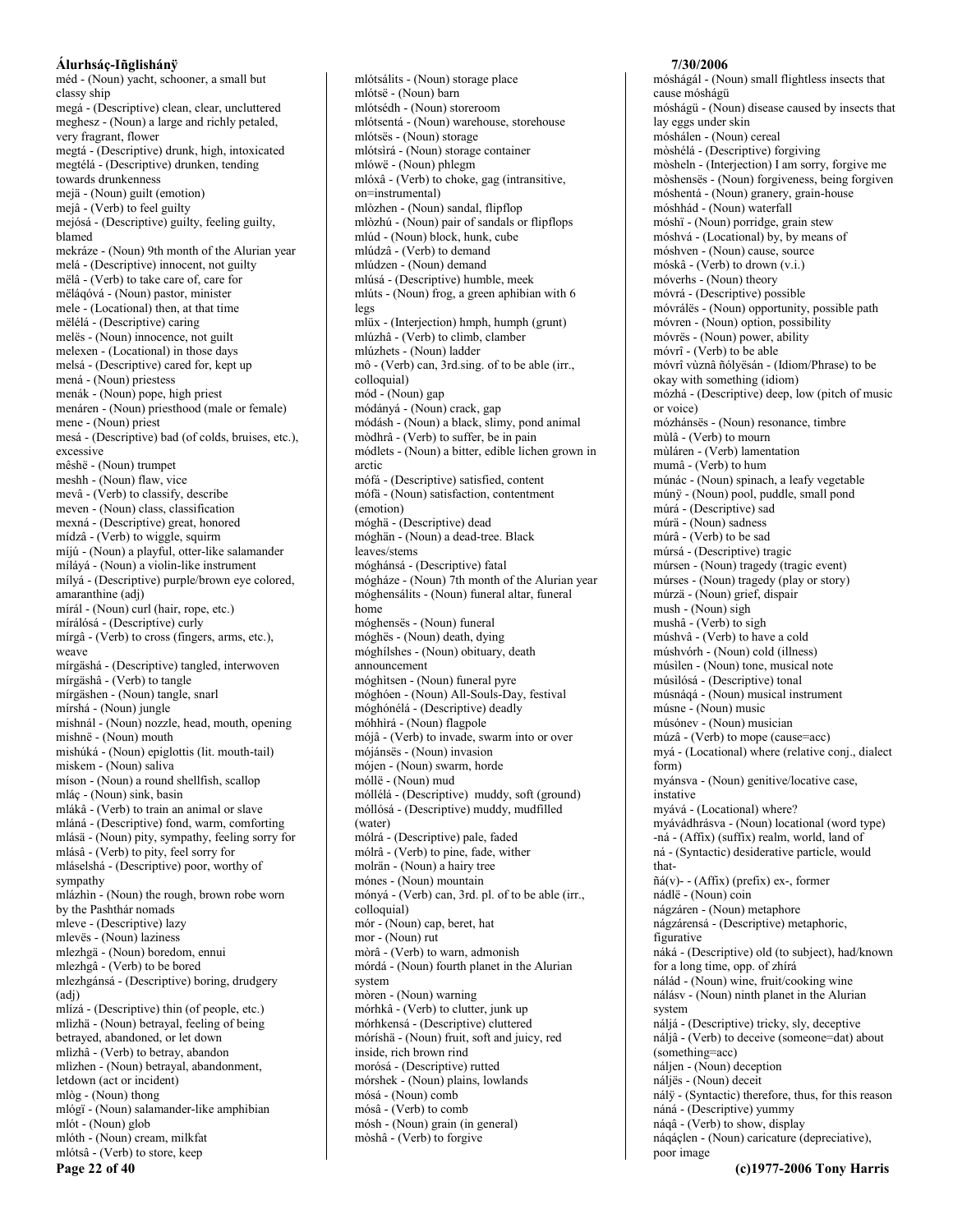méd - (Noun) yacht, schooner, a small but classy ship
megá - (Descriptive) clean, clear, uncluttered
meghesz - (Noun) a large and richly petaled, very fragrant, flower
megtá - (Descriptive) drunk, high, intoxicated
megtélá - (Descriptive) drunken, tending towards drunkenness
mejä - (Noun) guilt (emotion)
mejâ - (Verb) to feel guilty
mejósá - (Descriptive) guilty, feeling guilty, blamed
mekráze - (Noun) 9th month of the Alurian year
melá - (Descriptive) innocent, not guilty
mëlâ - (Verb) to take care of, care for
mëláqóvá - (Noun) pastor, minister
mele - (Locational) then, at that time
mëlélá - (Descriptive) caring
melës - (Noun) innocence, not guilt
melexen - (Locational) in those days
melsá - (Descriptive) cared for, kept up
mená - (Noun) priestess
menák - (Noun) pope, high priest
menáren - (Noun) priesthood (male or female)
mene - (Noun) priest
mesá - (Descriptive) bad (of colds, bruises, etc.), excessive
mêshë - (Noun) trumpet
meshh - (Noun) flaw, vice
mevâ - (Verb) to classify, describe
meven - (Noun) class, classification
mexná - (Descriptive) great, honored
mídzâ - (Verb) to wiggle, squirm
míjú - (Noun) a playful, otter-like salamander
míláyá - (Noun) a violin-like instrument
mílyá - (Descriptive) purple/brown eye colored, amaranthine (adj)
mírál - (Noun) curl (hair, rope, etc.)
mírálósá - (Descriptive) curly
mírgâ - (Verb) to cross (fingers, arms, etc.), weave
mírgäshá - (Descriptive) tangled, interwoven
mírgäshâ - (Verb) to tangle
mírgäshen - (Noun) tangle, snarl
mírshá - (Noun) jungle
mishnál - (Noun) nozzle, head, mouth, opening
mishnë - (Noun) mouth
mishúká - (Noun) epiglottis (lit. mouth-tail)
miskem - (Noun) saliva
míson - (Noun) a round shellfish, scallop
mláç - (Noun) sink, basin
mlákâ - (Verb) to train an animal or slave
mláná - (Descriptive) fond, warm, comforting
mlásä - (Noun) pity, sympathy, feeling sorry for
mlásâ - (Verb) to pity, feel sorry for
mláselshá - (Descriptive) poor, worthy of sympathy
mlázhìn - (Noun) the rough, brown robe worn by the Pashthár nomads
mleve - (Descriptive) lazy
mlevës - (Noun) laziness
mlezhgä - (Noun) boredom, ennui
mlezhgâ - (Verb) to be bored
mlezhgánsá - (Descriptive) boring, drudgery (adj)
mlízá - (Descriptive) thin (of people, etc.)
mlìzhä - (Noun) betrayal, feeling of being betrayed, abandoned, or let down
mlìzhâ - (Verb) to betray, abandon
mlìzhen - (Noun) betrayal, abandonment, letdown (act or incident)
mlòg - (Noun) thong
mlógï - (Noun) salamander-like amphibian
mlót - (Noun) glob
mlóth - (Noun) cream, milkfat
mlótsâ - (Verb) to store, keep
mlótsálits - (Noun) storage place
mlótsë - (Noun) barn
mlótsédh - (Noun) storeroom
mlótsentá - (Noun) warehouse, storehouse
mlótsës - (Noun) storage
mlótsìrá - (Noun) storage container
mlówë - (Noun) phlegm
mlóxâ - (Verb) to choke, gag (intransitive, on=instrumental)
mlòzhen - (Noun) sandal, flipflop
mlòzhú - (Noun) pair of sandals or flipflops
mlúd - (Noun) block, hunk, cube
mlúdzâ - (Verb) to demand
mlúdzen - (Noun) demand
mlúsá - (Descriptive) humble, meek
mlúts - (Noun) frog, a green aphibian with 6 legs
mlüx - (Interjection) hmph, humph (grunt)
mlúzhâ - (Verb) to climb, clamber
mlúzhets - (Noun) ladder
mô - (Verb) can, 3rd.sing. of to be able (irr., colloquial)
mód - (Noun) gap
módányá - (Noun) crack, gap
módásh - (Noun) a black, slimy, pond animal
mòdhrâ - (Verb) to suffer, be in pain
módlets - (Noun) a bitter, edible lichen grown in arctic
mófá - (Descriptive) satisfied, content
mófä - (Noun) satisfaction, contentment (emotion)
móghä - (Descriptive) dead
móghän - (Noun) a dead-tree. Black leaves/stems
móghánsá - (Descriptive) fatal
mógháze - (Noun) 7th month of the Alurian year
móghensálits - (Noun) funeral altar, funeral home
móghensës - (Noun) funeral
móghës - (Noun) death, dying
móghílshes - (Noun) obituary, death announcement
móghìtsen - (Noun) funeral pyre
móghóen - (Noun) All-Souls-Day, festival
móghónélá - (Descriptive) deadly
móhhìrá - (Noun) flagpole
mójâ - (Verb) to invade, swarm into or over
mójánsës - (Noun) invasion
mójen - (Noun) swarm, horde
móllë - (Noun) mud
móllélá - (Descriptive) muddy, soft (ground)
móllósá - (Descriptive) muddy, mudfilled (water)
mólrá - (Descriptive) pale, faded
mólrâ - (Verb) to pine, fade, wither
molrän - (Noun) a hairy tree
mónes - (Noun) mountain
mónyá - (Verb) can, 3rd. pl. of to be able (irr., colloquial)
mór - (Noun) cap, beret, hat
mor - (Noun) rut
mòrâ - (Verb) to warn, admonish
mórdá - (Noun) fourth planet in the Alurian system
mòren - (Noun) warning
mórhkâ - (Verb) to clutter, junk up
mórhkensá - (Descriptive) cluttered
móríshä - (Noun) fruit, soft and juicy, red inside, rich brown rind
morósá - (Descriptive) rutted
mórshek - (Noun) plains, lowlands
mósá - (Noun) comb
mósâ - (Verb) to comb
mósh - (Noun) grain (in general)
mòshâ - (Verb) to forgive
móshágál - (Noun) small flightless insects that cause móshágü
móshágü - (Noun) disease caused by insects that lay eggs under skin
móshálen - (Noun) cereal
mòshélá - (Descriptive) forgiving
mòsheln - (Interjection) I am sorry, forgive me
mòshensës - (Noun) forgiveness, being forgiven
móshentá - (Noun) granery, grain-house
móshhád - (Noun) waterfall
móshï - (Noun) porridge, grain stew
móshvá - (Locational) by, by means of
móshven - (Noun) cause, source
móskâ - (Verb) to drown (v.i.)
móverhs - (Noun) theory
móvrá - (Descriptive) possible
móvrálës - (Noun) opportunity, possible path
móvren - (Noun) option, possibility
móvrës - (Noun) power, ability
móvrî - (Verb) to be able
móvrî vùznâ ñólyësán - (Idiom/Phrase) to be okay with something (idiom)
mózhá - (Descriptive) deep, low (pitch of music or voice)
mózhánsës - (Noun) resonance, timbre
mùlâ - (Verb) to mourn
mùláren - (Verb) lamentation
mumâ - (Verb) to hum
múnác - (Noun) spinach, a leafy vegetable
múnÿ - (Noun) pool, puddle, small pond
múrá - (Descriptive) sad
múrä - (Noun) sadness
múrâ - (Verb) to be sad
múrsá - (Descriptive) tragic
múrsen - (Noun) tragedy (tragic event)
múrses - (Noun) tragedy (play or story)
múrzä - (Noun) grief, dispair
mush - (Noun) sigh
mushâ - (Verb) to sigh
múshvâ - (Verb) to have a cold
múshvórh - (Noun) cold (illness)
músìlen - (Noun) tone, musical note
músìlósá - (Descriptive) tonal
músnáqá - (Noun) musical instrument
músne - (Noun) music
músónev - (Noun) musician
múzâ - (Verb) to mope (cause=acc)
myá - (Locational) where (relative conj., dialect form)
myánsva - (Noun) genitive/locative case, instative
myává - (Locational) where?
myávádhrásva - (Noun) locational (word type)
-ná - (Affix) (suffix) realm, world, land of
ná - (Syntactic) desiderative particle, would that-
ñá(v)- - (Affix) (prefix) ex-, former
nádlë - (Noun) coin
nágzáren - (Noun) metaphore
nágzárensá - (Descriptive) metaphoric, figurative
náká - (Descriptive) old (to subject), had/known for a long time, opp. of zhírá
nálád - (Noun) wine, fruit/cooking wine
nálásv - (Noun) ninth planet in the Alurian system
náljá - (Descriptive) tricky, sly, deceptive
náljâ - (Verb) to deceive (someone=dat) about (something=acc)
náljen - (Noun) deception
náljës - (Noun) deceit
nálÿ - (Syntactic) therefore, thus, for this reason
náná - (Descriptive) yummy
náqâ - (Verb) to show, display
náqáçlen - (Noun) caricature (depreciative), poor image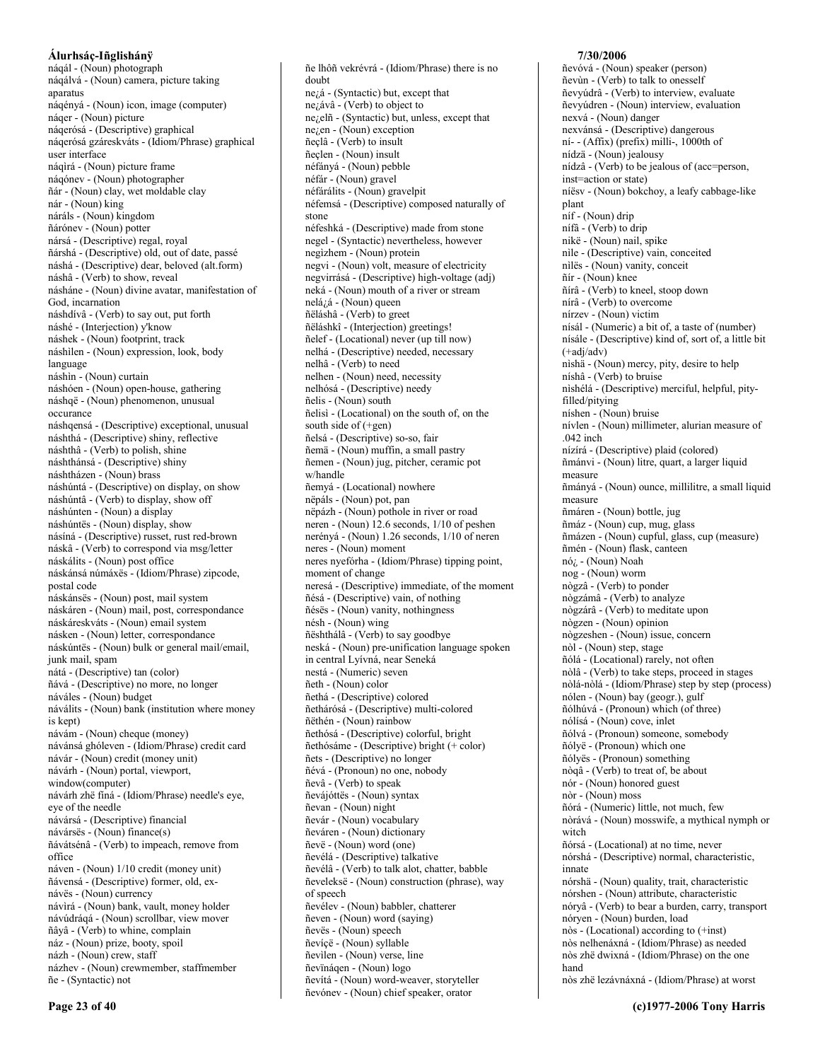náqál - (Noun) photograph
náqálvá - (Noun) camera, picture taking aparatus
náqényá - (Noun) icon, image (computer)
náqer - (Noun) picture
náqerósá - (Descriptive) graphical
náqerósá gzáreskváts - (Idiom/Phrase) graphical user interface
náqìrá - (Noun) picture frame
náqónev - (Noun) photographer
ñár - (Noun) clay, wet moldable clay
nár - (Noun) king
nárâls - (Noun) kingdom
ñárónev - (Noun) potter
nársá - (Descriptive) regal, royal
ñárshá - (Descriptive) old, out of date, passé
náshá - (Descriptive) dear, beloved (alt.form)
náshâ - (Verb) to show, reveal
násháne - (Noun) divine avatar, manifestation of God, incarnation
náshdívâ - (Verb) to say out, put forth
náshé - (Interjection) y'know
náshek - (Noun) footprint, track
náshilen - (Noun) expression, look, body language
náshìn - (Noun) curtain
náshóen - (Noun) open-house, gathering
náshqë - (Noun) phenomenon, unusual occurance
náshqensá - (Descriptive) exceptional, unusual
náshthá - (Descriptive) shiny, reflective
náshthâ - (Verb) to polish, shine
náshthánsá - (Descriptive) shiny
náshtházen - (Noun) brass
náshúntá - (Descriptive) on display, on show
náshúntâ - (Verb) to display, show off
náshúnten - (Noun) a display
náshúntës - (Noun) display, show
násíná - (Descriptive) russet, rust red-brown
náskâ - (Verb) to correspond via msg/letter
náskálits - (Noun) post office
náskánsá númáxës - (Idiom/Phrase) zipcode, postal code
náskánsës - (Noun) post, mail system
náskáren - (Noun) mail, post, correspondance
náskáreskváts - (Noun) email system
násken - (Noun) letter, correspondance
náskúntës - (Noun) bulk or general mail/email, junk mail, spam
nátá - (Descriptive) tan (color)
ñává - (Descriptive) no more, no longer
náváles - (Noun) budget
náválits - (Noun) bank (institution where money is kept)
návám - (Noun) cheque (money)
návánsá ghóleven - (Idiom/Phrase) credit card
návár - (Noun) credit (money unit)
návárh - (Noun) portal, viewport, window(computer)
návárh zhë fíná - (Idiom/Phrase) needle's eye, eye of the needle
návársá - (Descriptive) financial
návársës - (Noun) finance(s)
ñávátsénâ - (Verb) to impeach, remove from office
náven - (Noun) 1/10 credit (money unit)
ñávensá - (Descriptive) former, old, ex-
návës - (Noun) currency
návìrá - (Noun) bank, vault, money holder
návúdráqá - (Noun) scrollbar, view mover
ñâyâ - (Verb) to whine, complain
náz - (Noun) prize, booty, spoil
názh - (Noun) crew, staff
názhev - (Noun) crewmember, staffmember
ñe - (Syntactic) not
ñe lhôñ vekrévrá - (Idiom/Phrase) there is no doubt
ne¿á - (Syntactic) but, except that
ne¿ávâ - (Verb) to object to
ne¿elñ - (Syntactic) but, unless, except that
ne¿en - (Noun) exception
ñeçlâ - (Verb) to insult
ñeçlen - (Noun) insult
néfányá - (Noun) pebble
néfár - (Noun) gravel
néfárálits - (Noun) gravelpit
néfemsá - (Descriptive) composed naturally of stone
néfeshká - (Descriptive) made from stone
negel - (Syntactic) nevertheless, however
negìzhem - (Noun) protein
negvì - (Noun) volt, measure of electricity
negvirrásá - (Descriptive) high-voltage (adj)
neká - (Noun) mouth of a river or stream
nelá¿á - (Noun) queen
ñëláshâ - (Verb) to greet
ñëláshkî - (Interjection) greetings!
ñelef - (Locational) never (up till now)
nelhá - (Descriptive) needed, necessary
nelhâ - (Verb) to need
nelhen - (Noun) need, necessity
nelhósá - (Descriptive) needy
ñelis - (Noun) south
ñelisì - (Locational) on the south of, on the south side of (+gen)
ñelsá - (Descriptive) so-so, fair
ñemä - (Noun) muffin, a small pastry
ñemen - (Noun) jug, pitcher, ceramic pot w/handle
ñemyá - (Locational) nowhere
nëpáls - (Noun) pot, pan
nëpázh - (Noun) pothole in river or road
neren - (Noun) 12.6 seconds, 1/10 of peshen
nerényá - (Noun) 1.26 seconds, 1/10 of neren
neres - (Noun) moment
neres nyefórha - (Idiom/Phrase) tipping point, moment of change
neresá - (Descriptive) immediate, of the moment
ñésá - (Descriptive) vain, of nothing
ñésës - (Noun) vanity, nothingness
nésh - (Noun) wing
ñështhálâ - (Verb) to say goodbye
neská - (Noun) pre-unification language spoken in central Lyívná, near Seneká
nestá - (Numeric) seven
ñeth - (Noun) color
ñethá - (Descriptive) colored
ñethárósá - (Descriptive) multi-colored
ñëthén - (Noun) rainbow
ñethósá - (Descriptive) colorful, bright
ñethósáme - (Descriptive) bright (+ color)
ñets - (Descriptive) no longer
ñévá - (Pronoun) no one, nobody
ñevâ - (Verb) to speak
ñevájóttës - (Noun) syntax
ñevan - (Noun) night
ñevár - (Noun) vocabulary
ñeváren - (Noun) dictionary
ñevë - (Noun) word (one)
ñevélá - (Descriptive) talkative
ñevélâ - (Verb) to talk alot, chatter, babble
ñeveleksë - (Noun) construction (phrase), way of speech
ñevélev - (Noun) babbler, chatterer
ñeven - (Noun) word (saying)
ñevës - (Noun) speech
ñevíçë - (Noun) syllable
ñevilen - (Noun) verse, line
ñevïnáqen - (Noun) logo
ñevítá - (Noun) word-weaver, storyteller
ñevónev - (Noun) chief speaker, orator
ñevóvá - (Noun) speaker (person)
ñevùn - (Verb) to talk to onesself
ñevyúdrâ - (Verb) to interview, evaluate
ñevyúdren - (Noun) interview, evaluation
nexvá - (Noun) danger
nexvánsá - (Descriptive) dangerous
ní- - (Affix) (prefix) milli-, 1000th of
nídzä - (Noun) jealousy
nídzâ - (Verb) to be jealous of (acc=person, inst=action or state)
níësv - (Noun) bokchoy, a leafy cabbage-like plant
níf - (Noun) drip
nífâ - (Verb) to drip
nikë - (Noun) nail, spike
nìle - (Descriptive) vain, conceited
nìlës - (Noun) vanity, conceit
ñír - (Noun) knee
ñírâ - (Verb) to kneel, stoop down
nírâ - (Verb) to overcome
nírzev - (Noun) victim
nísál - (Numeric) a bit of, a taste of (number)
nísále - (Descriptive) kind of, sort of, a little bit (+adj/adv)
nìshä - (Noun) mercy, pity, desire to help
níshâ - (Verb) to bruise
nìshélá - (Descriptive) merciful, helpful, pity-filled/pitying
níshen - (Noun) bruise
nívlen - (Noun) millimeter, alurian measure of .042 inch
nízírá - (Descriptive) plaid (colored)
ñmánvi - (Noun) litre, quart, a larger liquid measure
ñmányá - (Noun) ounce, millilitre, a small liquid measure
ñmáren - (Noun) bottle, jug
ñmáz - (Noun) cup, mug, glass
ñmázen - (Noun) cupful, glass, cup (measure)
ñmén - (Noun) flask, canteen
nó¿ - (Noun) Noah
nog - (Noun) worm
nògzâ - (Verb) to ponder
nògzámâ - (Verb) to analyze
nògzárâ - (Verb) to meditate upon
nògzen - (Noun) opinion
nògzeshen - (Noun) issue, concern
nòl - (Noun) step, stage
ñólá - (Locational) rarely, not often
nòlâ - (Verb) to take steps, proceed in stages
nòlá-nòlá - (Idiom/Phrase) step by step (process)
nólen - (Noun) bay (geogr.), gulf
ñólhúvá - (Pronoun) which (of three)
nólísá - (Noun) cove, inlet
ñólvá - (Pronoun) someone, somebody
ñólyë - (Pronoun) which one
ñólyës - (Pronoun) something
nòqâ - (Verb) to treat of, be about
nór - (Noun) honored guest
nòr - (Noun) moss
ñórá - (Numeric) little, not much, few
nòrává - (Noun) mosswife, a mythical nymph or witch
ñórsá - (Locational) at no time, never
nórshá - (Descriptive) normal, characteristic, innate
nórshä - (Noun) quality, trait, characteristic
nórshen - (Noun) attribute, characteristic
nóryâ - (Verb) to bear a burden, carry, transport
nóryen - (Noun) burden, load
nòs - (Locational) according to (+inst)
nòs nelhenáxná - (Idiom/Phrase) as needed
nòs zhë dwixná - (Idiom/Phrase) on the one hand
nòs zhë lezávnáxná - (Idiom/Phrase) at worst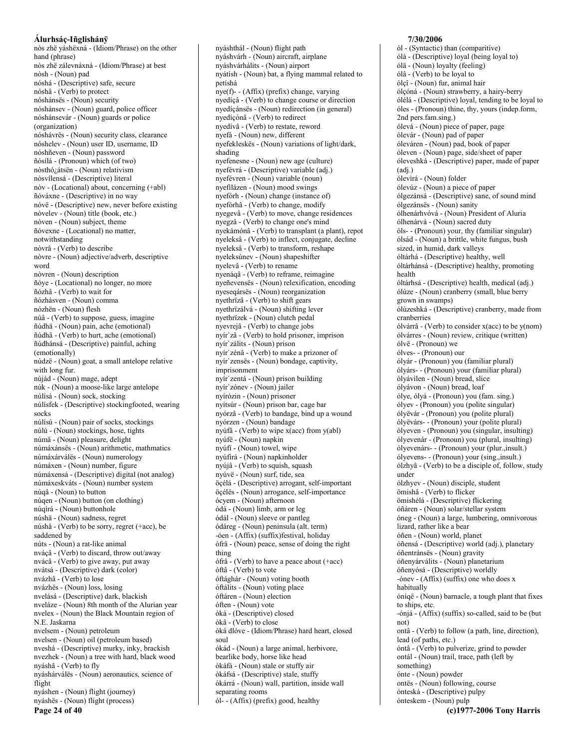nòs zhë yáshëxná - (Idiom/Phrase) on the other hand (phrase)
nòs zhë zálevnáxná - (Idiom/Phrase) at best
nòsh - (Noun) pad
nóshá - (Descriptive) safe, secure
nóshâ - (Verb) to protect
nóshánsës - (Noun) security
nóshánsev - (Noun) guard, police officer
nóshánsevár - (Noun) guards or police (organization)
nóshávrës - (Noun) security class, clearance
nóshelev - (Noun) user ID, username, ID
nóshñeven - (Noun) password
ñósílá - (Pronoun) which (of two)
nòsthó¿átsën - (Noun) relativism
nòsvílensá - (Descriptive) literal
nòv - (Locational) about, concerning (+abl)
ñóváxne - (Descriptive) in no way
nóvë - (Descriptive) new, never before existing
nòvelev - (Noun) title (book, etc.)
nòven - (Noun) subject, theme
ñóvexne - (Locational) no matter, notwithstanding
nòvrâ - (Verb) to describe
nòvre - (Noun) adjective/adverb, descriptive word
nòvren - (Noun) description
ñóye - (Locational) no longer, no more
ñózhâ - (Verb) to wait for
ñózhásven - (Noun) comma
nózhën - (Noun) flesh
núâ - (Verb) to suppose, guess, imagine
ñúdhä - (Noun) pain, ache (emotional)
ñúdhâ - (Verb) to hurt, ache (emotional)
ñúdhánsá - (Descriptive) painful, aching (emotionally)
núdzë - (Noun) goat, a small antelope relative with long fur.
nújád - (Noun) mage, adept
núk - (Noun) a moose-like large antelope
núlísá - (Noun) sock, stocking
núlísfek - (Descriptive) stockingfooted, wearing socks
núlísú - (Noun) pair of socks, stockings
núlú - (Noun) stockings, hose, tights
númä - (Noun) pleasure, delight
númáxánsës - (Noun) arithmetic, mathmatics
númáxárválës - (Noun) numerology
númáxen - (Noun) number, figure
númáxensá - (Descriptive) digital (not analog)
númáxeskváts - (Noun) number system
núqâ - (Noun) to button
núqen - (Noun) button (on clothing)
núqìrá - (Noun) buttonhole
núshä - (Noun) sadness, regret
núshâ - (Verb) to be sorry, regret (+acc), be saddened by
núts - (Noun) a rat-like animal
nváçâ - (Verb) to discard, throw out/away
nvácâ - (Verb) to give away, put away
nvátsá - (Descriptive) dark (color)
nvázhâ - (Verb) to lose
nvázhës - (Noun) loss, losing
nvelásá - (Descriptive) dark, blackish
nveláze - (Noun) 8th month of the Alurian year
nvelex - (Noun) the Black Mountain region of N.E. Jaskarna
nvelsem - (Noun) petroleum
nvelsen - (Noun) oil (petroleum based)
nveshá - (Descriptive) murky, inky, brackish
nvezhek - (Noun) a tree with hard, black wood
nyáshâ - (Verb) to fly
nyásháválës - (Noun) aeronautics, science of flight
nyáshen - (Noun) flight (journey)
nyáshës - (Noun) flight (process)
nyáshthál - (Noun) flight path
nyáshvárh - (Noun) aircraft, airplane
nyáshvárhálits - (Noun) airport
nyátísh - (Noun) bat, a flying mammal related to petíshá
nye(f)- - (Affix) (prefix) change, varying
nyedíçâ - (Verb) to change course or direction
nyedíçánsës - (Noun) redirection (in general)
nyedíçónâ - (Verb) to redirect
nyedívâ - (Verb) to restate, reword
nyefá - (Noun) new, different
nyefekleskës - (Noun) variations of light/dark, shading
nyefenesne - (Noun) new age (culture)
nyefévrá - (Descriptive) variable (adj.)
nyefévren - (Noun) variable (noun)
nyefilázen - (Noun) mood swings
nyefórh - (Noun) change (instance of)
nyefórhâ - (Verb) to change, modify
nyegevâ - (Verb) to move, change residences
nyegzâ - (Verb) to change one's mind
nyekámónâ - (Verb) to transplant (a plant), repot
nyeleksâ - (Verb) to inflect, conjugate, decline
nyeleksâ - (Verb) to transform, reshape
nyeleksùnev - (Noun) shapeshifter
nyelevâ - (Verb) to rename
nyenáqâ - (Verb) to reframe, reimagine
nyeñevensës - (Noun) relexification, encoding
nyeseqársës - (Noun) reorganization
nyethrïzâ - (Verb) to shift gears
nyethrïzálvá - (Noun) shifting lever
nyethrïzek - (Noun) clutch pedal
nyevrejâ - (Verb) to change jobs
nyír`zâ - (Verb) to hold prisoner, imprison
nyír`zálits - (Noun) prison
nyír`zénâ - (Verb) to make a prizoner of
nyír`zensës - (Noun) bondage, captivity, imprisonment
nyír`zentá - (Noun) prison building
nyír`zónev - (Noun) jailer
nyírózin - (Noun) prisoner
nyítsúr - (Noun) prison bar, cage bar
nyórzâ - (Verb) to bandage, bind up a wound
nyórzen - (Noun) bandage
nyúfâ - (Verb) to wipe x(acc) from y(abl)
nyúfë - (Noun) napkin
nyúfí - (Noun) towel, wipe
nyúfirá - (Noun) napkinholder
nyújâ - (Verb) to squish, squash
nyúvë - (Noun) surf, tide, sea
öçélá - (Descriptive) arrogant, self-important
öçélës - (Noun) arrogance, self-importance
ócyem - (Noun) afternoon
ódá - (Noun) limb, arm or leg
ódál - (Noun) sleeve or pantleg
ódáreg - (Noun) peninsula (alt. term)
-óen - (Affix) (suffix)festival, holiday
ófrä - (Noun) peace, sense of doing the right thing
ófrâ - (Verb) to have a peace about (+acc)
óftâ - (Verb) to vote
óftághár - (Noun) voting booth
óftálits - (Noun) voting place
óftáren - (Noun) election
óften - (Noun) vote
òká - (Descriptive) closed
òkâ - (Verb) to close
òká dlóve - (Idiom/Phrase) hard heart, closed soul
ókád - (Noun) a large animal, herbivore, bearlike body, horse like head
òkáfá - (Noun) stale or stuffy air
òkáfsá - (Descriptive) stale, stuffy
òkárrá - (Noun) wall, partition, inside wall separating rooms
ól- - (Affix) (prefix) good, healthy
ól - (Syntactic) than (comparitive)
ólá - (Descriptive) loyal (being loyal to)
ólä - (Noun) loyalty (feeling)
ólâ - (Verb) to be loyal to
ólçî - (Noun) fur, animal hair
ólçóná - (Noun) strawberry, a hairy-berry
ólélá - (Descriptive) loyal, tending to be loyal to
óles - (Pronoun) thine, thy, yours (indep.form, 2nd pers.fam.sing.)
ólevá - (Noun) piece of paper, page
ólevár - (Noun) pad of paper
óleváren - (Noun) pad, book of paper
óleven - (Noun) page, side/sheet of paper
óleveshká - (Descriptive) paper, made of paper (adj.)
ólevirá - (Noun) folder
ólevúz - (Noun) a piece of paper
ólgezánsá - (Descriptive) sane, of sound mind
ólgezánsës - (Noun) sanity
ólhenárhvóvá - (Noun) President of Aluria
ólhenárvá - (Noun) sacred duty
óls- - (Pronoun) your, thy (familiar singular)
ólsád - (Noun) a brittle, white fungus, bush sized, in humid, dark valleys
óltárhá - (Descriptive) healthy, well
óltárhánsá - (Descriptive) healthy, promoting health
óltárhsá - (Descriptive) health, medical (adj.)
ólùze - (Noun) cranberry (small, blue berry grown in swamps)
ólùzeshká - (Descriptive) cranberry, made from cranberries
ólvárrâ - (Verb) to consider x(acc) to be y(nom)
ólvárres - (Noun) review, critique (written)
ólvë - (Pronoun) we
ólves- - (Pronoun) our
ólyár - (Pronoun) you (familiar plural)
ólyárs- - (Pronoun) your (familiar plural)
ólyávìlen - (Noun) bread, slice
ólyávon - (Noun) bread, loaf
ólye, ólyá - (Pronoun) you (fam. sing.)
ólyev - (Pronoun) you (polite singular)
ólyëvár - (Pronoun) you (polite plural)
ólyëvárs- - (Pronoun) your (polite plural)
ólyeven - (Pronoun) you (singular, insulting)
ólyevenár - (Pronoun) you (plural, insulting)
ólyevenárs- - (Pronoun) your (plur.,insult.)
ólyevens- - (Pronoun) your (sing.,insult.)
ólzhyâ - (Verb) to be a disciple of, follow, study under
ólzhyev - (Noun) disciple, student
ömishâ - (Verb) to flicker
ömishélá - (Descriptive) flickering
óñáren - (Noun) solar/stellar system
óneg - (Noun) a large, lumbering, omnivorous lizard, rather like a bear
óñen - (Noun) world, planet
óñensá - (Descriptive) world (adj.), planetary
óñentránsës - (Noun) gravity
óñenyárválits - (Noun) planetarium
óñenyósá - (Descriptive) worldly
-ónev - (Affix) (suffix) one who does x habitually
óníçë - (Noun) barnacle, a tough plant that fixes to ships, etc.
-ónjá - (Affix) (suffix) so-called, said to be (but not)
ontâ - (Verb) to follow (a path, line, direction), lead (of paths, etc.)
óntâ - (Verb) to pulverize, grind to powder
ontál - (Noun) trail, trace, path (left by something)
ónte - (Noun) powder
ontës - (Noun) following, course
ónteská - (Descriptive) pulpy
ónteskem - (Noun) pulp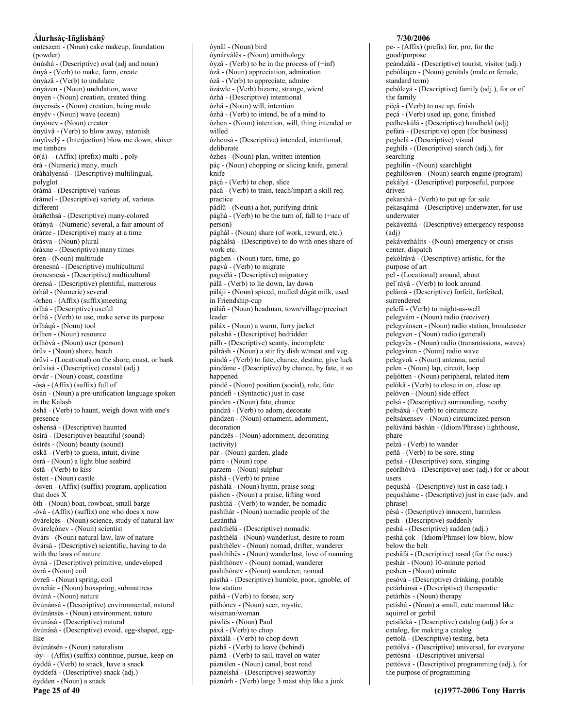onteszem - (Noun) cake makeup, foundation (powder)
ónùshá - (Descriptive) oval (adj and noun)
ónyâ - (Verb) to make, form, create
ónyázâ - (Verb) to undulate
ónyázen - (Noun) undulation, wave
ónyen - (Noun) creation, created thing
ónyensës - (Noun) creation, being made
ónyëv - (Noun) wave (ocean)
ónyónev - (Noun) creator
ónyüvâ - (Verb) to blow away, astonish
ónyüvelÿ - (Interjection) blow me down, shiver me timbers
ór(á)- - (Affix) (prefix) multi-, poly-
órá - (Numeric) many, much
óráhályensá - (Descriptive) multilingual, polyglot
órámá - (Descriptive) various
órámel - (Descriptive) variety of, various different
óráñethsá - (Descriptive) many-colored
órányá - (Numeric) several, a fair amount of
órárze - (Descriptive) many at a time
órásva - (Noun) plural
óráxne - (Descriptive) many times
óren - (Noun) multitude
órenesná - (Descriptive) multicultural
órenesnesá - (Descriptive) multicultural
órensá - (Descriptive) plentiful, numerous
órhál - (Numeric) several
-órhen - (Affix) (suffix)meeting
órlhá - (Descriptive) useful
órlhâ - (Verb) to use, make serve its purpose
órlháqá - (Noun) tool
órlhen - (Noun) resource
órlhóvá - (Noun) user (person)
órüv - (Noun) shore, beach
órüvì - (Locational) on the shore, coast, or bank
órüvisá - (Descriptive) coastal (adj.)
órvár - (Noun) coast, coastline
-ósá - (Affix) (suffix) full of
ósán - (Noun) a pre-unification language spoken in the Kalash
óshâ - (Verb) to haunt, weigh down with one's presence
óshensá - (Descriptive) haunted
ósírá - (Descriptive) beautiful (sound)
ósírës - (Noun) beauty (sound)
óskâ - (Verb) to guess, intuit, divine
ósrá - (Noun) a light blue seabird
óstâ - (Verb) to kiss
ósten - (Noun) castle
-ósven - (Affix) (suffix) program, application that does X
óth - (Noun) boat, rowboat, small barge
-óvá - (Affix) (suffix) one who does x now
övárelçës - (Noun) science, study of natural law
övárelçónev - (Noun) scientist
övárs - (Noun) natural law, law of nature
övársá - (Descriptive) scientific, having to do with the laws of nature
óvná - (Descriptive) primitive, undeveloped
óvrá - (Noun) coil
óvreñ - (Noun) spring, coil
óvreñár - (Noun) boxspring, submattress
övùná - (Noun) nature
övùnánsá - (Descriptive) environmental, natural
övùnánsës - (Noun) environment, nature
övùnásá - (Descriptive) natural
óvùnásá - (Descriptive) ovoid, egg-shaped, egg-like
övùnátsën - (Noun) naturalism
-óy- - (Affix) (suffix) continue, pursue, keep on
óyddâ - (Verb) to snack, have a snack
óyddefá - (Descriptive) snack (adj.)
óydden - (Noun) a snack
óynäl - (Noun) bird
óynárválës - (Noun) ornithology
óyzâ - (Verb) to be in the process of (+inf)
ózä - (Noun) appreciation, admiration
ózâ - (Verb) to appreciate, admire
özáwle - (Verb) bizarre, strange, wierd
ózhá - (Descriptive) intentional
ózhä - (Noun) will, intention
ózhâ - (Verb) to intend, be of a mind to
ózhen - (Noun) intention, will, thing intended or willed
ózhensá - (Descriptive) intended, intentional, deliberate
ózhes - (Noun) plan, written intention
páç - (Noun) chopping or slicing knife, general knife
páçâ - (Verb) to chop, slice
pácâ - (Verb) to train, teach/impart a skill req. practice
pádlü - (Noun) a hot, purifying drink
pághâ - (Verb) to be the turn of, fall to (+acc of person)
pághál - (Noun) share (of work, reward, etc.)
pághálsá - (Descriptive) to do with ones share of work etc.
pághen - (Noun) turn, time, go
pagvâ - (Verb) to migrate
pagvélá - (Descriptive) migratory
pálâ - (Verb) to lie down, lay down
páláji - (Noun) spiced, mulled dógát milk, used in Friendship-cup
páláñ - (Noun) headman, town/village/precinct leader
páláx - (Noun) a warm, furry jacket
páleshá - (Descriptive) bedridden
pálh - (Descriptive) scanty, incomplete
pálrásh - (Noun) a stir fry dish w/meat and veg.
pándâ - (Verb) to fate, chance, destine, give luck
pándáme - (Descriptive) by chance, by fate, it so happened
pándë - (Noun) position (social), role, fate
pándefì - (Syntactic) just in case
pánden - (Noun) fate, chance
pándzâ - (Verb) to adorn, decorate
pándzen - (Noun) ornament, adornment, decoration
pándzës - (Noun) adornment, decorating (activity)
pár - (Noun) garden, glade
párre - (Noun) rope
parzem - (Noun) sulphur
páshâ - (Verb) to praise
páshálá - (Noun) hymn, praise song
páshen - (Noun) a praise, lifting word
pashthâ - (Verb) to wander, be nomadic
pashthár - (Noun) nomadic people of the Lezánthá
pashthélá - (Descriptive) nomadic
pashthélä - (Noun) wanderlust, desire to roam
pashthélev - (Noun) nomad, drifter, wanderer
pashthíhës - (Noun) wanderlust, love of roaming
páshthónev - (Noun) nomad, wanderer
pashthónev - (Noun) wanderer, nomad
pásthá - (Descriptive) humble, poor, ignoble, of low station
páthâ - (Verb) to forsee, scry
páthónev - (Noun) seer, mystic, wiseman/woman
páwlës - (Noun) Paul
páxâ - (Verb) to chop
páxtálâ - (Verb) to chop down
pázhâ - (Verb) to leave (behind)
páznâ - (Verb) to sail, travel on water
páználen - (Noun) canal, boat road
páznelshá - (Descriptive) seaworthy
páznórh - (Verb) large 3 mast ship like a junk
pe- - (Affix) (prefix) for, pro, for the good/purpose
peándzálá - (Descriptive) tourist, visitor (adj.)
pebóláqen - (Noun) genitals (male or female, standard term)
pebóleyá - (Descriptive) family (adj.), for or of the family
pëçâ - (Verb) to use up, finish
peçá - (Verb) used up, gone, finished
pedheskúlá - (Descriptive) handheld (adj)
pefárá - (Descriptive) open (for business)
peghelá - (Descriptive) visual
peghílá - (Descriptive) search (adj.), for searching
peghílin - (Noun) searchlight
peghílósven - (Noun) search engine (program)
pekályá - (Descriptive) purposeful, purpose driven
pekarshâ - (Verb) to put up for sale
pekasqámá - (Descriptive) underwater, for use underwater
pekávezhá - (Descriptive) emergency response (adj)
pekávezhálits - (Noun) emergency or crisis center, dispatch
pekólrává - (Descriptive) artistic, for the purpose of art
pel - (Locational) around, about
pel`ráyâ - (Verb) to look around
pelámá - (Descriptive) forfeit, forfeited, surrendered
pelefâ - (Verb) to might-as-well
pelegvám - (Noun) radio (receiver)
pelegvánsen - (Noun) radio station, broadcaster
pelegven - (Noun) radio (general)
pelegvës - (Noun) radio (transmissions, waves)
pelegvìren - (Noun) radio wave
pelegvok - (Noun) antenna, aerial
pelen - (Noun) lap, circuit, loop
peljótten - (Noun) peripheral, related item
pelòkâ - (Verb) to close in on, close up
pelóven - (Noun) side effect
pelsá - (Descriptive) surrounding, nearby
peltsáxâ - (Verb) to circumcize
peltsáxensev - (Noun) circumcized person
pelúvánä báshán - (Idiom/Phrase) lighthouse, phare
pelzâ - (Verb) to wander
peñâ - (Verb) to be sore, sting
peñsá - (Descriptive) sore, stinging
peórlhóvá - (Descriptive) user (adj.) for or about users
pequshá - (Descriptive) just in case (adj.)
pequsháme - (Descriptive) just in case (adv. and phrase)
pésá - (Descriptive) innocent, harmless
pesh - (Descriptive) suddenly
peshá - (Descriptive) sudden (adj.)
peshá çok - (Idiom/Phrase) low blow, blow below the belt
peshâfá - (Descriptive) nasal (for the nose)
peshár - (Noun) 10-minute period
peshen - (Noun) minute
pesóvá - (Descriptive) drinking, potable
petárhánsá - (Descriptive) therapeutic
petárhës - (Noun) therapy
petíshá - (Noun) a small, cute mammal like squirrel or gerbil
petsíleká - (Descriptive) catalog (adj.) for a catalog, for making a catalog
pettolá - (Descriptive) testing, beta
pettólvá - (Descriptive) universal, for everyone
pettòsná - (Descriptive) universal
pettósvá - (Descriptive) programming (adj.), for the purpose of programming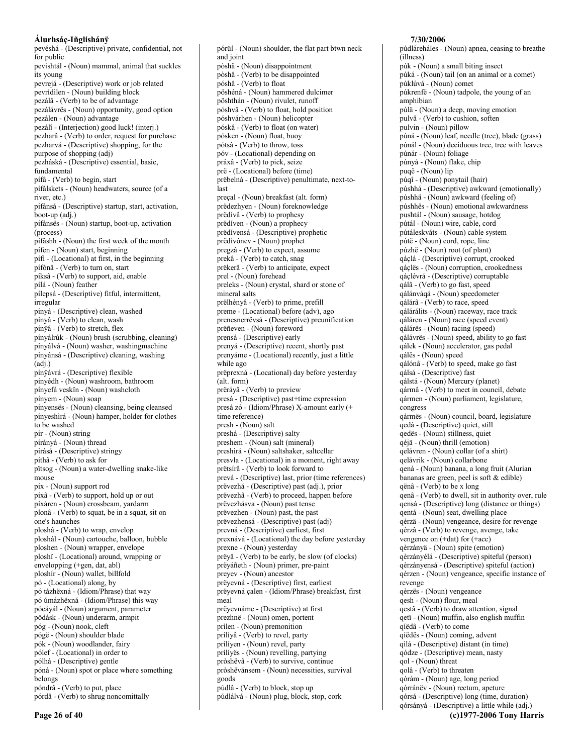pevéshá - (Descriptive) private, confidential, not for public
pevishtál - (Noun) mammal, animal that suckles its young
pevrejá - (Descriptive) work or job related
pevrídilen - (Noun) building block
pezálâ - (Verb) to be of advantage
pezálávrës - (Noun) opportunity, good option
pezálen - (Noun) advantage
pezálî - (Interjection) good luck! (interj.)
pezharâ - (Verb) to order, request for purchase
pezharvá - (Descriptive) shopping, for the purpose of shopping (adj)
pezháská - (Descriptive) essential, basic, fundamental
pífâ - (Verb) to begin, start
pífálskets - (Noun) headwaters, source (of a river, etc.)
pífánsá - (Descriptive) startup, start, activation, boot-up (adj.)
pífánsës - (Noun) startup, boot-up, activation (process)
pífáshh - (Noun) the first week of the month
pífen - (Noun) start, beginning
pífi - (Locational) at first, in the beginning
pífónâ - (Verb) to turn on, start
píksâ - (Verb) to support, aid, enable
pílá - (Noun) feather
pílepsá - (Descriptive) fitful, intermittent, irregular
pínyá - (Descriptive) clean, washed
pínyâ - (Verb) to clean, wash
pínÿâ - (Verb) to stretch, flex
pínyálrúk - (Noun) brush (scrubbing, cleaning)
pínyálvá - (Noun) washer, washingmachine
pínyánsá - (Descriptive) cleaning, washing (adj.)
pínÿávrá - (Descriptive) flexible
pínyédh - (Noun) washroom, bathroom
pínyefá veskïn - (Noun) washcloth
pínyem - (Noun) soap
pínyensës - (Noun) cleansing, being cleansed
pínyeshirá - (Noun) hamper, holder for clothes to be washed
pír - (Noun) string
pírányá - (Noun) thread
pírásá - (Descriptive) stringy
píthâ - (Verb) to ask for
pîtsog - (Noun) a water-dwelling snake-like mouse
píx - (Noun) support rod
píxâ - (Verb) to support, hold up or out
píxáren - (Noun) crossbeam, yardarm
plonâ - (Verb) to squat, be in a squat, sit on one's haunches
ploshâ - (Verb) to wrap, envelop
ploshál - (Noun) cartouche, balloon, bubble
ploshen - (Noun) wrapper, envelope
ploshï - (Locational) around, wrapping or envelopping (+gen, dat, abl)
ploshír - (Noun) wallet, billfold
pó - (Locational) along, by
pó tázhëxná - (Idiom/Phrase) that way
pó úmázhëxná - (Idiom/Phrase) this way
pócáyál - (Noun) argument, parameter
pödásk - (Noun) underarm, armpit
póg - (Noun) nook, cleft
pógë - (Noun) shoulder blade
pók - (Noun) woodlander, fairy
pólef - (Locational) in order to
pólhá - (Descriptive) gentle
póná - (Noun) spot or place where something belongs
póndrâ - (Verb) to put, place
pórdâ - (Verb) to shrug noncomittally
pórül - (Noun) shoulder, the flat part btwn neck and joint
pòshä - (Noun) disappointment
pòshâ - (Verb) to be disappointed
póshâ - (Verb) to float
pöshéná - (Noun) hammered dulcimer
pöshthán - (Noun) rivulet, runoff
póshvâ - (Verb) to float, hold position
póshvárhen - (Noun) helicopter
póskâ - (Verb) to float (on water)
pósken - (Noun) float, buoy
pótsâ - (Verb) to throw, toss
póv - (Locational) depending on
práxâ - (Verb) to pick, seize
prë - (Locational) before (time)
prëbelná - (Descriptive) penultimate, next-to-last
preçal - (Noun) breakfast (alt. form)
prëdezhyen - (Noun) foreknowledge
prëdívâ - (Verb) to prophesy
prëdíven - (Noun) a prophecy
prëdívensá - (Descriptive) prophetic
prëdívónev - (Noun) prophet
pregzâ - (Verb) to expect, assume
prekâ - (Verb) to catch, snag
prëkerâ - (Verb) to anticipate, expect
prel - (Noun) forehead
preleks - (Noun) crystal, shard or stone of mineral salts
prëlhényâ - (Verb) to prime, prefill
preme - (Locational) before (adv), ago
prenesnerrëvsá - (Descriptive) preunification
prëñeven - (Noun) foreword
prensá - (Descriptive) early
prenyá - (Descriptive) recent, shortly past
prenyáme - (Locational) recently, just a little while ago
prëprexná - (Locational) day before yesterday (alt. form)
prëráyâ - (Verb) to preview
presá - (Descriptive) past+time expression
presá zó - (Idiom/Phrase) X-amount early (+ time reference)
presh - (Noun) salt
preshá - (Descriptive) salty
preshem - (Noun) salt (mineral)
preshirá - (Noun) saltshaker, saltcellar
presvla - (Locational) in a moment, right away
prëtsírâ - (Verb) to look forward to
prevá - (Descriptive) last, prior (time references)
prëvezhá - (Descriptive) past (adj.), prior
prëvezhâ - (Verb) to proceed, happen before
prëvezhásva - (Noun) past tense
prëvezhen - (Noun) past, the past
prëvezhensá - (Descriptive) past (adj)
prevná - (Descriptive) earliest, first
prexnává - (Locational) the day before yesterday
prexne - (Noun) yesterday
prëyâ - (Verb) to be early, be slow (of clocks)
prëyâñeth - (Noun) primer, pre-paint
preyev - (Noun) ancestor
prëyevná - (Descriptive) first, earliest
prëyevná çalen - (Idiom/Phrase) breakfast, first meal
prëyevnáme - (Descriptive) at first
prezhnë - (Noun) omen, portent
prìlen - (Noun) premonition
prílíyâ - (Verb) to revel, party
prílíyen - (Noun) revel, party
prílíyës - (Noun) revelling, partying
pròshëvâ - (Verb) to survive, continue
pròshëvánsem - (Noun) necessities, survival goods
púdlâ - (Verb) to block, stop up
púdlálvá - (Noun) plug, block, stop, cork
púdláreháles - (Noun) apnea, ceasing to breathe (illness)
púk - (Noun) a small biting insect
púká - (Noun) tail (on an animal or a comet)
púklúvá - (Noun) comet
púkrenfë - (Noun) tadpole, the young of an amphibian
púlä - (Noun) a deep, moving emotion
pulvâ - (Verb) to cushion, soften
pulvin - (Noun) pillow
púná - (Noun) leaf, needle (tree), blade (grass)
púnál - (Noun) deciduous tree, tree with leaves
púnár - (Noun) foliage
púnyá - (Noun) flake, chip
puqë - (Noun) lip
púqî - (Noun) ponytail (hair)
púshhá - (Descriptive) awkward (emotionally)
púshhä - (Noun) awkward (feeling of)
púshhës - (Noun) emotional awkwardness
pushtál - (Noun) sausage, hotdog
pútál - (Noun) wire, cable, cord
pútáleskváts - (Noun) cable system
pútë - (Noun) cord, rope, line
púzhë - (Noun) root (of plant)
qáçlá - (Descriptive) corrupt, crooked
qáçlës - (Noun) corruption, crookedness
qáçlévrá - (Descriptive) corruptable
qálâ - (Verb) to go fast, speed
qálánváqá - (Noun) speedometer
qálárâ - (Verb) to race, speed
qálárálits - (Noun) raceway, race track
qáláren - (Noun) race (speed event)
qálárës - (Noun) racing (speed)
qálávrës - (Noun) speed, ability to go fast
qálek - (Noun) accelerator, gas pedal
qálës - (Noun) speed
qálónâ - (Verb) to speed, make go fast
qálsá - (Descriptive) fast
qálstá - (Noun) Mercury (planet)
qármâ - (Verb) to meet in council, debate
qármen - (Noun) parliament, legislature, congress
qármës - (Noun) council, board, legislature
qedá - (Descriptive) quiet, still
qedës - (Noun) stillness, quiet
qéjä - (Noun) thrill (emotion)
qelávren - (Noun) collar (of a shirt)
qelávrik - (Noun) collarbone
qená - (Noun) banana, a long fruit (Alurian bananas are green, peel is soft & edible)
qënâ - (Verb) to be x long
qenâ - (Verb) to dwell, sit in authority over, rule
qensá - (Descriptive) long (distance or things)
qentá - (Noun) seat, dwelling place
qèrzä - (Noun) vengeance, desire for revenge
qèrzâ - (Verb) to revenge, avenge, take vengence on (+dat) for (+acc)
qèrzányä - (Noun) spite (emotion)
qèrzányélá - (Descriptive) spiteful (person)
qèrzányensá - (Descriptive) spiteful (action)
qèrzen - (Noun) vengeance, specific instance of revenge
qèrzës - (Noun) vengeance
qesh - (Noun) flour, meal
qestâ - (Verb) to draw attention, signal
qetï - (Noun) muffin, also english muffin
qíëdâ - (Verb) to come
qíëdës - (Noun) coming, advent
qìlá - (Descriptive) distant (in time)
qódze - (Descriptive) mean, nasty
qol - (Noun) threat
qolâ - (Verb) to threaten
qórám - (Noun) age, long period
qòrránëv - (Noun) rectum, apeture
qórsá - (Descriptive) long (time, duration)
qórsányá - (Descriptive) a little while (adj.)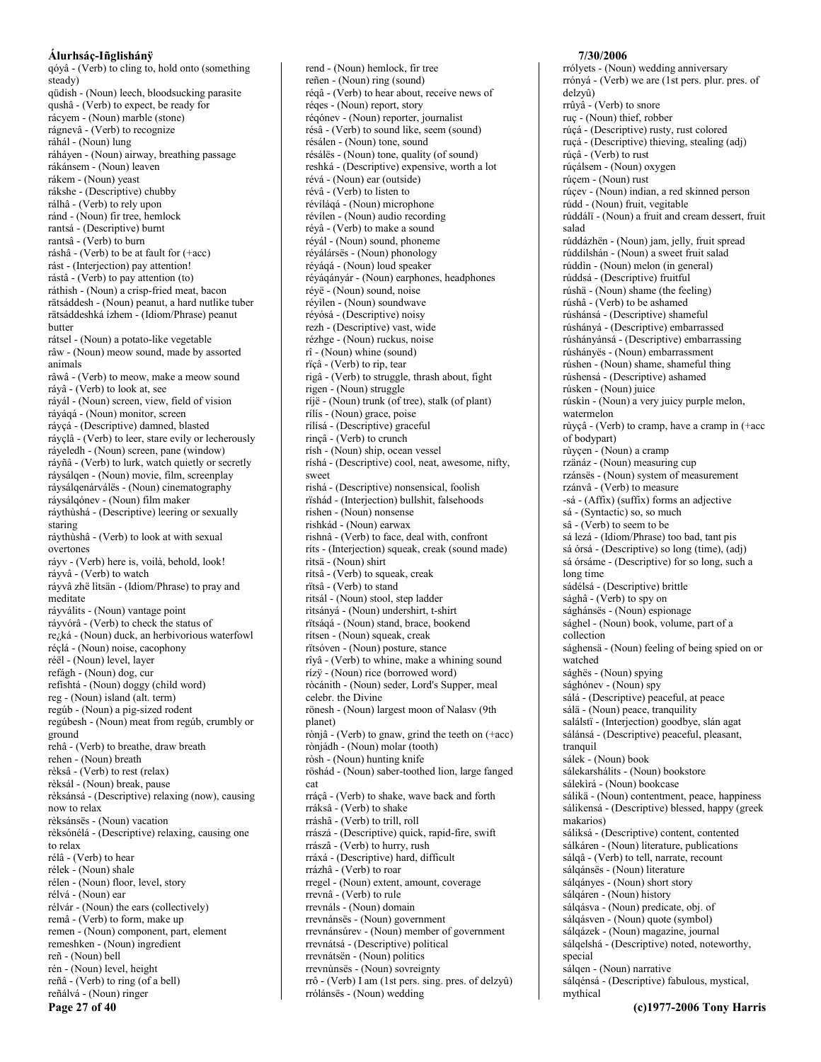qóyâ - (Verb) to cling to, hold onto (something steady)
qüdish - (Noun) leech, bloodsucking parasite
qushâ - (Verb) to expect, be ready for
rácyem - (Noun) marble (stone)
rágnevâ - (Verb) to recognize
ráhál - (Noun) lung
ráháyen - (Noun) airway, breathing passage
rákánsem - (Noun) leaven
rákem - (Noun) yeast
rákshe - (Descriptive) chubby
rálhâ - (Verb) to rely upon
ránd - (Noun) fir tree, hemlock
rantsá - (Descriptive) burnt
rantsâ - (Verb) to burn
ráshâ - (Verb) to be at fault for (+acc)
rást - (Interjection) pay attention!
rástâ - (Verb) to pay attention (to)
ráthish - (Noun) a crisp-fried meat, bacon
rätsáddesh - (Noun) peanut, a hard nutlike tuber
rätsáddeshká ízhem - (Idiom/Phrase) peanut butter
rátsel - (Noun) a potato-like vegetable
râw - (Noun) meow sound, made by assorted animals
râwâ - (Verb) to meow, make a meow sound
ráyâ - (Verb) to look at, see
ráyál - (Noun) screen, view, field of vision
ráyáqá - (Noun) monitor, screen
ráyçá - (Descriptive) damned, blasted
ráyçlâ - (Verb) to leer, stare evily or lecherously
ráyeledh - (Noun) screen, pane (window)
ráyñâ - (Verb) to lurk, watch quietly or secretly
ráysálqen - (Noun) movie, film, screenplay
ráysálqenárválës - (Noun) cinematography
ráysálqónev - (Noun) film maker
ráythùshá - (Descriptive) leering or sexually staring
ráythùshâ - (Verb) to look at with sexual overtones
ráyv - (Verb) here is, voilà, behold, look!
ráyvâ - (Verb) to watch
ráyvâ zhë lìtsän - (Idiom/Phrase) to pray and meditate
ráyválits - (Noun) vantage point
ráyvórâ - (Verb) to check the status of
re¿ká - (Noun) duck, an herbivorious waterfowl
réçlá - (Noun) noise, cacophony
réël - (Noun) level, layer
refägh - (Noun) dog, cur
refïshtá - (Noun) doggy (child word)
reg - (Noun) island (alt. term)
regúb - (Noun) a pig-sized rodent
regúbesh - (Noun) meat from regúb, crumbly or ground
rehâ - (Verb) to breathe, draw breath
rehen - (Noun) breath
rèksâ - (Verb) to rest (relax)
rèksál - (Noun) break, pause
rèksánsá - (Descriptive) relaxing (now), causing now to relax
rèksánsës - (Noun) vacation
rèksónélá - (Descriptive) relaxing, causing one to relax
rélâ - (Verb) to hear
rélek - (Noun) shale
rélen - (Noun) floor, level, story
rélvá - (Noun) ear
rélvár - (Noun) the ears (collectively)
remâ - (Verb) to form, make up
remen - (Noun) component, part, element
remeshken - (Noun) ingredient
reñ - (Noun) bell
rén - (Noun) level, height
reñâ - (Verb) to ring (of a bell)
reñálvá - (Noun) ringer
rend - (Noun) hemlock, fir tree
reñen - (Noun) ring (sound)
réqâ - (Verb) to hear about, receive news of
réqes - (Noun) report, story
réqónev - (Noun) reporter, journalist
résâ - (Verb) to sound like, seem (sound)
résálen - (Noun) tone, sound
résálës - (Noun) tone, quality (of sound)
reshká - (Descriptive) expensive, worth a lot
révá - (Noun) ear (outside)
révâ - (Verb) to listen to
révíláqá - (Noun) microphone
révílen - (Noun) audio recording
réyâ - (Verb) to make a sound
réyál - (Noun) sound, phoneme
réyálársës - (Noun) phonology
réyáqá - (Noun) loud speaker
réyáqányár - (Noun) earphones, headphones
réyë - (Noun) sound, noise
réyìlen - (Noun) soundwave
réyósá - (Descriptive) noisy
rezh - (Descriptive) vast, wide
rézhge - (Noun) ruckus, noise
rî - (Noun) whine (sound)
rïçâ - (Verb) to rip, tear
rigâ - (Verb) to struggle, thrash about, fight
rigen - (Noun) struggle
ríjë - (Noun) trunk (of tree), stalk (of plant)
rílís - (Noun) grace, poise
rílísá - (Descriptive) graceful
rinçâ - (Verb) to crunch
rísh - (Noun) ship, ocean vessel
ríshá - (Descriptive) cool, neat, awesome, nifty, sweet
rishá - (Descriptive) nonsensical, foolish
rïshád - (Interjection) bullshit, falsehoods
rishen - (Noun) nonsense
rishkád - (Noun) earwax
rishnâ - (Verb) to face, deal with, confront
ríts - (Interjection) squeak, creak (sound made)
rìtsä - (Noun) shirt
rítsâ - (Verb) to squeak, creak
rïtsâ - (Verb) to stand
rïtsál - (Noun) stool, step ladder
rìtsányá - (Noun) undershirt, t-shirt
rïtsáqá - (Noun) stand, brace, bookend
rítsen - (Noun) squeak, creak
rïtsóven - (Noun) posture, stance
rîyâ - (Verb) to whine, make a whining sound
rízÿ - (Noun) rice (borrowed word)
ròcánith - (Noun) seder, Lord's Supper, meal celebr. the Divine
rönesh - (Noun) largest moon of Nalasv (9th planet)
rònjâ - (Verb) to gnaw, grind the teeth on (+acc)
rònjádh - (Noun) molar (tooth)
ròsh - (Noun) hunting knife
röshád - (Noun) saber-toothed lion, large fanged cat
rráçâ - (Verb) to shake, wave back and forth
rráksâ - (Verb) to shake
rráshâ - (Verb) to trill, roll
rrászá - (Descriptive) quick, rapid-fire, swift
rrászâ - (Verb) to hurry, rush
rráxá - (Descriptive) hard, difficult
rrázhâ - (Verb) to roar
rregel - (Noun) extent, amount, coverage
rrevnâ - (Verb) to rule
rrevnáls - (Noun) domain
rrevnánsës - (Noun) government
rrevnánsúrev - (Noun) member of government
rrevnátsá - (Descriptive) political
rrevnátsën - (Noun) politics
rrevnùnsës - (Noun) sovreignty
rrô - (Verb) I am (1st pers. sing. pres. of delzyû)
rrólánsës - (Noun) wedding
rrólyets - (Noun) wedding anniversary
rrónyá - (Verb) we are (1st pers. plur. pres. of delzyû)
rrûyâ - (Verb) to snore
ruç - (Noun) thief, robber
rúçá - (Descriptive) rusty, rust colored
ruçá - (Descriptive) thieving, stealing (adj)
rúçâ - (Verb) to rust
rúçálsem - (Noun) oxygen
rúçem - (Noun) rust
rúçev - (Noun) indian, a red skinned person
rúdd - (Noun) fruit, vegitable
rúddálï - (Noun) a fruit and cream dessert, fruit salad
rúddázhën - (Noun) jam, jelly, fruit spread
rúddilshán - (Noun) a sweet fruit salad
rúddìn - (Noun) melon (in general)
rúddsá - (Descriptive) fruitful
rúshä - (Noun) shame (the feeling)
rúshâ - (Verb) to be ashamed
rúshánsá - (Descriptive) shameful
rúshányá - (Descriptive) embarrassed
rúshányánsá - (Descriptive) embarrassing
rúshányës - (Noun) embarrassment
rúshen - (Noun) shame, shameful thing
rúshensá - (Descriptive) ashamed
rúsken - (Noun) juice
rúskìn - (Noun) a very juicy purple melon, watermelon
rùyçâ - (Verb) to cramp, have a cramp in (+acc of bodypart)
rùyçen - (Noun) a cramp
rzänáz - (Noun) measuring cup
rzánsës - (Noun) system of measurement
rzánvâ - (Verb) to measure
-sá - (Affix) (suffix) forms an adjective
sá - (Syntactic) so, so much
sâ - (Verb) to seem to be
sá lezá - (Idiom/Phrase) too bad, tant pis
sá órsá - (Descriptive) so long (time), (adj)
sá órsáme - (Descriptive) for so long, such a long time
sádélsá - (Descriptive) brittle
sághâ - (Verb) to spy on
sághánsës - (Noun) espionage
sághel - (Noun) book, volume, part of a collection
sághensä - (Noun) feeling of being spied on or watched
sághës - (Noun) spying
sághónev - (Noun) spy
sálá - (Descriptive) peaceful, at peace
sálä - (Noun) peace, tranquility
salálstï - (Interjection) goodbye, slán agat
sálánsá - (Descriptive) peaceful, pleasant, tranquil
sálek - (Noun) book
sálekarshálits - (Noun) bookstore
sálekìrá - (Noun) bookcase
sálikä - (Noun) contentment, peace, happiness
sálikensá - (Descriptive) blessed, happy (greek makarios)
sáliksá - (Descriptive) content, contented
sálkáren - (Noun) literature, publications
sálqâ - (Verb) to tell, narrate, recount
sálqánsës - (Noun) literature
sálqányes - (Noun) short story
sálqáren - (Noun) history
sálqásva - (Noun) predicate, obj. of
sálqásven - (Noun) quote (symbol)
sálqázek - (Noun) magazine, journal
sálqelshá - (Descriptive) noted, noteworthy, special
sálqen - (Noun) narrative
sálqénsá - (Descriptive) fabulous, mystical, mythical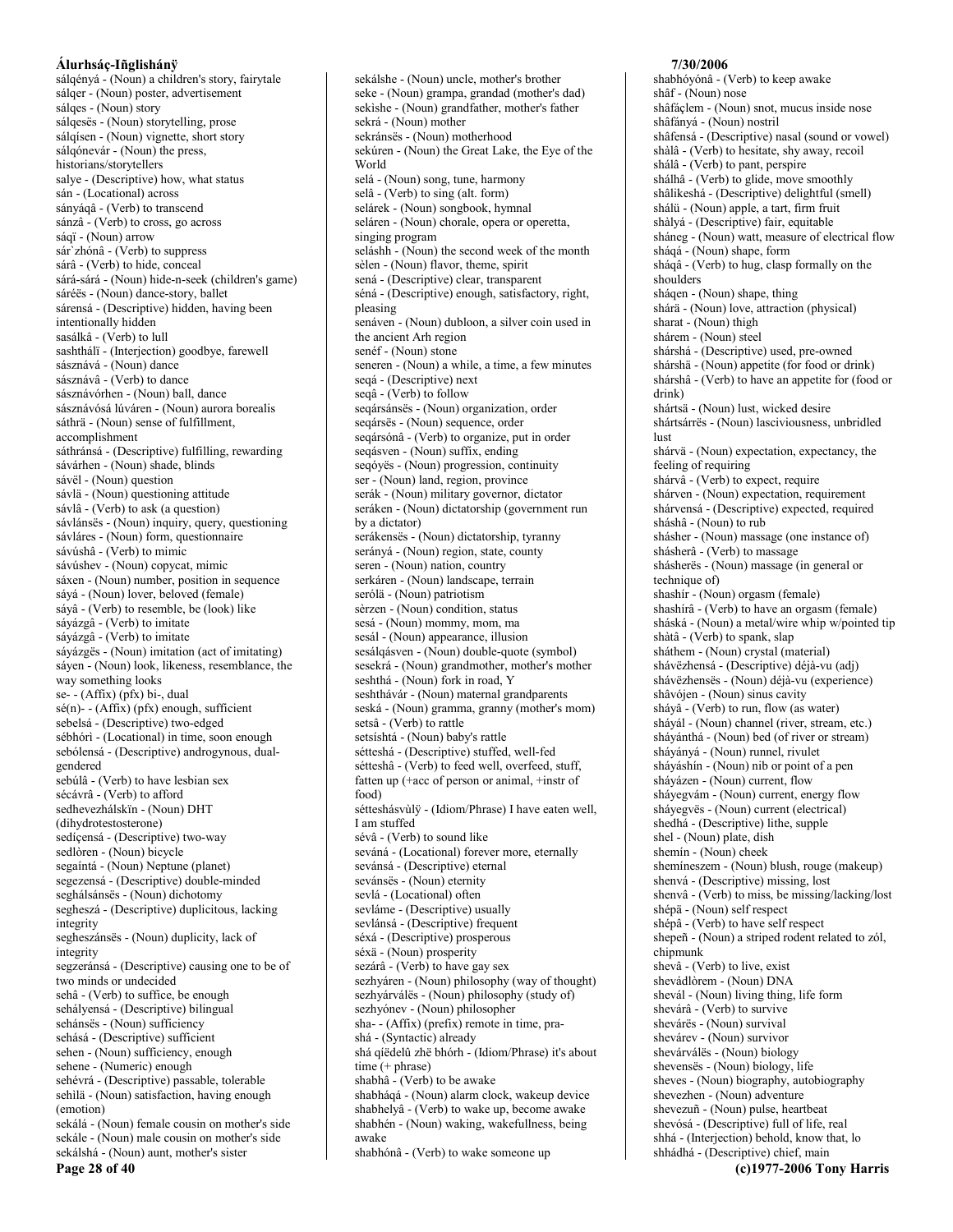sálqényá - (Noun) a children's story, fairytale
sálqer - (Noun) poster, advertisement
sálqes - (Noun) story
sálqesës - (Noun) storytelling, prose
sálqísen - (Noun) vignette, short story
sálqónevár - (Noun) the press, historians/storytellers
salye - (Descriptive) how, what status
sán - (Locational) across
sányáqâ - (Verb) to transcend
sánzâ - (Verb) to cross, go across
sáqï - (Noun) arrow
sár`zhónâ - (Verb) to suppress
sárâ - (Verb) to hide, conceal
sárá-sárá - (Noun) hide-n-seek (children's game)
sáréës - (Noun) dance-story, ballet
sárensá - (Descriptive) hidden, having been intentionally hidden
sasálkâ - (Verb) to lull
sashthálï - (Interjection) goodbye, farewell
sásznává - (Noun) dance
sásznávâ - (Verb) to dance
sásznávórhen - (Noun) ball, dance
sásznávósá lúváren - (Noun) aurora borealis
sáthrä - (Noun) sense of fulfillment, accomplishment
sáthránsá - (Descriptive) fulfilling, rewarding
sávárhen - (Noun) shade, blinds
sávël - (Noun) question
sávlä - (Noun) questioning attitude
sávlâ - (Verb) to ask (a question)
sávlánsës - (Noun) inquiry, query, questioning
sávláres - (Noun) form, questionnaire
sávúshâ - (Verb) to mimic
sávúshev - (Noun) copycat, mimic
sáxen - (Noun) number, position in sequence
sáyá - (Noun) lover, beloved (female)
sáyâ - (Verb) to resemble, be (look) like
sáyázgâ - (Verb) to imitate
sáyázgâ - (Verb) to imitate
sáyázgës - (Noun) imitation (act of imitating)
sáyen - (Noun) look, likeness, resemblance, the way something looks
se- - (Affix) (pfx) bi-, dual
sé(n)- - (Affix) (pfx) enough, sufficient
sebelsá - (Descriptive) two-edged
sébhóri - (Locational) in time, soon enough
sebólensá - (Descriptive) androgynous, dual-gendered
sebúlâ - (Verb) to have lesbian sex
sécávrâ - (Verb) to afford
sedhevezhálskïn - (Noun) DHT (dihydrotestosterone)
sedíçensá - (Descriptive) two-way
sedlòren - (Noun) bicycle
segaíntá - (Noun) Neptune (planet)
segezensá - (Descriptive) double-minded
seghálsánsës - (Noun) dichotomy
segheszá - (Descriptive) duplicitous, lacking integrity
segheszánsës - (Noun) duplicity, lack of integrity
segzeránsá - (Descriptive) causing one to be of two minds or undecided
sehâ - (Verb) to suffice, be enough
sehályensá - (Descriptive) bilingual
sehánsës - (Noun) sufficiency
sehásá - (Descriptive) sufficient
sehen - (Noun) sufficiency, enough
sehene - (Numeric) enough
sehévrá - (Descriptive) passable, tolerable
sehilä - (Noun) satisfaction, having enough (emotion)
sekálá - (Noun) female cousin on mother's side
sekále - (Noun) male cousin on mother's side
sekálshá - (Noun) aunt, mother's sister
sekálshe - (Noun) uncle, mother's brother
seke - (Noun) grampa, grandad (mother's dad)
sekìshe - (Noun) grandfather, mother's father
sekrá - (Noun) mother
sekránsës - (Noun) motherhood
sekúren - (Noun) the Great Lake, the Eye of the World
selá - (Noun) song, tune, harmony
selâ - (Verb) to sing (alt. form)
selárek - (Noun) songbook, hymnal
seláren - (Noun) chorale, opera or operetta, singing program
seláshh - (Noun) the second week of the month
sèlen - (Noun) flavor, theme, spirit
sená - (Descriptive) clear, transparent
séná - (Descriptive) enough, satisfactory, right, pleasing
senáven - (Noun) dubloon, a silver coin used in the ancient Arh region
senéf - (Noun) stone
seneren - (Noun) a while, a time, a few minutes
seqá - (Descriptive) next
seqâ - (Verb) to follow
seqársánsës - (Noun) organization, order
seqársës - (Noun) sequence, order
seqársónâ - (Verb) to organize, put in order
seqásven - (Noun) suffix, ending
seqóyës - (Noun) progression, continuity
ser - (Noun) land, region, province
serák - (Noun) military governor, dictator
seráken - (Noun) dictatorship (government run by a dictator)
serákensës - (Noun) dictatorship, tyranny
serányá - (Noun) region, state, county
seren - (Noun) nation, country
serkáren - (Noun) landscape, terrain
serólä - (Noun) patriotism
sèrzen - (Noun) condition, status
sesá - (Noun) mommy, mom, ma
sesál - (Noun) appearance, illusion
sesálqásven - (Noun) double-quote (symbol)
sesekrá - (Noun) grandmother, mother's mother
seshthá - (Noun) fork in road, Y
seshthávár - (Noun) maternal grandparents
seská - (Noun) gramma, granny (mother's mom)
setsâ - (Verb) to rattle
setsíshtá - (Noun) baby's rattle
sétteshá - (Descriptive) stuffed, well-fed
sétteshâ - (Verb) to feed well, overfeed, stuff, fatten up (+acc of person or animal, +instr of food)
sétteshásvùlÿ - (Idiom/Phrase) I have eaten well, I am stuffed
sévâ - (Verb) to sound like
seváná - (Locational) forever more, eternally
sevánsá - (Descriptive) eternal
sevánsës - (Noun) eternity
sevlá - (Locational) often
sevláme - (Descriptive) usually
sevlánsá - (Descriptive) frequent
séxá - (Descriptive) prosperous
séxä - (Noun) prosperity
sezárâ - (Verb) to have gay sex
sezhyáren - (Noun) philosophy (way of thought)
sezhyárválës - (Noun) philosophy (study of)
sezhyónev - (Noun) philosopher
sha- - (Affix) (prefix) remote in time, pra-
shá - (Syntactic) already
shá qíëdelû zhë bhórh - (Idiom/Phrase) it's about time (+ phrase)
shabhâ - (Verb) to be awake
shabháqá - (Noun) alarm clock, wakeup device
shabhelyâ - (Verb) to wake up, become awake
shabhén - (Noun) waking, wakefullness, being awake
shabhónâ - (Verb) to wake someone up
shabhóyónâ - (Verb) to keep awake
shâf - (Noun) nose
shâfáçlem - (Noun) snot, mucus inside nose
shâfányá - (Noun) nostril
shâfensá - (Descriptive) nasal (sound or vowel)
shàlâ - (Verb) to hesitate, shy away, recoil
shálâ - (Verb) to pant, perspire
shálhâ - (Verb) to glide, move smoothly
shâlikeshá - (Descriptive) delightful (smell)
shálü - (Noun) apple, a tart, firm fruit
shàlyá - (Descriptive) fair, equitable
sháneg - (Noun) watt, measure of electrical flow
sháqá - (Noun) shape, form
sháqâ - (Verb) to hug, clasp formally on the shoulders
sháqen - (Noun) shape, thing
shárä - (Noun) love, attraction (physical)
sharat - (Noun) thigh
shárem - (Noun) steel
shárshá - (Descriptive) used, pre-owned
shárshä - (Noun) appetite (for food or drink)
shárshâ - (Verb) to have an appetite for (food or drink)
shártsä - (Noun) lust, wicked desire
shártsárrës - (Noun) lasciviousness, unbridled lust
shárvä - (Noun) expectation, expectancy, the feeling of requiring
shárvâ - (Verb) to expect, require
shárven - (Noun) expectation, requirement
shárvensá - (Descriptive) expected, required
sháshâ - (Noun) to rub
shásher - (Noun) massage (one instance of)
shásherâ - (Verb) to massage
shásherës - (Noun) massage (in general or technique of)
shashír - (Noun) orgasm (female)
shashírâ - (Verb) to have an orgasm (female)
shášká - (Noun) a metal/wire whip w/pointed tip
shàtâ - (Verb) to spank, slap
sháthem - (Noun) crystal (material)
shávëzhensá - (Descriptive) déjà-vu (adj)
shávëzhensës - (Noun) déjà-vu (experience)
shâvójen - (Noun) sinus cavity
sháyâ - (Verb) to run, flow (as water)
sháyál - (Noun) channel (river, stream, etc.)
sháyánthá - (Noun) bed (of river or stream)
sháyányá - (Noun) runnel, rivulet
sháyáshín - (Noun) nib or point of a pen
sháyázen - (Noun) current, flow
sháyegvám - (Noun) current, energy flow
sháyegvës - (Noun) current (electrical)
shedhá - (Descriptive) lithe, supple
shel - (Noun) plate, dish
shemín - (Noun) cheek
shemíneszem - (Noun) blush, rouge (makeup)
shenvá - (Descriptive) missing, lost
shenvâ - (Verb) to miss, be missing/lacking/lost
shépä - (Noun) self respect
shépâ - (Verb) to have self respect
shepeñ - (Noun) a striped rodent related to zól, chipmunk
shevâ - (Verb) to live, exist
shevádlòrem - (Noun) DNA
shevál - (Noun) living thing, life form
shevárâ - (Verb) to survive
shevárës - (Noun) survival
shevárev - (Noun) survivor
shevárválës - (Noun) biology
shevensës - (Noun) biology, life
sheves - (Noun) biography, autobiography
shevezhen - (Noun) adventure
shevezuñ - (Noun) pulse, heartbeat
shevósá - (Descriptive) full of life, real
shhá - (Interjection) behold, know that, lo
shhádhá - (Descriptive) chief, main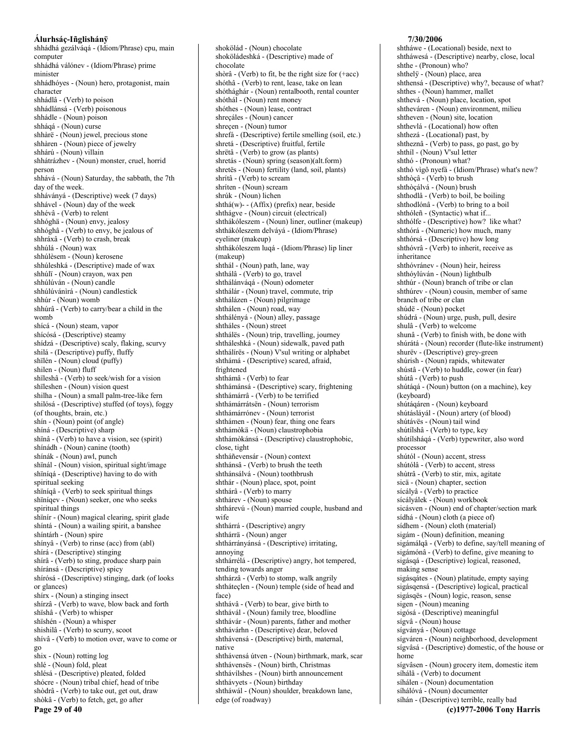shhádhá gezálváqá - (Idiom/Phrase) cpu, main computer
shhádhá válónev - (Idiom/Phrase) prime minister
shhádhóyes - (Noun) hero, protagonist, main character
shhádlâ - (Verb) to poison
shhádlánsá - (Verb) poisonous
shhádle - (Noun) poison
shháqá - (Noun) curse
shhàrë - (Noun) jewel, precious stone
shhàren - (Noun) piece of jewelry
shhárú - (Noun) villain
shhátrázhev - (Noun) monster, cruel, horrid person
shhává - (Noun) Saturday, the sabbath, the 7th day of the week.
shháványá - (Descriptive) week (7 days)
shhável - (Noun) day of the week
shhévâ - (Verb) to relent
shhóghä - (Noun) envy, jealousy
shhóghâ - (Verb) to envy, be jealous of
shhráxâ - (Verb) to crash, break
shhúlá - (Noun) wax
shhúlèsem - (Noun) kerosene
shhúleshká - (Descriptive) made of wax
shhúlï - (Noun) crayon, wax pen
shhúlúván - (Noun) candle
shhúlúvánìrá - (Noun) candlestick
shhúr - (Noun) womb
shhúrâ - (Verb) to carry/bear a child in the womb
shícá - (Noun) steam, vapor
shícósá - (Descriptive) steamy
shídzá - (Descriptive) scaly, flaking, scurvy
shilá - (Descriptive) puffy, fluffy
shïlén - (Noun) cloud (puffy)
shilen - (Noun) fluff
shïleshâ - (Verb) to seek/wish for a vision
shïleshen - (Noun) vision quest
shilha - (Noun) a small palm-tree-like fern
shilósá - (Descriptive) stuffed (of toys), foggy (of thoughts, brain, etc.)
shín - (Noun) point (of angle)
shíná - (Descriptive) sharp
shïnâ - (Verb) to have a vision, see (spirit)
shínádh - (Noun) canine (tooth)
shínák - (Noun) awl, punch
shïnál - (Noun) vision, spiritual sight/image
shïníqá - (Descriptive) having to do with spiritual seeking
shïníqâ - (Verb) to seek spiritual things
shïníqev - (Noun) seeker, one who seeks spiritual things
shïnír - (Noun) magical clearing, spirit glade
shíntá - (Noun) a wailing spirit, a banshee
shíntárh - (Noun) spire
shínyâ - (Verb) to rinse (acc) from (abl)
shírá - (Descriptive) stinging
shírâ - (Verb) to sting, produce sharp pain
shíránsá - (Descriptive) spicy
shírósá - (Descriptive) stinging, dark (of looks or glances)
shírx - (Noun) a stinging insect
shírzâ - (Verb) to wave, blow back and forth
shïshâ - (Verb) to whisper
shïshén - (Noun) a whisper
shishilâ - (Verb) to scurry, scoot
shívâ - (Verb) to motion over, wave to come or go
shix - (Noun) rotting log
shlé - (Noun) fold, pleat
shlésá - (Descriptive) pleated, folded
shócre - (Noun) tribal chief, head of tribe
shòdrâ - (Verb) to take out, get out, draw
shòkâ - (Verb) to fetch, get, go after
shokölád - (Noun) chocolate
shokölädeshká - (Descriptive) made of chocolate
shòrâ - (Verb) to fit, be the right size for (+acc)
shóthâ - (Verb) to rent, lease, take on lean
shóthághár - (Noun) rentalbooth, rental counter
shóthál - (Noun) rent money
shóthes - (Noun) lease, contract
shreçáles - (Noun) cancer
shreçen - (Noun) tumor
shrefá - (Descriptive) fertile smelling (soil, etc.)
shretá - (Descriptive) fruitful, fertile
shrëtâ - (Verb) to grow (as plants)
shretás - (Noun) spring (season)(alt.form)
shretës - (Noun) fertility (land, soil, plants)
shrítâ - (Verb) to scream
shríten - (Noun) scream
shrúk - (Noun) lichen
shthá(w)- - (Affix) (prefix) near, beside
shthágve - (Noun) circuit (electrical)
shthákóleszem - (Noun) liner, outliner (makeup)
shthákóleszem delváyá - (Idiom/Phrase) eyeliner (makeup)
shthákóleszem luqá - (Idiom/Phrase) lip liner (makeup)
shthál - (Noun) path, lane, way
shthálâ - (Verb) to go, travel
shthálánváqá - (Noun) odometer
shthálár - (Noun) travel, commute, trip
shthálázen - (Noun) pilgrimage
shthálen - (Noun) road, way
shthálényá - (Noun) alley, passage
shtháles - (Noun) street
shthálës - (Noun) trip, travelling, journey
shtháleshká - (Noun) sidewalk, paved path
shthálírës - (Noun) V'sul writing or alphabet
shthámá - (Descriptive) scared, afraid, frightened
shthámâ - (Verb) to fear
shthámánsá - (Descriptive) scary, frightening
shthámárrâ - (Verb) to be terrified
shthámárrátsën - (Noun) terrorism
shthámárrónev - (Noun) terrorist
shthámen - (Noun) fear, thing one fears
shthámòkä - (Noun) claustrophobia
shthámòkánsá - (Descriptive) claustrophobic, close, tight
shtháñevensár - (Noun) context
shthánsâ - (Verb) to brush the teeth
shthánsálvá - (Noun) toothbrush
shthár - (Noun) place, spot, point
shthárâ - (Verb) to marry
shthárev - (Noun) spouse
shthárevú - (Noun) married couple, husband and wife
shthárrá - (Descriptive) angry
shthárrä - (Noun) anger
shthárrányánsá - (Descriptive) irritating, annoying
shthárrélá - (Descriptive) angry, hot tempered, tending towards anger
shthárzâ - (Verb) to stomp, walk angrily
shtháteçlen - (Noun) temple (side of head and face)
shthávâ - (Verb) to bear, give birth to
shthávál - (Noun) family tree, bloodline
shthávár - (Noun) parents, father and mother
shthávárhn - (Descriptive) dear, beloved
shthávensá - (Descriptive) birth, maternal, native
shthávensá útven - (Noun) birthmark, mark, scar
shthávensës - (Noun) birth, Christmas
shthávílshes - (Noun) birth announcement
shthávyets - (Noun) birthday
shthawál - (Noun) shoulder, breakdown lane, edge (of roadway)
shtháwe - (Locational) beside, next to
shtháwesá - (Descriptive) nearby, close, local
shthe - (Pronoun) who?
shthelÿ - (Noun) place, area
shthensá - (Descriptive) why?, because of what?
shthes - (Noun) hammer, mallet
shthevá - (Noun) place, location, spot
shtheváren - (Noun) environment, milieu
shtheven - (Noun) site, location
shthevlá - (Locational) how often
shthezá - (Locational) past, by
shtheznâ - (Verb) to pass, go past, go by
shthíl - (Noun) V'sul letter
shthó - (Pronoun) what?
shthó vigô nyefá - (Idiom/Phrase) what's new?
shthòçâ - (Verb) to brush
shthòçálvá - (Noun) brush
shthodlâ - (Verb) to boil, be boiling
shthodlónâ - (Verb) to bring to a boil
shthóleñ - (Syntactic) what if...
shthólfe - (Descriptive) how? like what?
shthórá - (Numeric) how much, many
shthórsá - (Descriptive) how long
shthóvrâ - (Verb) to inherit, receive as inheritance
shthóvránev - (Noun) heir, heiress
shthóylúván - (Noun) lightbulb
shthúr - (Noun) branch of tribe or clan
shthúrev - (Noun) cousin, member of same branch of tribe or clan
shúdë - (Noun) pocket
shúdrá - (Noun) urge, push, pull, desire
shulâ - (Verb) to welcome
shunâ - (Verb) to finish with, be done with
shúrátá - (Noun) recorder (flute-like instrument)
shurëv - (Descriptive) grey-green
shúrish - (Noun) rapids, whitewater
shústâ - (Verb) to huddle, cower (in fear)
shútâ - (Verb) to push
shútáqá - (Noun) button (on a machine), key (keyboard)
shútáqáren - (Noun) keyboard
shútásláyál - (Noun) artery (of blood)
shútávës - (Noun) tail wind
shútílshâ - (Verb) to type, key
shútílsháqá - (Verb) typewriter, also word processor
shútól - (Noun) accent, stress
shútólâ - (Verb) to accent, stress
shùtrâ - (Verb) to stir, mix, agitate
sicä - (Noun) chapter, section
sícályâ - (Verb) to practice
sícályálek - (Noun) workbook
sicásven - (Noun) end of chapter/section mark
sídhá - (Noun) cloth (a piece of)
sídhem - (Noun) cloth (material)
sigám - (Noun) definition, meaning
sigámálqâ - (Verb) to define, say/tell meaning of
sigámónâ - (Verb) to define, give meaning to
sigásqá - (Descriptive) logical, reasoned, making sense
sigásqátes - (Noun) platitude, empty saying
sigásqensá - (Descriptive) logical, practical
sigásqës - (Noun) logic, reason, sense
sigen - (Noun) meaning
sigósá - (Descriptive) meaningful
sígvâ - (Noun) house
sígványá - (Noun) cottage
sígváren - (Noun) neighborhood, development
sígvâsá - (Descriptive) domestic, of the house or home
sígvâsen - (Noun) grocery item, domestic item
síhálâ - (Verb) to document
síhálen - (Noun) documentation
síhálóvá - (Noun) documenter
síhán - (Descriptive) terrible, really bad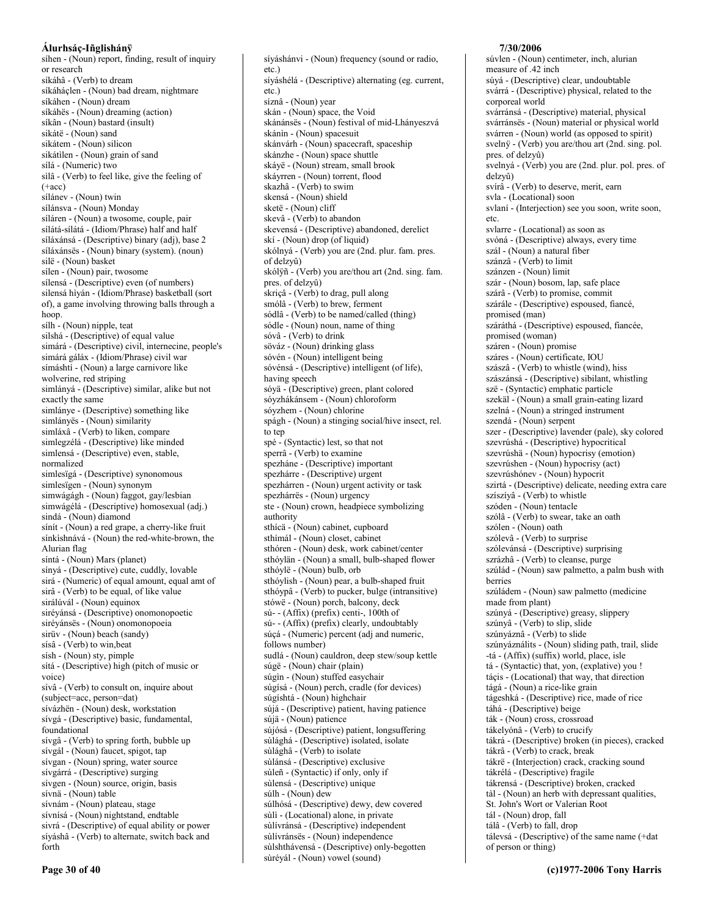síhen - (Noun) report, finding, result of inquiry or research
síkáhâ - (Verb) to dream
síkáháçlen - (Noun) bad dream, nightmare
síkáhen - (Noun) dream
síkáhës - (Noun) dreaming (action)
síkân - (Noun) bastard (insult)
sikátë - (Noun) sand
sikátem - (Noun) silicon
sikátilen - (Noun) grain of sand
sílá - (Numeric) two
silâ - (Verb) to feel like, give the feeling of (+acc)
sílánev - (Noun) twin
sílánsva - (Noun) Monday
síláren - (Noun) a twosome, couple, pair
sílátá-sílátá - (Idiom/Phrase) half and half
síláxánsá - (Descriptive) binary (adj), base 2
síláxánsës - (Noun) binary (system). (noun)
silë - (Noun) basket
sílen - (Noun) pair, twosome
sílensá - (Descriptive) even (of numbers)
silensá hiyán - (Idiom/Phrase) basketball (sort of), a game involving throwing balls through a hoop.
sílh - (Noun) nipple, teat
silshá - (Descriptive) of equal value
simárá - (Descriptive) civil, internecine, people's
simárá gáláx - (Idiom/Phrase) civil war
símáshtí - (Noun) a large carnivore like wolverine, red striping
simlányá - (Descriptive) similar, alike but not exactly the same
simlánye - (Descriptive) something like
simlányës - (Noun) similarity
simláxâ - (Verb) to liken, compare
simlegzélá - (Descriptive) like minded
simlensá - (Descriptive) even, stable, normalized
simlesïgá - (Descriptive) synonomous
simlesïgen - (Noun) synonym
simwágágh - (Noun) faggot, gay/lesbian
simwágélá - (Descriptive) homosexual (adj.)
sindá - (Noun) diamond
sínít - (Noun) a red grape, a cherry-like fruit
sínkishnává - (Noun) the red-white-brown, the Alurian flag
síntá - (Noun) Mars (planet)
sínyá - (Descriptive) cute, cuddly, lovable
sirá - (Numeric) of equal amount, equal amt of
sirâ - (Verb) to be equal, of like value
sirálúvál - (Noun) equinox
siréyánsá - (Descriptive) onomonopoetic
siréyánsës - (Noun) onomonopoeia
sirüv - (Noun) beach (sandy)
sísâ - (Verb) to win,beat
sísh - (Noun) sty, pimple
sítá - (Descriptive) high (pitch of music or voice)
sívâ - (Verb) to consult on, inquire about (subject=acc, person=dat)
sívázhën - (Noun) desk, workstation
sívgá - (Descriptive) basic, fundamental, foundational
sívgâ - (Verb) to spring forth, bubble up
sívgál - (Noun) faucet, spigot, tap
sívgan - (Noun) spring, water source
sívgárrá - (Descriptive) surging
sívgen - (Noun) source, origin, basis
sívnä - (Noun) table
sívnám - (Noun) plateau, stage
sívnísá - (Noun) nightstand, endtable
sivrá - (Descriptive) of equal ability or power
síyáshâ - (Verb) to alternate, switch back and forth
síyáshánvi - (Noun) frequency (sound or radio, etc.)
síyáshélá - (Descriptive) alternating (eg. current, etc.)
síznâ - (Noun) year
skán - (Noun) space, the Void
skánánsës - (Noun) festival of mid-Lhányeszvá
skánìn - (Noun) spacesuit
skánvárh - (Noun) spacecraft, spaceship
skánzhe - (Noun) space shuttle
skáyë - (Noun) stream, small brook
skáyrren - (Noun) torrent, flood
skazhâ - (Verb) to swim
skensá - (Noun) shield
sketë - (Noun) cliff
skevâ - (Verb) to abandon
skevensá - (Descriptive) abandoned, derelict
skí - (Noun) drop (of liquid)
skólnyá - (Verb) you are (2nd. plur. fam. pres. of delzyû)
skólÿñ - (Verb) you are/thou art (2nd. sing. fam. pres. of delzyû)
skriçâ - (Verb) to drag, pull along
smólâ - (Verb) to brew, ferment
sódlâ - (Verb) to be named/called (thing)
sódle - (Noun) noun, name of thing
sóvâ - (Verb) to drink
söváz - (Noun) drinking glass
sóvén - (Noun) intelligent being
sóvénsá - (Descriptive) intelligent (of life), having speech
sóyä - (Descriptive) green, plant colored
sóyzhákánsem - (Noun) chloroform
sóyzhem - (Noun) chlorine
spágh - (Noun) a stinging social/hive insect, rel. to tep
spé - (Syntactic) lest, so that not
sperrâ - (Verb) to examine
spezháne - (Descriptive) important
spezhárre - (Descriptive) urgent
spezhárren - (Noun) urgent activity or task
spezhárrës - (Noun) urgency
ste - (Noun) crown, headpiece symbolizing authority
sthícä - (Noun) cabinet, cupboard
sthímál - (Noun) closet, cabinet
sthóren - (Noun) desk, work cabinet/center
sthóylän - (Noun) a small, bulb-shaped flower
sthóylë - (Noun) bulb, orb
sthóylish - (Noun) pear, a bulb-shaped fruit
sthóypâ - (Verb) to pucker, bulge (intransitive)
stówë - (Noun) porch, balcony, deck
sú- - (Affix) (prefix) centi-, 100th of
sú- - (Affix) (prefix) clearly, undoubtably
súçá - (Numeric) percent (adj and numeric, follows number)
sudlá - (Noun) cauldron, deep stew/soup kettle
súgë - (Noun) chair (plain)
súgìn - (Noun) stuffed easychair
súgísá - (Noun) perch, cradle (for devices)
súgíshtá - (Noun) highchair
sújá - (Descriptive) patient, having patience
sújä - (Noun) patience
sújósá - (Descriptive) patient, longsuffering
sùlághá - (Descriptive) isolated, isolate
sùlághâ - (Verb) to isolate
sùlánsá - (Descriptive) exclusive
sùleñ - (Syntactic) if only, only if
sùlensá - (Descriptive) unique
súlh - (Noun) dew
súlhósá - (Descriptive) dewy, dew covered
sùli - (Locational) alone, in private
sùlívránsá - (Descriptive) independent
sùlívránsës - (Noun) independence
sùlshthávensá - (Descriptive) only-begotten
sùréyál - (Noun) vowel (sound)
súvlen - (Noun) centimeter, inch, alurian measure of .42 inch
súyá - (Descriptive) clear, undoubtable
svárrá - (Descriptive) physical, related to the corporeal world
svárránsá - (Descriptive) material, physical
svárránsës - (Noun) material or physical world
svárren - (Noun) world (as opposed to spirit)
svelnÿ - (Verb) you are/thou art (2nd. sing. pol. pres. of delzyû)
svelnyá - (Verb) you are (2nd. plur. pol. pres. of delzyû)
svírâ - (Verb) to deserve, merit, earn
svla - (Locational) soon
svlaní - (Interjection) see you soon, write soon, etc.
svlarre - (Locational) as soon as
svóná - (Descriptive) always, every time
szál - (Noun) a natural fiber
szánzâ - (Verb) to limit
szánzen - (Noun) limit
szár - (Noun) bosom, lap, safe place
szárâ - (Verb) to promise, commit
szárále - (Descriptive) espoused, fiancé, promised (man)
száráthá - (Descriptive) espoused, fiancée, promised (woman)
száren - (Noun) promise
száres - (Noun) certificate, IOU
szászâ - (Verb) to whistle (wind), hiss
szászánsá - (Descriptive) sibilant, whistling
szë - (Syntactic) emphatic particle
szekäl - (Noun) a small grain-eating lizard
szelná - (Noun) a stringed instrument
szendá - (Noun) serpent
szer - (Descriptive) lavender (pale), sky colored
szevrúshá - (Descriptive) hypocritical
szevrúshä - (Noun) hypocrisy (emotion)
szevrúshen - (Noun) hypocrisy (act)
szevrúshónev - (Noun) hypocrit
szirtá - (Descriptive) delicate, needing extra care
szíszíyâ - (Verb) to whistle
szóden - (Noun) tentacle
szólâ - (Verb) to swear, take an oath
szólen - (Noun) oath
szólevâ - (Verb) to surprise
szólevánsá - (Descriptive) surprising
szrázhâ - (Verb) to cleanse, purge
szúlád - (Noun) saw palmetto, a palm bush with berries
szúládem - (Noun) saw palmetto (medicine made from plant)
szúnyá - (Descriptive) greasy, slippery
szúnyâ - (Verb) to slip, slide
szúnyáznâ - (Verb) to slide
szúnyáználits - (Noun) sliding path, trail, slide
-tá - (Affix) (suffix) world, place, isle
tá - (Syntactic) that, yon, (explative) you !
táçis - (Locational) that way, that direction
tágá - (Noun) a rice-like grain
tágeshká - (Descriptive) rice, made of rice
táhá - (Descriptive) beige
ták - (Noun) cross, crossroad
tákelyónâ - (Verb) to crucify
tákrá - (Descriptive) broken (in pieces), cracked
tákrâ - (Verb) to crack, break
tákrë - (Interjection) crack, cracking sound
tákrélá - (Descriptive) fragile
tákrensá - (Descriptive) broken, cracked
tàl - (Noun) an herb with depressant qualities, St. John's Wort or Valerian Root
tál - (Noun) drop, fall
tálâ - (Verb) to fall, drop
tálevsá - (Descriptive) of the same name (+dat of person or thing)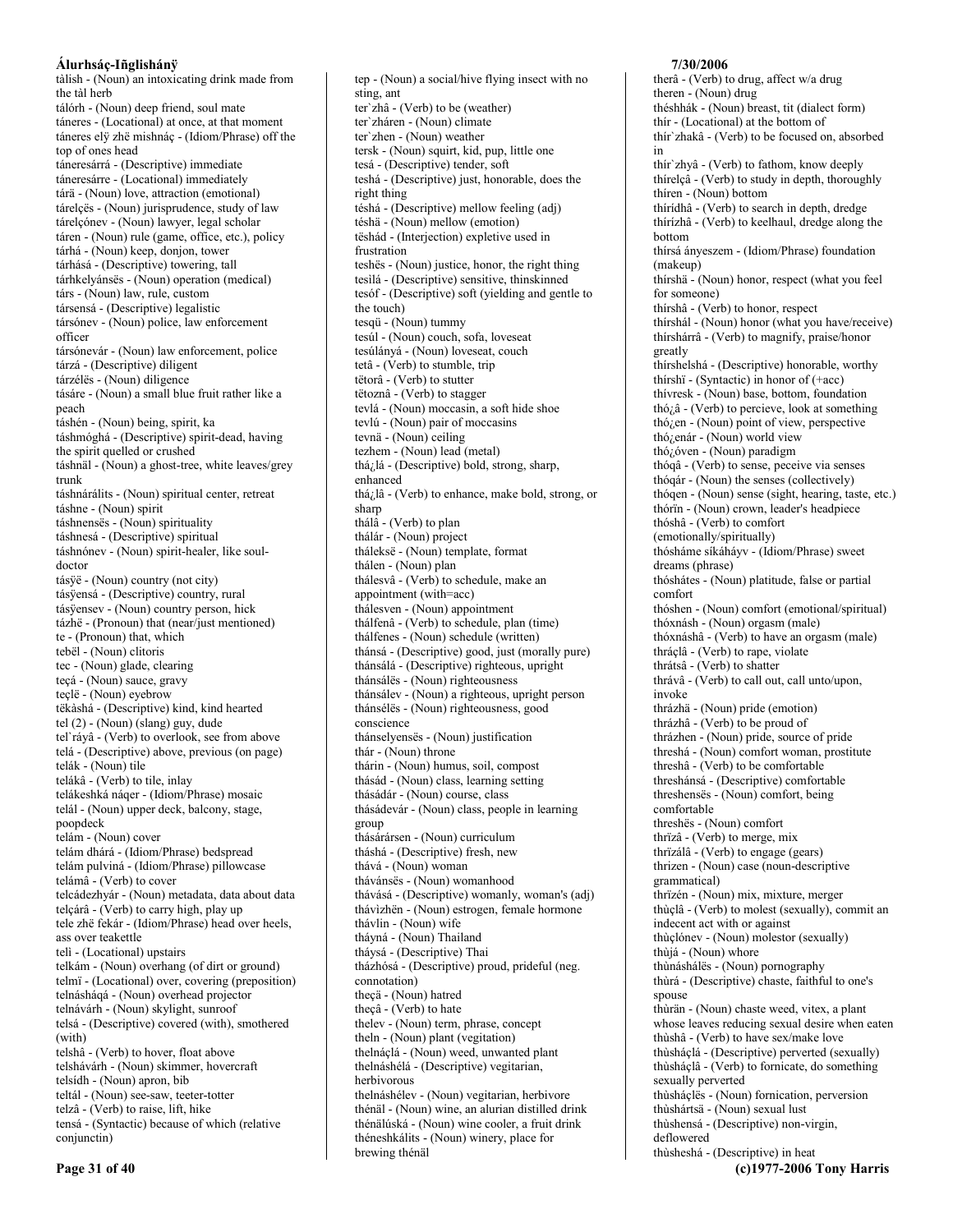tàlish - (Noun) an intoxicating drink made from the tàl herb
tálórh - (Noun) deep friend, soul mate
táneres - (Locational) at once, at that moment
táneres elÿ zhë mishnáç - (Idiom/Phrase) off the top of ones head
táneresárrá - (Descriptive) immediate
táneresárre - (Locational) immediately
tárä - (Noun) love, attraction (emotional)
tárelçës - (Noun) jurisprudence, study of law
tárelçónev - (Noun) lawyer, legal scholar
táren - (Noun) rule (game, office, etc.), policy
tárhá - (Noun) keep, donjon, tower
tárhásá - (Descriptive) towering, tall
tárhkelyánsës - (Noun) operation (medical)
társ - (Noun) law, rule, custom
társensá - (Descriptive) legalistic
társónev - (Noun) police, law enforcement officer
társónevár - (Noun) law enforcement, police
tárzá - (Descriptive) diligent
tárzélës - (Noun) diligence
tásáre - (Noun) a small blue fruit rather like a peach
táshén - (Noun) being, spirit, ka
táshmóghá - (Descriptive) spirit-dead, having the spirit quelled or crushed
táshnäl - (Noun) a ghost-tree, white leaves/grey trunk
táshnárálits - (Noun) spiritual center, retreat
táshne - (Noun) spirit
táshnensës - (Noun) spirituality
táshnesá - (Descriptive) spiritual
táshnónev - (Noun) spirit-healer, like soul-doctor
tásÿë - (Noun) country (not city)
tásÿensá - (Descriptive) country, rural
tásÿensev - (Noun) country person, hick
tázhë - (Pronoun) that (near/just mentioned)
te - (Pronoun) that, which
tebël - (Noun) clitoris
tec - (Noun) glade, clearing
teçá - (Noun) sauce, gravy
teçlë - (Noun) eyebrow
tëkàshá - (Descriptive) kind, kind hearted
tel (2) - (Noun) (slang) guy, dude
tel`ráyâ - (Verb) to overlook, see from above
telá - (Descriptive) above, previous (on page)
telák - (Noun) tile
telákâ - (Verb) to tile, inlay
telákeshká náqer - (Idiom/Phrase) mosaic
telál - (Noun) upper deck, balcony, stage, poopdeck
telám - (Noun) cover
telám dhárá - (Idiom/Phrase) bedspread
telám pulviná - (Idiom/Phrase) pillowcase
telámâ - (Verb) to cover
telcádezhyár - (Noun) metadata, data about data
telçárâ - (Verb) to carry high, play up
tele zhë fekár - (Idiom/Phrase) head over heels, ass over teakettle
telì - (Locational) upstairs
telkám - (Noun) overhang (of dirt or ground)
telmï - (Locational) over, covering (preposition)
telnásháqá - (Noun) overhead projector
telnávárh - (Noun) skylight, sunroof
telsá - (Descriptive) covered (with), smothered (with)
telshâ - (Verb) to hover, float above
telshávárh - (Noun) skimmer, hovercraft
telsídh - (Noun) apron, bib
teltál - (Noun) see-saw, teeter-totter
telzâ - (Verb) to raise, lift, hike
tensá - (Syntactic) because of which (relative conjunctin)
tep - (Noun) a social/hive flying insect with no sting, ant
ter`zhâ - (Verb) to be (weather)
ter`zháren - (Noun) climate
ter`zhen - (Noun) weather
tersk - (Noun) squirt, kid, pup, little one
tesá - (Descriptive) tender, soft
teshá - (Descriptive) just, honorable, does the right thing
téshá - (Descriptive) mellow feeling (adj)
téshä - (Noun) mellow (emotion)
tëshád - (Interjection) expletive used in frustration
teshës - (Noun) justice, honor, the right thing
tesilá - (Descriptive) sensitive, thinskinned
tesóf - (Descriptive) soft (yielding and gentle to the touch)
tesqü - (Noun) tummy
tesúl - (Noun) couch, sofa, loveseat
tesúlányá - (Noun) loveseat, couch
tetâ - (Verb) to stumble, trip
tëtorâ - (Verb) to stutter
tëtoznâ - (Verb) to stagger
tevlá - (Noun) moccasin, a soft hide shoe
tevlú - (Noun) pair of moccasins
tevnä - (Noun) ceiling
tezhem - (Noun) lead (metal)
thá¿lá - (Descriptive) bold, strong, sharp, enhanced
thá¿lâ - (Verb) to enhance, make bold, strong, or sharp
thálâ - (Verb) to plan
thálár - (Noun) project
tháleksë - (Noun) template, format
thálen - (Noun) plan
thálesvâ - (Verb) to schedule, make an appointment (with=acc)
thálesven - (Noun) appointment
thálfenâ - (Verb) to schedule, plan (time)
thálfenes - (Noun) schedule (written)
thánsá - (Descriptive) good, just (morally pure)
thánsálá - (Descriptive) righteous, upright
thánsálës - (Noun) righteousness
thánsálev - (Noun) a righteous, upright person
thánsélës - (Noun) righteousness, good conscience
thánselyensës - (Noun) justification
thár - (Noun) throne
thárin - (Noun) humus, soil, compost
thásád - (Noun) class, learning setting
thásádár - (Noun) course, class
thásádevár - (Noun) class, people in learning group
thásárársen - (Noun) curriculum
tháshá - (Descriptive) fresh, new
thává - (Noun) woman
thávánsës - (Noun) womanhood
thávásá - (Descriptive) womanly, woman's (adj)
thávìzhën - (Noun) estrogen, female hormone
thávlin - (Noun) wife
tháyná - (Noun) Thailand
tháysá - (Descriptive) Thai
tházhósá - (Descriptive) proud, prideful (neg. connotation)
theçä - (Noun) hatred
theçâ - (Verb) to hate
thelev - (Noun) term, phrase, concept
theln - (Noun) plant (vegitation)
thelnáçlá - (Noun) weed, unwanted plant
thelnáshélá - (Descriptive) vegitarian, herbivorous
thelnáshélev - (Noun) vegitarian, herbivore
thénäl - (Noun) wine, an alurian distilled drink
thénälúská - (Noun) wine cooler, a fruit drink
théneshkálits - (Noun) winery, place for brewing thénäl
therâ - (Verb) to drug, affect w/a drug
theren - (Noun) drug
théshhák - (Noun) breast, tit (dialect form)
thír - (Locational) at the bottom of
thír`zhakâ - (Verb) to be focused on, absorbed in
thír`zhyâ - (Verb) to fathom, know deeply
thírelçâ - (Verb) to study in depth, thoroughly
thíren - (Noun) bottom
thíridhâ - (Verb) to search in depth, dredge
thírízhâ - (Verb) to keelhaul, dredge along the bottom
thírsá ányeszem - (Idiom/Phrase) foundation (makeup)
thírshä - (Noun) honor, respect (what you feel for someone)
thírshâ - (Verb) to honor, respect
thírshál - (Noun) honor (what you have/receive)
thírshárrâ - (Verb) to magnify, praise/honor greatly
thírshelshá - (Descriptive) honorable, worthy
thírshï - (Syntactic) in honor of (+acc)
thívresk - (Noun) base, bottom, foundation
thó¿â - (Verb) to percieve, look at something
thó¿en - (Noun) point of view, perspective
thó¿enár - (Noun) world view
thó¿óven - (Noun) paradigm
thóqâ - (Verb) to sense, peceive via senses
thóqár - (Noun) the senses (collectively)
thóqen - (Noun) sense (sight, hearing, taste, etc.)
thórïn - (Noun) crown, leader's headpiece
thóshâ - (Verb) to comfort (emotionally/spiritually)
thósháme síkáháyv - (Idiom/Phrase) sweet dreams (phrase)
thósháte s - (Noun) platitude, false or partial comfort
thóshen - (Noun) comfort (emotional/spiritual)
thóxnásh - (Noun) orgasm (male)
thóxnáshâ - (Verb) to have an orgasm (male)
thráçlâ - (Verb) to rape, violate
thrátsâ - (Verb) to shatter
thrávâ - (Verb) to call out, call unto/upon, invoke
thrázhä - (Noun) pride (emotion)
thrázhâ - (Verb) to be proud of
thrázhen - (Noun) pride, source of pride
threshá - (Noun) comfort woman, prostitute
threshâ - (Verb) to be comfortable
threshánsá - (Descriptive) comfortable
threshensës - (Noun) comfort, being comfortable
threshës - (Noun) comfort
thrïzâ - (Verb) to merge, mix
thrïzálâ - (Verb) to engage (gears)
thrizen - (Noun) case (noun-descriptive grammatical)
thrïzén - (Noun) mix, mixture, merger
thùçlâ - (Verb) to molest (sexually), commit an indecent act with or against
thùçlónev - (Noun) molestor (sexually)
thùjá - (Noun) whore
thùnáshálës - (Noun) pornography
thùrá - (Descriptive) chaste, faithful to one's spouse
thùrän - (Noun) chaste weed, vitex, a plant whose leaves reducing sexual desire when eaten
thùshâ - (Verb) to have sex/make love
thùsháçlá - (Descriptive) perverted (sexually)
thùsháçlâ - (Verb) to fornicate, do something sexually perverted
thùsháçlës - (Noun) fornication, perversion
thùshártsä - (Noun) sexual lust
thùshensá - (Descriptive) non-virgin, deflowered
thùsheshá - (Descriptive) in heat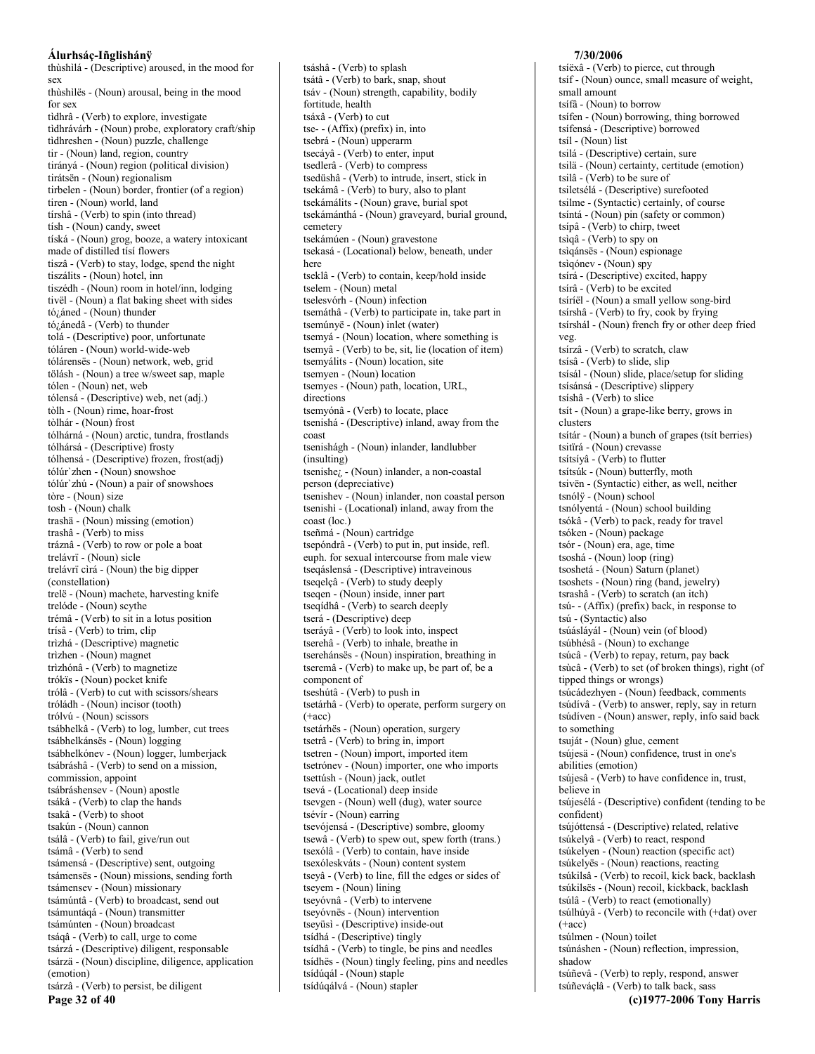thùshìlá - (Descriptive) aroused, in the mood for sex
thùshìlës - (Noun) arousal, being in the mood for sex
tidhrâ - (Verb) to explore, investigate
tidhrávárh - (Noun) probe, exploratory craft/ship
tidhreshen - (Noun) puzzle, challenge
tir - (Noun) land, region, country
tirányá - (Noun) region (political division)
tirátsën - (Noun) regionalism
tirbelen - (Noun) border, frontier (of a region)
tiren - (Noun) world, land
tírshâ - (Verb) to spin (into thread)
tísh - (Noun) candy, sweet
tíská - (Noun) grog, booze, a watery intoxicant made of distilled tísí flowers
tiszâ - (Verb) to stay, lodge, spend the night
tiszálits - (Noun) hotel, inn
tiszédh - (Noun) room in hotel/inn, lodging
tivël - (Noun) a flat baking sheet with sides
tó¿áned - (Noun) thunder
tó¿ánedâ - (Verb) to thunder
tolá - (Descriptive) poor, unfortunate
tóláren - (Noun) world-wide-web
tólárensës - (Noun) network, web, grid
tölásh - (Noun) a tree w/sweet sap, maple
tólen - (Noun) net, web
tólensá - (Descriptive) web, net (adj.)
tòlh - (Noun) rime, hoar-frost
tòlhár - (Noun) frost
tólhárná - (Noun) arctic, tundra, frostlands
tólhársá - (Descriptive) frosty
tólhensá - (Descriptive) frozen, frost(adj)
tólúr`zhen - (Noun) snowshoe
tólúr`zhú - (Noun) a pair of snowshoes
tòre - (Noun) size
tosh - (Noun) chalk
trashä - (Noun) missing (emotion)
trashâ - (Verb) to miss
tráznâ - (Verb) to row or pole a boat
trelávrï - (Noun) sicle
trelávrï cìrá - (Noun) the big dipper (constellation)
trelë - (Noun) machete, harvesting knife
trelóde - (Noun) scythe
trémâ - (Verb) to sit in a lotus position
trísâ - (Verb) to trim, clip
trìzhá - (Descriptive) magnetic
trìzhen - (Noun) magnet
trìzhónâ - (Verb) to magnetize
trókïs - (Noun) pocket knife
trólâ - (Verb) to cut with scissors/shears
tróládh - (Noun) incisor (tooth)
trólvú - (Noun) scissors
tsábhelkâ - (Verb) to log, lumber, cut trees
tsábhelkánsës - (Noun) logging
tsábhelkónev - (Noun) logger, lumberjack
tsábráshâ - (Verb) to send on a mission, commission, appoint
tsábráshensev - (Noun) apostle
tsákâ - (Verb) to clap the hands
tsakâ - (Verb) to shoot
tsakún - (Noun) cannon
tsálâ - (Verb) to fail, give/run out
tsámâ - (Verb) to send
tsámensá - (Descriptive) sent, outgoing
tsámensës - (Noun) missions, sending forth
tsámensev - (Noun) missionary
tsámúntâ - (Verb) to broadcast, send out
tsámuntáqá - (Noun) transmitter
tsámúnten - (Noun) broadcast
tsáqâ - (Verb) to call, urge to come
tsárzá - (Descriptive) diligent, responsable
tsárzä - (Noun) discipline, diligence, application (emotion)
tsárzâ - (Verb) to persist, be diligent
tsáshâ - (Verb) to splash
tsátâ - (Verb) to bark, snap, shout
tsáv - (Noun) strength, capability, bodily fortitude, health
tsáxâ - (Verb) to cut
tse- - (Affix) (prefix) in, into
tsebrá - (Noun) upperarm
tsecáyâ - (Verb) to enter, input
tsedlerâ - (Verb) to compress
tsedúshâ - (Verb) to intrude, insert, stick in
tsekámâ - (Verb) to bury, also to plant
tsekámálits - (Noun) grave, burial spot
tsekámánthá - (Noun) graveyard, burial ground, cemetery
tsekámúen - (Noun) gravestone
tsekasá - (Locational) below, beneath, under here
tseklâ - (Verb) to contain, keep/hold inside
tselem - (Noun) metal
tselesvórh - (Noun) infection
tsemáthâ - (Verb) to participate in, take part in
tsemúnyë - (Noun) inlet (water)
tsemyá - (Noun) location, where something is
tsemyâ - (Verb) to be, sit, lie (location of item)
tsemyálits - (Noun) location, site
tsemyen - (Noun) location
tsemyes - (Noun) path, location, URL, directions
tsemyónâ - (Verb) to locate, place
tsenishá - (Descriptive) inland, away from the coast
tsenishágh - (Noun) inlander, landlubber (insulting)
tsenishe¿ - (Noun) inlander, a non-coastal person (depreciative)
tsenishev - (Noun) inlander, non coastal person
tsenishì - (Locational) inland, away from the coast (loc.)
tseñmá - (Noun) cartridge
tsepóndrâ - (Verb) to put in, put inside, refl. euph. for sexual intercourse from male view
tseqáslensá - (Descriptive) intraveinous
tseqelçâ - (Verb) to study deeply
tseqen - (Noun) inside, inner part
tseqídhâ - (Verb) to search deeply
tserá - (Descriptive) deep
tseráyâ - (Verb) to look into, inspect
tserehâ - (Verb) to inhale, breathe in
tserehánsës - (Noun) inspiration, breathing in
tseremâ - (Verb) to make up, be part of, be a component of
tseshútâ - (Verb) to push in
tsetárhâ - (Verb) to operate, perform surgery on (+acc)
tsetárhës - (Noun) operation, surgery
tsetrâ - (Verb) to bring in, import
tsetren - (Noun) import, imported item
tsetrónev - (Noun) importer, one who imports
tsettúsh - (Noun) jack, outlet
tsevá - (Locational) deep inside
tsevgen - (Noun) well (dug), water source
tsévír - (Noun) earring
tsevójensá - (Descriptive) sombre, gloomy
tsewâ - (Verb) to spew out, spew forth (trans.)
tsexólâ - (Verb) to contain, have inside
tsexóleskváts - (Noun) content system
tseyâ - (Verb) to line, fill the edges or sides of
tseyem - (Noun) lining
tseyóvnâ - (Verb) to intervene
tseyóvnës - (Noun) intervention
tseyüsì - (Descriptive) inside-out
tsídhá - (Descriptive) tingly
tsídhâ - (Verb) to tingle, be pins and needles
tsídhës - (Noun) tingly feeling, pins and needles
tsídúqál - (Noun) staple
tsídúqálvá - (Noun) stapler
tsíëxâ - (Verb) to pierce, cut through
tsíf - (Noun) ounce, small measure of weight, small amount
tsífâ - (Noun) to borrow
tsífen - (Noun) borrowing, thing borrowed
tsífensá - (Descriptive) borrowed
tsíl - (Noun) list
tsilá - (Descriptive) certain, sure
tsilä - (Noun) certainty, certitude (emotion)
tsilâ - (Verb) to be sure of
tsiletsélá - (Descriptive) surefooted
tsilme - (Syntactic) certainly, of course
tsíntá - (Noun) pin (safety or common)
tsípâ - (Verb) to chirp, tweet
tsìqâ - (Verb) to spy on
tsìqánsës - (Noun) espionage
tsìqónev - (Noun) spy
tsírá - (Descriptive) excited, happy
tsírâ - (Verb) to be excited
tsíríël - (Noun) a small yellow song-bird
tsírshâ - (Verb) to fry, cook by frying
tsírshál - (Noun) french fry or other deep fried veg.
tsírzâ - (Verb) to scratch, claw
tsísâ - (Verb) to slide, slip
tsísál - (Noun) slide, place/setup for sliding
tsísánsá - (Descriptive) slippery
tsíshâ - (Verb) to slice
tsít - (Noun) a grape-like berry, grows in clusters
tsítár - (Noun) a bunch of grapes (tsít berries)
tsitïrá - (Noun) crevasse
tsítsíyâ - (Verb) to flutter
tsítsúk - (Noun) butterfly, moth
tsivën - (Syntactic) either, as well, neither
tsnólÿ - (Noun) school
tsnólyentá - (Noun) school building
tsókâ - (Verb) to pack, ready for travel
tsóken - (Noun) package
tsór - (Noun) era, age, time
tsoshá - (Noun) loop (ring)
tsoshetá - (Noun) Saturn (planet)
tsoshets - (Noun) ring (band, jewelry)
tsrashâ - (Verb) to scratch (an itch)
tsú- - (Affix) (prefix) back, in response to
tsú - (Syntactic) also
tsúásláyál - (Noun) vein (of blood)
tsúbhésâ - (Noun) to exchange
tsúcâ - (Verb) to repay, return, pay back
tsùcâ - (Verb) to set (of broken things), right (of tipped things or wrongs)
tsúcádezhyen - (Noun) feedback, comments
tsúdívâ - (Verb) to answer, reply, say in return
tsúdíven - (Noun) answer, reply, info said back to something
tsuját - (Noun) glue, cement
tsújesä - (Noun) confidence, trust in one's abilities (emotion)
tsújesâ - (Verb) to have confidence in, trust, believe in
tsújesélá - (Descriptive) confident (tending to be confident)
tsújóttensá - (Descriptive) related, relative
tsúkelyâ - (Verb) to react, respond
tsúkelyen - (Noun) reaction (specific act)
tsúkelyës - (Noun) reactions, reacting
tsúkilsâ - (Verb) to recoil, kick back, backlash
tsúkilsës - (Noun) recoil, kickback, backlash
tsúlâ - (Verb) to react (emotionally)
tsúlhúyâ - (Verb) to reconcile with (+dat) over (+acc)
tsúlmen - (Noun) toilet
tsúnáshen - (Noun) reflection, impression, shadow
tsúñevâ - (Verb) to reply, respond, answer
tsúñeváçlâ - (Verb) to talk back, sass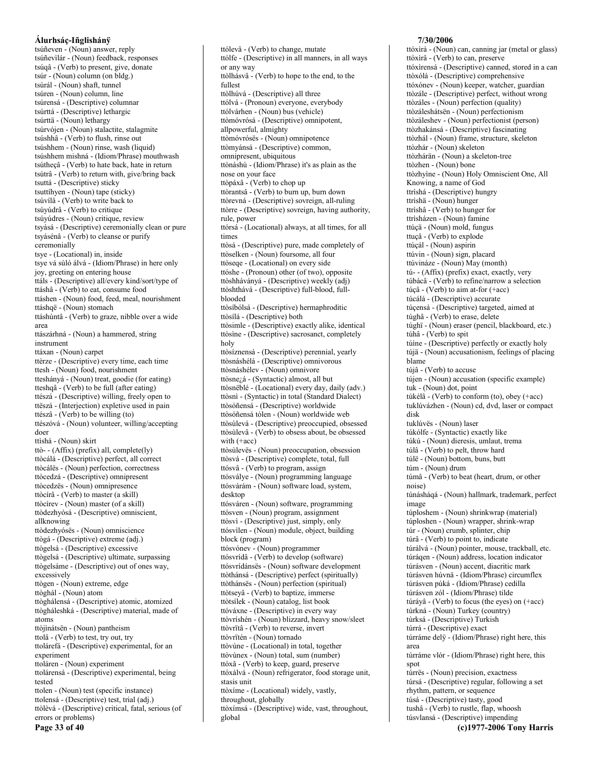tsúñeven - (Noun) answer, reply
tsúñevilár - (Noun) feedback, responses
tsúqâ - (Verb) to present, give, donate
tsúr - (Noun) column (on bldg.)
tsúrál - (Noun) shaft, tunnel
tsúren - (Noun) column, line
tsúrensá - (Descriptive) columnar
tsúrttá - (Descriptive) lethargic
tsúrttä - (Noun) lethargy
tsúrvójen - (Noun) stalactite, stalagmite
tsúshhâ - (Verb) to flush, rinse out
tsúshhem - (Noun) rinse, wash (liquid)
tsúshhem mishná - (Idiom/Phrase) mouthwash
tsútheçâ - (Verb) to hate back, hate in return
tsútrâ - (Verb) to return with, give/bring back
tsuttá - (Descriptive) sticky
tsuttíhyen - (Noun) tape (sticky)
tsúvílâ - (Verb) to write back to
tsúyúdrâ - (Verb) to critique
tsúyúdres - (Noun) critique, review
tsyásá - (Descriptive) ceremonially clean or pure
tsyásénâ - (Verb) to cleanse or purify ceremonially
tsye - (Locational) in, inside
tsye vá sùló álvá - (Idiom/Phrase) in here only joy, greeting on entering house
ttáls - (Descriptive) all/every kind/sort/type of
ttáshâ - (Verb) to eat, consume food
ttáshen - (Noun) food, feed, meal, nourishment
ttáshqë - (Noun) stomach
ttáshúntâ - (Verb) to graze, nibble over a wide area
ttászárhná - (Noun) a hammered, string instrument
ttáxan - (Noun) carpet
ttèrze - (Descriptive) every time, each time
ttesh - (Noun) food, nourishment
tteshányá - (Noun) treat, goodie (for eating)
tteshqâ - (Verb) to be full (after eating)
ttészá - (Descriptive) willing, freely open to
ttëszá - (Interjection) expletive used in pain
ttészâ - (Verb) to be willing (to)
ttészóvá - (Noun) volunteer, willing/accepting doer
ttìshá - (Noun) skirt
ttò- - (Affix) (prefix) all, complete(ly)
ttòcálá - (Descriptive) perfect, all correct
ttòcálës - (Noun) perfection, correctness
ttòcedzá - (Descriptive) omnipresent
ttòcedzës - (Noun) omnipresence
ttòcírâ - (Verb) to master (a skill)
ttòcírev - (Noun) master (of a skill)
ttòdezhyósá - (Descriptive) omniscient, allknowing
ttòdezhyósës - (Noun) omniscience
ttògá - (Descriptive) extreme (adj.)
ttògelsá - (Descriptive) excessive
ttògelsá - (Descriptive) ultimate, surpassing
ttògelsáme - (Descriptive) out of ones way, excessively
ttògen - (Noun) extreme, edge
ttòghál - (Noun) atom
ttòghálensá - (Descriptive) atomic, atomized
ttògháleshká - (Descriptive) material, made of atoms
ttòjinátsën - (Noun) pantheism
ttolâ - (Verb) to test, try out, try
ttolárefá - (Descriptive) experimental, for an experiment
ttoláren - (Noun) experiment
ttolárensá - (Descriptive) experimental, being tested
ttolen - (Noun) test (specific instance)
ttolensá - (Descriptive) test, trial (adj.)
ttòlèvá - (Descriptive) critical, fatal, serious (of errors or problems)
ttólevâ - (Verb) to change, mutate
ttólfe - (Descriptive) in all manners, in all ways or any way
ttòlhásvâ - (Verb) to hope to the end, to the fullest
ttòlhúvá - (Descriptive) all three
ttólvá - (Pronoun) everyone, everybody
ttólvárhen - (Noun) bus (vehicle)
ttòmóvrósá - (Descriptive) omnipotent, allpowerful, almighty
ttòmóvrósës - (Noun) omnipotence
ttòmyánsá - (Descriptive) common, omnipresent, ubiquitous
ttònáshù - (Idiom/Phrase) it's as plain as the nose on your face
ttòpáxâ - (Verb) to chop up
ttòrantsâ - (Verb) to burn up, burn down
ttòrevná - (Descriptive) sovreign, all-ruling
ttòrre - (Descriptive) sovreign, having authority, rule, power
ttórsá - (Locational) always, at all times, for all times
ttòsá - (Descriptive) pure, made completely of
ttòselken - (Noun) foursome, all four
ttòseqe - (Locational) on every side
ttóshe - (Pronoun) other (of two), opposite
ttòshháványá - (Descriptive) weekly (adj)
ttòshthává - (Descriptive) full-blood, full-blooded
ttòsíbólsá - (Descriptive) hermaphroditic
ttòsílá - (Descriptive) both
ttòsimle - (Descriptive) exactly alike, identical
ttòsìne - (Descriptive) sacrosanct, completely holy
ttòsízñensá - (Descriptive) perennial, yearly
ttòsnáshélá - (Descriptive) omnivorous
ttòsnáshélev - (Noun) omnivore
ttòsne¿á - (Syntactic) almost, all but
ttòsnëblé - (Locational) every day, daily (adv.)
ttòsni - (Syntactic) in total (Standard Dialect)
ttòsóñensá - (Descriptive) worldwide
ttòsóñensá tólen - (Noun) worldwide web
ttòsùlevá - (Descriptive) preoccupied, obsessed
ttòsùlevâ - (Verb) to obsess about, be obsessed with (+acc)
ttòsùlevës - (Noun) preoccupation, obsession
ttòsvá - (Descriptive) complete, total, full
ttósvâ - (Verb) to program, assign
ttósválye - (Noun) programming language
ttósvárám - (Noun) software load, system, desktop
ttósváren - (Noun) software, programming
ttósven - (Noun) program, assignment
ttòsvì - (Descriptive) just, simply, only
ttósvilen - (Noun) module, object, building block (program)
ttósvónev - (Noun) programmer
ttósvrídâ - (Verb) to develop (software)
ttósvrídánsës - (Noun) software development
ttòthánsá - (Descriptive) perfect (spiritually)
ttòthánsës - (Noun) perfection (spiritual)
ttòtseyâ - (Verb) to baptize, immerse
ttòtsílek - (Noun) catalog, list book
ttóváxne - (Descriptive) in every way
ttòvríshén - (Noun) blizzard, heavy snow/sleet
ttòvrïtâ - (Verb) to reverse, invert
ttòvrïtén - (Noun) tornado
ttòvùne - (Locational) in total, together
ttòvùnex - (Noun) total, sum (number)
ttóxâ - (Verb) to keep, guard, preserve
ttóxálvá - (Noun) refrigerator, food storage unit, stasis unit
ttòxíme - (Locational) widely, vastly, throughout, globally
ttòxímsá - (Descriptive) wide, vast, throughout, global
ttóxìrá - (Noun) can, canning jar (metal or glass)
ttóxìrâ - (Verb) to can, preserve
ttóxìrensá - (Descriptive) canned, stored in a can
ttòxólá - (Descriptive) comprehensive
ttóxónev - (Noun) keeper, watcher, guardian
ttòzále - (Descriptive) perfect, without wrong
ttòzáles - (Noun) perfection (quality)
ttòzáleshátsën - (Noun) perfectionism
ttòzáleshev - (Noun) perfectionist (person)
ttòzhakánsá - (Descriptive) fascinating
ttòzhál - (Noun) frame, structure, skeleton
ttòzhár - (Noun) skeleton
ttòzhárän - (Noun) a skeleton-tree
ttòzhen - (Noun) bone
ttòzhyìne - (Noun) Holy Omniscient One, All Knowing, a name of God
ttrìshá - (Descriptive) hungry
ttrìshä - (Noun) hunger
ttrìshâ - (Verb) to hunger for
ttrìsházen - (Noun) famine
ttúçä - (Noun) mold, fungus
ttuçâ - (Verb) to explode
ttúçál - (Noun) aspirin
ttúvin - (Noun) sign, placard
ttúvináze - (Noun) May (month)
tú- - (Affix) (prefix) exact, exactly, very
túbácâ - (Verb) to refine/narrow a selection
túçâ - (Verb) to aim at-for (+acc)
túcálá - (Descriptive) accurate
túçensá - (Descriptive) targeted, aimed at
túghâ - (Verb) to erase, delete
túghï - (Noun) eraser (pencil, blackboard, etc.)
túhâ - (Verb) to spit
túine - (Descriptive) perfectly or exactly holy
tújä - (Noun) accusationism, feelings of placing blame
tújâ - (Verb) to accuse
tújen - (Noun) accusation (specific example)
tuk - (Noun) dot, point
túkèlâ - (Verb) to conform (to), obey (+acc)
tuklúvázhen - (Noun) cd, dvd, laser or compact disk
tuklúvës - (Noun) laser
túkólfe - (Syntactic) exactly like
túkú - (Noun) dieresis, umlaut, trema
túlâ - (Verb) to pelt, throw hard
túlë - (Noun) bottom, buns, butt
túm - (Noun) drum
túmâ - (Verb) to beat (heart, drum, or other noise)
túnásháqá - (Noun) hallmark, trademark, perfect image
túploshem - (Noun) shrinkwrap (material)
túploshen - (Noun) wrapper, shrink-wrap
túr - (Noun) crumb, splinter, chip
túrâ - (Verb) to point to, indicate
túrálvá - (Noun) pointer, mouse, trackball, etc.
túráqen - (Noun) address, location indicator
túrásven - (Noun) accent, diacritic mark
túrásven húvnä - (Idiom/Phrase) circumflex
túrásven púká - (Idiom/Phrase) cedilla
túrásven zól - (Idiom/Phrase) tilde
túráyâ - (Verb) to focus (the eyes) on (+acc)
tùrkná - (Noun) Turkey (country)
tùrksá - (Descriptive) Turkish
túrrá - (Descriptive) exact
túrráme delÿ - (Idiom/Phrase) right here, this area
túrráme vlór - (Idiom/Phrase) right here, this spot
túrrës - (Noun) precision, exactness
túrsá - (Descriptive) regular, following a set rhythm, pattern, or sequence
túsá - (Descriptive) tasty, good
tushâ - (Verb) to rustle, flap, whoosh
túsvlansá - (Descriptive) impending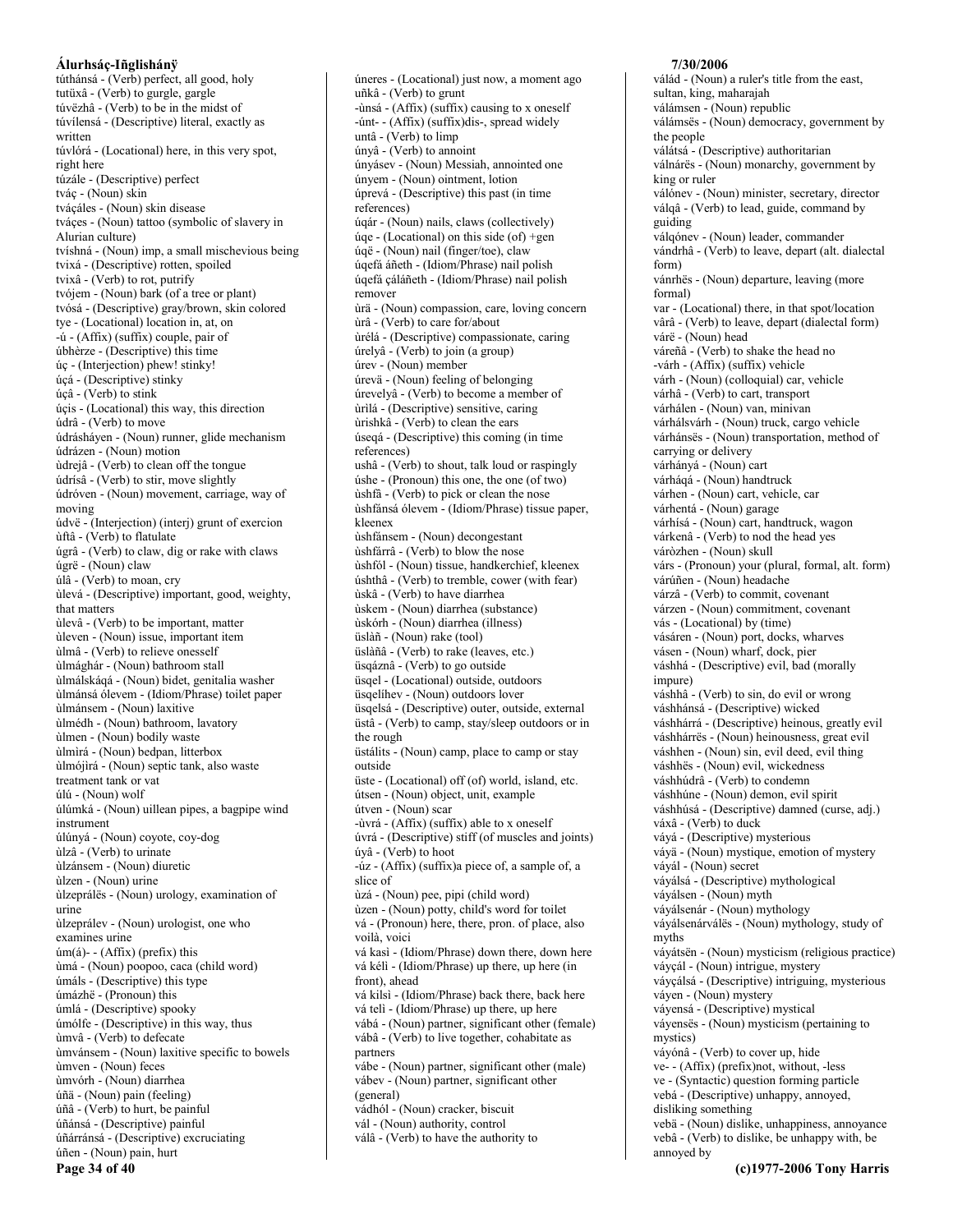túthánsá - (Verb) perfect, all good, holy
tutüxâ - (Verb) to gurgle, gargle
túvëzhâ - (Verb) to be in the midst of
túvílensá - (Descriptive) literal, exactly as written
túvlórá - (Locational) here, in this very spot, right here
túzále - (Descriptive) perfect
tváç - (Noun) skin
tváçáles - (Noun) skin disease
tváçes - (Noun) tattoo (symbolic of slavery in Alurian culture)
tvíshná - (Noun) imp, a small mischevious being
tvixá - (Descriptive) rotten, spoiled
tvixâ - (Verb) to rot, putrify
tvójem - (Noun) bark (of a tree or plant)
tvósá - (Descriptive) gray/brown, skin colored
tye - (Locational) location in, at, on
-ú - (Affix) (suffix) couple, pair of
úbhèrze - (Descriptive) this time
úç - (Interjection) phew! stinky!
úçá - (Descriptive) stinky
úçâ - (Verb) to stink
úçis - (Locational) this way, this direction
údrâ - (Verb) to move
údrásháyen - (Noun) runner, glide mechanism
údrázen - (Noun) motion
ùdrejâ - (Verb) to clean off the tongue
údrísâ - (Verb) to stir, move slightly
údróven - (Noun) movement, carriage, way of moving
údvë - (Interjection) (interj) grunt of exercion
ùftâ - (Verb) to flatulate
úgrâ - (Verb) to claw, dig or rake with claws
úgrë - (Noun) claw
úlâ - (Verb) to moan, cry
ùlevá - (Descriptive) important, good, weighty, that matters
ùlevâ - (Verb) to be important, matter
ùleven - (Noun) issue, important item
ùlmâ - (Verb) to relieve onesself
ùlmághár - (Noun) bathroom stall
ùlmálskáqá - (Noun) bidet, genitalia washer
ùlmánsá ólevem - (Idiom/Phrase) toilet paper
ùlmánsem - (Noun) laxitive
ùlmédh - (Noun) bathroom, lavatory
ùlmen - (Noun) bodily waste
ùlmìrá - (Noun) bedpan, litterbox
ùlmójìrá - (Noun) septic tank, also waste treatment tank or vat
úlú - (Noun) wolf
úlúmká - (Noun) uillean pipes, a bagpipe wind instrument
úlúnyá - (Noun) coyote, coy-dog
ùlzâ - (Verb) to urinate
ùlzánsem - (Noun) diuretic
ùlzen - (Noun) urine
ùlzeprálës - (Noun) urology, examination of urine
ùlzeprálev - (Noun) urologist, one who examines urine
úm(á)- - (Affix) (prefix) this
ùmá - (Noun) poopoo, caca (child word)
úmáls - (Descriptive) this type
úmázhë - (Pronoun) this
úmlá - (Descriptive) spooky
úmólfe - (Descriptive) in this way, thus
ùmvâ - (Verb) to defecate
ùmvánsem - (Noun) laxitive specific to bowels
ùmven - (Noun) feces
ùmvórh - (Noun) diarrhea
úñä - (Noun) pain (feeling)
úñâ - (Verb) to hurt, be painful
úñánsá - (Descriptive) painful
úñárránsá - (Descriptive) excruciating
úñen - (Noun) pain, hurt
úneres - (Locational) just now, a moment ago
uñkâ - (Verb) to grunt
-ùnsá - (Affix) (suffix) causing to x oneself
-únt- - (Affix) (suffix)dis-, spread widely
untâ - (Verb) to limp
únyâ - (Verb) to annoint
únyásev - (Noun) Messiah, annointed one
únyem - (Noun) ointment, lotion
úprevá - (Descriptive) this past (in time references)
úqár - (Noun) nails, claws (collectively)
úqe - (Locational) on this side (of) +gen
úqë - (Noun) nail (finger/toe), claw
úqefá áñeth - (Idiom/Phrase) nail polish
úqefá çáláñeth - (Idiom/Phrase) nail polish remover
ùrä - (Noun) compassion, care, loving concern
ùrâ - (Verb) to care for/about
ùrèlá - (Descriptive) compassionate, caring
úrelyâ - (Verb) to join (a group)
úrev - (Noun) member
úrevä - (Noun) feeling of belonging
úrevelyâ - (Verb) to become a member of
ùrìlá - (Descriptive) sensitive, caring
ùrishkâ - (Verb) to clean the ears
úseqá - (Descriptive) this coming (in time references)
ushâ - (Verb) to shout, talk loud or raspingly
úshe - (Pronoun) this one, the one (of two)
ùshfâ - (Verb) to pick or clean the nose
ùshfánsá ólevem - (Idiom/Phrase) tissue paper, kleenex
ùshfánsem - (Noun) decongestant
ùshfárrâ - (Verb) to blow the nose
ùshföl - (Noun) tissue, handkerchief, kleenex
úshthâ - (Verb) to tremble, cower (with fear)
ùskâ - (Verb) to have diarrhea
ùskem - (Noun) diarrhea (substance)
ùskórh - (Noun) diarrhea (illness)
üslàñ - (Noun) rake (tool)
üslàñâ - (Verb) to rake (leaves, etc.)
üsqáznâ - (Verb) to go outside
üsqel - (Locational) outside, outdoors
üsqelíhev - (Noun) outdoors lover
üsqelsá - (Descriptive) outer, outside, external
üstâ - (Verb) to camp, stay/sleep outdoors or in the rough
üstálits - (Noun) camp, place to camp or stay outside
üste - (Locational) off (of) world, island, etc.
útsen - (Noun) object, unit, example
útven - (Noun) scar
-ùvrá - (Affix) (suffix) able to x oneself
úvrá - (Descriptive) stiff (of muscles and joints)
úyâ - (Verb) to hoot
-úz - (Affix) (suffix)a piece of, a sample of, a slice of
ùzá - (Noun) pee, pipi (child word)
ùzen - (Noun) potty, child's word for toilet
vá - (Pronoun) here, there, pron. of place, also voilà, voici
vá kasì - (Idiom/Phrase) down there, down here
vá kélì - (Idiom/Phrase) up there, up here (in front), ahead
vá kilsì - (Idiom/Phrase) back there, back here
vá telì - (Idiom/Phrase) up there, up here
vábá - (Noun) partner, significant other (female)
vábâ - (Verb) to live together, cohabitate as partners
vábe - (Noun) partner, significant other (male)
vábev - (Noun) partner, significant other (general)
vádhól - (Noun) cracker, biscuit
vál - (Noun) authority, control
válâ - (Verb) to have the authority to
válád - (Noun) a ruler's title from the east, sultan, king, maharajah
válámsen - (Noun) republic
válámsës - (Noun) democracy, government by the people
válátsá - (Descriptive) authoritarian
válnárës - (Noun) monarchy, government by king or ruler
válónev - (Noun) minister, secretary, director
válqâ - (Verb) to lead, guide, command by guiding
válqónev - (Noun) leader, commander
vándrhâ - (Verb) to leave, depart (alt. dialectal form)
vánrhës - (Noun) departure, leaving (more formal)
var - (Locational) there, in that spot/location
vârâ - (Verb) to leave, depart (dialectal form)
várë - (Noun) head
váreñâ - (Verb) to shake the head no
-várh - (Affix) (suffix) vehicle
várh - (Noun) (colloquial) car, vehicle
várhâ - (Verb) to cart, transport
várhálen - (Noun) van, minivan
várhálsvárh - (Noun) truck, cargo vehicle
várhánsës - (Noun) transportation, method of carrying or delivery
várhányá - (Noun) cart
várháqá - (Noun) handtruck
várhen - (Noun) cart, vehicle, car
várhentá - (Noun) garage
várhísá - (Noun) cart, handtruck, wagon
várkenâ - (Verb) to nod the head yes
váròzhen - (Noun) skull
várs - (Pronoun) your (plural, formal, alt. form)
várúñen - (Noun) headache
várzâ - (Verb) to commit, covenant
várzen - (Noun) commitment, covenant
vás - (Locational) by (time)
vásáren - (Noun) port, docks, wharves
vásen - (Noun) wharf, dock, pier
váshhá - (Descriptive) evil, bad (morally impure)
váshhâ - (Verb) to sin, do evil or wrong
váshhánsá - (Descriptive) wicked
váshhárrá - (Descriptive) heinous, greatly evil
váshhárrës - (Noun) heinousness, great evil
váshhen - (Noun) sin, evil deed, evil thing
váshhës - (Noun) evil, wickedness
váshhúdrâ - (Verb) to condemn
váshhúne - (Noun) demon, evil spirit
váshhúsá - (Descriptive) damned (curse, adj.)
váxâ - (Verb) to duck
váyá - (Descriptive) mysterious
váyä - (Noun) mystique, emotion of mystery
váyál - (Noun) secret
váyálsá - (Descriptive) mythological
váyálsen - (Noun) myth
váyálsenár - (Noun) mythology
váyálsenárválës - (Noun) mythology, study of myths
váyátsën - (Noun) mysticism (religious practice)
váyçál - (Noun) intrigue, mystery
váyçálsá - (Descriptive) intriguing, mysterious
váyen - (Noun) mystery
váyensá - (Descriptive) mystical
váyensës - (Noun) mysticism (pertaining to mystics)
váyónâ - (Verb) to cover up, hide
ve- - (Affix) (prefix)not, without, -less
ve - (Syntactic) question forming particle
vebá - (Descriptive) unhappy, annoyed, disliking something
vebä - (Noun) dislike, unhappiness, annoyance
vebâ - (Verb) to dislike, be unhappy with, be annoyed by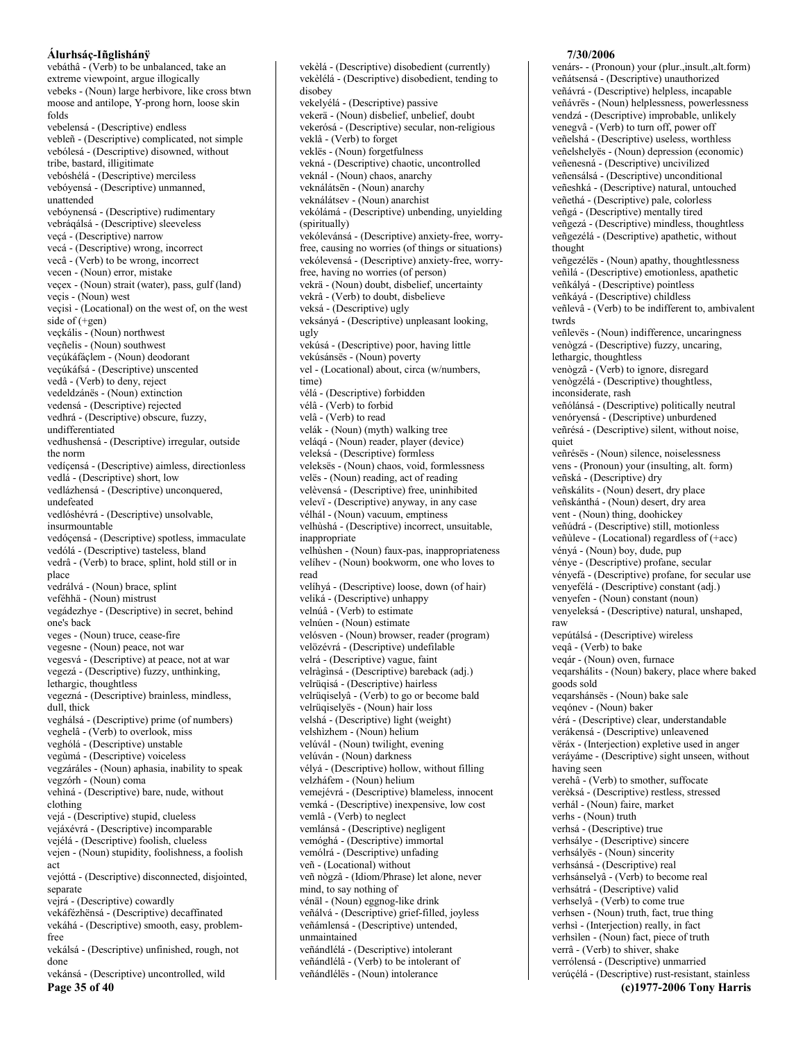vebáthâ - (Verb) to be unbalanced, take an extreme viewpoint, argue illogically
vebeks - (Noun) large herbivore, like cross btwn moose and antilope, Y-prong horn, loose skin folds
vebelensá - (Descriptive) endless
vebleñ - (Descriptive) complicated, not simple
vebólesá - (Descriptive) disowned, without tribe, bastard, illigitimate
vebóshélá - (Descriptive) merciless
vebóyensá - (Descriptive) unmanned, unattended
vebóynensá - (Descriptive) rudimentary
vebráqálsá - (Descriptive) sleeveless
veçá - (Descriptive) narrow
vecá - (Descriptive) wrong, incorrect
vecâ - (Verb) to be wrong, incorrect
vecen - (Noun) error, mistake
veçex - (Noun) strait (water), pass, gulf (land)
veçis - (Noun) west
veçisì - (Locational) on the west of, on the west side of (+gen)
veçkális - (Noun) northwest
veçñelis - (Noun) southwest
veçúkáfáçlem - (Noun) deodorant
veçúkáfsá - (Descriptive) unscented
vedâ - (Verb) to deny, reject
vedeldzánës - (Noun) extinction
vedensá - (Descriptive) rejected
vedhrá - (Descriptive) obscure, fuzzy, undifferentiated
vedhushensá - (Descriptive) irregular, outside the norm
vedíçensá - (Descriptive) aimless, directionless
vedlá - (Descriptive) short, low
vedlázhensá - (Descriptive) unconquered, undefeated
vedlóshévrá - (Descriptive) unsolvable, insurmountable
vedóçensá - (Descriptive) spotless, immaculate
vedólá - (Descriptive) tasteless, bland
vedrâ - (Verb) to brace, splint, hold still or in place
vedrálvá - (Noun) brace, splint
veféhhä - (Noun) mistrust
vegádezhye - (Descriptive) in secret, behind one's back
veges - (Noun) truce, cease-fire
vegesne - (Noun) peace, not war
vegesvá - (Descriptive) at peace, not at war
vegezá - (Descriptive) fuzzy, unthinking, lethargic, thoughtless
vegezná - (Descriptive) brainless, mindless, dull, thick
veghálsá - (Descriptive) prime (of numbers)
veghelâ - (Verb) to overlook, miss
veghólá - (Descriptive) unstable
vegùmá - (Descriptive) voiceless
vegzáráles - (Noun) aphasia, inability to speak
vegzórh - (Noun) coma
vehìná - (Descriptive) bare, nude, without clothing
vejá - (Descriptive) stupid, clueless
vejáxévrá - (Descriptive) incomparable
vejélá - (Descriptive) foolish, clueless
vejen - (Noun) stupidity, foolishness, a foolish act
vejóttá - (Descriptive) disconnected, disjointed, separate
vejrá - (Descriptive) cowardly
vekáfézhënsá - (Descriptive) decaffinated
vekáhá - (Descriptive) smooth, easy, problem-free
vekálsá - (Descriptive) unfinished, rough, not done
vekánsá - (Descriptive) uncontrolled, wild
vekèlá - (Descriptive) disobedient (currently)
vekèlélá - (Descriptive) disobedient, tending to disobey
vekelyélá - (Descriptive) passive
vekerä - (Noun) disbelief, unbelief, doubt
vekerósá - (Descriptive) secular, non-religious
veklâ - (Verb) to forget
veklës - (Noun) forgetfulness
vekná - (Descriptive) chaotic, uncontrolled
veknál - (Noun) chaos, anarchy
veknálátsën - (Noun) anarchy
veknálátsev - (Noun) anarchist
vekólámá - (Descriptive) unbending, unyielding (spiritually)
vekólevánsá - (Descriptive) anxiety-free, worry-free, causing no worries (of things or situations)
vekólevensá - (Descriptive) anxiety-free, worry-free, having no worries (of person)
vekrä - (Noun) doubt, disbelief, uncertainty
vekrâ - (Verb) to doubt, disbelieve
veksá - (Descriptive) ugly
veksányá - (Descriptive) unpleasant looking, ugly
vekúsá - (Descriptive) poor, having little
vekúsánsës - (Noun) poverty
vel - (Locational) about, circa (w/numbers, time)
vélá - (Descriptive) forbidden
vélâ - (Verb) to forbid
velâ - (Verb) to read
velák - (Noun) (myth) walking tree
veláqá - (Noun) reader, player (device)
veleksá - (Descriptive) formless
veleksës - (Noun) chaos, void, formlessness
velës - (Noun) reading, act of reading
velèvensá - (Descriptive) free, uninhibited
velevï - (Descriptive) anyway, in any case
vélhál - (Noun) vacuum, emptiness
velhùshá - (Descriptive) incorrect, unsuitable, inappropriate
velhùshen - (Noun) faux-pas, inappropriateness
velíhev - (Noun) bookworm, one who loves to read
velíhyá - (Descriptive) loose, down (of hair)
veliká - (Descriptive) unhappy
velnúâ - (Verb) to estimate
velnúen - (Noun) estimate
velósven - (Noun) browser, reader (program)
velözévrá - (Descriptive) undefilable
velrá - (Descriptive) vague, faint
velràginsá - (Descriptive) bareback (adj.)
velrüqisá - (Descriptive) hairless
velrüqiselyâ - (Verb) to go or become bald
velrüqiselyës - (Noun) hair loss
velshá - (Descriptive) light (weight)
velshìzhem - (Noun) helium
velúvál - (Noun) twilight, evening
velúván - (Noun) darkness
vélyá - (Descriptive) hollow, without filling
velzháfem - (Noun) helium
vemejévrá - (Descriptive) blameless, innocent
vemká - (Descriptive) inexpensive, low cost
vemlâ - (Verb) to neglect
vemlánsá - (Descriptive) negligent
vemóghá - (Descriptive) immortal
vemólrá - (Descriptive) unfading
veñ - (Locational) without
veñ nògzâ - (Idiom/Phrase) let alone, never mind, to say nothing of
vénäl - (Noun) eggnog-like drink
veñálvá - (Descriptive) grief-filled, joyless
veñámlensá - (Descriptive) untended, unmaintained
veñándlélá - (Descriptive) intolerant
veñándlélâ - (Verb) to be intolerant of
veñándlélës - (Noun) intolerance
venárs- - (Pronoun) your (plur.,insult.,alt.form)
veñátsensá - (Descriptive) unauthorized
veñávrá - (Descriptive) helpless, incapable
veñávrës - (Noun) helplessness, powerlessness
vendzá - (Descriptive) improbable, unlikely
venegvâ - (Verb) to turn off, power off
veñelshá - (Descriptive) useless, worthless
veñelshelyës - (Noun) depression (economic)
veñenesná - (Descriptive) uncivilized
veñensálsá - (Descriptive) unconditional
veñeshká - (Descriptive) natural, untouched
veñethá - (Descriptive) pale, colorless
veñgá - (Descriptive) mentally tired
veñgezá - (Descriptive) mindless, thoughtless
veñgezélá - (Descriptive) apathetic, without thought
veñgezélës - (Noun) apathy, thoughtlessness
veñìlá - (Descriptive) emotionless, apathetic
veñkályá - (Descriptive) pointless
veñkáyá - (Descriptive) childless
veñlevâ - (Verb) to be indifferent to, ambivalent twrds
veñlevës - (Noun) indifference, uncaringness
venògzá - (Descriptive) fuzzy, uncaring, lethargic, thoughtless
venògzâ - (Verb) to ignore, disregard
venògzélá - (Descriptive) thoughtless, inconsiderate, rash
veñólánsá - (Descriptive) politically neutral
venóryensá - (Descriptive) unburdened
veñrésá - (Descriptive) silent, without noise, quiet
veñrésës - (Noun) silence, noiselessness
vens - (Pronoun) your (insulting, alt. form)
veñská - (Descriptive) dry
veñskális - (Noun) desert, dry place
veñskánthá - (Noun) desert, dry area
vent - (Noun) thing, doohickey
veñúdrá - (Descriptive) still, motionless
veñùleve - (Locational) regardless of (+acc)
vényá - (Noun) boy, dude, pup
vénye - (Descriptive) profane, secular
vényefá - (Descriptive) profane, for secular use
venyefélá - (Descriptive) constant (adj.)
venyefen - (Noun) constant (noun)
venyeleksá - (Descriptive) natural, unshaped, raw
vepútálsá - (Descriptive) wireless
veqâ - (Verb) to bake
veqár - (Noun) oven, furnace
veqarshálits - (Noun) bakery, place where baked goods sold
veqarshánsës - (Noun) bake sale
veqónev - (Noun) baker
vérá - (Descriptive) clear, understandable
verákensá - (Descriptive) unleavened
vërax - (Interjection) expletive used in anger
veráyáme - (Descriptive) sight unseen, without having seen
verehâ - (Verb) to smother, suffocate
verèksá - (Descriptive) restless, stressed
verhál - (Noun) faire, market
verhs - (Noun) truth
verhsá - (Descriptive) true
verhsálye - (Descriptive) sincere
verhsályës - (Noun) sincerity
verhsánsá - (Descriptive) real
verhsánselyâ - (Verb) to become real
verhsátrá - (Descriptive) valid
verhselyâ - (Verb) to come true
verhsen - (Noun) truth, fact, true thing
verhsì - (Interjection) really, in fact
verhsilen - (Noun) fact, piece of truth
verrâ - (Verb) to shiver, shake
verrólensá - (Descriptive) unmarried
verúçélá - (Descriptive) rust-resistant, stainless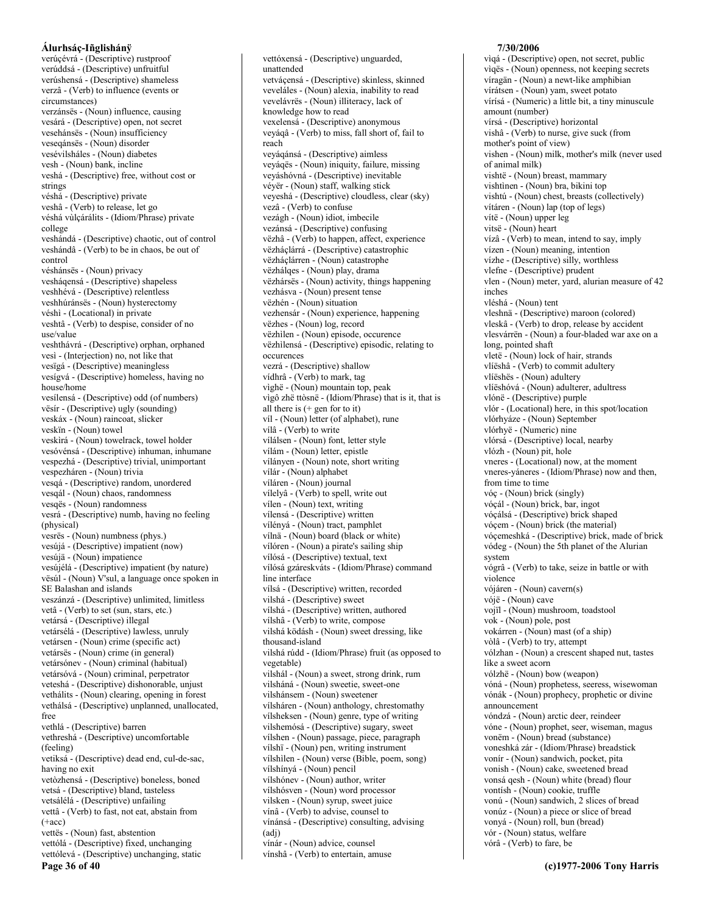verúçévrá - (Descriptive) rustproof
verúddsá - (Descriptive) unfruitful
verúshensá - (Descriptive) shameless
verzâ - (Verb) to influence (events or circumstances)
verzánsës - (Noun) influence, causing
vesárá - (Descriptive) open, not secret
vesehánsës - (Noun) insufficiency
veseqánsës - (Noun) disorder
vesévilsháles - (Noun) diabetes
vesh - (Noun) bank, incline
veshá - (Descriptive) free, without cost or strings
véshá - (Descriptive) private
veshâ - (Verb) to release, let go
véshá vùlçárálits - (Idiom/Phrase) private college
veshándá - (Descriptive) chaotic, out of control
veshándâ - (Verb) to be in chaos, be out of control
véshánsës - (Noun) privacy
vesháqensá - (Descriptive) shapeless
veshhévá - (Descriptive) relentless
veshhúránsës - (Noun) hysterectomy
véshì - (Locational) in private
veshtâ - (Verb) to despise, consider of no use/value
veshthávrá - (Descriptive) orphan, orphaned
vesì - (Interjection) no, not like that
vesïgá - (Descriptive) meaningless
vesígvá - (Descriptive) homeless, having no house/home
vesílensá - (Descriptive) odd (of numbers)
vësír - (Descriptive) ugly (sounding)
veskáx - (Noun) raincoat, slicker
veskïn - (Noun) towel
veskirá - (Noun) towelrack, towel holder
vesóvénsá - (Descriptive) inhuman, inhumane
vespezhá - (Descriptive) trivial, unimportant
vespezháren - (Noun) trivia
vesqá - (Descriptive) random, unordered
vesqál - (Noun) chaos, randomness
vesqës - (Noun) randomness
vesrá - (Descriptive) numb, having no feeling (physical)
vesrës - (Noun) numbness (phys.)
vesújá - (Descriptive) impatient (now)
vesújä - (Noun) impatience
vesújélá - (Descriptive) impatient (by nature)
vësúl - (Noun) V'sul, a language once spoken in SE Balashan and islands
veszánzá - (Descriptive) unlimited, limitless
vetâ - (Verb) to set (sun, stars, etc.)
vetársá - (Descriptive) illegal
vetársélá - (Descriptive) lawless, unruly
vetársen - (Noun) crime (specific act)
vetársës - (Noun) crime (in general)
vetársónev - (Noun) criminal (habitual)
vetársóvá - (Noun) criminal, perpetrator
veteshá - (Descriptive) dishonorable, unjust
vethálits - (Noun) clearing, opening in forest
vethálsá - (Descriptive) unplanned, unallocated, free
vethlá - (Descriptive) barren
vethreshá - (Descriptive) uncomfortable (feeling)
vetiksá - (Descriptive) dead end, cul-de-sac, having no exit
vetòzhensá - (Descriptive) boneless, boned
vetsá - (Descriptive) bland, tasteless
vetsálélá - (Descriptive) unfailing
vettâ - (Verb) to fast, not eat, abstain from (+acc)
vettës - (Noun) fast, abstention
vettólá - (Descriptive) fixed, unchanging
vettólevá - (Descriptive) unchanging, static
vettóxensá - (Descriptive) unguarded, unattended
vetváçensá - (Descriptive) skinless, skinned
veveláles - (Noun) alexia, inability to read
vevelávrës - (Noun) illiteracy, lack of knowledge how to read
vexelensá - (Descriptive) anonymous
veyáqâ - (Verb) to miss, fall short of, fail to reach
veyáqánsá - (Descriptive) aimless
veyáqës - (Noun) iniquity, failure, missing
veyáshóvná - (Descriptive) inevitable
véyër - (Noun) staff, walking stick
veyeshá - (Descriptive) cloudless, clear (sky)
vezâ - (Verb) to confuse
vezágh - (Noun) idiot, imbecile
vezánsá - (Descriptive) confusing
vëzhâ - (Verb) to happen, affect, experience
vëzháçlárrá - (Descriptive) catastrophic
vëzháçlárren - (Noun) catastrophe
vëzhálqes - (Noun) play, drama
vëzhársës - (Noun) activity, things happening
vezhásva - (Noun) present tense
vëzhén - (Noun) situation
vezhensár - (Noun) experience, happening
vëzhes - (Noun) log, record
vëzhilen - (Noun) episode, occurence
vëzhilensá - (Descriptive) episodic, relating to occurences
vezrá - (Descriptive) shallow
vídhrâ - (Verb) to mark, tag
vighë - (Noun) mountain top, peak
vìgô zhë ttòsnë - (Idiom/Phrase) that is it, that is all there is (+ gen for to it)
víl - (Noun) letter (of alphabet), rune
vílâ - (Verb) to write
vílálsen - (Noun) font, letter style
vílám - (Noun) letter, epistle
vílányen - (Noun) note, short writing
vílár - (Noun) alphabet
víláren - (Noun) journal
vílelyâ - (Verb) to spell, write out
vílen - (Noun) text, writing
vílensá - (Descriptive) written
vílényá - (Noun) tract, pamphlet
vílnä - (Noun) board (black or white)
vílóren - (Noun) a pirate's sailing ship
vílósá - (Descriptive) textual, text
vílósá gzáreskváts - (Idiom/Phrase) command line interface
vílsá - (Descriptive) written, recorded
vilshá - (Descriptive) sweet
vílshá - (Descriptive) written, authored
vílshâ - (Verb) to write, compose
vilshá ködásh - (Noun) sweet dressing, like thousand-island
vilshá rúdd - (Idiom/Phrase) fruit (as opposed to vegetable)
vilshál - (Noun) a sweet, strong drink, rum
vilsháná - (Noun) sweetie, sweet-one
vilshánsem - (Noun) sweetener
vílsháren - (Noun) anthology, chrestomathy
vílsheksen - (Noun) genre, type of writing
vilshemósá - (Descriptive) sugary, sweet
vílshen - (Noun) passage, piece, paragraph
vílshï - (Noun) pen, writing instrument
vílshilen - (Noun) verse (Bible, poem, song)
vílshínyá - (Noun) pencil
vílshónev - (Noun) author, writer
vílshósven - (Noun) word processor
vilsken - (Noun) syrup, sweet juice
vínâ - (Verb) to advise, counsel to
vínánsá - (Descriptive) consulting, advising (adj)
vínár - (Noun) advice, counsel
vínshâ - (Verb) to entertain, amuse
vìqá - (Descriptive) open, not secret, public
viqës - (Noun) openness, not keeping secrets
víragän - (Noun) a newt-like amphibian
vírátsen - (Noun) yam, sweet potato
vírísá - (Numeric) a little bit, a tiny minuscule amount (number)
vírsá - (Descriptive) horizontal
vishâ - (Verb) to nurse, give suck (from mother's point of view)
vishen - (Noun) milk, mother's milk (never used of animal milk)
vishtë - (Noun) breast, mammary
vishtìnen - (Noun) bra, bikini top
vishtú - (Noun) chest, breasts (collectively)
vítáren - (Noun) lap (top of legs)
vítë - (Noun) upper leg
vitsë - (Noun) heart
vízâ - (Verb) to mean, intend to say, imply
vízen - (Noun) meaning, intention
vízhe - (Descriptive) silly, worthless
vlefne - (Descriptive) prudent
vlen - (Noun) meter, yard, alurian measure of 42 inches
vléshá - (Noun) tent
vleshnä - (Descriptive) maroon (colored)
vleskâ - (Verb) to drop, release by accident
vlesvárrën - (Noun) a four-bladed war axe on a long, pointed shaft
vletë - (Noun) lock of hair, strands
vlíëshâ - (Verb) to commit adultery
vlíëshës - (Noun) adultery
vlíëshóvá - (Noun) adulterer, adultress
vlónë - (Descriptive) purple
vlór - (Locational) here, in this spot/location
vlórhyáze - (Noun) September
vlórhyë - (Numeric) nine
vlórsá - (Descriptive) local, nearby
vlózh - (Noun) pit, hole
vneres - (Locational) now, at the moment
vneres-yáneres - (Idiom/Phrase) now and then, from time to time
vóç - (Noun) brick (singly)
vóçál - (Noun) brick, bar, ingot
vóçálsá - (Descriptive) brick shaped
vóçem - (Noun) brick (the material)
vóçemeshká - (Descriptive) brick, made of brick
vódeg - (Noun) the 5th planet of the Alurian system
vógrâ - (Verb) to take, seize in battle or with violence
vójáren - (Noun) cavern(s)
vójë - (Noun) cave
vojïl - (Noun) mushroom, toadstool
vok - (Noun) pole, post
vokárren - (Noun) mast (of a ship)
vòlâ - (Verb) to try, attempt
vólzhan - (Noun) a crescent shaped nut, tastes like a sweet acorn
vólzhë - (Noun) bow (weapon)
vóná - (Noun) prophetess, seeress, wisewoman
vónák - (Noun) prophecy, prophetic or divine announcement
vóndzá - (Noun) arctic deer, reindeer
vóne - (Noun) prophet, seer, wiseman, magus
vonëm - (Noun) bread (substance)
voneshká zár - (Idiom/Phrase) breadstick
vonír - (Noun) sandwich, pocket, pita
vonish - (Noun) cake, sweetened bread
vonsá qesh - (Noun) white (bread) flour
vontísh - (Noun) cookie, truffle
vonú - (Noun) sandwich, 2 slices of bread
vonúz - (Noun) a piece or slice of bread
vonyá - (Noun) roll, bun (bread)
vór - (Noun) status, welfare
vórâ - (Verb) to fare, be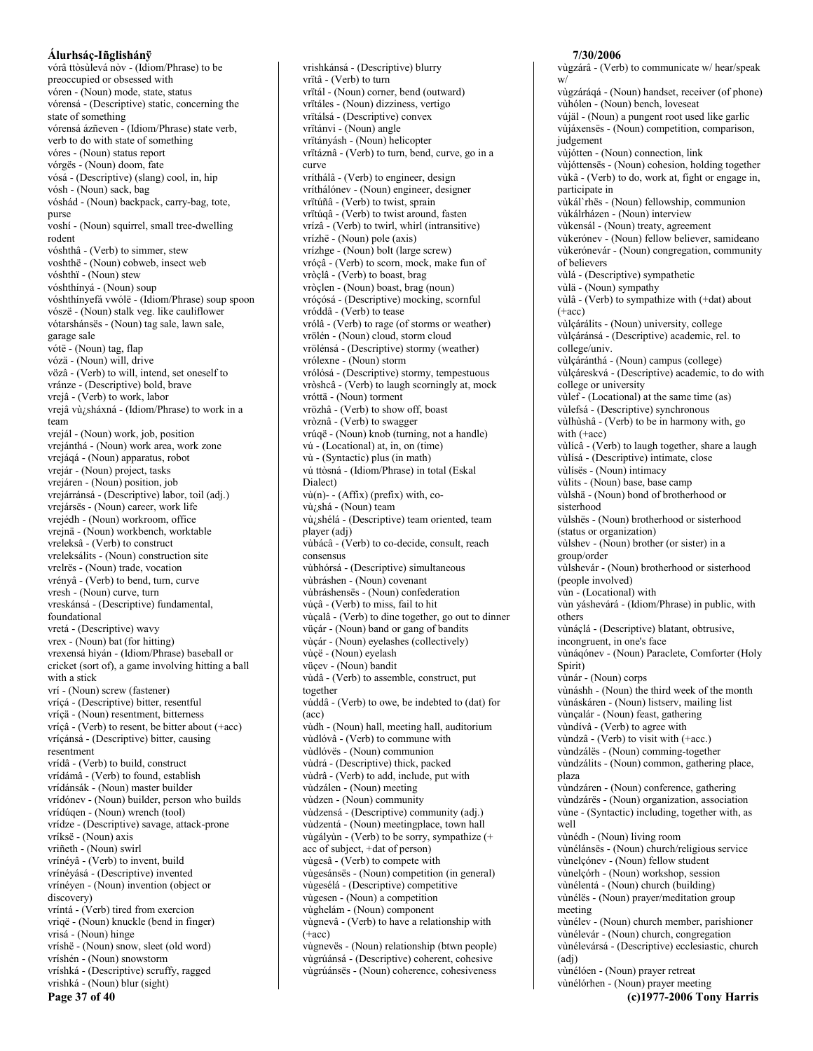vórâ ttòsùlevá nòv - (Idiom/Phrase) to be preoccupied or obsessed with
vóren - (Noun) mode, state, status
vórensá - (Descriptive) static, concerning the state of something
vórensá ázñeven - (Idiom/Phrase) state verb, verb to do with state of something
vóres - (Noun) status report
vórgës - (Noun) doom, fate
vósá - (Descriptive) (slang) cool, in, hip
vósh - (Noun) sack, bag
vóshád - (Noun) backpack, carry-bag, tote, purse
voshí - (Noun) squirrel, small tree-dwelling rodent
vóshthâ - (Verb) to simmer, stew
voshthë - (Noun) cobweb, insect web
vóshthï - (Noun) stew
vóshthínyá - (Noun) soup
vóshthínyefá vwólë - (Idiom/Phrase) soup spoon
vószë - (Noun) stalk veg. like cauliflower
vótarshánsës - (Noun) tag sale, lawn sale, garage sale
vótë - (Noun) tag, flap
vózä - (Noun) will, drive
vözâ - (Verb) to will, intend, set oneself to
vránze - (Descriptive) bold, brave
vrejâ - (Verb) to work, labor
vrejâ vù¿sháxná - (Idiom/Phrase) to work in a team
vrejál - (Noun) work, job, position
vrejánthá - (Noun) work area, work zone
vrejáqá - (Noun) apparatus, robot
vrejár - (Noun) project, tasks
vrejáren - (Noun) position, job
vrejárránsá - (Descriptive) labor, toil (adj.)
vrejársës - (Noun) career, work life
vrejédh - (Noun) workroom, office
vrejnä - (Noun) workbench, worktable
vreleksâ - (Verb) to construct
vreleksálits - (Noun) construction site
vrelrës - (Noun) trade, vocation
vrényâ - (Verb) to bend, turn, curve
vresh - (Noun) curve, turn
vreskánsá - (Descriptive) fundamental, foundational
vretá - (Descriptive) wavy
vrex - (Noun) bat (for hitting)
vrexensá hiyán - (Idiom/Phrase) baseball or cricket (sort of), a game involving hitting a ball with a stick
vrí - (Noun) screw (fastener)
vríçá - (Descriptive) bitter, resentful
vríçä - (Noun) resentment, bitterness
vríçâ - (Verb) to resent, be bitter about (+acc)
vríçánsá - (Descriptive) bitter, causing resentment
vrídâ - (Verb) to build, construct
vrídámâ - (Verb) to found, establish
vrídánsák - (Noun) master builder
vrídónev - (Noun) builder, person who builds
vrídúqen - (Noun) wrench (tool)
vrídze - (Descriptive) savage, attack-prone
vríksë - (Noun) axis
vriñeth - (Noun) swirl
vrinéyâ - (Verb) to invent, build
vrinéyásá - (Descriptive) invented
vrinéyen - (Noun) invention (object or discovery)
vríntá - (Verb) tired from exercion
vriqë - (Noun) knuckle (bend in finger)
vrisá - (Noun) hinge
vríshë - (Noun) snow, sleet (old word)
vríshén - (Noun) snowstorm
vríshká - (Descriptive) scruffy, ragged
vrishká - (Noun) blur (sight)
vrishkánsá - (Descriptive) blurry
vrïtâ - (Verb) to turn
vrïtál - (Noun) corner, bend (outward)
vrïtáles - (Noun) dizziness, vertigo
vrïtálsá - (Descriptive) convex
vrïtánvi - (Noun) angle
vrïtányásh - (Noun) helicopter
vrïtáznâ - (Verb) to turn, bend, curve, go in a curve
vríthálâ - (Verb) to engineer, design
vríthálónev - (Noun) engineer, designer
vrïtúñâ - (Verb) to twist, sprain
vrïtúqâ - (Verb) to twist around, fasten
vrízâ - (Verb) to twirl, whirl (intransitive)
vrízhë - (Noun) pole (axis)
vrízhge - (Noun) bolt (large screw)
vróçâ - (Verb) to scorn, mock, make fun of
vròçlâ - (Verb) to boast, brag
vròçlen - (Noun) boast, brag (noun)
vróçósá - (Descriptive) mocking, scornful
vróddâ - (Verb) to tease
vrólâ - (Verb) to rage (of storms or weather)
vrölén - (Noun) cloud, storm cloud
vrölénsá - (Descriptive) stormy (weather)
vrólexne - (Noun) storm
vrólósá - (Descriptive) stormy, tempestuous
vròshcâ - (Verb) to laugh scorningly at, mock
vróttä - (Noun) torment
vrözhâ - (Verb) to show off, boast
vròznâ - (Verb) to swagger
vrúqë - (Noun) knob (turning, not a handle)
vú - (Locational) at, in, on (time)
vù - (Syntactic) plus (in math)
vú ttòsná - (Idiom/Phrase) in total (Eskal Dialect)
vù(n)- - (Affix) (prefix) with, co-
vù¿shá - (Noun) team
vù¿shélá - (Descriptive) team oriented, team player (adj)
vùbácâ - (Verb) to co-decide, consult, reach consensus
vùbhórsá - (Descriptive) simultaneous
vùbráshen - (Noun) covenant
vùbráshensës - (Noun) confederation
vúçâ - (Verb) to miss, fail to hit
vùçalâ - (Verb) to dine together, go out to dinner
vüçár - (Noun) band or gang of bandits
vùçár - (Noun) eyelashes (collectively)
vùçë - (Noun) eyelash
vüçev - (Noun) bandit
vùdâ - (Verb) to assemble, construct, put together
vúddâ - (Verb) to owe, be indebted to (dat) for (acc)
vùdh - (Noun) hall, meeting hall, auditorium
vùdlóvâ - (Verb) to commune with
vùdlóvës - (Noun) communion
vùdrá - (Descriptive) thick, packed
vùdrâ - (Verb) to add, include, put with
vùdzálen - (Noun) meeting
vùdzen - (Noun) community
vùdzensá - (Descriptive) community (adj.)
vùdzentá - (Noun) meetingplace, town hall
vùgályùn - (Verb) to be sorry, sympathize (+ acc of subject, +dat of person)
vùgesâ - (Verb) to compete with
vùgesánsës - (Noun) competition (in general)
vùgesélá - (Descriptive) competitive
vùgesen - (Noun) a competition
vùghelám - (Noun) component
vùgnevâ - (Verb) to have a relationship with (+acc)
vùgnevës - (Noun) relationship (btwn people)
vùgrúánsá - (Descriptive) coherent, cohesive
vùgrúánsës - (Noun) coherence, cohesiveness
vùgzárâ - (Verb) to communicate w/ hear/speak w/
vùgzáráqá - (Noun) handset, receiver (of phone)
vùhólen - (Noun) bench, loveseat
vújäl - (Noun) a pungent root used like garlic
vùjáxensës - (Noun) competition, comparison, judgement
vùjótten - (Noun) connection, link
vùjóttensës - (Noun) cohesion, holding together
vùkâ - (Verb) to do, work at, fight or engage in, participate in
vùkál`rhës - (Noun) fellowship, communion
vùkálrházen - (Noun) interview
vùkensál - (Noun) treaty, agreement
vùkerónev - (Noun) fellow believer, samideano
vùkerónevár - (Noun) congregation, community of believers
vùlá - (Descriptive) sympathetic
vùlä - (Noun) sympathy
vùlâ - (Verb) to sympathize with (+dat) about (+acc)
vùlçárálits - (Noun) university, college
vùlçáránsá - (Descriptive) academic, rel. to college/univ.
vùlçáránthá - (Noun) campus (college)
vùlçáreskvá - (Descriptive) academic, to do with college or university
vùlef - (Locational) at the same time (as)
vùlefsá - (Descriptive) synchronous
vùlhùshâ - (Verb) to be in harmony with, go with (+acc)
vùlícâ - (Verb) to laugh together, share a laugh
vùlísá - (Descriptive) intimate, close
vùlísës - (Noun) intimacy
vùlits - (Noun) base, base camp
vùlshä - (Noun) bond of brotherhood or sisterhood
vùlshës - (Noun) brotherhood or sisterhood (status or organization)
vùlshev - (Noun) brother (or sister) in a group/order
vùlshevár - (Noun) brotherhood or sisterhood (people involved)
vùn - (Locational) with
vùn yáshevárá - (Idiom/Phrase) in public, with others
vùnáçlá - (Descriptive) blatant, obtrusive, incongruent, in one's face
vùnáqónev - (Noun) Paraclete, Comforter (Holy Spirit)
vùnár - (Noun) corps
vùnáshh - (Noun) the third week of the month
vùnáskáren - (Noun) listserv, mailing list
vùnçalár - (Noun) feast, gathering
vùndívâ - (Verb) to agree with
vùndzâ - (Verb) to visit with (+acc.)
vùndzálës - (Noun) comming-together
vùndzálits - (Noun) common, gathering place, plaza
vùndzáren - (Noun) conference, gathering
vùndzárës - (Noun) organization, association
vùne - (Syntactic) including, together with, as well
vùnédh - (Noun) living room
vùnélánsës - (Noun) church/religious service
vùnelçónev - (Noun) fellow student
vùnelçórh - (Noun) workshop, session
vùnélentá - (Noun) church (building)
vùnélës - (Noun) prayer/meditation group meeting
vùnélev - (Noun) church member, parishioner
vùnélevár - (Noun) church, congregation
vùnélevársá - (Descriptive) ecclesiastic, church (adj)
vùnélóen - (Noun) prayer retreat
vùnélórhen - (Noun) prayer meeting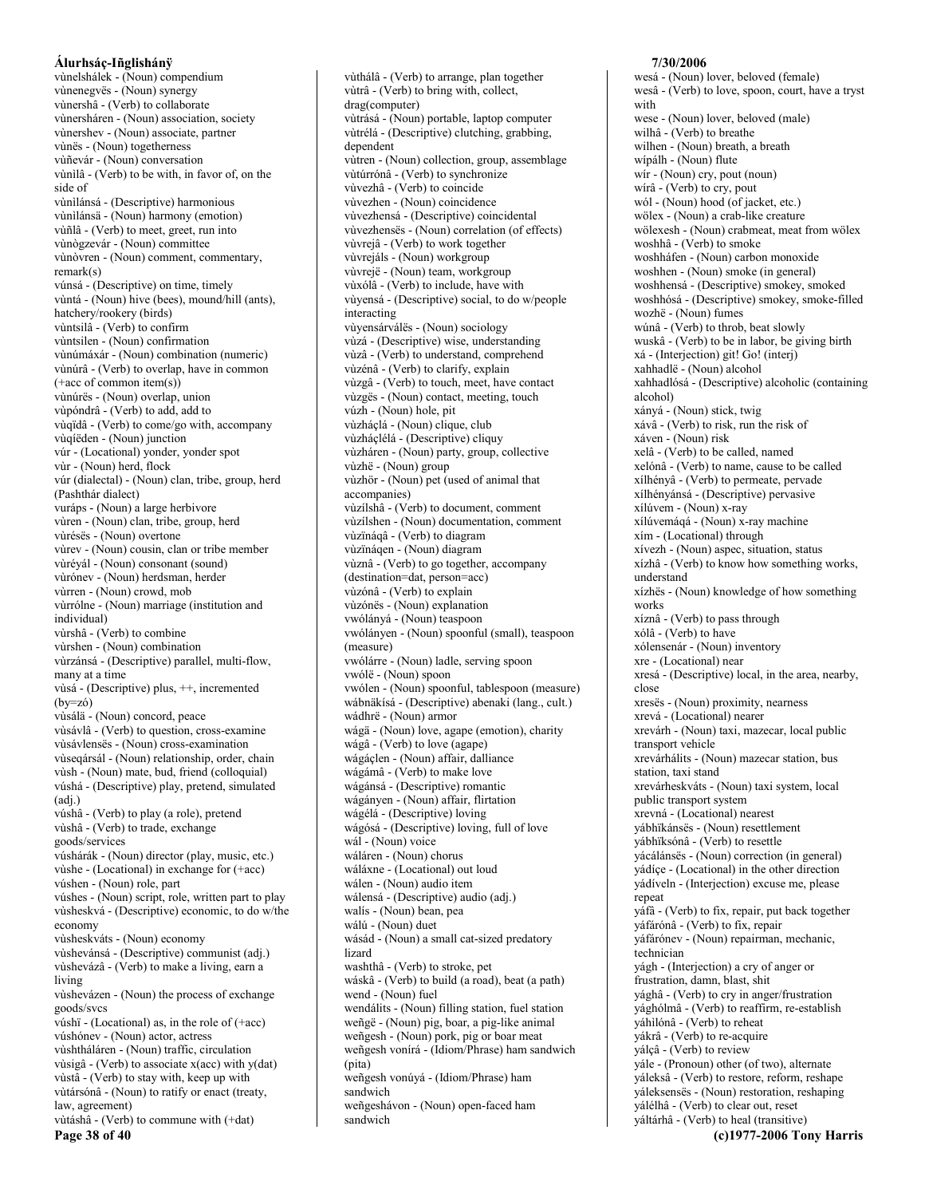vùnelshálek - (Noun) compendium
vùnenegvës - (Noun) synergy
vùnershâ - (Verb) to collaborate
vùnersháren - (Noun) association, society
vùnershev - (Noun) associate, partner
vùnës - (Noun) togetherness
vùñevár - (Noun) conversation
vùnìlâ - (Verb) to be with, in favor of, on the side of
vùnìlánsá - (Descriptive) harmonious
vùnìlánsä - (Noun) harmony (emotion)
vùñlâ - (Verb) to meet, greet, run into
vùnògzevár - (Noun) committee
vùnòvren - (Noun) comment, commentary, remark(s)
vúnsá - (Descriptive) on time, timely
vùntá - (Noun) hive (bees), mound/hill (ants), hatchery/rookery (birds)
vùntsilâ - (Verb) to confirm
vùntsilen - (Noun) confirmation
vùnúmáxár - (Noun) combination (numeric)
vùnúrâ - (Verb) to overlap, have in common (+acc of common item(s))
vùnúrës - (Noun) overlap, union
vùpóndrâ - (Verb) to add, add to
vùqïdâ - (Verb) to come/go with, accompany
vùqíëden - (Noun) junction
vúr - (Locational) yonder, yonder spot
vùr - (Noun) herd, flock
vúr (dialectal) - (Noun) clan, tribe, group, herd (Pashthár dialect)
vuráps - (Noun) a large herbivore
vùren - (Noun) clan, tribe, group, herd
vùrésës - (Noun) overtone
vùrev - (Noun) cousin, clan or tribe member
vùréyál - (Noun) consonant (sound)
vùrónev - (Noun) herdsman, herder
vùrren - (Noun) crowd, mob
vùrrólne - (Noun) marriage (institution and individual)
vùrshâ - (Verb) to combine
vùrshen - (Noun) combination
vùrzánsá - (Descriptive) parallel, multi-flow, many at a time
vùsá - (Descriptive) plus, ++, incremented (by=zó)
vùsálä - (Noun) concord, peace
vùsávlâ - (Verb) to question, cross-examine
vùsávlensës - (Noun) cross-examination
vùseqársál - (Noun) relationship, order, chain
vùsh - (Noun) mate, bud, friend (colloquial)
vúshá - (Descriptive) play, pretend, simulated (adj.)
vúshâ - (Verb) to play (a role), pretend
vùshâ - (Verb) to trade, exchange goods/services
vúshárák - (Noun) director (play, music, etc.)
vùshe - (Locational) in exchange for (+acc)
vúshen - (Noun) role, part
vúshes - (Noun) script, role, written part to play
vùsheskvá - (Descriptive) economic, to do w/the economy
vùsheskváts - (Noun) economy
vùshevánsá - (Descriptive) communist (adj.)
vùshevázâ - (Verb) to make a living, earn a living
vùshevázen - (Noun) the process of exchange goods/svcs
vúshï - (Locational) as, in the role of (+acc)
vúshónev - (Noun) actor, actress
vùshtháláren - (Noun) traffic, circulation
vùsigâ - (Verb) to associate x(acc) with y(dat)
vùstâ - (Verb) to stay with, keep up with
vùtársónâ - (Noun) to ratify or enact (treaty, law, agreement)
vùtáshâ - (Verb) to commune with (+dat)
vùthálâ - (Verb) to arrange, plan together
vùtrâ - (Verb) to bring with, collect, drag(computer)
vùtrásá - (Noun) portable, laptop computer
vùtrélá - (Descriptive) clutching, grabbing, dependent
vùtren - (Noun) collection, group, assemblage
vùtúrrónâ - (Verb) to synchronize
vùvezhâ - (Verb) to coincide
vùvezhen - (Noun) coincidence
vùvezhensá - (Descriptive) coincidental
vùvezhensë - (Noun) correlation (of effects)
vùvrejâ - (Verb) to work together
vùvrejáls - (Noun) workgroup
vùvrejë - (Noun) team, workgroup
vùxólâ - (Verb) to include, have with
vùyensá - (Descriptive) social, to do w/people interacting
vùyensárválës - (Noun) sociology
vùzá - (Descriptive) wise, understanding
vùzâ - (Verb) to understand, comprehend
vùzénâ - (Verb) to clarify, explain
vùzgâ - (Verb) to touch, meet, have contact
vùzgës - (Noun) contact, meeting, touch
vúzh - (Noun) hole, pit
vùzháçlá - (Noun) clique, club
vùzháçlélá - (Descriptive) cliquy
vùzháren - (Noun) party, group, collective
vùzhë - (Noun) group
vùzhör - (Noun) pet (used of animal that accompanies)
vùzílshâ - (Verb) to document, comment
vùzílshen - (Noun) documentation, comment
vùzïnáqâ - (Verb) to diagram
vùzïnáqen - (Noun) diagram
vùznâ - (Verb) to go together, accompany (destination=dat, person=acc)
vùzónâ - (Verb) to explain
vùzónës - (Noun) explanation
vwólányá - (Noun) teaspoon
vwólányen - (Noun) spoonful (small), teaspoon (measure)
vwólárre - (Noun) ladle, serving spoon
vwólë - (Noun) spoon
vwólen - (Noun) spoonful, tablespoon (measure)
wábnäkísá - (Descriptive) abenaki (lang., cult.)
wádhrë - (Noun) armor
wágä - (Noun) love, agape (emotion), charity
wágâ - (Verb) to love (agape)
wágáçlen - (Noun) affair, dalliance
wágámâ - (Verb) to make love
wágánsá - (Descriptive) romantic
wágányen - (Noun) affair, flirtation
wágélá - (Descriptive) loving
wágósá - (Descriptive) loving, full of love
wál - (Noun) voice
wáláren - (Noun) chorus
wáláxne - (Locational) out loud
wálen - (Noun) audio item
wálensá - (Descriptive) audio (adj.)
walís - (Noun) bean, pea
wálú - (Noun) duet
wásád - (Noun) a small cat-sized predatory lizard
washthâ - (Verb) to stroke, pet
wáskâ - (Verb) to build (a road), beat (a path)
wend - (Noun) fuel
wendálits - (Noun) filling station, fuel station
weñgë - (Noun) pig, boar, a pig-like animal
weñgesh - (Noun) pork, pig or boar meat
weñgesh vonírá - (Idiom/Phrase) ham sandwich (pita)
weñgesh vonúyá - (Idiom/Phrase) ham sandwich
weñgeshávon - (Noun) open-faced ham sandwich
wesá - (Noun) lover, beloved (female)
wesâ - (Verb) to love, spoon, court, have a tryst with
wese - (Noun) lover, beloved (male)
wilhâ - (Verb) to breathe
wilhen - (Noun) breath, a breath
wípálh - (Noun) flute
wír - (Noun) cry, pout (noun)
wírâ - (Verb) to cry, pout
wól - (Noun) hood (of jacket, etc.)
wölex - (Noun) a crab-like creature
wölexesh - (Noun) crabmeat, meat from wölex
woshhâ - (Verb) to smoke
woshháfen - (Noun) carbon monoxide
woshhen - (Noun) smoke (in general)
woshhensá - (Descriptive) smokey, smoked
woshhósá - (Descriptive) smokey, smoke-filled
wozhë - (Noun) fumes
wúnâ - (Verb) to throb, beat slowly
wuskâ - (Verb) to be in labor, be giving birth
xá - (Interjection) git! Go! (interj)
xahhadlë - (Noun) alcohol
xahhadlósá - (Descriptive) alcoholic (containing alcohol)
xányá - (Noun) stick, twig
xávâ - (Verb) to risk, run the risk of
xáven - (Noun) risk
xelâ - (Verb) to be called, named
xelónâ - (Verb) to name, cause to be called
xílhényâ - (Verb) to permeate, pervade
xílhényánsá - (Descriptive) pervasive
xílúvem - (Noun) x-ray
xílúvemáqá - (Noun) x-ray machine
xím - (Locational) through
xívezh - (Noun) aspec, situation, status
xízhâ - (Verb) to know how something works, understand
xízhës - (Noun) knowledge of how something works
xíznâ - (Verb) to pass through
xólâ - (Verb) to have
xólensenár - (Noun) inventory
xre - (Locational) near
xresá - (Descriptive) local, in the area, nearby, close
xresës - (Noun) proximity, nearness
xrevá - (Locational) nearer
xrevárh - (Noun) taxi, mazecar, local public transport vehicle
xrevárhálits - (Noun) mazecar station, bus station, taxi stand
xrevárheskváts - (Noun) taxi system, local public transport system
xrevná - (Locational) nearest
yábhïkánsës - (Noun) resettlement
yábhïksónâ - (Verb) to resettle
yácálánsës - (Noun) correction (in general)
yádíçe - (Locational) in the other direction
yádíveln - (Interjection) excuse me, please repeat
yáfâ - (Verb) to fix, repair, put back together
yáfárónâ - (Verb) to fix, repair
yáfárónev - (Noun) repairman, mechanic, technician
yágh - (Interjection) a cry of anger or frustration, damn, blast, shit
yághâ - (Verb) to cry in anger/frustration
yághólmâ - (Verb) to reaffirm, re-establish
yáhìlónâ - (Verb) to reheat
yákrâ - (Verb) to re-acquire
yálçâ - (Verb) to review
yále - (Pronoun) other (of two), alternate
yáleksâ - (Verb) to restore, reform, reshape
yáleksensës - (Noun) restoration, reshaping
yálélhâ - (Verb) to clear out, reset
yáltárhâ - (Verb) to heal (transitive)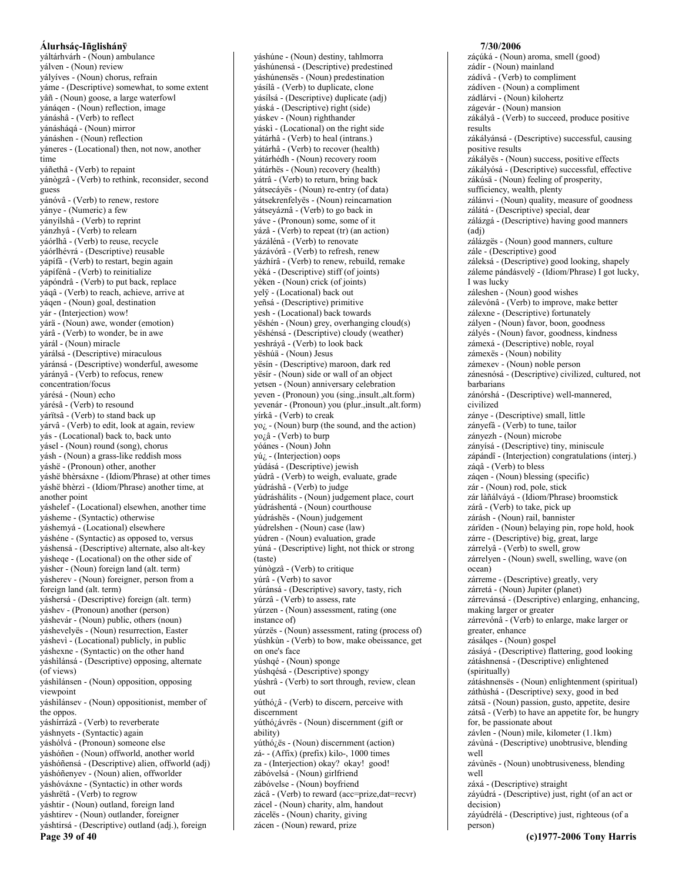yáltárhvárh - (Noun) ambulance
yálven - (Noun) review
yályíves - (Noun) chorus, refrain
yáme - (Descriptive) somewhat, to some extent
yâñ - (Noun) goose, a large waterfowl
yánáqen - (Noun) reflection, image
yánáshâ - (Verb) to reflect
yánásháqá - (Noun) mirror
yánáshen - (Noun) reflection
yáneres - (Locational) then, not now, another time
yáñethâ - (Verb) to repaint
yánògzâ - (Verb) to rethink, reconsider, second guess
yánóvâ - (Verb) to renew, restore
yánye - (Numeric) a few
yányílshâ - (Verb) to reprint
yánzhyâ - (Verb) to relearn
yáórlhâ - (Verb) to reuse, recycle
yáórlhévrá - (Descriptive) reusable
yápífâ - (Verb) to restart, begin again
yápífénâ - (Verb) to reinitialize
yápóndrâ - (Verb) to put back, replace
yáqâ - (Verb) to reach, achieve, arrive at
yáqen - (Noun) goal, destination
yár - (Interjection) wow!
yárä - (Noun) awe, wonder (emotion)
yárâ - (Verb) to wonder, be in awe
yárál - (Noun) miracle
yárálsá - (Descriptive) miraculous
yáránsá - (Descriptive) wonderful, awesome
yárányâ - (Verb) to refocus, renew concentration/focus
yárésá - (Noun) echo
yárésâ - (Verb) to resound
yárïtsâ - (Verb) to stand back up
yárvâ - (Verb) to edit, look at again, review
yás - (Locational) back to, back unto
yásel - (Noun) round (song), chorus
yásh - (Noun) a grass-like reddish moss
yáshë - (Pronoun) other, another
yáshë bhèrsáxne - (Idiom/Phrase) at other times
yáshë bhèrzì - (Idiom/Phrase) another time, at another point
yáshelef - (Locational) elsewhen, another time
yásheme - (Syntactic) otherwise
yáshemyá - (Locational) elsewhere
yáshéne - (Syntactic) as opposed to, versus
yáshensá - (Descriptive) alternate, also alt-key
yásheqe - (Locational) on the other side of
yásher - (Noun) foreign land (alt. term)
yásherev - (Noun) foreigner, person from a foreign land (alt. term)
yáshersá - (Descriptive) foreign (alt. term)
yáshev - (Pronoun) another (person)
yáshevár - (Noun) public, others (noun)
yáshevelyës - (Noun) resurrection, Easter
yáshevì - (Locational) publicly, in public
yáshexne - (Syntactic) on the other hand
yáshilánsá - (Descriptive) opposing, alternate (of views)
yáshilánsen - (Noun) opposition, opposing viewpoint
yáshilánsev - (Noun) oppositionist, member of the oppos.
yáshírrázâ - (Verb) to reverberate
yáshnyets - (Syntactic) again
yáshólvá - (Pronoun) someone else
yáshóñen - (Noun) offworld, another world
yáshóñensá - (Descriptive) alien, offworld (adj)
yáshóñenyev - (Noun) alien, offworlder
yáshóváxne - (Syntactic) in other words
yáshrëtâ - (Verb) to regrow
yáshtir - (Noun) outland, foreign land
yáshtirev - (Noun) outlander, foreigner
yáshtirsá - (Descriptive) outland (adj.), foreign
yáshúne - (Noun) destiny, tahlmorra
yáshúnensá - (Descriptive) predestined
yáshúnensës - (Noun) predestination
yásílâ - (Verb) to duplicate, clone
yásílsá - (Descriptive) duplicate (adj)
yáská - (Descriptive) right (side)
yáskev - (Noun) righthander
yáskì - (Locational) on the right side
yátárhâ - (Verb) to heal (intrans.)
yátárhâ - (Verb) to recover (health)
yátárhédh - (Noun) recovery room
yátárhës - (Noun) recovery (health)
yátrâ - (Verb) to return, bring back
yátsecáyës - (Noun) re-entry (of data)
yátsekrenfelyës - (Noun) reincarnation
yátseyáznâ - (Verb) to go back in
yáve - (Pronoun) some, some of it
yázâ - (Verb) to repeat (tr) (an action)
yázálénâ - (Verb) to renovate
yázávórâ - (Verb) to refresh, renew
yázhírâ - (Verb) to renew, rebuild, remake
yèká - (Descriptive) stiff (of joints)
yèken - (Noun) crick (of joints)
yelÿ - (Locational) back out
yeñsá - (Descriptive) primitive
yesh - (Locational) back towards
yëshén - (Noun) grey, overhanging cloud(s)
yëshénsá - (Descriptive) cloudy (weather)
yeshráyâ - (Verb) to look back
yëshúä - (Noun) Jesus
yësín - (Descriptive) maroon, dark red
yësír - (Noun) side or wall of an object
yetsen - (Noun) anniversary celebration
yeven - (Pronoun) you (sing.,insult.,alt.form)
yevenár - (Pronoun) you (plur.,insult.,alt.form)
yírkâ - (Verb) to creak
yo¿ - (Noun) burp (the sound, and the action)
yo¿â - (Verb) to burp
yóánes - (Noun) John
yú¿ - (Interjection) oops
yúdásá - (Descriptive) jewish
yúdrâ - (Verb) to weigh, evaluate, grade
yúdráshâ - (Verb) to judge
yúdráshálits - (Noun) judgement place, court
yúdráshentá - (Noun) courthouse
yúdráshës - (Noun) judgement
yúdrelshen - (Noun) case (law)
yúdren - (Noun) evaluation, grade
yúná - (Descriptive) light, not thick or strong (taste)
yúnògzâ - (Verb) to critique
yúrâ - (Verb) to savor
yúránsá - (Descriptive) savory, tasty, rich
yúrzâ - (Verb) to assess, rate
yúrzen - (Noun) assessment, rating (one instance of)
yúrzës - (Noun) assessment, rating (process of)
yúshkùn - (Verb) to bow, make obeissance, get on one's face
yúshqé - (Noun) sponge
yúshqésá - (Descriptive) spongy
yúshrâ - (Verb) to sort through, review, clean out
yúthó¿â - (Verb) to discern, perceive with discernment
yúthó¿ávrës - (Noun) discernment (gift or ability)
yúthó¿ës - (Noun) discernment (action)
zá- - (Affix) (prefix) kilo-, 1000 times
za - (Interjection) okay? okay! good!
zábóvelsá - (Noun) girlfriend
zábóvelse - (Noun) boyfriend
zácâ - (Verb) to reward (acc=prize,dat=recvr)
zácel - (Noun) charity, alm, handout
zácelës - (Noun) charity, giving
zácen - (Noun) reward, prize
záçúká - (Noun) aroma, smell (good)
zádír - (Noun) mainland
zádívâ - (Verb) to compliment
zádíven - (Noun) a compliment
zádlárvi - (Noun) kilohertz
zágevár - (Noun) mansion
zákályâ - (Verb) to succeed, produce positive results
zákályánsá - (Descriptive) successful, causing positive results
zákályës - (Noun) success, positive effects
zákályósá - (Descriptive) successful, effective
zákúsä - (Noun) feeling of prosperity, sufficiency, wealth, plenty
zálánvi - (Noun) quality, measure of goodness
zálátá - (Descriptive) special, dear
zálázgá - (Descriptive) having good manners (adj)
zálázgës - (Noun) good manners, culture
zále - (Descriptive) good
záleksá - (Descriptive) good looking, shapely
záleme pándásvelÿ - (Idiom/Phrase) I got lucky, I was lucky
záleshen - (Noun) good wishes
zálevónâ - (Verb) to improve, make better
zálexne - (Descriptive) fortunately
zályen - (Noun) favor, boon, goodness
zályés - (Noun) favor, goodness, kindness
zámexá - (Descriptive) noble, royal
zámexës - (Noun) nobility
zámexev - (Noun) noble person
zánesnósá - (Descriptive) civilized, cultured, not barbarians
zánórshá - (Descriptive) well-mannered, civilized
zánye - (Descriptive) small, little
zányefâ - (Verb) to tune, tailor
zányezh - (Noun) microbe
zányísá - (Descriptive) tiny, miniscule
zápándî - (Interjection) congratulations (interj.)
záqâ - (Verb) to bless
záqen - (Noun) blessing (specific)
zár - (Noun) rod, pole, stick
zár làñálváyá - (Idiom/Phrase) broomstick
zárâ - (Verb) to take, pick up
zárásh - (Noun) rail, bannister
zárïden - (Noun) belaying pin, rope hold, hook
zárre - (Descriptive) big, great, large
zárrelyâ - (Verb) to swell, grow
zárrelyen - (Noun) swell, swelling, wave (on ocean)
zárreme - (Descriptive) greatly, very
zárretá - (Noun) Jupiter (planet)
zárrevánsá - (Descriptive) enlarging, enhancing, making larger or greater
zárrevónâ - (Verb) to enlarge, make larger or greater, enhance
zásálqes - (Noun) gospel
zásáyá - (Descriptive) flattering, good looking
zátáshnensá - (Descriptive) enlightened (spiritually)
zátáshnensës - (Noun) enlightenment (spiritual)
záthùshá - (Descriptive) sexy, good in bed
zátsä - (Noun) passion, gusto, appetite, desire
zátsâ - (Verb) to have an appetite for, be hungry for, be passionate about
závlen - (Noun) mile, kilometer (1.1km)
závùná - (Descriptive) unobtrusive, blending well
závùnës - (Noun) unobtrusiveness, blending well
záxá - (Descriptive) straight
záyúdrá - (Descriptive) just, right (of an act or decision)
záyúdrélá - (Descriptive) just, righteous (of a person)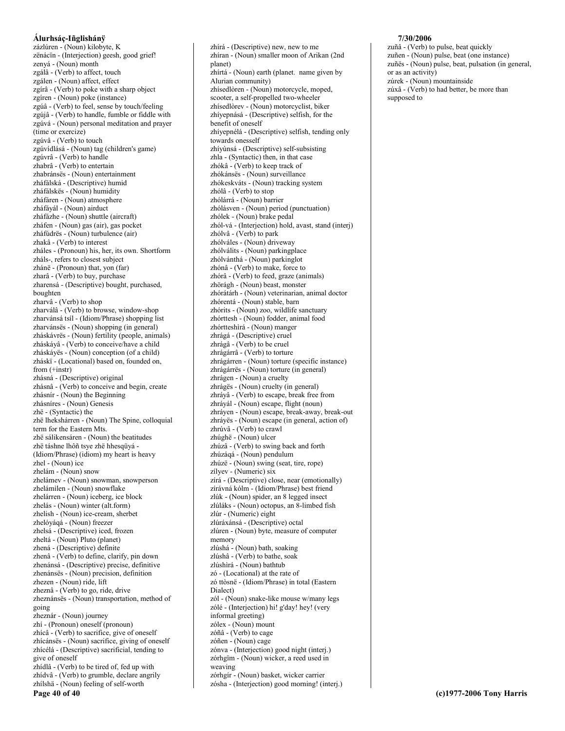zázlúren - (Noun) kilobyte, K
zënácïn - (Interjection) geesh, good grief!
zenyá - (Noun) month
zgálâ - (Verb) to affect, touch
zgálen - (Noun) affect, effect
zgírâ - (Verb) to poke with a sharp object
zgíren - (Noun) poke (instance)
zgûâ - (Verb) to feel, sense by touch/feeling
zgújâ - (Verb) to handle, fumble or fiddle with
zgúvá - (Noun) personal meditation and prayer (time or exercize)
zgúvâ - (Verb) to touch
zgúvídlásá - (Noun) tag (children's game)
zgúvrâ - (Verb) to handle
zhabrâ - (Verb) to entertain
zhabránsës - (Noun) entertainment
zháfálská - (Descriptive) humid
zháfálskës - (Noun) humidity
zháfáren - (Noun) atmosphere
zháfáyál - (Noun) airduct
zháfázhe - (Noun) shuttle (aircraft)
zháfen - (Noun) gas (air), gas pocket
zháfúdrës - (Noun) turbulence (air)
zhakâ - (Verb) to interest
zháles - (Pronoun) his, her, its own. Shortform zháls-, refers to closest subject
zhánë - (Pronoun) that, yon (far)
zharâ - (Verb) to buy, purchase
zharensá - (Descriptive) bought, purchased, boughten
zharvâ - (Verb) to shop
zharválâ - (Verb) to browse, window-shop
zharvánsá tsíl - (Idiom/Phrase) shopping list
zharvánsës - (Noun) shopping (in general)
zháskávrës - (Noun) fertility (people, animals)
zháskáyâ - (Verb) to conceive/have a child
zháskáyës - (Noun) conception (of a child)
zháskï - (Locational) based on, founded on, from (+instr)
zhásná - (Descriptive) original
zhásnâ - (Verb) to conceive and begin, create
zhásnír - (Noun) the Beginning
zhásníres - (Noun) Genesis
zhë - (Syntactic) the
zhë lhekshárren - (Noun) The Spine, colloquial term for the Eastern Mts.
zhë sálikensáren - (Noun) the beatitudes
zhë táshne lhôñ tsye zhë hhesqüyá - (Idiom/Phrase) (idiom) my heart is heavy
zhel - (Noun) ice
zhelám - (Noun) snow
zhelámev - (Noun) snowman, snowperson
zhelámilen - (Noun) snowflake
zhelárren - (Noun) iceberg, ice block
zhelás - (Noun) winter (alt.form)
zhelish - (Noun) ice-cream, sherbet
zhelóyáqá - (Noun) freezer
zhelsá - (Descriptive) iced, frozen
zheltá - (Noun) Pluto (planet)
zhená - (Descriptive) definite
zhenâ - (Verb) to define, clarify, pin down
zhenánsá - (Descriptive) precise, definitive
zhenánsës - (Noun) precision, definition
zhezen - (Noun) ride, lift
zheznâ - (Verb) to go, ride, drive
zheznánsës - (Noun) transportation, method of going
zheznár - (Noun) journey
zhí - (Pronoun) oneself (pronoun)
zhícâ - (Verb) to sacrifice, give of oneself
zhícánsës - (Noun) sacrifice, giving of oneself
zhícélá - (Descriptive) sacrificial, tending to give of oneself
zhídlâ - (Verb) to be tired of, fed up with
zhídvâ - (Verb) to grumble, declare angrily
zhílshä - (Noun) feeling of self-worth
zhírá - (Descriptive) new, new to me
zhíran - (Noun) smaller moon of Arikan (2nd planet)
zhírtá - (Noun) earth (planet. name given by Alurian community)
zhísedlòren - (Noun) motorcycle, moped, scooter, a self-propelled two-wheeler
zhísedlòrev - (Noun) motorcyclist, biker
zhíyepnásá - (Descriptive) selfish, for the benefit of oneself
zhíyepnélá - (Descriptive) selfish, tending only towards onesself
zhíyùnsá - (Descriptive) self-subsisting
zhla - (Syntactic) then, in that case
zhókâ - (Verb) to keep track of
zhókánsës - (Noun) surveillance
zhókeskváts - (Noun) tracking system
zhólâ - (Verb) to stop
zhólárrá - (Noun) barrier
zhólásven - (Noun) period (punctuation)
zhólek - (Noun) brake pedal
zhól-vá - (Interjection) hold, avast, stand (interj)
zhólvâ - (Verb) to park
zhólváles - (Noun) driveway
zhólválits - (Noun) parkingplace
zhólvánthá - (Noun) parkinglot
zhónâ - (Verb) to make, force to
zhórâ - (Verb) to feed, graze (animals)
zhörágh - (Noun) beast, monster
zhórátárh - (Noun) veterinarian, animal doctor
zhórentá - (Noun) stable, barn
zhórits - (Noun) zoo, wildlife sanctuary
zhórttesh - (Noun) fodder, animal food
zhórtteshìrá - (Noun) manger
zhrágá - (Descriptive) cruel
zhrágâ - (Verb) to be cruel
zhrágárrâ - (Verb) to torture
zhrágárren - (Noun) torture (specific instance)
zhrágárrës - (Noun) torture (in general)
zhrágen - (Noun) a cruelty
zhrágës - (Noun) cruelty (in general)
zhráyâ - (Verb) to escape, break free from
zhráyál - (Noun) escape, flight (noun)
zhráyen - (Noun) escape, break-away, break-out
zhráyës - (Noun) escape (in general, action of)
zhrúvâ - (Verb) to crawl
zhúghë - (Noun) ulcer
zhúzâ - (Verb) to swing back and forth
zhúzáqá - (Noun) pendulum
zhúzë - (Noun) swing (seat, tire, rope)
zílyev - (Numeric) six
zírá - (Descriptive) close, near (emotionally)
zírávná kólm - (Idiom/Phrase) best friend
zlúk - (Noun) spider, an 8 legged insect
zlúláks - (Noun) octopus, an 8-limbed fish
zlúr - (Numeric) eight
zlúráxánsá - (Descriptive) octal
zlúren - (Noun) byte, measure of computer memory
zlúshá - (Noun) bath, soaking
zlúshâ - (Verb) to bathe, soak
zlúshìrá - (Noun) bathtub
zó - (Locational) at the rate of
zó ttósnë - (Idiom/Phrase) in total (Eastern Dialect)
zól - (Noun) snake-like mouse w/many legs
zólé - (Interjection) hi! g'day! hey! (very informal greeting)
zólex - (Noun) mount
zóñâ - (Verb) to cage
zóñen - (Noun) cage
zónva - (Interjection) good night (interj.)
zórhgïm - (Noun) wicker, a reed used in weaving
zórhgír - (Noun) basket, wicker carrier
zósha - (Interjection) good morning! (interj.)
zuñâ - (Verb) to pulse, beat quickly
zuñen - (Noun) pulse, beat (one instance)
zuñës - (Noun) pulse, beat, pulsation (in general, or as an activity)
zúrek - (Noun) mountainside
zúxâ - (Verb) to had better, be more than supposed to